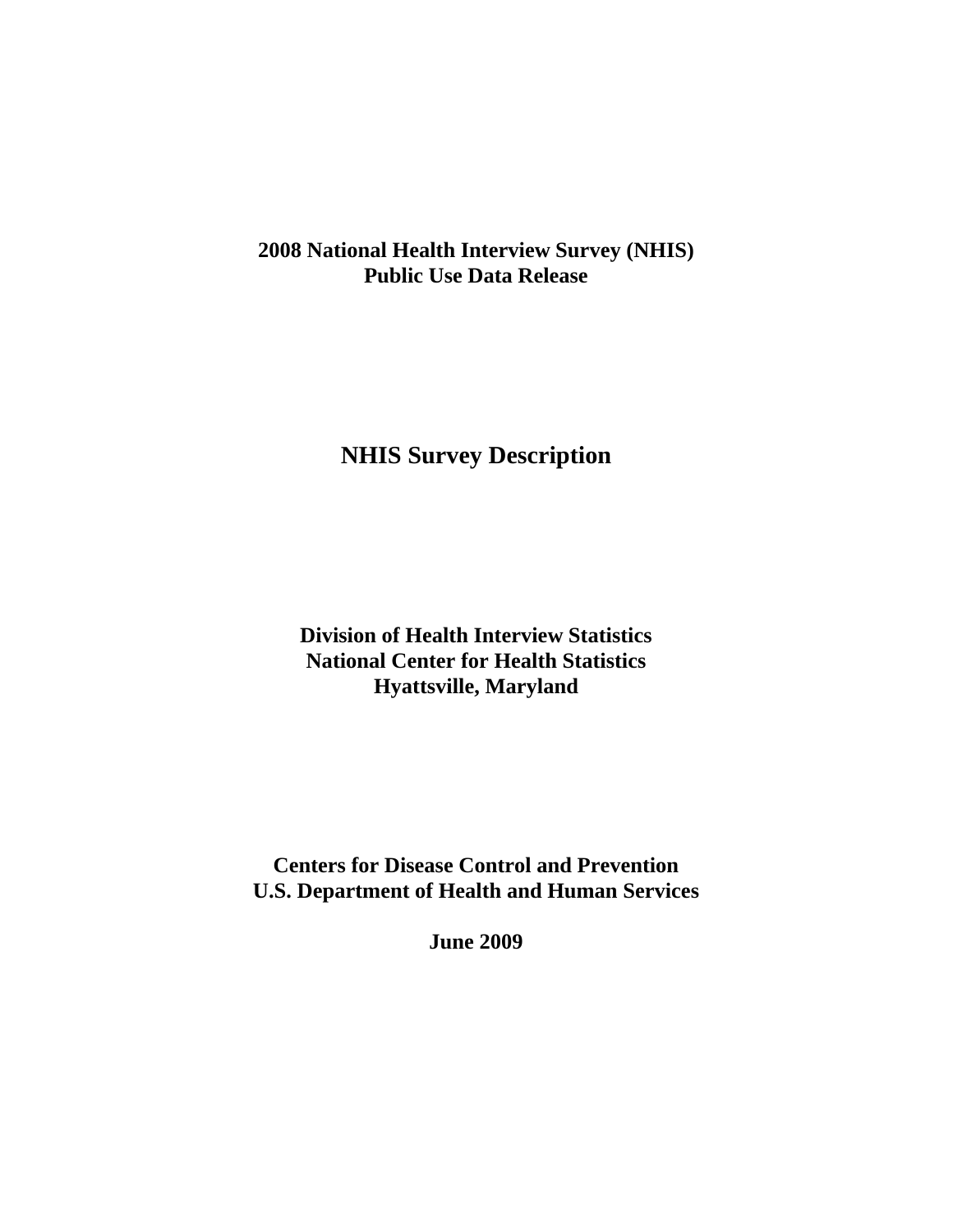**2008 National Health Interview Survey (NHIS)**
**Public Use Data Release**

# NHIS Survey Description

**Division of Health Interview Statistics**
**National Center for Health Statistics**
**Hyattsville, Maryland**

**Centers for Disease Control and Prevention**
**U.S. Department of Health and Human Services**

**June 2009**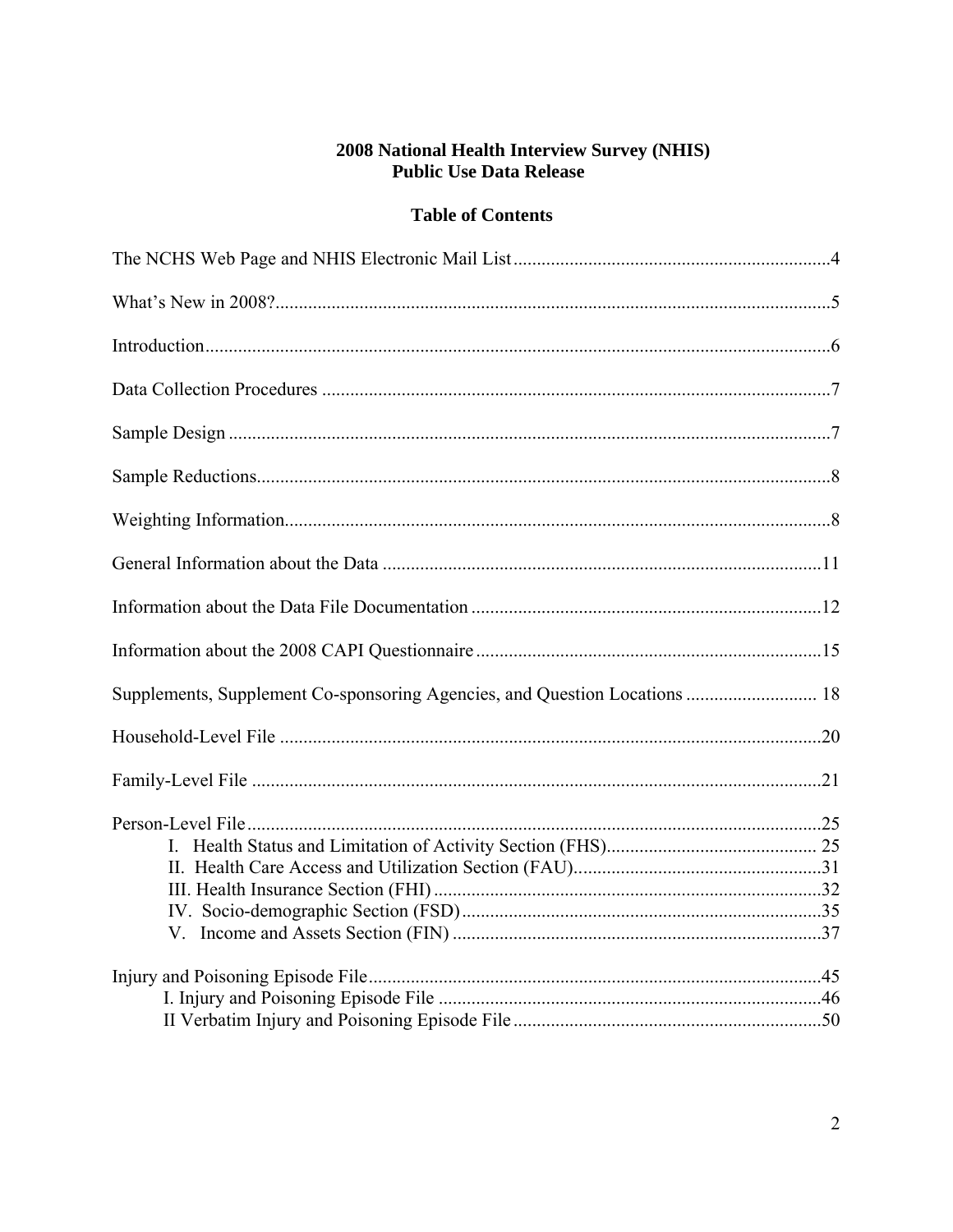# 2008 National Health Interview Survey (NHIS)
# Public Use Data Release

## Table of Contents

The NCHS Web Page and NHIS Electronic Mail List....................4

What's New in 2008?....................5

Introduction....................6

Data Collection Procedures....................7

Sample Design....................7

Sample Reductions....................8

Weighting Information....................8

General Information about the Data....................11

Information about the Data File Documentation....................12

Information about the 2008 CAPI Questionnaire....................15

Supplements, Supplement Co-sponsoring Agencies, and Question Locations....................18

Household-Level File....................20

Family-Level File....................21

Person-Level File....................25
- I. Health Status and Limitation of Activity Section (FHS)....................25
- II. Health Care Access and Utilization Section (FAU)....................31
- III. Health Insurance Section (FHI)....................32
- IV. Socio-demographic Section (FSD)....................35
- V. Income and Assets Section (FIN)....................37

Injury and Poisoning Episode File....................45
- I. Injury and Poisoning Episode File....................46
- II Verbatim Injury and Poisoning Episode File....................50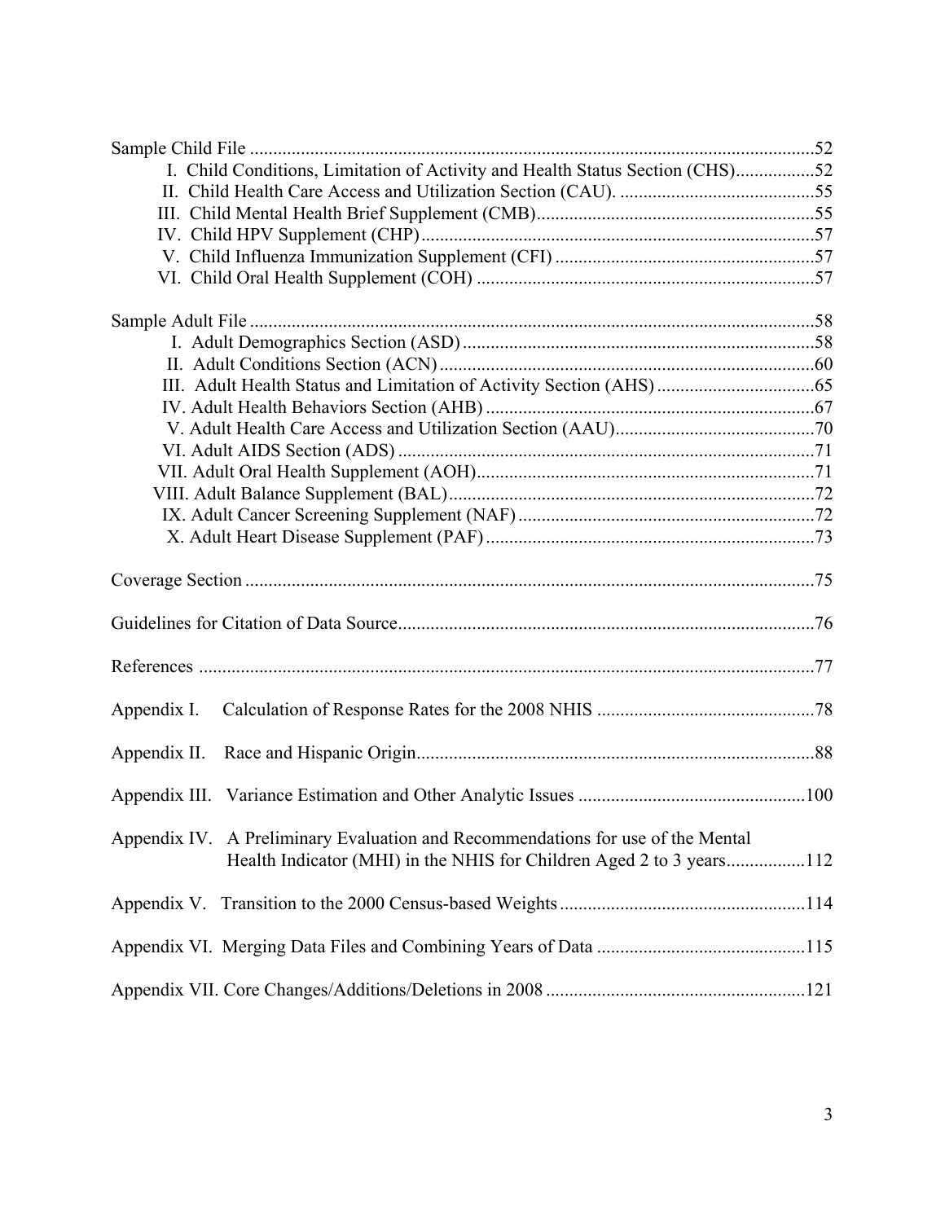Sample Child File ..........................................................................................................52
- I. Child Conditions, Limitation of Activity and Health Status Section (CHS).................52
- II. Child Health Care Access and Utilization Section (CAU). ..........................................55
- III. Child Mental Health Brief Supplement (CMB)............................................................55
- IV. Child HPV Supplement (CHP).....................................................................................57
- V. Child Influenza Immunization Supplement (CFI) ........................................................57
- VI. Child Oral Health Supplement (COH) .........................................................................57

Sample Adult File ..........................................................................................................58
- I. Adult Demographics Section (ASD)..............................................................................58
- II. Adult Conditions Section (ACN)..................................................................................60
- III. Adult Health Status and Limitation of Activity Section (AHS) ..................................65
- IV. Adult Health Behaviors Section (AHB) .......................................................................67
- V. Adult Health Care Access and Utilization Section (AAU)...........................................70
- VI. Adult AIDS Section (ADS) ..........................................................................................71
- VII. Adult Oral Health Supplement (AOH)........................................................................71
- VIII. Adult Balance Supplement (BAL)..............................................................................72
- IX. Adult Cancer Screening Supplement (NAF)................................................................72
- X. Adult Heart Disease Supplement (PAF)........................................................................73

Coverage Section ...........................................................................................................75

Guidelines for Citation of Data Source..........................................................................76

References .....................................................................................................................77

Appendix I. Calculation of Response Rates for the 2008 NHIS ...............................................78

Appendix II. Race and Hispanic Origin.......................................................................................88

Appendix III. Variance Estimation and Other Analytic Issues ..................................................100

Appendix IV. A Preliminary Evaluation and Recommendations for use of the Mental Health Indicator (MHI) in the NHIS for Children Aged 2 to 3 years.................112

Appendix V. Transition to the 2000 Census-based Weights.....................................................114

Appendix VI. Merging Data Files and Combining Years of Data .............................................115

Appendix VII. Core Changes/Additions/Deletions in 2008 ........................................................121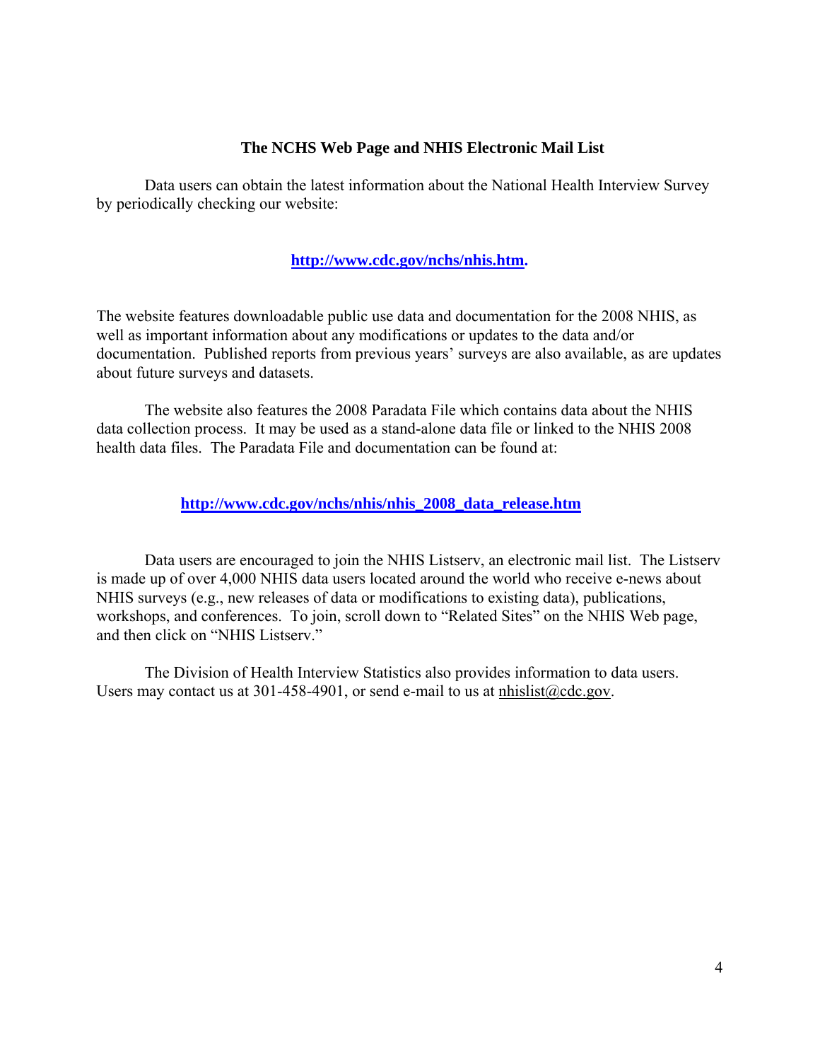## The NCHS Web Page and NHIS Electronic Mail List

Data users can obtain the latest information about the National Health Interview Survey by periodically checking our website:

**http://www.cdc.gov/nchs/nhis.htm.**

The website features downloadable public use data and documentation for the 2008 NHIS, as well as important information about any modifications or updates to the data and/or documentation. Published reports from previous years' surveys are also available, as are updates about future surveys and datasets.

The website also features the 2008 Paradata File which contains data about the NHIS data collection process. It may be used as a stand-alone data file or linked to the NHIS 2008 health data files. The Paradata File and documentation can be found at:

**http://www.cdc.gov/nchs/nhis/nhis_2008_data_release.htm**

Data users are encouraged to join the NHIS Listserv, an electronic mail list. The Listserv is made up of over 4,000 NHIS data users located around the world who receive e-news about NHIS surveys (e.g., new releases of data or modifications to existing data), publications, workshops, and conferences. To join, scroll down to "Related Sites" on the NHIS Web page, and then click on "NHIS Listserv."

The Division of Health Interview Statistics also provides information to data users. Users may contact us at 301-458-4901, or send e-mail to us at nhislist@cdc.gov.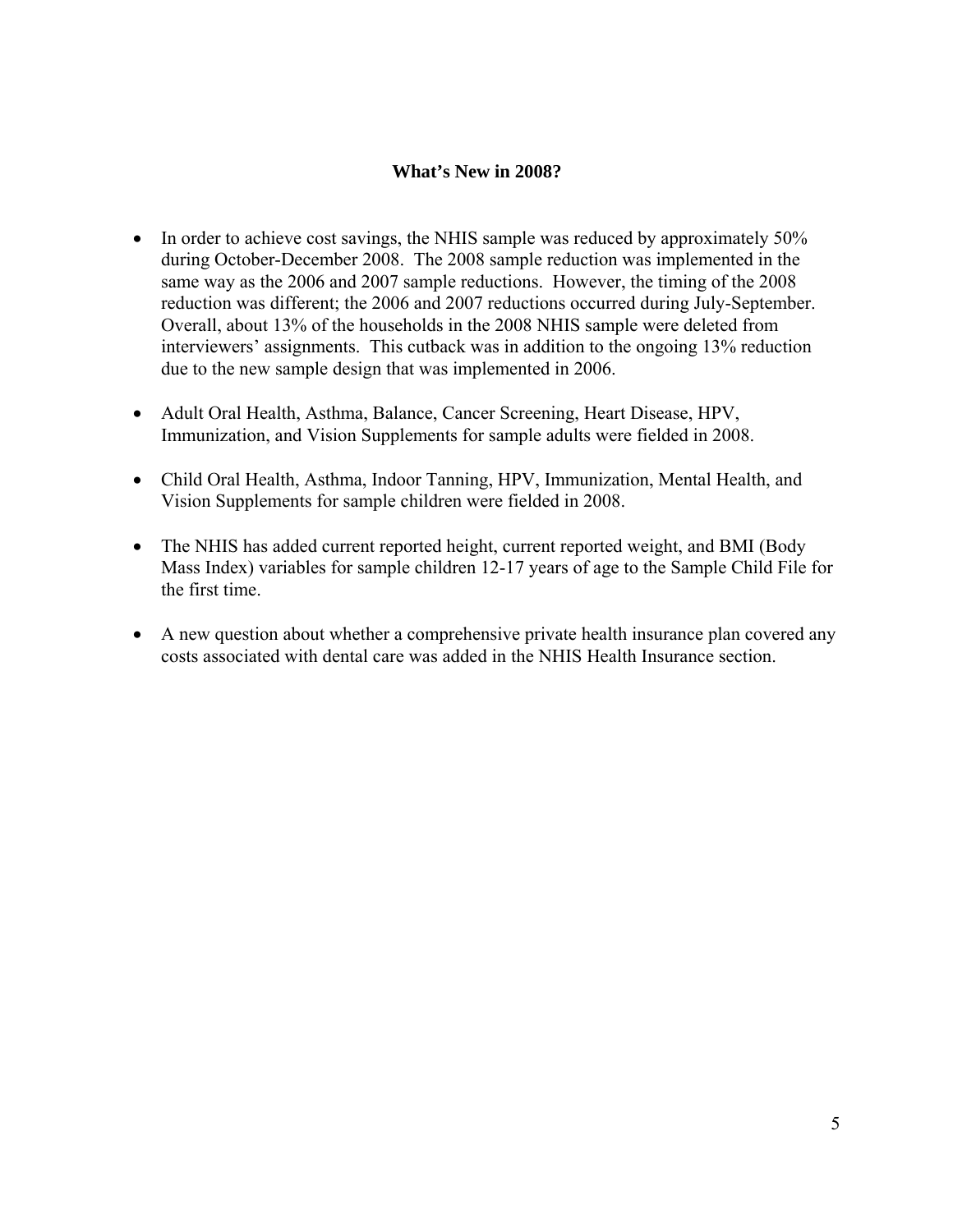## What's New in 2008?

- In order to achieve cost savings, the NHIS sample was reduced by approximately 50% during October-December 2008. The 2008 sample reduction was implemented in the same way as the 2006 and 2007 sample reductions. However, the timing of the 2008 reduction was different; the 2006 and 2007 reductions occurred during July-September. Overall, about 13% of the households in the 2008 NHIS sample were deleted from interviewers' assignments. This cutback was in addition to the ongoing 13% reduction due to the new sample design that was implemented in 2006.
- Adult Oral Health, Asthma, Balance, Cancer Screening, Heart Disease, HPV, Immunization, and Vision Supplements for sample adults were fielded in 2008.
- Child Oral Health, Asthma, Indoor Tanning, HPV, Immunization, Mental Health, and Vision Supplements for sample children were fielded in 2008.
- The NHIS has added current reported height, current reported weight, and BMI (Body Mass Index) variables for sample children 12-17 years of age to the Sample Child File for the first time.
- A new question about whether a comprehensive private health insurance plan covered any costs associated with dental care was added in the NHIS Health Insurance section.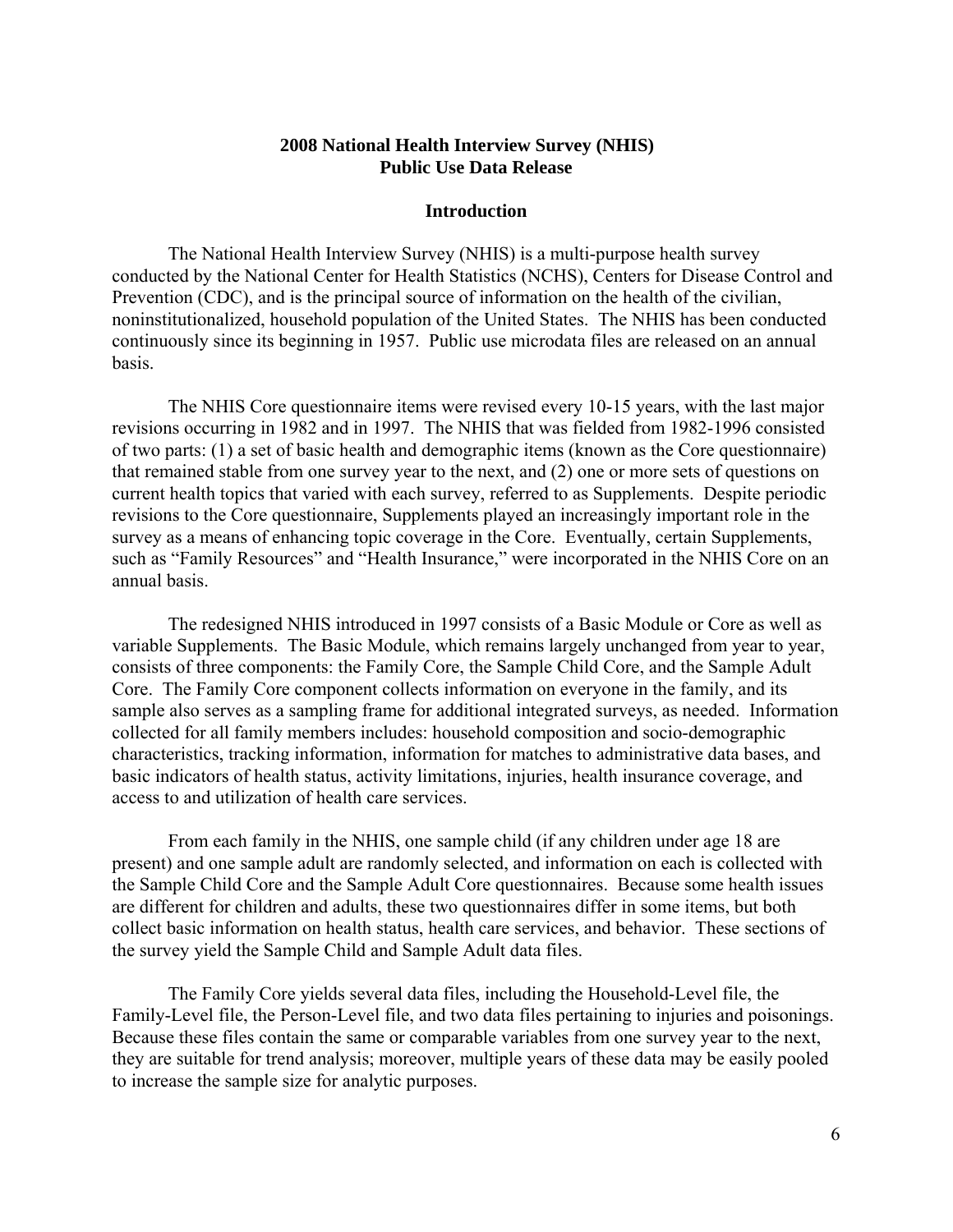# 2008 National Health Interview Survey (NHIS)
# Public Use Data Release

## Introduction

The National Health Interview Survey (NHIS) is a multi-purpose health survey conducted by the National Center for Health Statistics (NCHS), Centers for Disease Control and Prevention (CDC), and is the principal source of information on the health of the civilian, noninstitutionalized, household population of the United States. The NHIS has been conducted continuously since its beginning in 1957. Public use microdata files are released on an annual basis.

The NHIS Core questionnaire items were revised every 10-15 years, with the last major revisions occurring in 1982 and in 1997. The NHIS that was fielded from 1982-1996 consisted of two parts: (1) a set of basic health and demographic items (known as the Core questionnaire) that remained stable from one survey year to the next, and (2) one or more sets of questions on current health topics that varied with each survey, referred to as Supplements. Despite periodic revisions to the Core questionnaire, Supplements played an increasingly important role in the survey as a means of enhancing topic coverage in the Core. Eventually, certain Supplements, such as "Family Resources" and "Health Insurance," were incorporated in the NHIS Core on an annual basis.

The redesigned NHIS introduced in 1997 consists of a Basic Module or Core as well as variable Supplements. The Basic Module, which remains largely unchanged from year to year, consists of three components: the Family Core, the Sample Child Core, and the Sample Adult Core. The Family Core component collects information on everyone in the family, and its sample also serves as a sampling frame for additional integrated surveys, as needed. Information collected for all family members includes: household composition and socio-demographic characteristics, tracking information, information for matches to administrative data bases, and basic indicators of health status, activity limitations, injuries, health insurance coverage, and access to and utilization of health care services.

From each family in the NHIS, one sample child (if any children under age 18 are present) and one sample adult are randomly selected, and information on each is collected with the Sample Child Core and the Sample Adult Core questionnaires. Because some health issues are different for children and adults, these two questionnaires differ in some items, but both collect basic information on health status, health care services, and behavior. These sections of the survey yield the Sample Child and Sample Adult data files.

The Family Core yields several data files, including the Household-Level file, the Family-Level file, the Person-Level file, and two data files pertaining to injuries and poisonings. Because these files contain the same or comparable variables from one survey year to the next, they are suitable for trend analysis; moreover, multiple years of these data may be easily pooled to increase the sample size for analytic purposes.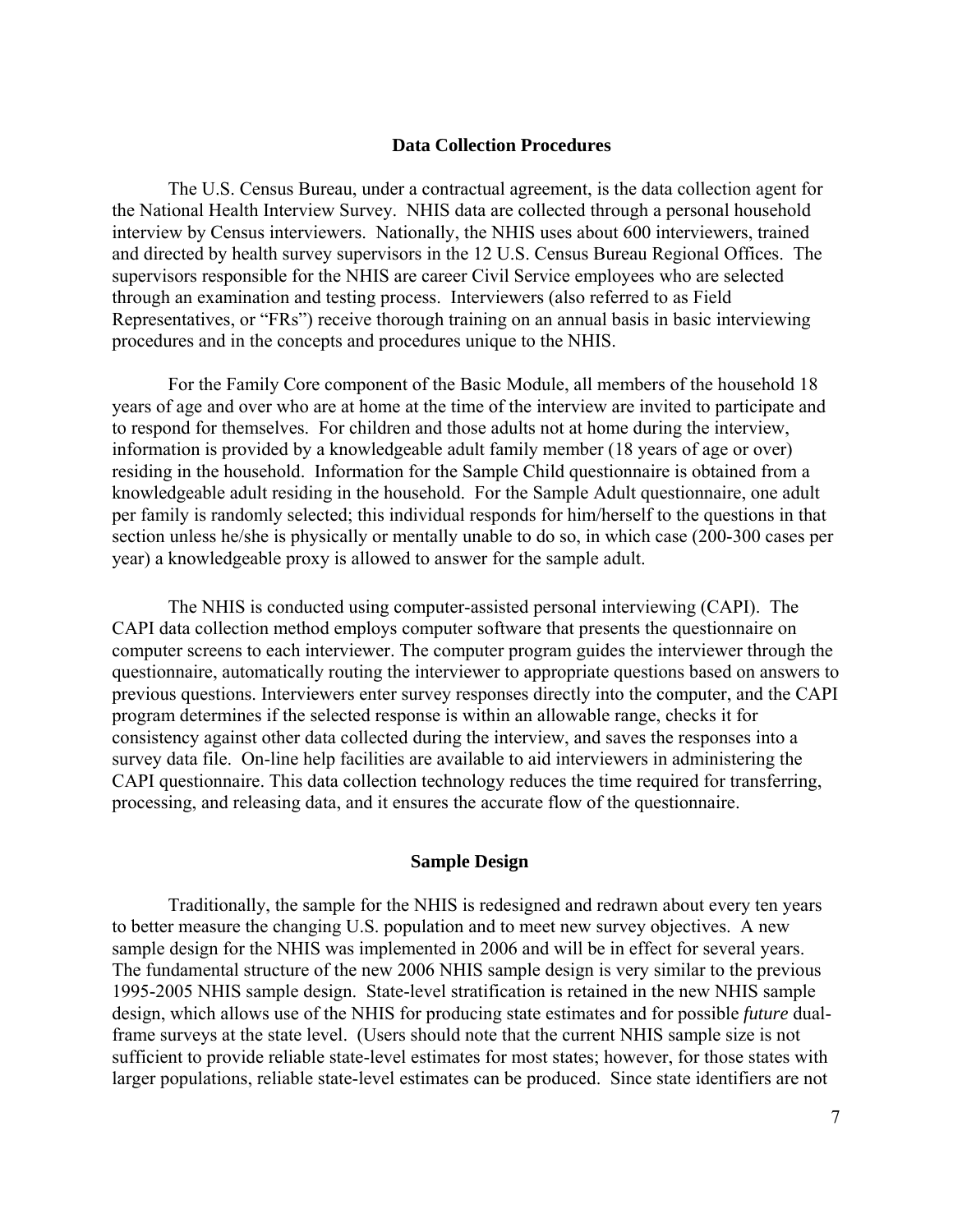## Data Collection Procedures

The U.S. Census Bureau, under a contractual agreement, is the data collection agent for the National Health Interview Survey. NHIS data are collected through a personal household interview by Census interviewers. Nationally, the NHIS uses about 600 interviewers, trained and directed by health survey supervisors in the 12 U.S. Census Bureau Regional Offices. The supervisors responsible for the NHIS are career Civil Service employees who are selected through an examination and testing process. Interviewers (also referred to as Field Representatives, or "FRs") receive thorough training on an annual basis in basic interviewing procedures and in the concepts and procedures unique to the NHIS.

For the Family Core component of the Basic Module, all members of the household 18 years of age and over who are at home at the time of the interview are invited to participate and to respond for themselves. For children and those adults not at home during the interview, information is provided by a knowledgeable adult family member (18 years of age or over) residing in the household. Information for the Sample Child questionnaire is obtained from a knowledgeable adult residing in the household. For the Sample Adult questionnaire, one adult per family is randomly selected; this individual responds for him/herself to the questions in that section unless he/she is physically or mentally unable to do so, in which case (200-300 cases per year) a knowledgeable proxy is allowed to answer for the sample adult.

The NHIS is conducted using computer-assisted personal interviewing (CAPI). The CAPI data collection method employs computer software that presents the questionnaire on computer screens to each interviewer. The computer program guides the interviewer through the questionnaire, automatically routing the interviewer to appropriate questions based on answers to previous questions. Interviewers enter survey responses directly into the computer, and the CAPI program determines if the selected response is within an allowable range, checks it for consistency against other data collected during the interview, and saves the responses into a survey data file. On-line help facilities are available to aid interviewers in administering the CAPI questionnaire. This data collection technology reduces the time required for transferring, processing, and releasing data, and it ensures the accurate flow of the questionnaire.

## Sample Design

Traditionally, the sample for the NHIS is redesigned and redrawn about every ten years to better measure the changing U.S. population and to meet new survey objectives. A new sample design for the NHIS was implemented in 2006 and will be in effect for several years. The fundamental structure of the new 2006 NHIS sample design is very similar to the previous 1995-2005 NHIS sample design. State-level stratification is retained in the new NHIS sample design, which allows use of the NHIS for producing state estimates and for possible *future* dual-frame surveys at the state level. (Users should note that the current NHIS sample size is not sufficient to provide reliable state-level estimates for most states; however, for those states with larger populations, reliable state-level estimates can be produced. Since state identifiers are not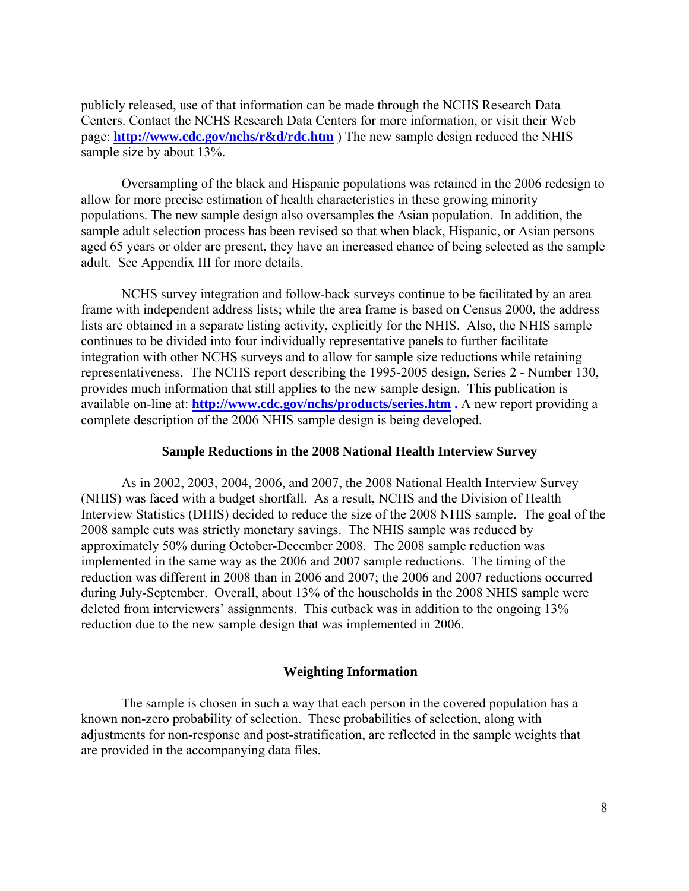publicly released, use of that information can be made through the NCHS Research Data Centers. Contact the NCHS Research Data Centers for more information, or visit their Web page: **http://www.cdc.gov/nchs/r&d/rdc.htm** ) The new sample design reduced the NHIS sample size by about 13%.

Oversampling of the black and Hispanic populations was retained in the 2006 redesign to allow for more precise estimation of health characteristics in these growing minority populations. The new sample design also oversamples the Asian population. In addition, the sample adult selection process has been revised so that when black, Hispanic, or Asian persons aged 65 years or older are present, they have an increased chance of being selected as the sample adult. See Appendix III for more details.

NCHS survey integration and follow-back surveys continue to be facilitated by an area frame with independent address lists; while the area frame is based on Census 2000, the address lists are obtained in a separate listing activity, explicitly for the NHIS. Also, the NHIS sample continues to be divided into four individually representative panels to further facilitate integration with other NCHS surveys and to allow for sample size reductions while retaining representativeness. The NCHS report describing the 1995-2005 design, Series 2 - Number 130, provides much information that still applies to the new sample design. This publication is available on-line at: **http://www.cdc.gov/nchs/products/series.htm .** A new report providing a complete description of the 2006 NHIS sample design is being developed.

## Sample Reductions in the 2008 National Health Interview Survey

As in 2002, 2003, 2004, 2006, and 2007, the 2008 National Health Interview Survey (NHIS) was faced with a budget shortfall. As a result, NCHS and the Division of Health Interview Statistics (DHIS) decided to reduce the size of the 2008 NHIS sample. The goal of the 2008 sample cuts was strictly monetary savings. The NHIS sample was reduced by approximately 50% during October-December 2008. The 2008 sample reduction was implemented in the same way as the 2006 and 2007 sample reductions. The timing of the reduction was different in 2008 than in 2006 and 2007; the 2006 and 2007 reductions occurred during July-September. Overall, about 13% of the households in the 2008 NHIS sample were deleted from interviewers' assignments. This cutback was in addition to the ongoing 13% reduction due to the new sample design that was implemented in 2006.

## Weighting Information

The sample is chosen in such a way that each person in the covered population has a known non-zero probability of selection. These probabilities of selection, along with adjustments for non-response and post-stratification, are reflected in the sample weights that are provided in the accompanying data files.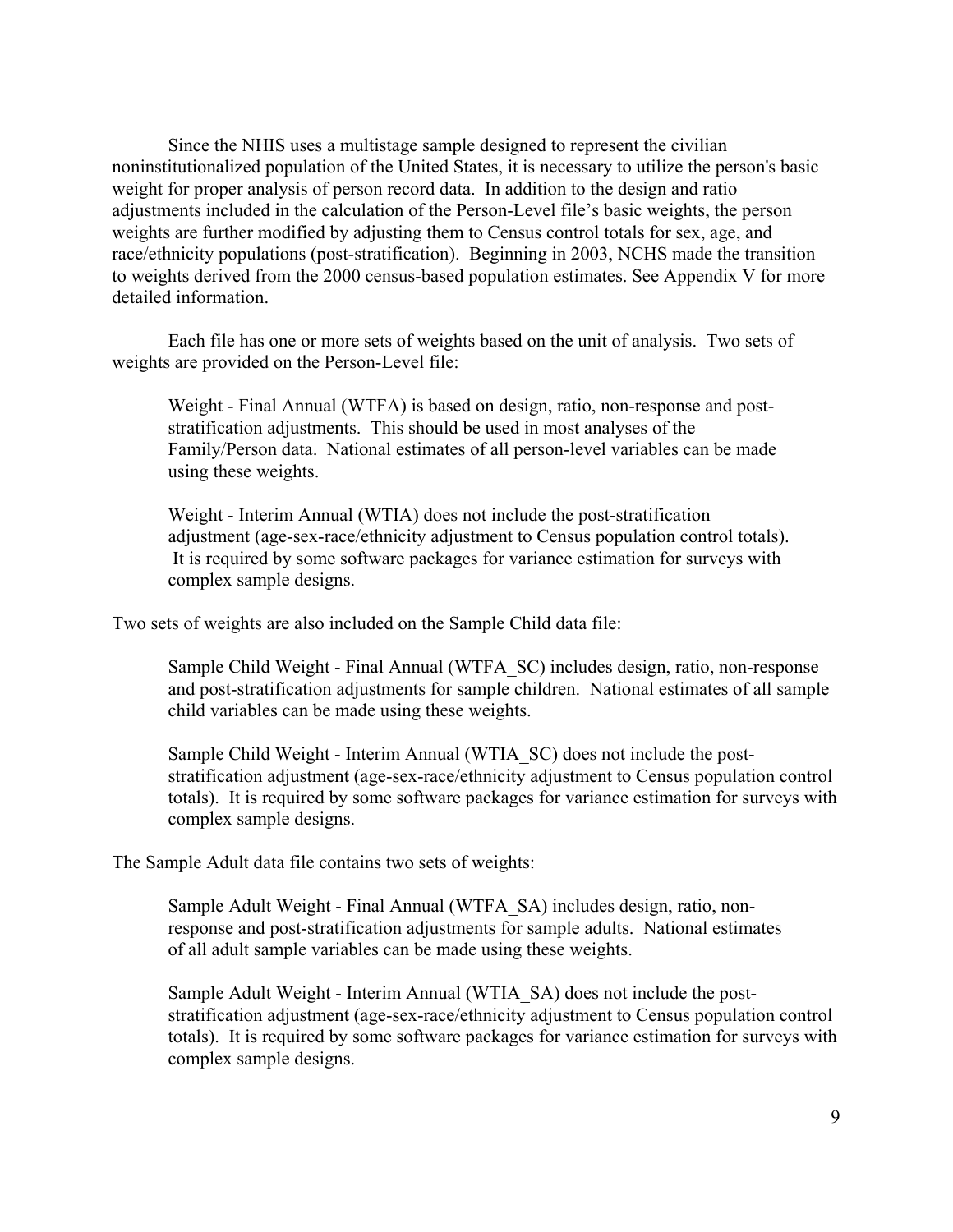Since the NHIS uses a multistage sample designed to represent the civilian noninstitutionalized population of the United States, it is necessary to utilize the person's basic weight for proper analysis of person record data. In addition to the design and ratio adjustments included in the calculation of the Person-Level file's basic weights, the person weights are further modified by adjusting them to Census control totals for sex, age, and race/ethnicity populations (post-stratification). Beginning in 2003, NCHS made the transition to weights derived from the 2000 census-based population estimates. See Appendix V for more detailed information.

Each file has one or more sets of weights based on the unit of analysis. Two sets of weights are provided on the Person-Level file:

> Weight - Final Annual (WTFA) is based on design, ratio, non-response and post-stratification adjustments. This should be used in most analyses of the Family/Person data. National estimates of all person-level variables can be made using these weights.
>
> Weight - Interim Annual (WTIA) does not include the post-stratification adjustment (age-sex-race/ethnicity adjustment to Census population control totals). It is required by some software packages for variance estimation for surveys with complex sample designs.

Two sets of weights are also included on the Sample Child data file:

> Sample Child Weight - Final Annual (WTFA_SC) includes design, ratio, non-response and post-stratification adjustments for sample children. National estimates of all sample child variables can be made using these weights.
>
> Sample Child Weight - Interim Annual (WTIA_SC) does not include the post-stratification adjustment (age-sex-race/ethnicity adjustment to Census population control totals). It is required by some software packages for variance estimation for surveys with complex sample designs.

The Sample Adult data file contains two sets of weights:

> Sample Adult Weight - Final Annual (WTFA_SA) includes design, ratio, non-response and post-stratification adjustments for sample adults. National estimates of all adult sample variables can be made using these weights.
>
> Sample Adult Weight - Interim Annual (WTIA_SA) does not include the post-stratification adjustment (age-sex-race/ethnicity adjustment to Census population control totals). It is required by some software packages for variance estimation for surveys with complex sample designs.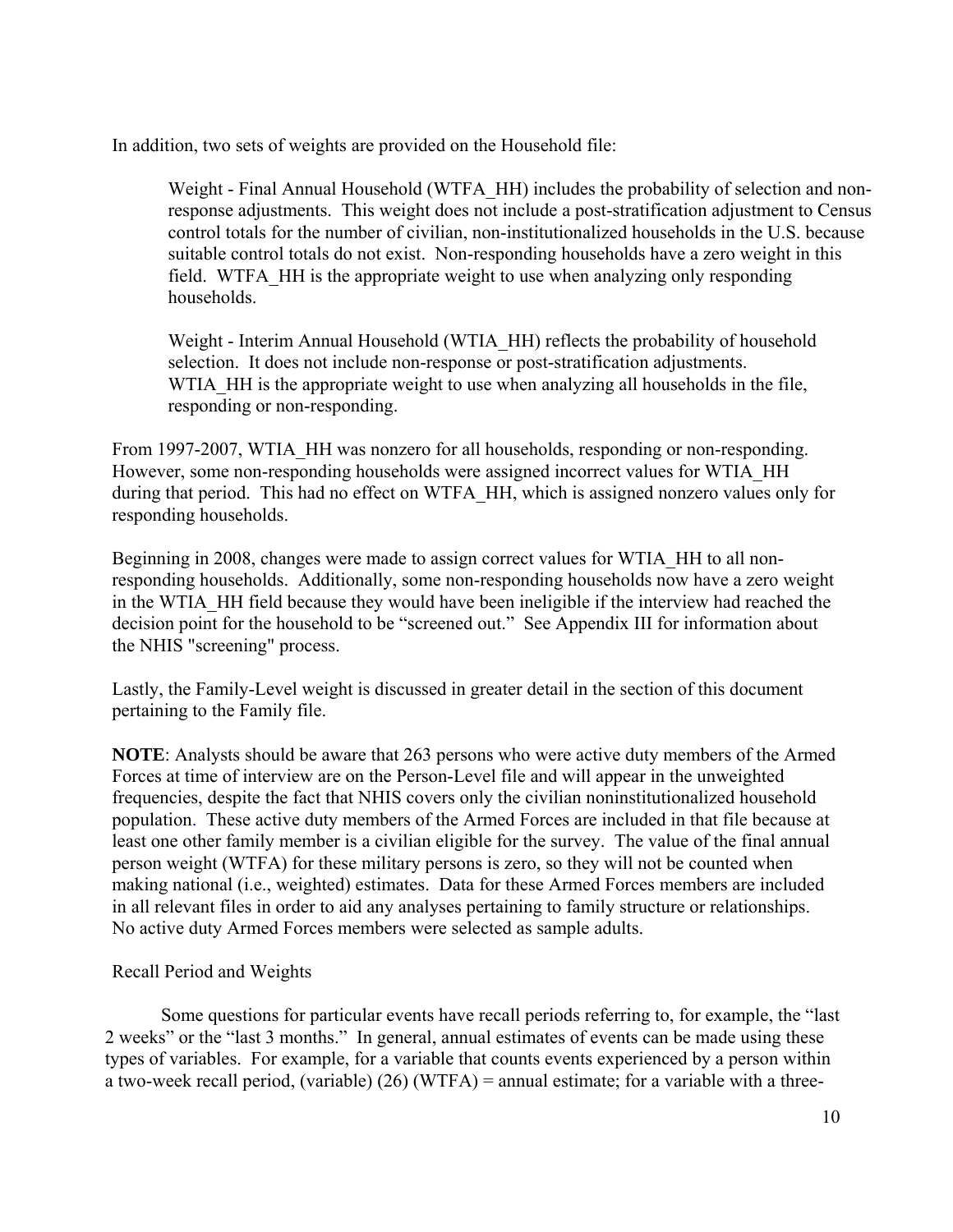In addition, two sets of weights are provided on the Household file:

> Weight - Final Annual Household (WTFA_HH) includes the probability of selection and non-response adjustments. This weight does not include a post-stratification adjustment to Census control totals for the number of civilian, non-institutionalized households in the U.S. because suitable control totals do not exist. Non-responding households have a zero weight in this field. WTFA_HH is the appropriate weight to use when analyzing only responding households.
>
> Weight - Interim Annual Household (WTIA_HH) reflects the probability of household selection. It does not include non-response or post-stratification adjustments. WTIA_HH is the appropriate weight to use when analyzing all households in the file, responding or non-responding.

From 1997-2007, WTIA_HH was nonzero for all households, responding or non-responding. However, some non-responding households were assigned incorrect values for WTIA_HH during that period. This had no effect on WTFA_HH, which is assigned nonzero values only for responding households.

Beginning in 2008, changes were made to assign correct values for WTIA_HH to all non-responding households. Additionally, some non-responding households now have a zero weight in the WTIA_HH field because they would have been ineligible if the interview had reached the decision point for the household to be "screened out." See Appendix III for information about the NHIS "screening" process.

Lastly, the Family-Level weight is discussed in greater detail in the section of this document pertaining to the Family file.

**NOTE**: Analysts should be aware that 263 persons who were active duty members of the Armed Forces at time of interview are on the Person-Level file and will appear in the unweighted frequencies, despite the fact that NHIS covers only the civilian noninstitutionalized household population. These active duty members of the Armed Forces are included in that file because at least one other family member is a civilian eligible for the survey. The value of the final annual person weight (WTFA) for these military persons is zero, so they will not be counted when making national (i.e., weighted) estimates. Data for these Armed Forces members are included in all relevant files in order to aid any analyses pertaining to family structure or relationships. No active duty Armed Forces members were selected as sample adults.

Recall Period and Weights

Some questions for particular events have recall periods referring to, for example, the "last 2 weeks" or the "last 3 months." In general, annual estimates of events can be made using these types of variables. For example, for a variable that counts events experienced by a person within a two-week recall period, (variable) (26) (WTFA) = annual estimate; for a variable with a three-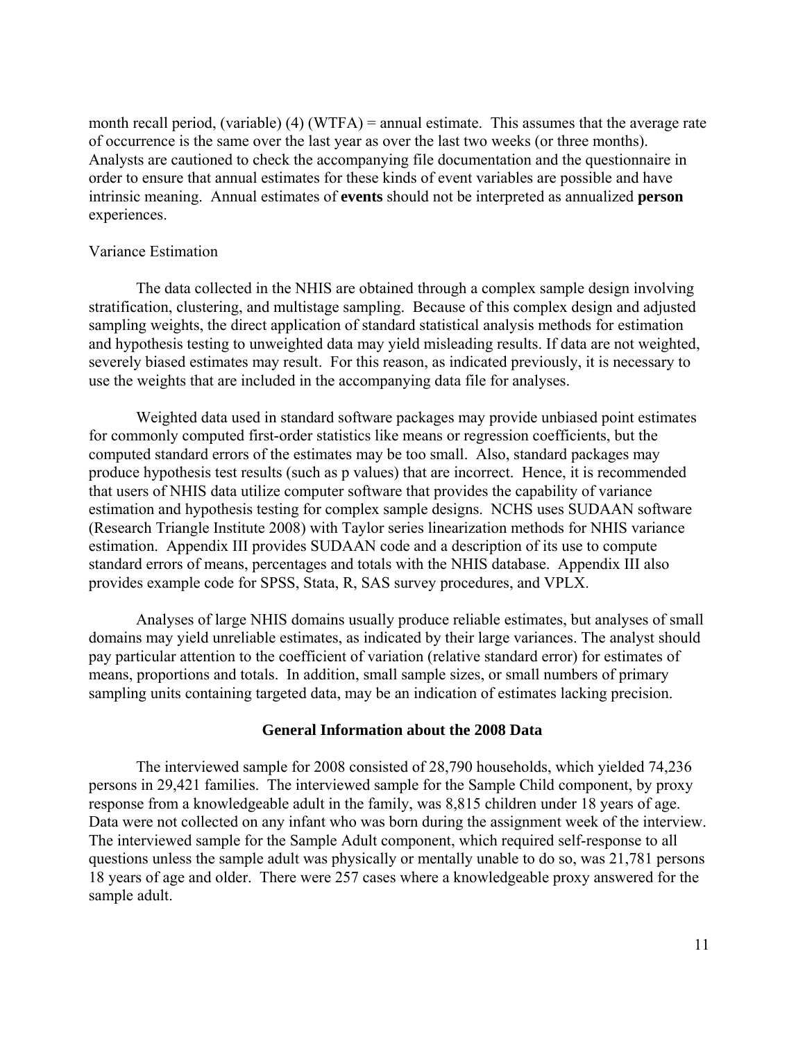month recall period, (variable) (4) (WTFA) = annual estimate. This assumes that the average rate of occurrence is the same over the last year as over the last two weeks (or three months). Analysts are cautioned to check the accompanying file documentation and the questionnaire in order to ensure that annual estimates for these kinds of event variables are possible and have intrinsic meaning. Annual estimates of **events** should not be interpreted as annualized **person** experiences.

Variance Estimation

The data collected in the NHIS are obtained through a complex sample design involving stratification, clustering, and multistage sampling. Because of this complex design and adjusted sampling weights, the direct application of standard statistical analysis methods for estimation and hypothesis testing to unweighted data may yield misleading results. If data are not weighted, severely biased estimates may result. For this reason, as indicated previously, it is necessary to use the weights that are included in the accompanying data file for analyses.

Weighted data used in standard software packages may provide unbiased point estimates for commonly computed first-order statistics like means or regression coefficients, but the computed standard errors of the estimates may be too small. Also, standard packages may produce hypothesis test results (such as p values) that are incorrect. Hence, it is recommended that users of NHIS data utilize computer software that provides the capability of variance estimation and hypothesis testing for complex sample designs. NCHS uses SUDAAN software (Research Triangle Institute 2008) with Taylor series linearization methods for NHIS variance estimation. Appendix III provides SUDAAN code and a description of its use to compute standard errors of means, percentages and totals with the NHIS database. Appendix III also provides example code for SPSS, Stata, R, SAS survey procedures, and VPLX.

Analyses of large NHIS domains usually produce reliable estimates, but analyses of small domains may yield unreliable estimates, as indicated by their large variances. The analyst should pay particular attention to the coefficient of variation (relative standard error) for estimates of means, proportions and totals. In addition, small sample sizes, or small numbers of primary sampling units containing targeted data, may be an indication of estimates lacking precision.

## General Information about the 2008 Data

The interviewed sample for 2008 consisted of 28,790 households, which yielded 74,236 persons in 29,421 families. The interviewed sample for the Sample Child component, by proxy response from a knowledgeable adult in the family, was 8,815 children under 18 years of age. Data were not collected on any infant who was born during the assignment week of the interview. The interviewed sample for the Sample Adult component, which required self-response to all questions unless the sample adult was physically or mentally unable to do so, was 21,781 persons 18 years of age and older. There were 257 cases where a knowledgeable proxy answered for the sample adult.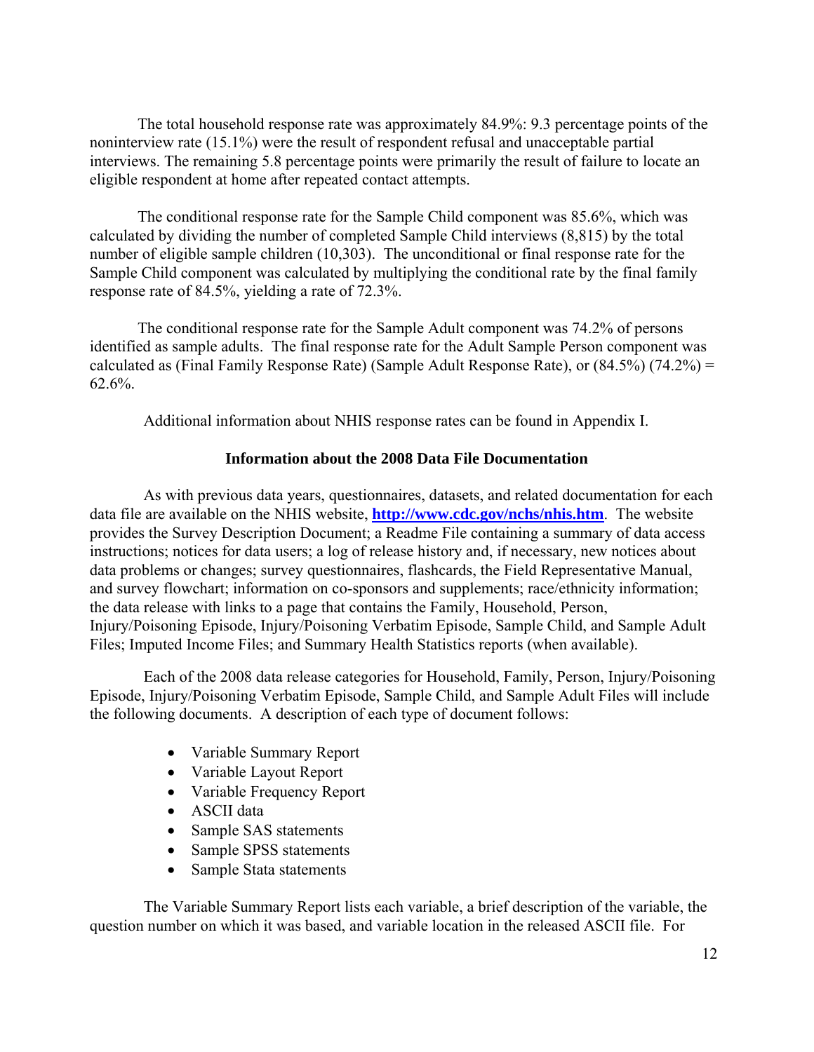The total household response rate was approximately 84.9%: 9.3 percentage points of the noninterview rate (15.1%) were the result of respondent refusal and unacceptable partial interviews. The remaining 5.8 percentage points were primarily the result of failure to locate an eligible respondent at home after repeated contact attempts.

The conditional response rate for the Sample Child component was 85.6%, which was calculated by dividing the number of completed Sample Child interviews (8,815) by the total number of eligible sample children (10,303). The unconditional or final response rate for the Sample Child component was calculated by multiplying the conditional rate by the final family response rate of 84.5%, yielding a rate of 72.3%.

The conditional response rate for the Sample Adult component was 74.2% of persons identified as sample adults. The final response rate for the Adult Sample Person component was calculated as (Final Family Response Rate) (Sample Adult Response Rate), or (84.5%) (74.2%) = 62.6%.

Additional information about NHIS response rates can be found in Appendix I.

## Information about the 2008 Data File Documentation

As with previous data years, questionnaires, datasets, and related documentation for each data file are available on the NHIS website, **http://www.cdc.gov/nchs/nhis.htm**. The website provides the Survey Description Document; a Readme File containing a summary of data access instructions; notices for data users; a log of release history and, if necessary, new notices about data problems or changes; survey questionnaires, flashcards, the Field Representative Manual, and survey flowchart; information on co-sponsors and supplements; race/ethnicity information; the data release with links to a page that contains the Family, Household, Person, Injury/Poisoning Episode, Injury/Poisoning Verbatim Episode, Sample Child, and Sample Adult Files; Imputed Income Files; and Summary Health Statistics reports (when available).

Each of the 2008 data release categories for Household, Family, Person, Injury/Poisoning Episode, Injury/Poisoning Verbatim Episode, Sample Child, and Sample Adult Files will include the following documents. A description of each type of document follows:

- Variable Summary Report
- Variable Layout Report
- Variable Frequency Report
- ASCII data
- Sample SAS statements
- Sample SPSS statements
- Sample Stata statements

The Variable Summary Report lists each variable, a brief description of the variable, the question number on which it was based, and variable location in the released ASCII file. For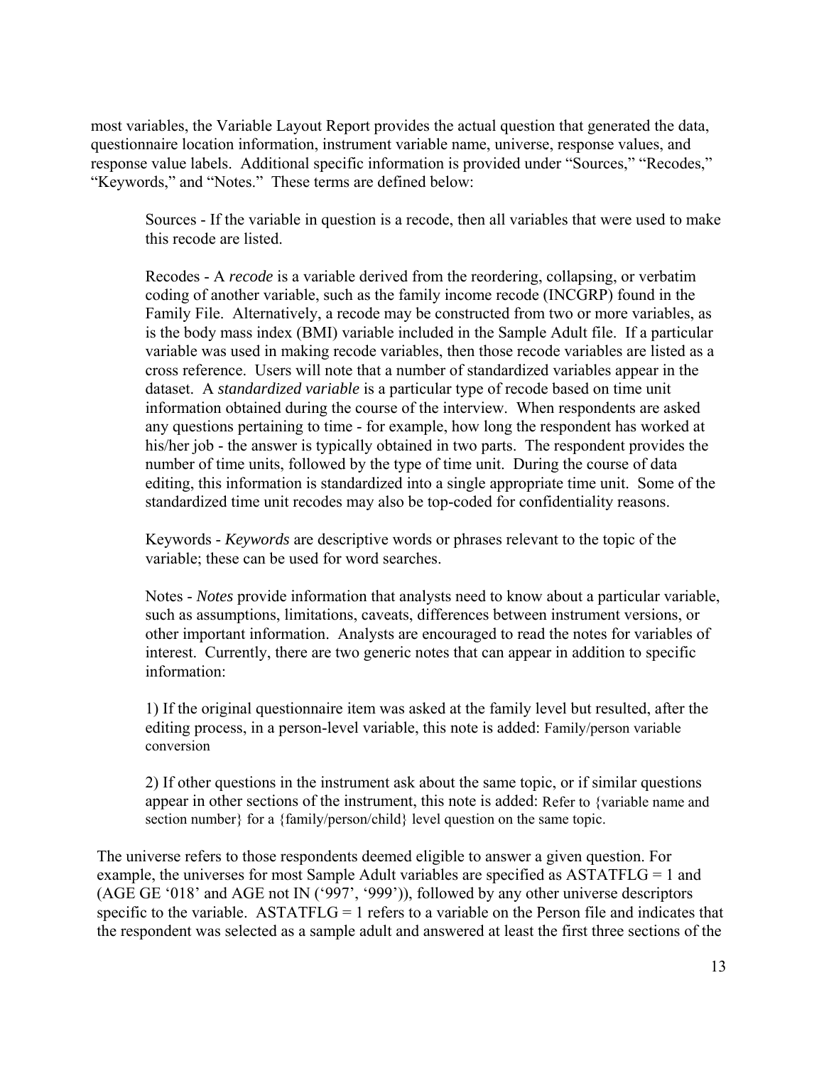most variables, the Variable Layout Report provides the actual question that generated the data, questionnaire location information, instrument variable name, universe, response values, and response value labels. Additional specific information is provided under "Sources," "Recodes," "Keywords," and "Notes." These terms are defined below:

> Sources - If the variable in question is a recode, then all variables that were used to make this recode are listed.
>
> Recodes - A *recode* is a variable derived from the reordering, collapsing, or verbatim coding of another variable, such as the family income recode (INCGRP) found in the Family File. Alternatively, a recode may be constructed from two or more variables, as is the body mass index (BMI) variable included in the Sample Adult file. If a particular variable was used in making recode variables, then those recode variables are listed as a cross reference. Users will note that a number of standardized variables appear in the dataset. A *standardized variable* is a particular type of recode based on time unit information obtained during the course of the interview. When respondents are asked any questions pertaining to time - for example, how long the respondent has worked at his/her job - the answer is typically obtained in two parts. The respondent provides the number of time units, followed by the type of time unit. During the course of data editing, this information is standardized into a single appropriate time unit. Some of the standardized time unit recodes may also be top-coded for confidentiality reasons.
>
> Keywords - *Keywords* are descriptive words or phrases relevant to the topic of the variable; these can be used for word searches.
>
> Notes - *Notes* provide information that analysts need to know about a particular variable, such as assumptions, limitations, caveats, differences between instrument versions, or other important information. Analysts are encouraged to read the notes for variables of interest. Currently, there are two generic notes that can appear in addition to specific information:
>
> 1) If the original questionnaire item was asked at the family level but resulted, after the editing process, in a person-level variable, this note is added: Family/person variable conversion
>
> 2) If other questions in the instrument ask about the same topic, or if similar questions appear in other sections of the instrument, this note is added: Refer to {variable name and section number} for a {family/person/child} level question on the same topic.

The universe refers to those respondents deemed eligible to answer a given question. For example, the universes for most Sample Adult variables are specified as ASTATFLG = 1 and (AGE GE '018' and AGE not IN ('997', '999')), followed by any other universe descriptors specific to the variable. ASTATFLG = 1 refers to a variable on the Person file and indicates that the respondent was selected as a sample adult and answered at least the first three sections of the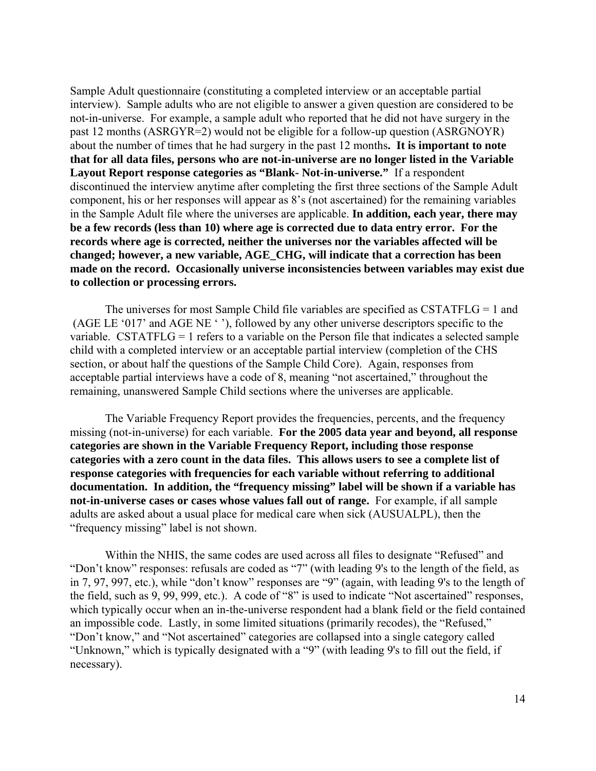Sample Adult questionnaire (constituting a completed interview or an acceptable partial interview). Sample adults who are not eligible to answer a given question are considered to be not-in-universe. For example, a sample adult who reported that he did not have surgery in the past 12 months (ASRGYR=2) would not be eligible for a follow-up question (ASRGNOYR) about the number of times that he had surgery in the past 12 months**. It is important to note that for all data files, persons who are not-in-universe are no longer listed in the Variable Layout Report response categories as "Blank- Not-in-universe."** If a respondent discontinued the interview anytime after completing the first three sections of the Sample Adult component, his or her responses will appear as 8's (not ascertained) for the remaining variables in the Sample Adult file where the universes are applicable. **In addition, each year, there may be a few records (less than 10) where age is corrected due to data entry error. For the records where age is corrected, neither the universes nor the variables affected will be changed; however, a new variable, AGE_CHG, will indicate that a correction has been made on the record. Occasionally universe inconsistencies between variables may exist due to collection or processing errors.**

The universes for most Sample Child file variables are specified as CSTATFLG = 1 and (AGE LE '017' and AGE NE ' '), followed by any other universe descriptors specific to the variable. CSTATFLG = 1 refers to a variable on the Person file that indicates a selected sample child with a completed interview or an acceptable partial interview (completion of the CHS section, or about half the questions of the Sample Child Core). Again, responses from acceptable partial interviews have a code of 8, meaning "not ascertained," throughout the remaining, unanswered Sample Child sections where the universes are applicable.

The Variable Frequency Report provides the frequencies, percents, and the frequency missing (not-in-universe) for each variable. **For the 2005 data year and beyond, all response categories are shown in the Variable Frequency Report, including those response categories with a zero count in the data files. This allows users to see a complete list of response categories with frequencies for each variable without referring to additional documentation. In addition, the "frequency missing" label will be shown if a variable has not-in-universe cases or cases whose values fall out of range.** For example, if all sample adults are asked about a usual place for medical care when sick (AUSUALPL), then the "frequency missing" label is not shown.

Within the NHIS, the same codes are used across all files to designate "Refused" and "Don't know" responses: refusals are coded as "7" (with leading 9's to the length of the field, as in 7, 97, 997, etc.), while "don't know" responses are "9" (again, with leading 9's to the length of the field, such as 9, 99, 999, etc.). A code of "8" is used to indicate "Not ascertained" responses, which typically occur when an in-the-universe respondent had a blank field or the field contained an impossible code. Lastly, in some limited situations (primarily recodes), the "Refused," "Don't know," and "Not ascertained" categories are collapsed into a single category called "Unknown," which is typically designated with a "9" (with leading 9's to fill out the field, if necessary).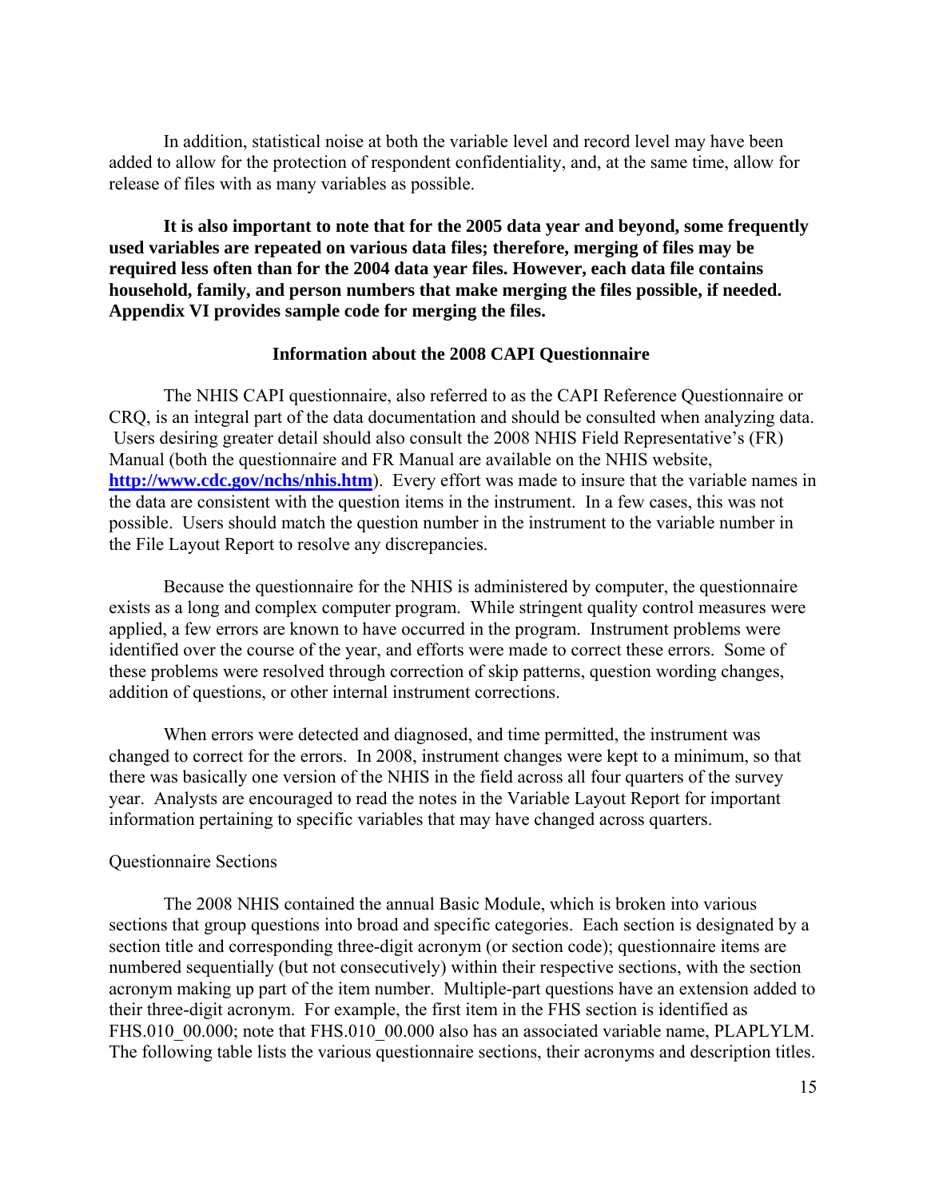In addition, statistical noise at both the variable level and record level may have been added to allow for the protection of respondent confidentiality, and, at the same time, allow for release of files with as many variables as possible.

**It is also important to note that for the 2005 data year and beyond, some frequently used variables are repeated on various data files; therefore, merging of files may be required less often than for the 2004 data year files. However, each data file contains household, family, and person numbers that make merging the files possible, if needed. Appendix VI provides sample code for merging the files.**

## Information about the 2008 CAPI Questionnaire

The NHIS CAPI questionnaire, also referred to as the CAPI Reference Questionnaire or CRQ, is an integral part of the data documentation and should be consulted when analyzing data. Users desiring greater detail should also consult the 2008 NHIS Field Representative's (FR) Manual (both the questionnaire and FR Manual are available on the NHIS website, **http://www.cdc.gov/nchs/nhis.htm**). Every effort was made to insure that the variable names in the data are consistent with the question items in the instrument. In a few cases, this was not possible. Users should match the question number in the instrument to the variable number in the File Layout Report to resolve any discrepancies.

Because the questionnaire for the NHIS is administered by computer, the questionnaire exists as a long and complex computer program. While stringent quality control measures were applied, a few errors are known to have occurred in the program. Instrument problems were identified over the course of the year, and efforts were made to correct these errors. Some of these problems were resolved through correction of skip patterns, question wording changes, addition of questions, or other internal instrument corrections.

When errors were detected and diagnosed, and time permitted, the instrument was changed to correct for the errors. In 2008, instrument changes were kept to a minimum, so that there was basically one version of the NHIS in the field across all four quarters of the survey year. Analysts are encouraged to read the notes in the Variable Layout Report for important information pertaining to specific variables that may have changed across quarters.

### Questionnaire Sections

The 2008 NHIS contained the annual Basic Module, which is broken into various sections that group questions into broad and specific categories. Each section is designated by a section title and corresponding three-digit acronym (or section code); questionnaire items are numbered sequentially (but not consecutively) within their respective sections, with the section acronym making up part of the item number. Multiple-part questions have an extension added to their three-digit acronym. For example, the first item in the FHS section is identified as FHS.010_00.000; note that FHS.010_00.000 also has an associated variable name, PLAPLYLM. The following table lists the various questionnaire sections, their acronyms and description titles.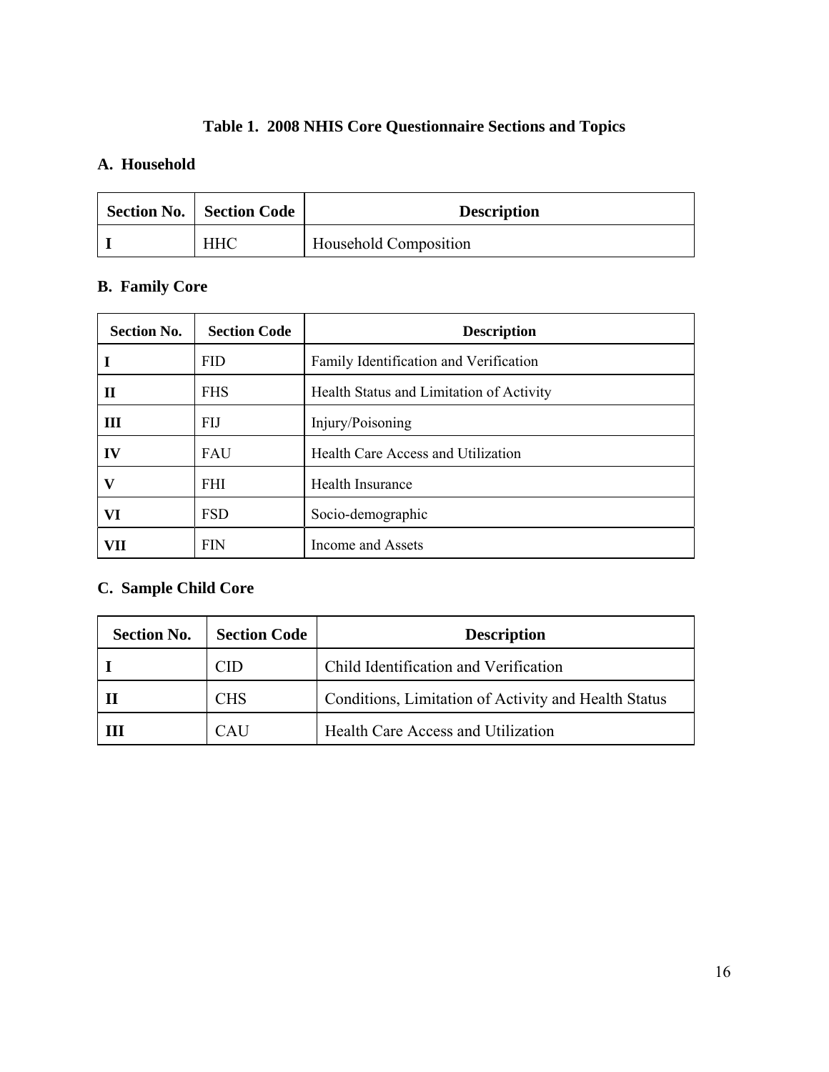**Table 1. 2008 NHIS Core Questionnaire Sections and Topics**

**A. Household**

| Section No. | Section Code | Description |
|---|---|---|
| **I** | HHC | Household Composition |

**B. Family Core**

| Section No. | Section Code | Description |
|---|---|---|
| **I** | FID | Family Identification and Verification |
| **II** | FHS | Health Status and Limitation of Activity |
| **III** | FIJ | Injury/Poisoning |
| **IV** | FAU | Health Care Access and Utilization |
| **V** | FHI | Health Insurance |
| **VI** | FSD | Socio-demographic |
| **VII** | FIN | Income and Assets |

**C. Sample Child Core**

| Section No. | Section Code | Description |
|---|---|---|
| **I** | CID | Child Identification and Verification |
| **II** | CHS | Conditions, Limitation of Activity and Health Status |
| **III** | CAU | Health Care Access and Utilization |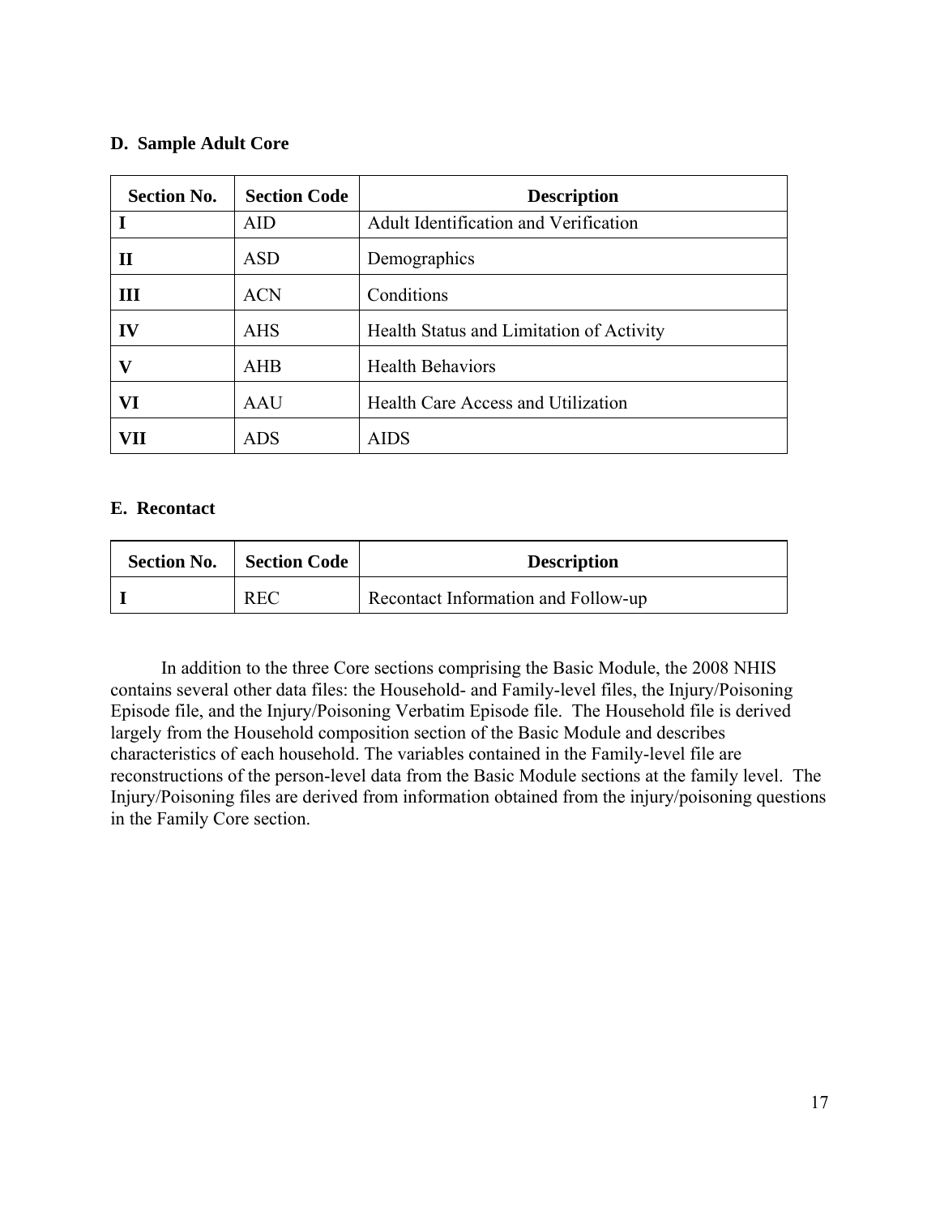### D. Sample Adult Core

| Section No. | Section Code | Description |
|---|---|---|
| **I** | AID | Adult Identification and Verification |
| **II** | ASD | Demographics |
| **III** | ACN | Conditions |
| **IV** | AHS | Health Status and Limitation of Activity |
| **V** | AHB | Health Behaviors |
| **VI** | AAU | Health Care Access and Utilization |
| **VII** | ADS | AIDS |

### E. Recontact

| Section No. | Section Code | Description |
|---|---|---|
| **I** | REC | Recontact Information and Follow-up |

In addition to the three Core sections comprising the Basic Module, the 2008 NHIS contains several other data files: the Household- and Family-level files, the Injury/Poisoning Episode file, and the Injury/Poisoning Verbatim Episode file. The Household file is derived largely from the Household composition section of the Basic Module and describes characteristics of each household. The variables contained in the Family-level file are reconstructions of the person-level data from the Basic Module sections at the family level. The Injury/Poisoning files are derived from information obtained from the injury/poisoning questions in the Family Core section.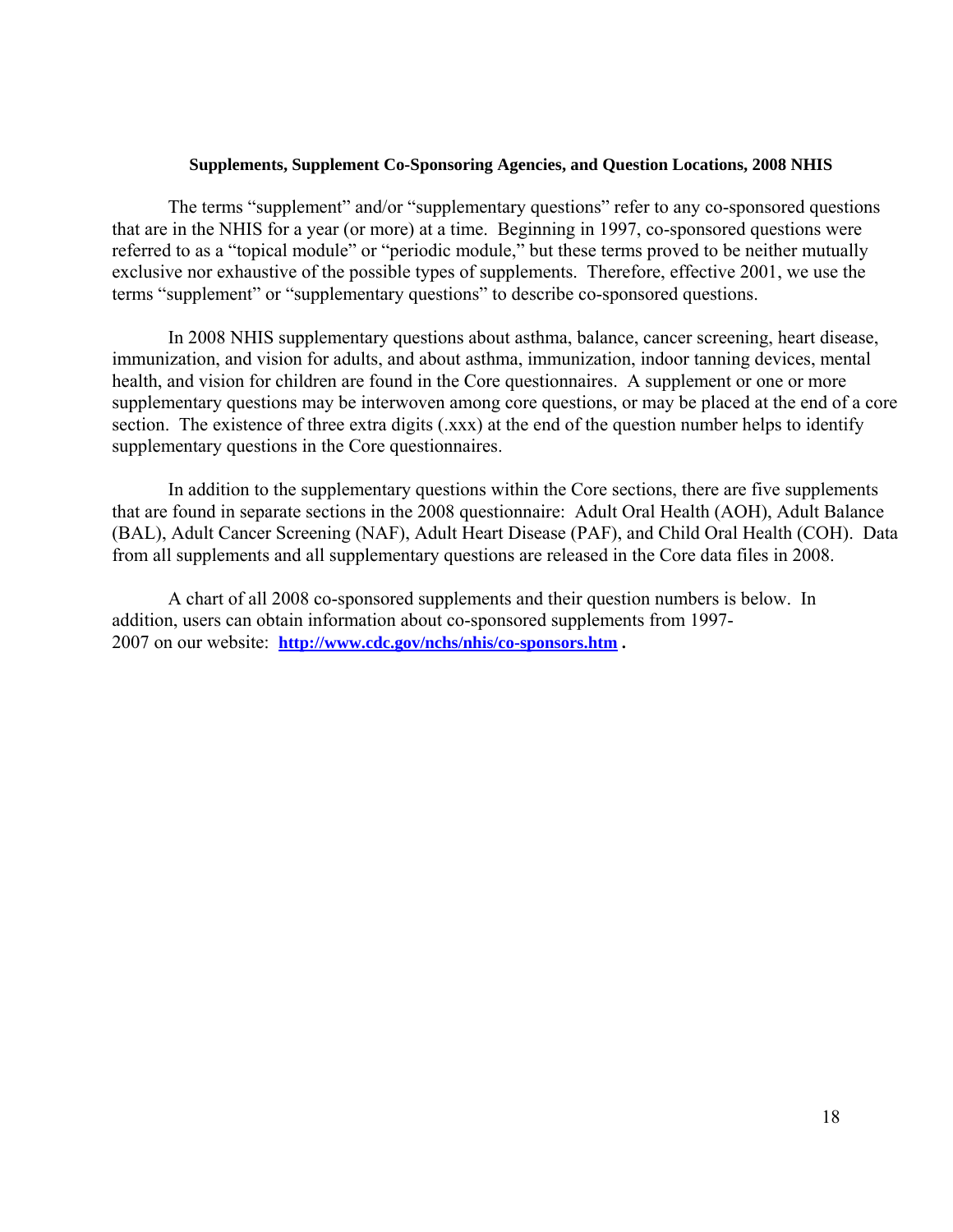**Supplements, Supplement Co-Sponsoring Agencies, and Question Locations, 2008 NHIS**

The terms "supplement" and/or "supplementary questions" refer to any co-sponsored questions that are in the NHIS for a year (or more) at a time. Beginning in 1997, co-sponsored questions were referred to as a "topical module" or "periodic module," but these terms proved to be neither mutually exclusive nor exhaustive of the possible types of supplements. Therefore, effective 2001, we use the terms "supplement" or "supplementary questions" to describe co-sponsored questions.

In 2008 NHIS supplementary questions about asthma, balance, cancer screening, heart disease, immunization, and vision for adults, and about asthma, immunization, indoor tanning devices, mental health, and vision for children are found in the Core questionnaires. A supplement or one or more supplementary questions may be interwoven among core questions, or may be placed at the end of a core section. The existence of three extra digits (.xxx) at the end of the question number helps to identify supplementary questions in the Core questionnaires.

In addition to the supplementary questions within the Core sections, there are five supplements that are found in separate sections in the 2008 questionnaire: Adult Oral Health (AOH), Adult Balance (BAL), Adult Cancer Screening (NAF), Adult Heart Disease (PAF), and Child Oral Health (COH). Data from all supplements and all supplementary questions are released in the Core data files in 2008.

A chart of all 2008 co-sponsored supplements and their question numbers is below. In addition, users can obtain information about co-sponsored supplements from 1997-2007 on our website: **http://www.cdc.gov/nchs/nhis/co-sponsors.htm** .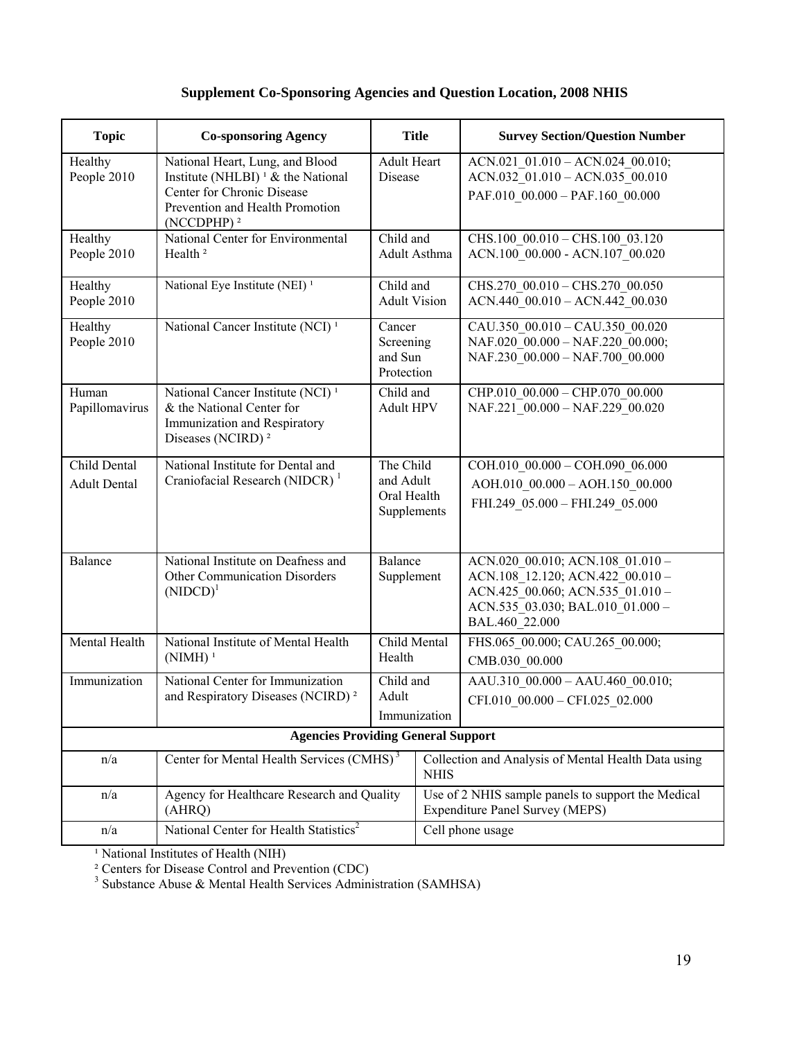## Supplement Co-Sponsoring Agencies and Question Location, 2008 NHIS

| Topic | Co-sponsoring Agency | Title | Survey Section/Question Number |
|---|---|---|---|
| Healthy People 2010 | National Heart, Lung, and Blood Institute (NHLBI) [1] & the National Center for Chronic Disease Prevention and Health Promotion (NCCDPHP) [2] | Adult Heart Disease | ACN.021_01.010 – ACN.024_00.010; ACN.032_01.010 – ACN.035_00.010 PAF.010_00.000 – PAF.160_00.000 |
| Healthy People 2010 | National Center for Environmental Health [2] | Child and Adult Asthma | CHS.100_00.010 – CHS.100_03.120 ACN.100_00.000 - ACN.107_00.020 |
| Healthy People 2010 | National Eye Institute (NEI) [1] | Child and Adult Vision | CHS.270_00.010 – CHS.270_00.050 ACN.440_00.010 – ACN.442_00.030 |
| Healthy People 2010 | National Cancer Institute (NCI) [1] | Cancer Screening and Sun Protection | CAU.350_00.010 – CAU.350_00.020 NAF.020_00.000 – NAF.220_00.000; NAF.230_00.000 – NAF.700_00.000 |
| Human Papillomavirus | National Cancer Institute (NCI) [1] & the National Center for Immunization and Respiratory Diseases (NCIRD) [2] | Child and Adult HPV | CHP.010_00.000 – CHP.070_00.000 NAF.221_00.000 – NAF.229_00.020 |
| Child Dental Adult Dental | National Institute for Dental and Craniofacial Research (NIDCR) [1] | The Child and Adult Oral Health Supplements | COH.010_00.000 – COH.090_06.000 AOH.010_00.000 – AOH.150_00.000 FHI.249_05.000 – FHI.249_05.000 |
| Balance | National Institute on Deafness and Other Communication Disorders (NIDCD)[1] | Balance Supplement | ACN.020_00.010; ACN.108_01.010 – ACN.108_12.120; ACN.422_00.010 – ACN.425_00.060; ACN.535_01.010 – ACN.535_03.030; BAL.010_01.000 – BAL.460_22.000 |
| Mental Health | National Institute of Mental Health (NIMH) [1] | Child Mental Health | FHS.065_00.000; CAU.265_00.000; CMB.030_00.000 |
| Immunization | National Center for Immunization and Respiratory Diseases (NCIRD) [2] | Child and Adult Immunization | AAU.310_00.000 – AAU.460_00.010; CFI.010_00.000 – CFI.025_02.000 |
| **Agencies Providing General Support** | | | |
| n/a | Center for Mental Health Services (CMHS) [3] | Collection and Analysis of Mental Health Data using NHIS | |
| n/a | Agency for Healthcare Research and Quality (AHRQ) | Use of 2 NHIS sample panels to support the Medical Expenditure Panel Survey (MEPS) | |
| n/a | National Center for Health Statistics[2] | Cell phone usage | |

[1] National Institutes of Health (NIH)

[2] Centers for Disease Control and Prevention (CDC)

[3] Substance Abuse & Mental Health Services Administration (SAMHSA)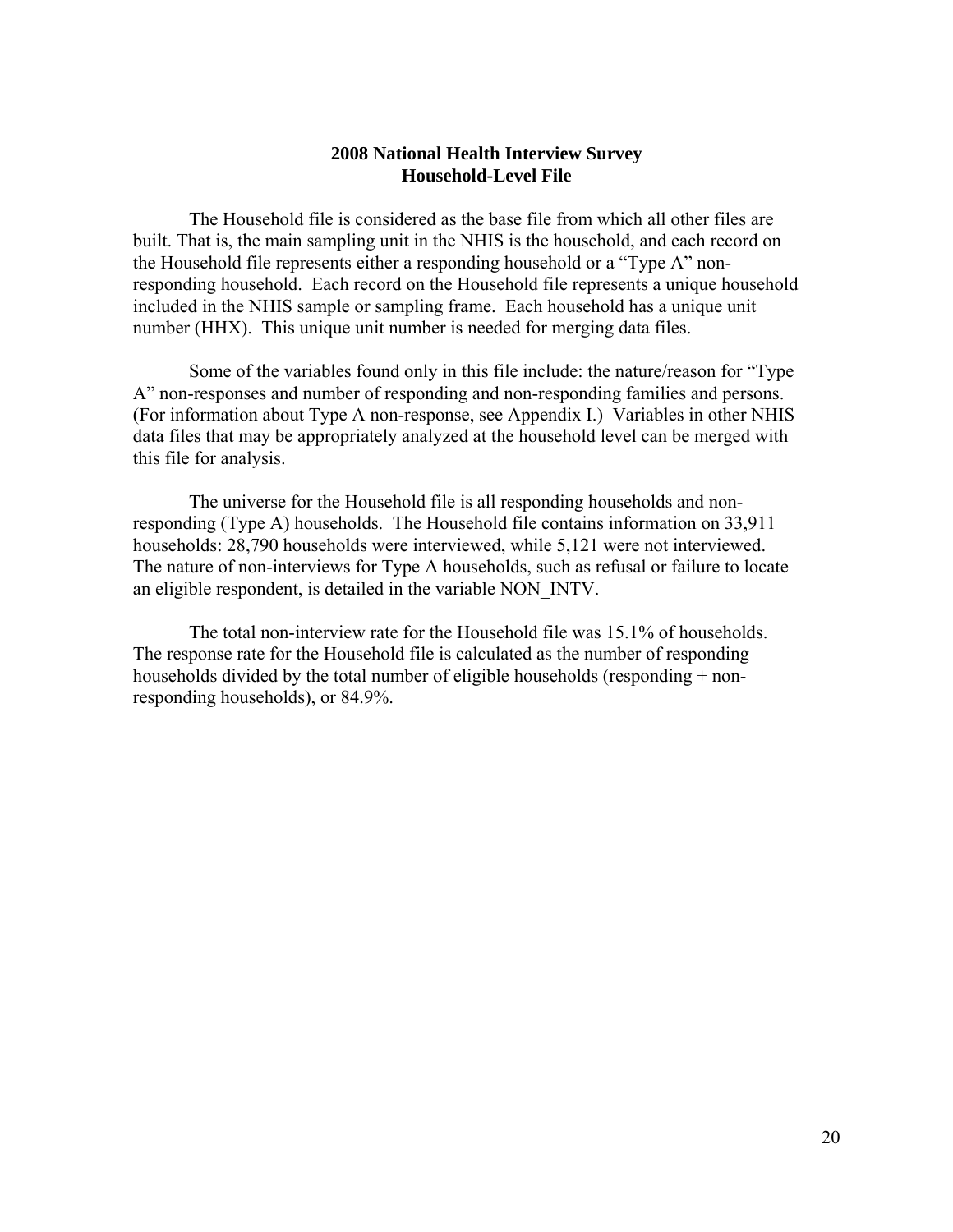## 2008 National Health Interview Survey
## Household-Level File

The Household file is considered as the base file from which all other files are built. That is, the main sampling unit in the NHIS is the household, and each record on the Household file represents either a responding household or a "Type A" non-responding household. Each record on the Household file represents a unique household included in the NHIS sample or sampling frame. Each household has a unique unit number (HHX). This unique unit number is needed for merging data files.

Some of the variables found only in this file include: the nature/reason for "Type A" non-responses and number of responding and non-responding families and persons. (For information about Type A non-response, see Appendix I.) Variables in other NHIS data files that may be appropriately analyzed at the household level can be merged with this file for analysis.

The universe for the Household file is all responding households and non-responding (Type A) households. The Household file contains information on 33,911 households: 28,790 households were interviewed, while 5,121 were not interviewed. The nature of non-interviews for Type A households, such as refusal or failure to locate an eligible respondent, is detailed in the variable NON_INTV.

The total non-interview rate for the Household file was 15.1% of households. The response rate for the Household file is calculated as the number of responding households divided by the total number of eligible households (responding + non-responding households), or 84.9%.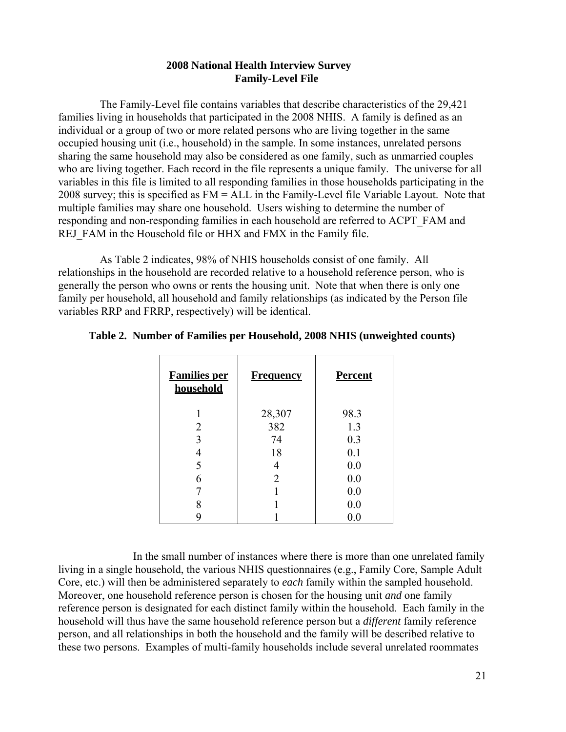## 2008 National Health Interview Survey
## Family-Level File

The Family-Level file contains variables that describe characteristics of the 29,421 families living in households that participated in the 2008 NHIS. A family is defined as an individual or a group of two or more related persons who are living together in the same occupied housing unit (i.e., household) in the sample. In some instances, unrelated persons sharing the same household may also be considered as one family, such as unmarried couples who are living together. Each record in the file represents a unique family. The universe for all variables in this file is limited to all responding families in those households participating in the 2008 survey; this is specified as FM = ALL in the Family-Level file Variable Layout. Note that multiple families may share one household. Users wishing to determine the number of responding and non-responding families in each household are referred to ACPT_FAM and REJ_FAM in the Household file or HHX and FMX in the Family file.

As Table 2 indicates, 98% of NHIS households consist of one family. All relationships in the household are recorded relative to a household reference person, who is generally the person who owns or rents the housing unit. Note that when there is only one family per household, all household and family relationships (as indicated by the Person file variables RRP and FRRP, respectively) will be identical.

**Table 2. Number of Families per Household, 2008 NHIS (unweighted counts)**

| Families per household | Frequency | Percent |
|---|---|---|
| 1 | 28,307 | 98.3 |
| 2 | 382 | 1.3 |
| 3 | 74 | 0.3 |
| 4 | 18 | 0.1 |
| 5 | 4 | 0.0 |
| 6 | 2 | 0.0 |
| 7 | 1 | 0.0 |
| 8 | 1 | 0.0 |
| 9 | 1 | 0.0 |

In the small number of instances where there is more than one unrelated family living in a single household, the various NHIS questionnaires (e.g., Family Core, Sample Adult Core, etc.) will then be administered separately to *each* family within the sampled household. Moreover, one household reference person is chosen for the housing unit *and* one family reference person is designated for each distinct family within the household. Each family in the household will thus have the same household reference person but a *different* family reference person, and all relationships in both the household and the family will be described relative to these two persons. Examples of multi-family households include several unrelated roommates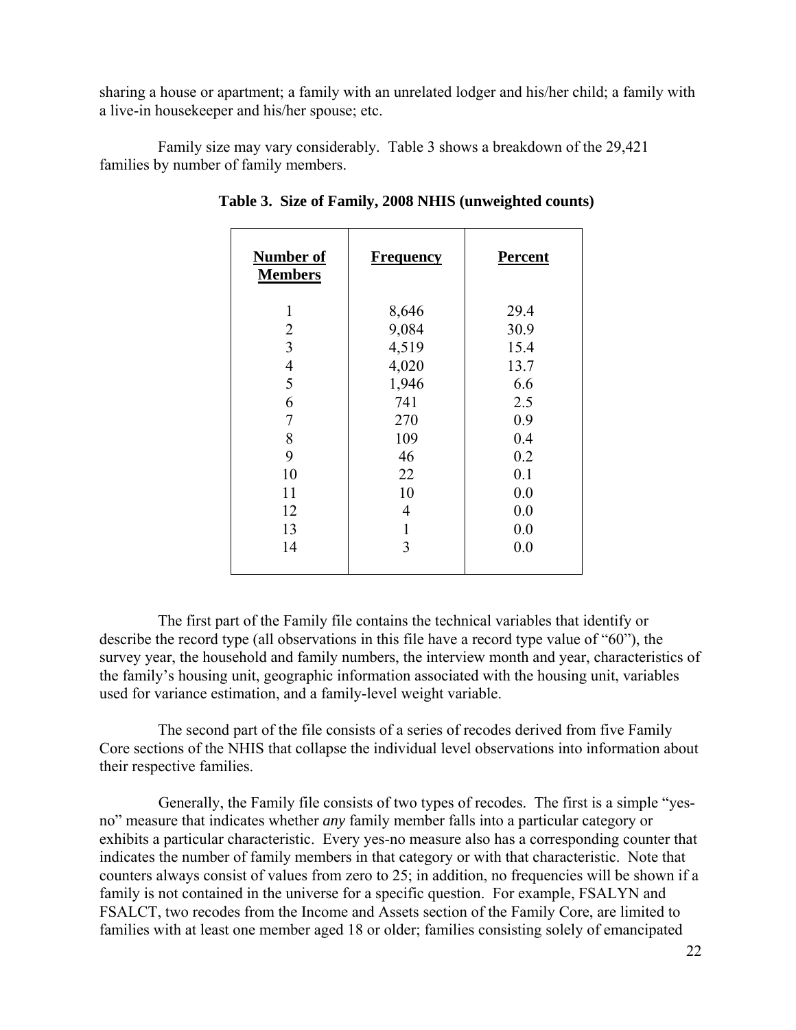sharing a house or apartment; a family with an unrelated lodger and his/her child; a family with a live-in housekeeper and his/her spouse; etc.

Family size may vary considerably. Table 3 shows a breakdown of the 29,421 families by number of family members.

**Table 3. Size of Family, 2008 NHIS (unweighted counts)**

| Number of Members | Frequency | Percent |
|---|---|---|
| 1 | 8,646 | 29.4 |
| 2 | 9,084 | 30.9 |
| 3 | 4,519 | 15.4 |
| 4 | 4,020 | 13.7 |
| 5 | 1,946 | 6.6 |
| 6 | 741 | 2.5 |
| 7 | 270 | 0.9 |
| 8 | 109 | 0.4 |
| 9 | 46 | 0.2 |
| 10 | 22 | 0.1 |
| 11 | 10 | 0.0 |
| 12 | 4 | 0.0 |
| 13 | 1 | 0.0 |
| 14 | 3 | 0.0 |

The first part of the Family file contains the technical variables that identify or describe the record type (all observations in this file have a record type value of "60"), the survey year, the household and family numbers, the interview month and year, characteristics of the family's housing unit, geographic information associated with the housing unit, variables used for variance estimation, and a family-level weight variable.

The second part of the file consists of a series of recodes derived from five Family Core sections of the NHIS that collapse the individual level observations into information about their respective families.

Generally, the Family file consists of two types of recodes. The first is a simple "yes-no" measure that indicates whether *any* family member falls into a particular category or exhibits a particular characteristic. Every yes-no measure also has a corresponding counter that indicates the number of family members in that category or with that characteristic. Note that counters always consist of values from zero to 25; in addition, no frequencies will be shown if a family is not contained in the universe for a specific question. For example, FSALYN and FSALCT, two recodes from the Income and Assets section of the Family Core, are limited to families with at least one member aged 18 or older; families consisting solely of emancipated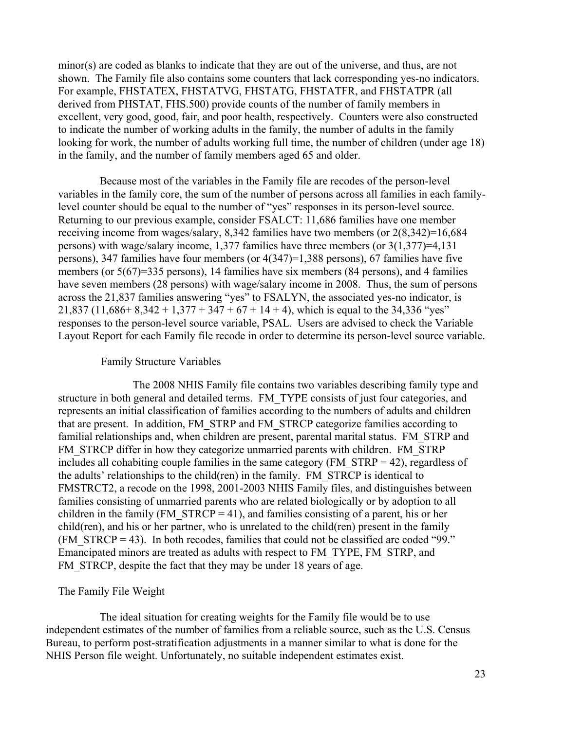minor(s) are coded as blanks to indicate that they are out of the universe, and thus, are not shown. The Family file also contains some counters that lack corresponding yes-no indicators. For example, FHSTATEX, FHSTATVG, FHSTATG, FHSTATFR, and FHSTATPR (all derived from PHSTAT, FHS.500) provide counts of the number of family members in excellent, very good, good, fair, and poor health, respectively. Counters were also constructed to indicate the number of working adults in the family, the number of adults in the family looking for work, the number of adults working full time, the number of children (under age 18) in the family, and the number of family members aged 65 and older.

Because most of the variables in the Family file are recodes of the person-level variables in the family core, the sum of the number of persons across all families in each family-level counter should be equal to the number of "yes" responses in its person-level source. Returning to our previous example, consider FSALCT: 11,686 families have one member receiving income from wages/salary, 8,342 families have two members (or 2(8,342)=16,684 persons) with wage/salary income, 1,377 families have three members (or 3(1,377)=4,131 persons), 347 families have four members (or 4(347)=1,388 persons), 67 families have five members (or 5(67)=335 persons), 14 families have six members (84 persons), and 4 families have seven members (28 persons) with wage/salary income in 2008. Thus, the sum of persons across the 21,837 families answering "yes" to FSALYN, the associated yes-no indicator, is 21,837 (11,686+ 8,342 + 1,377 + 347 + 67 + 14 + 4), which is equal to the 34,336 "yes" responses to the person-level source variable, PSAL. Users are advised to check the Variable Layout Report for each Family file recode in order to determine its person-level source variable.

### Family Structure Variables

The 2008 NHIS Family file contains two variables describing family type and structure in both general and detailed terms. FM_TYPE consists of just four categories, and represents an initial classification of families according to the numbers of adults and children that are present. In addition, FM_STRP and FM_STRCP categorize families according to familial relationships and, when children are present, parental marital status. FM_STRP and FM_STRCP differ in how they categorize unmarried parents with children. FM_STRP includes all cohabiting couple families in the same category (FM_STRP = 42), regardless of the adults' relationships to the child(ren) in the family. FM_STRCP is identical to FMSTRCT2, a recode on the 1998, 2001-2003 NHIS Family files, and distinguishes between families consisting of unmarried parents who are related biologically or by adoption to all children in the family (FM_STRCP = 41), and families consisting of a parent, his or her child(ren), and his or her partner, who is unrelated to the child(ren) present in the family (FM_STRCP = 43). In both recodes, families that could not be classified are coded "99." Emancipated minors are treated as adults with respect to FM_TYPE, FM_STRP, and FM_STRCP, despite the fact that they may be under 18 years of age.

## The Family File Weight

The ideal situation for creating weights for the Family file would be to use independent estimates of the number of families from a reliable source, such as the U.S. Census Bureau, to perform post-stratification adjustments in a manner similar to what is done for the NHIS Person file weight. Unfortunately, no suitable independent estimates exist.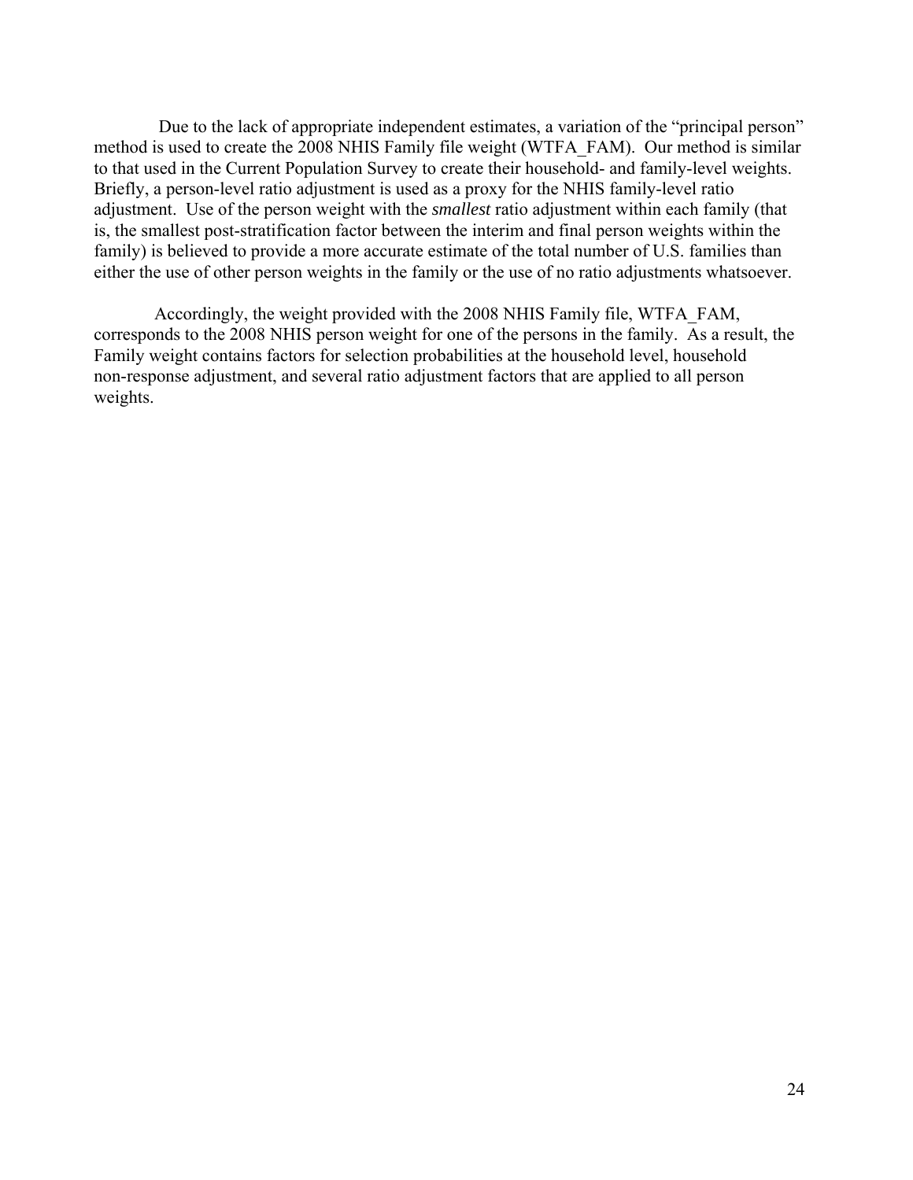Due to the lack of appropriate independent estimates, a variation of the "principal person" method is used to create the 2008 NHIS Family file weight (WTFA_FAM). Our method is similar to that used in the Current Population Survey to create their household- and family-level weights. Briefly, a person-level ratio adjustment is used as a proxy for the NHIS family-level ratio adjustment. Use of the person weight with the *smallest* ratio adjustment within each family (that is, the smallest post-stratification factor between the interim and final person weights within the family) is believed to provide a more accurate estimate of the total number of U.S. families than either the use of other person weights in the family or the use of no ratio adjustments whatsoever.

Accordingly, the weight provided with the 2008 NHIS Family file, WTFA_FAM, corresponds to the 2008 NHIS person weight for one of the persons in the family. As a result, the Family weight contains factors for selection probabilities at the household level, household non-response adjustment, and several ratio adjustment factors that are applied to all person weights.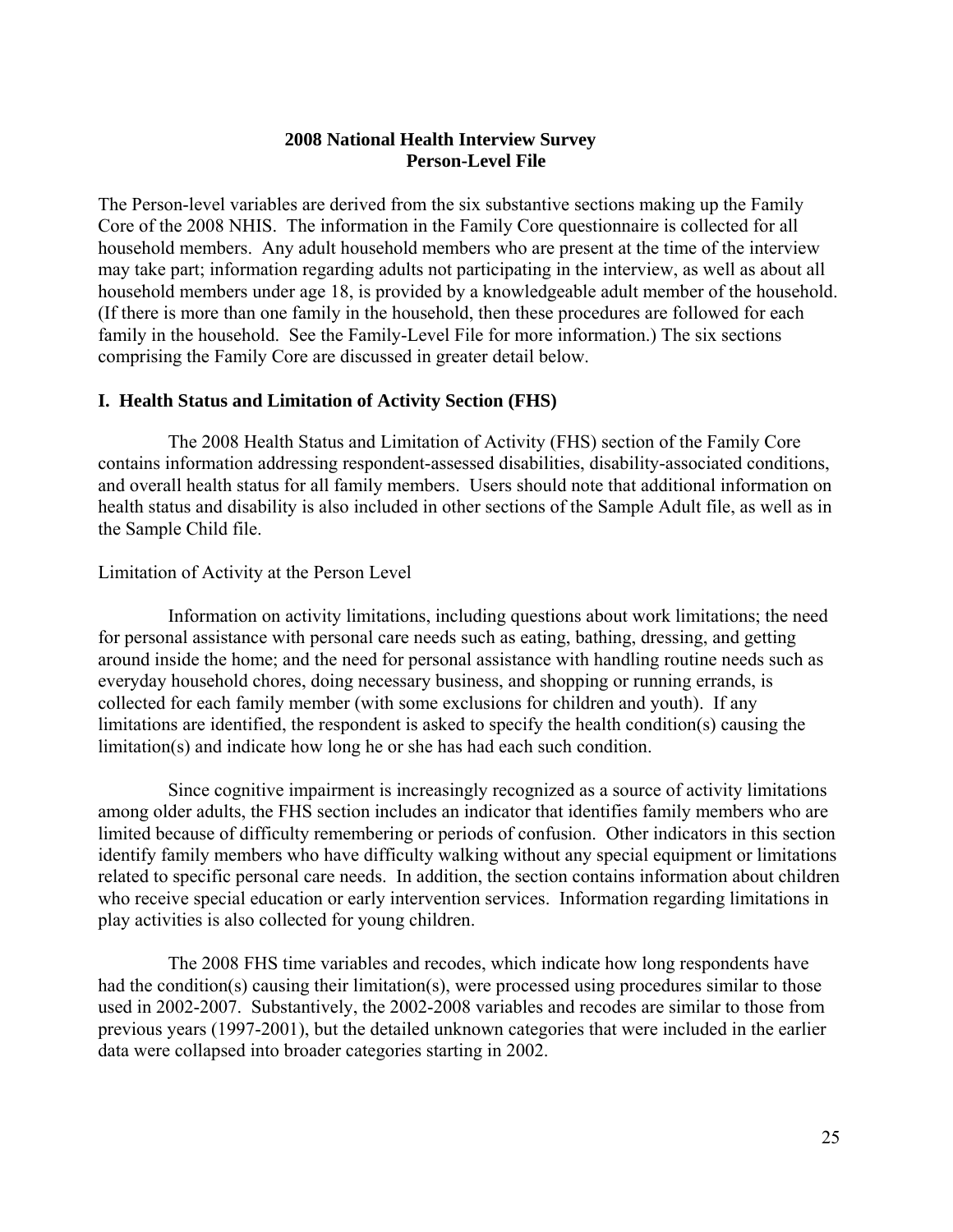# 2008 National Health Interview Survey
## Person-Level File

The Person-level variables are derived from the six substantive sections making up the Family Core of the 2008 NHIS. The information in the Family Core questionnaire is collected for all household members. Any adult household members who are present at the time of the interview may take part; information regarding adults not participating in the interview, as well as about all household members under age 18, is provided by a knowledgeable adult member of the household. (If there is more than one family in the household, then these procedures are followed for each family in the household. See the Family-Level File for more information.) The six sections comprising the Family Core are discussed in greater detail below.

### I. Health Status and Limitation of Activity Section (FHS)

The 2008 Health Status and Limitation of Activity (FHS) section of the Family Core contains information addressing respondent-assessed disabilities, disability-associated conditions, and overall health status for all family members. Users should note that additional information on health status and disability is also included in other sections of the Sample Adult file, as well as in the Sample Child file.

Limitation of Activity at the Person Level

Information on activity limitations, including questions about work limitations; the need for personal assistance with personal care needs such as eating, bathing, dressing, and getting around inside the home; and the need for personal assistance with handling routine needs such as everyday household chores, doing necessary business, and shopping or running errands, is collected for each family member (with some exclusions for children and youth). If any limitations are identified, the respondent is asked to specify the health condition(s) causing the limitation(s) and indicate how long he or she has had each such condition.

Since cognitive impairment is increasingly recognized as a source of activity limitations among older adults, the FHS section includes an indicator that identifies family members who are limited because of difficulty remembering or periods of confusion. Other indicators in this section identify family members who have difficulty walking without any special equipment or limitations related to specific personal care needs. In addition, the section contains information about children who receive special education or early intervention services. Information regarding limitations in play activities is also collected for young children.

The 2008 FHS time variables and recodes, which indicate how long respondents have had the condition(s) causing their limitation(s), were processed using procedures similar to those used in 2002-2007. Substantively, the 2002-2008 variables and recodes are similar to those from previous years (1997-2001), but the detailed unknown categories that were included in the earlier data were collapsed into broader categories starting in 2002.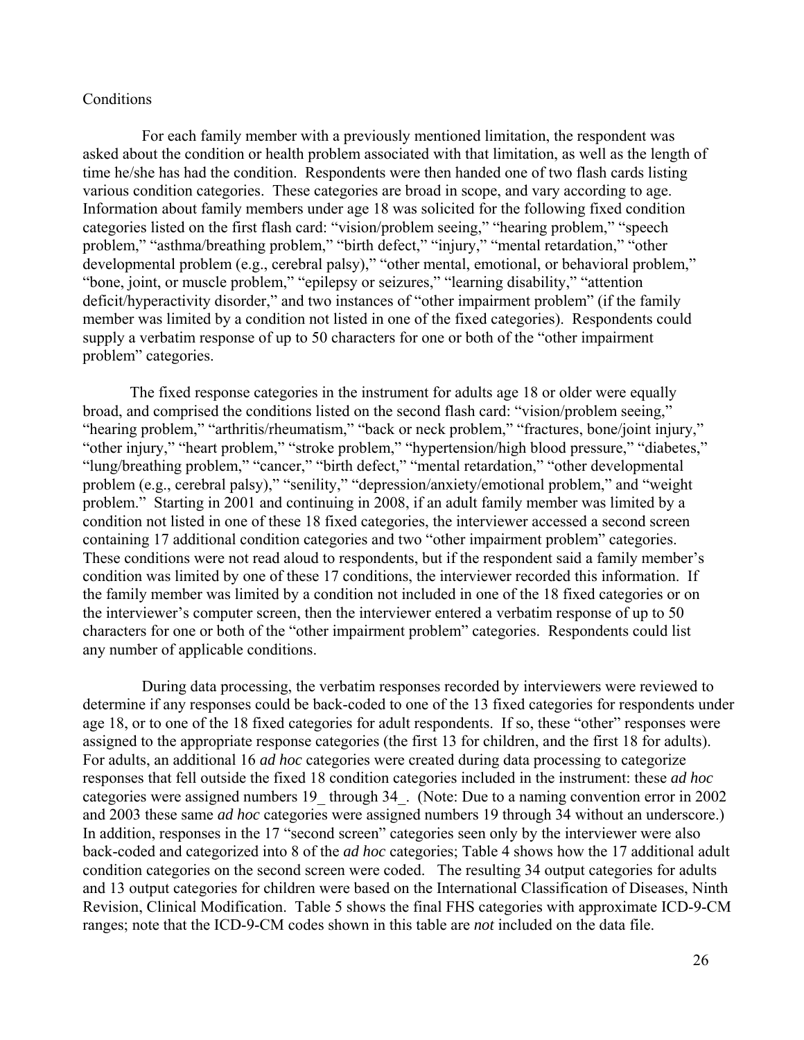## Conditions

For each family member with a previously mentioned limitation, the respondent was asked about the condition or health problem associated with that limitation, as well as the length of time he/she has had the condition. Respondents were then handed one of two flash cards listing various condition categories. These categories are broad in scope, and vary according to age. Information about family members under age 18 was solicited for the following fixed condition categories listed on the first flash card: "vision/problem seeing," "hearing problem," "speech problem," "asthma/breathing problem," "birth defect," "injury," "mental retardation," "other developmental problem (e.g., cerebral palsy)," "other mental, emotional, or behavioral problem," "bone, joint, or muscle problem," "epilepsy or seizures," "learning disability," "attention deficit/hyperactivity disorder," and two instances of "other impairment problem" (if the family member was limited by a condition not listed in one of the fixed categories). Respondents could supply a verbatim response of up to 50 characters for one or both of the "other impairment problem" categories.

The fixed response categories in the instrument for adults age 18 or older were equally broad, and comprised the conditions listed on the second flash card: "vision/problem seeing," "hearing problem," "arthritis/rheumatism," "back or neck problem," "fractures, bone/joint injury," "other injury," "heart problem," "stroke problem," "hypertension/high blood pressure," "diabetes," "lung/breathing problem," "cancer," "birth defect," "mental retardation," "other developmental problem (e.g., cerebral palsy)," "senility," "depression/anxiety/emotional problem," and "weight problem." Starting in 2001 and continuing in 2008, if an adult family member was limited by a condition not listed in one of these 18 fixed categories, the interviewer accessed a second screen containing 17 additional condition categories and two "other impairment problem" categories. These conditions were not read aloud to respondents, but if the respondent said a family member's condition was limited by one of these 17 conditions, the interviewer recorded this information. If the family member was limited by a condition not included in one of the 18 fixed categories or on the interviewer's computer screen, then the interviewer entered a verbatim response of up to 50 characters for one or both of the "other impairment problem" categories. Respondents could list any number of applicable conditions.

During data processing, the verbatim responses recorded by interviewers were reviewed to determine if any responses could be back-coded to one of the 13 fixed categories for respondents under age 18, or to one of the 18 fixed categories for adult respondents. If so, these "other" responses were assigned to the appropriate response categories (the first 13 for children, and the first 18 for adults). For adults, an additional 16 *ad hoc* categories were created during data processing to categorize responses that fell outside the fixed 18 condition categories included in the instrument: these *ad hoc* categories were assigned numbers 19_ through 34_. (Note: Due to a naming convention error in 2002 and 2003 these same *ad hoc* categories were assigned numbers 19 through 34 without an underscore.) In addition, responses in the 17 "second screen" categories seen only by the interviewer were also back-coded and categorized into 8 of the *ad hoc* categories; Table 4 shows how the 17 additional adult condition categories on the second screen were coded. The resulting 34 output categories for adults and 13 output categories for children were based on the International Classification of Diseases, Ninth Revision, Clinical Modification. Table 5 shows the final FHS categories with approximate ICD-9-CM ranges; note that the ICD-9-CM codes shown in this table are *not* included on the data file.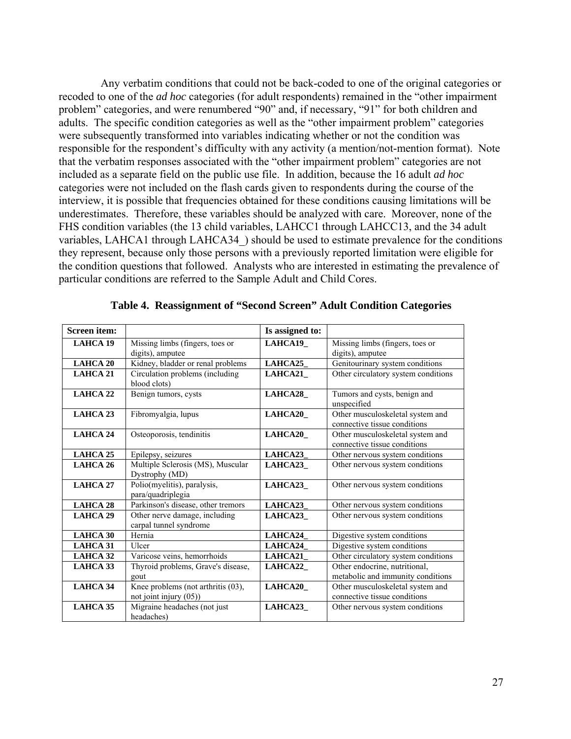Any verbatim conditions that could not be back-coded to one of the original categories or recoded to one of the *ad hoc* categories (for adult respondents) remained in the "other impairment problem" categories, and were renumbered "90" and, if necessary, "91" for both children and adults. The specific condition categories as well as the "other impairment problem" categories were subsequently transformed into variables indicating whether or not the condition was responsible for the respondent's difficulty with any activity (a mention/not-mention format). Note that the verbatim responses associated with the "other impairment problem" categories are not included as a separate field on the public use file. In addition, because the 16 adult *ad hoc* categories were not included on the flash cards given to respondents during the course of the interview, it is possible that frequencies obtained for these conditions causing limitations will be underestimates. Therefore, these variables should be analyzed with care. Moreover, none of the FHS condition variables (the 13 child variables, LAHCC1 through LAHCC13, and the 34 adult variables, LAHCA1 through LAHCA34_) should be used to estimate prevalence for the conditions they represent, because only those persons with a previously reported limitation were eligible for the condition questions that followed. Analysts who are interested in estimating the prevalence of particular conditions are referred to the Sample Adult and Child Cores.

**Table 4. Reassignment of "Second Screen" Adult Condition Categories**

| Screen item: | | Is assigned to: | |
|---|---|---|---|
| LAHCA 19 | Missing limbs (fingers, toes or digits), amputee | LAHCA19_ | Missing limbs (fingers, toes or digits), amputee |
| LAHCA 20 | Kidney, bladder or renal problems | LAHCA25_ | Genitourinary system conditions |
| LAHCA 21 | Circulation problems (including blood clots) | LAHCA21_ | Other circulatory system conditions |
| LAHCA 22 | Benign tumors, cysts | LAHCA28_ | Tumors and cysts, benign and unspecified |
| LAHCA 23 | Fibromyalgia, lupus | LAHCA20_ | Other musculoskeletal system and connective tissue conditions |
| LAHCA 24 | Osteoporosis, tendinitis | LAHCA20_ | Other musculoskeletal system and connective tissue conditions |
| LAHCA 25 | Epilepsy, seizures | LAHCA23_ | Other nervous system conditions |
| LAHCA 26 | Multiple Sclerosis (MS), Muscular Dystrophy (MD) | LAHCA23_ | Other nervous system conditions |
| LAHCA 27 | Polio(myelitis), paralysis, para/quadriplegia | LAHCA23_ | Other nervous system conditions |
| LAHCA 28 | Parkinson's disease, other tremors | LAHCA23_ | Other nervous system conditions |
| LAHCA 29 | Other nerve damage, including carpal tunnel syndrome | LAHCA23_ | Other nervous system conditions |
| LAHCA 30 | Hernia | LAHCA24_ | Digestive system conditions |
| LAHCA 31 | Ulcer | LAHCA24_ | Digestive system conditions |
| LAHCA 32 | Varicose veins, hemorrhoids | LAHCA21_ | Other circulatory system conditions |
| LAHCA 33 | Thyroid problems, Grave's disease, gout | LAHCA22_ | Other endocrine, nutritional, metabolic and immunity conditions |
| LAHCA 34 | Knee problems (not arthritis (03), not joint injury (05)) | LAHCA20_ | Other musculoskeletal system and connective tissue conditions |
| LAHCA 35 | Migraine headaches (not just headaches) | LAHCA23_ | Other nervous system conditions |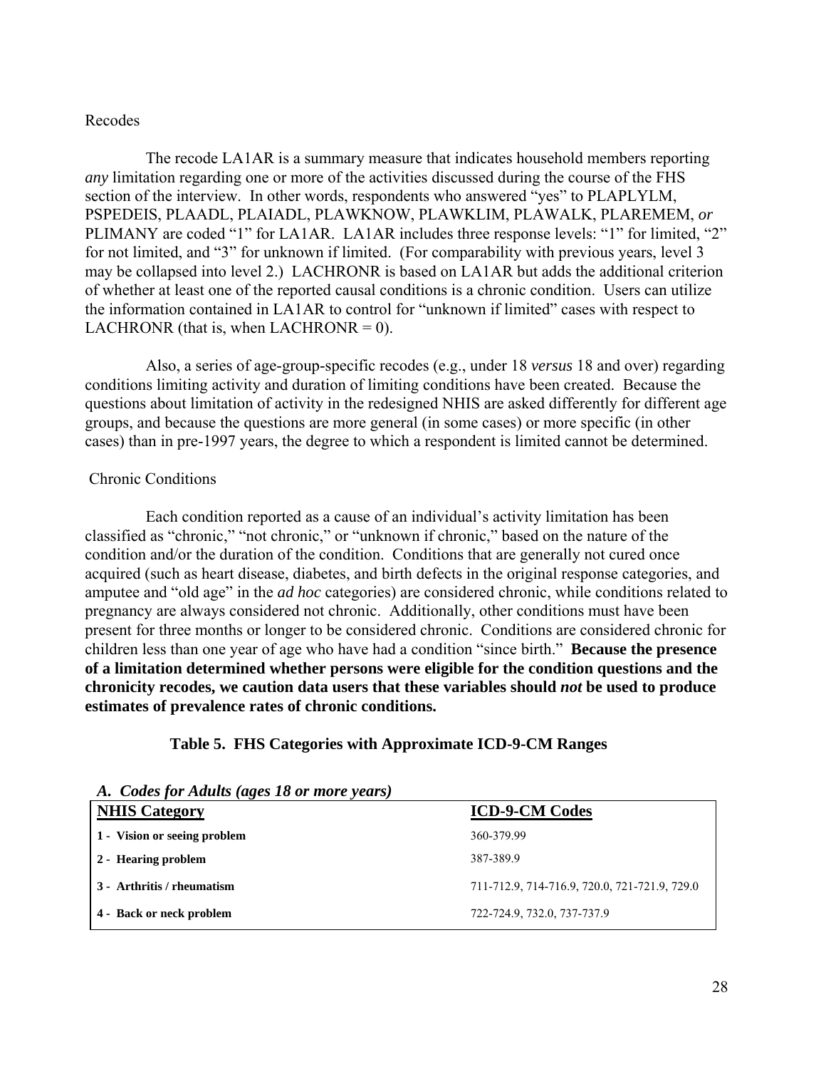Recodes

The recode LA1AR is a summary measure that indicates household members reporting *any* limitation regarding one or more of the activities discussed during the course of the FHS section of the interview. In other words, respondents who answered "yes" to PLAPLYLM, PSPEDEIS, PLAADL, PLAIADL, PLAWKNOW, PLAWKLIM, PLAWALK, PLAREMEM, *or* PLIMANY are coded "1" for LA1AR. LA1AR includes three response levels: "1" for limited, "2" for not limited, and "3" for unknown if limited. (For comparability with previous years, level 3 may be collapsed into level 2.) LACHRONR is based on LA1AR but adds the additional criterion of whether at least one of the reported causal conditions is a chronic condition. Users can utilize the information contained in LA1AR to control for "unknown if limited" cases with respect to LACHRONR (that is, when LACHRONR = 0).

Also, a series of age-group-specific recodes (e.g., under 18 *versus* 18 and over) regarding conditions limiting activity and duration of limiting conditions have been created. Because the questions about limitation of activity in the redesigned NHIS are asked differently for different age groups, and because the questions are more general (in some cases) or more specific (in other cases) than in pre-1997 years, the degree to which a respondent is limited cannot be determined.

Chronic Conditions

Each condition reported as a cause of an individual's activity limitation has been classified as "chronic," "not chronic," or "unknown if chronic," based on the nature of the condition and/or the duration of the condition. Conditions that are generally not cured once acquired (such as heart disease, diabetes, and birth defects in the original response categories, and amputee and "old age" in the *ad hoc* categories) are considered chronic, while conditions related to pregnancy are always considered not chronic. Additionally, other conditions must have been present for three months or longer to be considered chronic. Conditions are considered chronic for children less than one year of age who have had a condition "since birth." **Because the presence of a limitation determined whether persons were eligible for the condition questions and the chronicity recodes, we caution data users that these variables should *not* be used to produce estimates of prevalence rates of chronic conditions.**

**Table 5. FHS Categories with Approximate ICD-9-CM Ranges**

***A. Codes for Adults (ages 18 or more years)***

| NHIS Category | ICD-9-CM Codes |
|---|---|
| **1 - Vision or seeing problem** | 360-379.99 |
| **2 - Hearing problem** | 387-389.9 |
| **3 - Arthritis / rheumatism** | 711-712.9, 714-716.9, 720.0, 721-721.9, 729.0 |
| **4 - Back or neck problem** | 722-724.9, 732.0, 737-737.9 |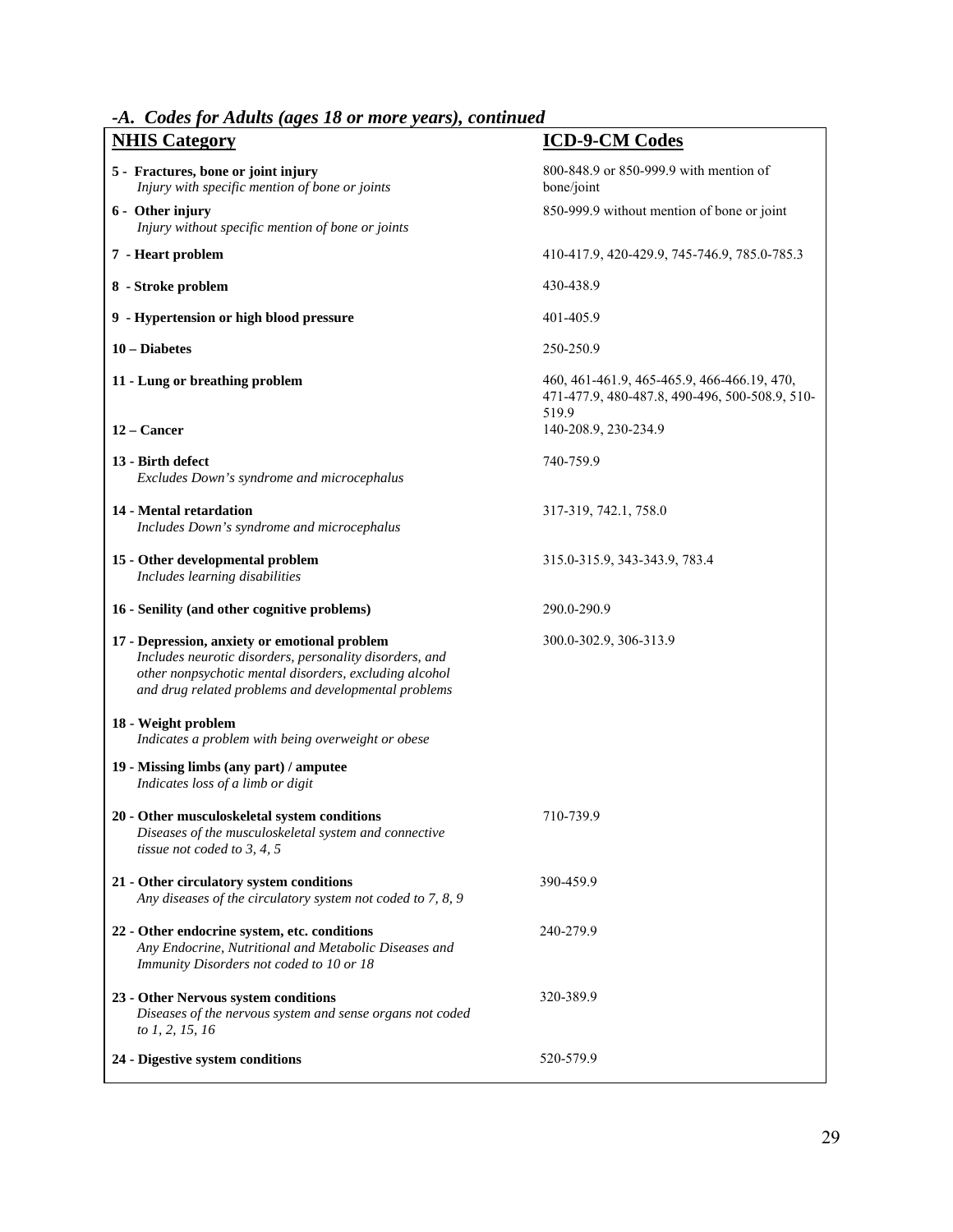### -A. Codes for Adults (ages 18 or more years), continued

| NHIS Category | ICD-9-CM Codes |
|---|---|
| **5 - Fractures, bone or joint injury**<br>*Injury with specific mention of bone or joints* | 800-848.9 or 850-999.9 with mention of bone/joint |
| **6 - Other injury**<br>*Injury without specific mention of bone or joints* | 850-999.9 without mention of bone or joint |
| **7 - Heart problem** | 410-417.9, 420-429.9, 745-746.9, 785.0-785.3 |
| **8 - Stroke problem** | 430-438.9 |
| **9 - Hypertension or high blood pressure** | 401-405.9 |
| **10 – Diabetes** | 250-250.9 |
| **11 - Lung or breathing problem** | 460, 461-461.9, 465-465.9, 466-466.19, 470, 471-477.9, 480-487.8, 490-496, 500-508.9, 510-519.9 |
| **12 – Cancer** | 140-208.9, 230-234.9 |
| **13 - Birth defect**<br>*Excludes Down's syndrome and microcephalus* | 740-759.9 |
| **14 - Mental retardation**<br>*Includes Down's syndrome and microcephalus* | 317-319, 742.1, 758.0 |
| **15 - Other developmental problem**<br>*Includes learning disabilities* | 315.0-315.9, 343-343.9, 783.4 |
| **16 - Senility (and other cognitive problems)** | 290.0-290.9 |
| **17 - Depression, anxiety or emotional problem**<br>*Includes neurotic disorders, personality disorders, and other nonpsychotic mental disorders, excluding alcohol and drug related problems and developmental problems* | 300.0-302.9, 306-313.9 |
| **18 - Weight problem**<br>*Indicates a problem with being overweight or obese* | |
| **19 - Missing limbs (any part) / amputee**<br>*Indicates loss of a limb or digit* | |
| **20 - Other musculoskeletal system conditions**<br>*Diseases of the musculoskeletal system and connective tissue not coded to 3, 4, 5* | 710-739.9 |
| **21 - Other circulatory system conditions**<br>*Any diseases of the circulatory system not coded to 7, 8, 9* | 390-459.9 |
| **22 - Other endocrine system, etc. conditions**<br>*Any Endocrine, Nutritional and Metabolic Diseases and Immunity Disorders not coded to 10 or 18* | 240-279.9 |
| **23 - Other Nervous system conditions**<br>*Diseases of the nervous system and sense organs not coded to 1, 2, 15, 16* | 320-389.9 |
| **24 - Digestive system conditions** | 520-579.9 |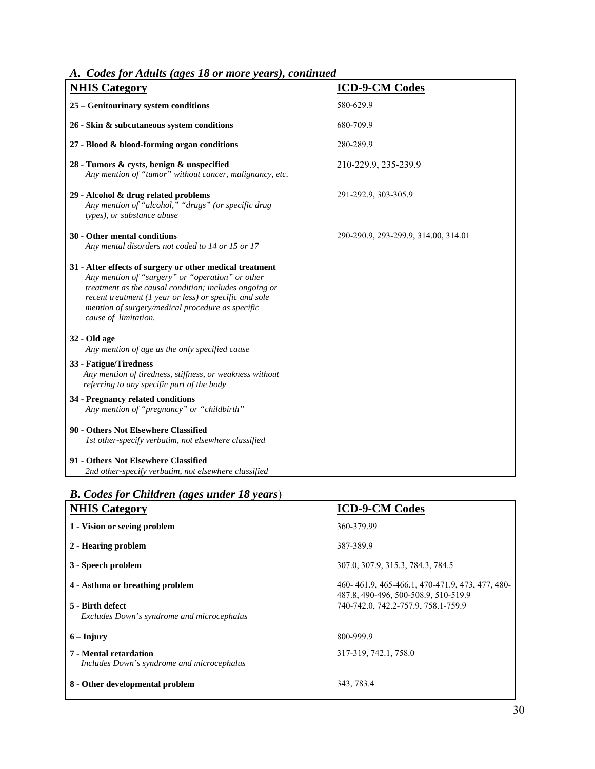### *A. Codes for Adults (ages 18 or more years), continued*

| NHIS Category | ICD-9-CM Codes |
|---|---|
| **25 – Genitourinary system conditions** | 580-629.9 |
| **26 - Skin & subcutaneous system conditions** | 680-709.9 |
| **27 - Blood & blood-forming organ conditions** | 280-289.9 |
| **28 - Tumors & cysts, benign & unspecified** *Any mention of "tumor" without cancer, malignancy, etc.* | 210-229.9, 235-239.9 |
| **29 - Alcohol & drug related problems** *Any mention of "alcohol," "drugs" (or specific drug types), or substance abuse* | 291-292.9, 303-305.9 |
| **30 - Other mental conditions** *Any mental disorders not coded to 14 or 15 or 17* | 290-290.9, 293-299.9, 314.00, 314.01 |
| **31 - After effects of surgery or other medical treatment** *Any mention of "surgery" or "operation" or other treatment as the causal condition; includes ongoing or recent treatment (1 year or less) or specific and sole mention of surgery/medical procedure as specific cause of limitation.* | |
| **32 - Old age** *Any mention of age as the only specified cause* | |
| **33 - Fatigue/Tiredness** *Any mention of tiredness, stiffness, or weakness without referring to any specific part of the body* | |
| **34 - Pregnancy related conditions** *Any mention of "pregnancy" or "childbirth"* | |
| **90 - Others Not Elsewhere Classified** *1st other-specify verbatim, not elsewhere classified* | |
| **91 - Others Not Elsewhere Classified** *2nd other-specify verbatim, not elsewhere classified* | |

### *B. Codes for Children (ages under 18 years)*

| NHIS Category | ICD-9-CM Codes |
|---|---|
| **1 - Vision or seeing problem** | 360-379.99 |
| **2 - Hearing problem** | 387-389.9 |
| **3 - Speech problem** | 307.0, 307.9, 315.3, 784.3, 784.5 |
| **4 - Asthma or breathing problem** | 460- 461.9, 465-466.1, 470-471.9, 473, 477, 480-487.8, 490-496, 500-508.9, 510-519.9 |
| **5 - Birth defect** *Excludes Down's syndrome and microcephalus* | 740-742.0, 742.2-757.9, 758.1-759.9 |
| **6 – Injury** | 800-999.9 |
| **7 - Mental retardation** *Includes Down's syndrome and microcephalus* | 317-319, 742.1, 758.0 |
| **8 - Other developmental problem** | 343, 783.4 |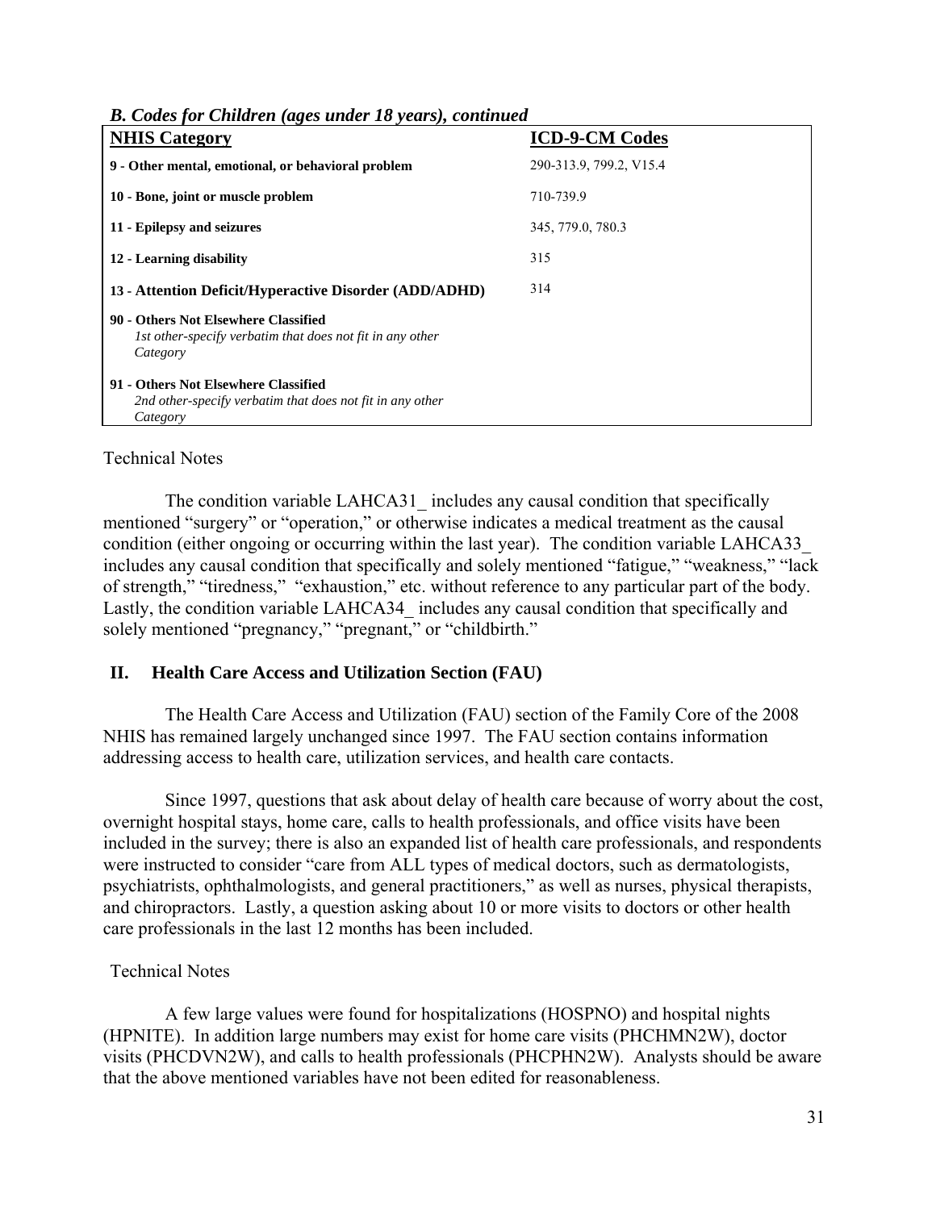*B. Codes for Children (ages under 18 years), continued*

| NHIS Category | ICD-9-CM Codes |
|---|---|
| **9 - Other mental, emotional, or behavioral problem** | 290-313.9, 799.2, V15.4 |
| **10 - Bone, joint or muscle problem** | 710-739.9 |
| **11 - Epilepsy and seizures** | 345, 779.0, 780.3 |
| **12 - Learning disability** | 315 |
| **13 - Attention Deficit/Hyperactive Disorder (ADD/ADHD)** | 314 |
| **90 - Others Not Elsewhere Classified** *1st other-specify verbatim that does not fit in any other Category* | |
| **91 - Others Not Elsewhere Classified** *2nd other-specify verbatim that does not fit in any other Category* | |

Technical Notes

The condition variable LAHCA31_ includes any causal condition that specifically mentioned "surgery" or "operation," or otherwise indicates a medical treatment as the causal condition (either ongoing or occurring within the last year). The condition variable LAHCA33_ includes any causal condition that specifically and solely mentioned "fatigue," "weakness," "lack of strength," "tiredness," "exhaustion," etc. without reference to any particular part of the body. Lastly, the condition variable LAHCA34_ includes any causal condition that specifically and solely mentioned "pregnancy," "pregnant," or "childbirth."

## II. Health Care Access and Utilization Section (FAU)

The Health Care Access and Utilization (FAU) section of the Family Core of the 2008 NHIS has remained largely unchanged since 1997. The FAU section contains information addressing access to health care, utilization services, and health care contacts.

Since 1997, questions that ask about delay of health care because of worry about the cost, overnight hospital stays, home care, calls to health professionals, and office visits have been included in the survey; there is also an expanded list of health care professionals, and respondents were instructed to consider "care from ALL types of medical doctors, such as dermatologists, psychiatrists, ophthalmologists, and general practitioners," as well as nurses, physical therapists, and chiropractors. Lastly, a question asking about 10 or more visits to doctors or other health care professionals in the last 12 months has been included.

Technical Notes

A few large values were found for hospitalizations (HOSPNO) and hospital nights (HPNITE). In addition large numbers may exist for home care visits (PHCHMN2W), doctor visits (PHCDVN2W), and calls to health professionals (PHCPHN2W). Analysts should be aware that the above mentioned variables have not been edited for reasonableness.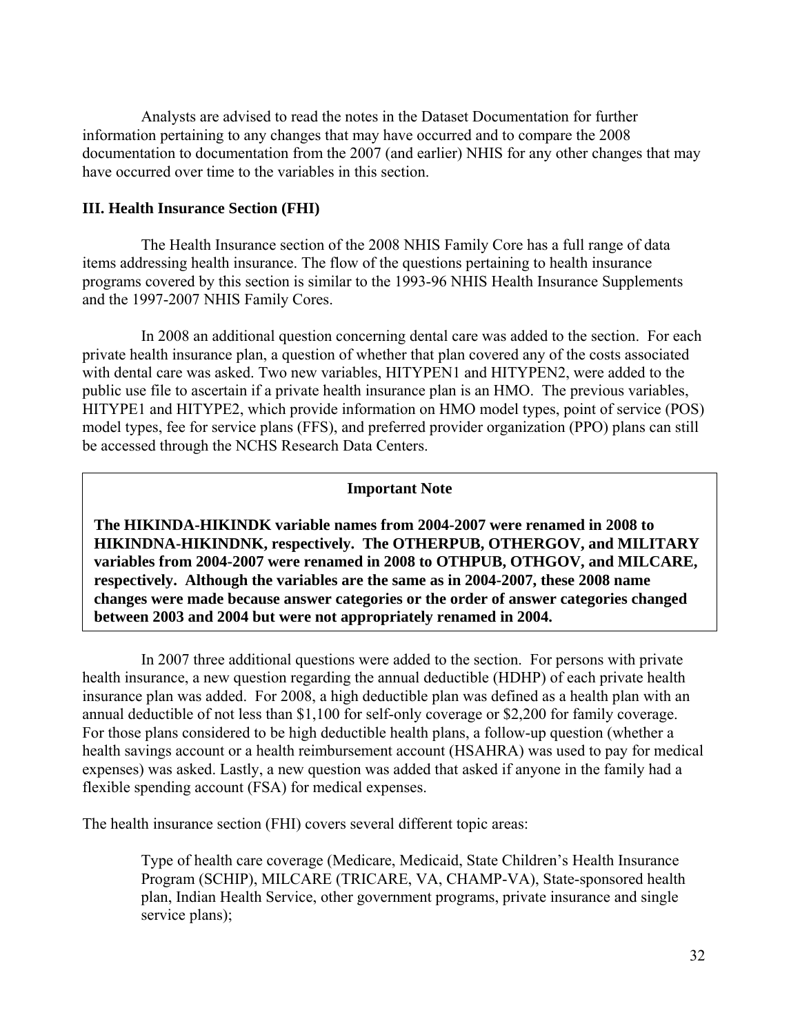Analysts are advised to read the notes in the Dataset Documentation for further information pertaining to any changes that may have occurred and to compare the 2008 documentation to documentation from the 2007 (and earlier) NHIS for any other changes that may have occurred over time to the variables in this section.

### III. Health Insurance Section (FHI)

The Health Insurance section of the 2008 NHIS Family Core has a full range of data items addressing health insurance. The flow of the questions pertaining to health insurance programs covered by this section is similar to the 1993-96 NHIS Health Insurance Supplements and the 1997-2007 NHIS Family Cores.

In 2008 an additional question concerning dental care was added to the section. For each private health insurance plan, a question of whether that plan covered any of the costs associated with dental care was asked. Two new variables, HITYPEN1 and HITYPEN2, were added to the public use file to ascertain if a private health insurance plan is an HMO. The previous variables, HITYPE1 and HITYPE2, which provide information on HMO model types, point of service (POS) model types, fee for service plans (FFS), and preferred provider organization (PPO) plans can still be accessed through the NCHS Research Data Centers.

> **Important Note**
>
> **The HIKINDA-HIKINDK variable names from 2004-2007 were renamed in 2008 to HIKINDNA-HIKINDNK, respectively. The OTHERPUB, OTHERGOV, and MILITARY variables from 2004-2007 were renamed in 2008 to OTHPUB, OTHGOV, and MILCARE, respectively. Although the variables are the same as in 2004-2007, these 2008 name changes were made because answer categories or the order of answer categories changed between 2003 and 2004 but were not appropriately renamed in 2004.**

In 2007 three additional questions were added to the section. For persons with private health insurance, a new question regarding the annual deductible (HDHP) of each private health insurance plan was added. For 2008, a high deductible plan was defined as a health plan with an annual deductible of not less than $1,100 for self-only coverage or $2,200 for family coverage. For those plans considered to be high deductible health plans, a follow-up question (whether a health savings account or a health reimbursement account (HSAHRA) was used to pay for medical expenses) was asked. Lastly, a new question was added that asked if anyone in the family had a flexible spending account (FSA) for medical expenses.

The health insurance section (FHI) covers several different topic areas:

Type of health care coverage (Medicare, Medicaid, State Children's Health Insurance Program (SCHIP), MILCARE (TRICARE, VA, CHAMP-VA), State-sponsored health plan, Indian Health Service, other government programs, private insurance and single service plans);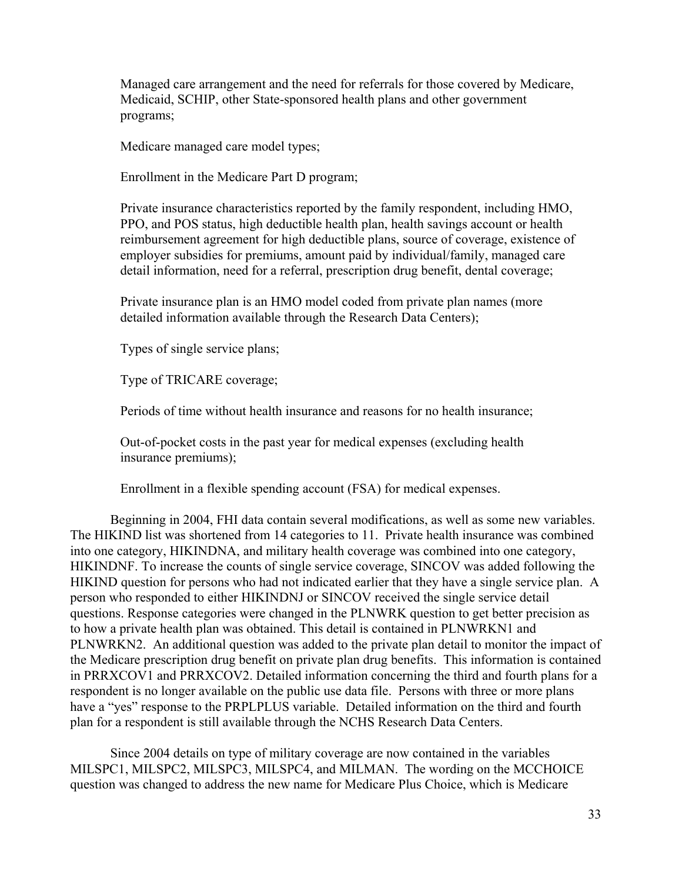Managed care arrangement and the need for referrals for those covered by Medicare, Medicaid, SCHIP, other State-sponsored health plans and other government programs;

Medicare managed care model types;

Enrollment in the Medicare Part D program;

Private insurance characteristics reported by the family respondent, including HMO, PPO, and POS status, high deductible health plan, health savings account or health reimbursement agreement for high deductible plans, source of coverage, existence of employer subsidies for premiums, amount paid by individual/family, managed care detail information, need for a referral, prescription drug benefit, dental coverage;

Private insurance plan is an HMO model coded from private plan names (more detailed information available through the Research Data Centers);

Types of single service plans;

Type of TRICARE coverage;

Periods of time without health insurance and reasons for no health insurance;

Out-of-pocket costs in the past year for medical expenses (excluding health insurance premiums);

Enrollment in a flexible spending account (FSA) for medical expenses.

Beginning in 2004, FHI data contain several modifications, as well as some new variables. The HIKIND list was shortened from 14 categories to 11. Private health insurance was combined into one category, HIKINDNA, and military health coverage was combined into one category, HIKINDNF. To increase the counts of single service coverage, SINCOV was added following the HIKIND question for persons who had not indicated earlier that they have a single service plan. A person who responded to either HIKINDNJ or SINCOV received the single service detail questions. Response categories were changed in the PLNWRK question to get better precision as to how a private health plan was obtained. This detail is contained in PLNWRKN1 and PLNWRKN2. An additional question was added to the private plan detail to monitor the impact of the Medicare prescription drug benefit on private plan drug benefits. This information is contained in PRRXCOV1 and PRRXCOV2. Detailed information concerning the third and fourth plans for a respondent is no longer available on the public use data file. Persons with three or more plans have a "yes" response to the PRPLPLUS variable. Detailed information on the third and fourth plan for a respondent is still available through the NCHS Research Data Centers.

Since 2004 details on type of military coverage are now contained in the variables MILSPC1, MILSPC2, MILSPC3, MILSPC4, and MILMAN. The wording on the MCCHOICE question was changed to address the new name for Medicare Plus Choice, which is Medicare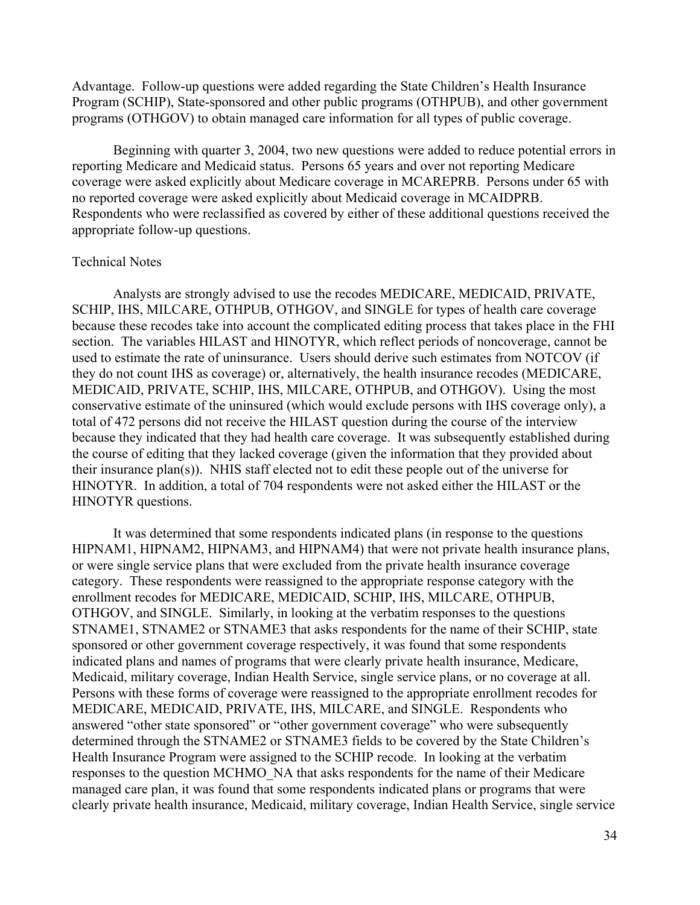Advantage. Follow-up questions were added regarding the State Children's Health Insurance Program (SCHIP), State-sponsored and other public programs (OTHPUB), and other government programs (OTHGOV) to obtain managed care information for all types of public coverage.

Beginning with quarter 3, 2004, two new questions were added to reduce potential errors in reporting Medicare and Medicaid status. Persons 65 years and over not reporting Medicare coverage were asked explicitly about Medicare coverage in MCAREPRB. Persons under 65 with no reported coverage were asked explicitly about Medicaid coverage in MCAIDPRB. Respondents who were reclassified as covered by either of these additional questions received the appropriate follow-up questions.

Technical Notes

Analysts are strongly advised to use the recodes MEDICARE, MEDICAID, PRIVATE, SCHIP, IHS, MILCARE, OTHPUB, OTHGOV, and SINGLE for types of health care coverage because these recodes take into account the complicated editing process that takes place in the FHI section. The variables HILAST and HINOTYR, which reflect periods of noncoverage, cannot be used to estimate the rate of uninsurance. Users should derive such estimates from NOTCOV (if they do not count IHS as coverage) or, alternatively, the health insurance recodes (MEDICARE, MEDICAID, PRIVATE, SCHIP, IHS, MILCARE, OTHPUB, and OTHGOV). Using the most conservative estimate of the uninsured (which would exclude persons with IHS coverage only), a total of 472 persons did not receive the HILAST question during the course of the interview because they indicated that they had health care coverage. It was subsequently established during the course of editing that they lacked coverage (given the information that they provided about their insurance plan(s)). NHIS staff elected not to edit these people out of the universe for HINOTYR. In addition, a total of 704 respondents were not asked either the HILAST or the HINOTYR questions.

It was determined that some respondents indicated plans (in response to the questions HIPNAM1, HIPNAM2, HIPNAM3, and HIPNAM4) that were not private health insurance plans, or were single service plans that were excluded from the private health insurance coverage category. These respondents were reassigned to the appropriate response category with the enrollment recodes for MEDICARE, MEDICAID, SCHIP, IHS, MILCARE, OTHPUB, OTHGOV, and SINGLE. Similarly, in looking at the verbatim responses to the questions STNAME1, STNAME2 or STNAME3 that asks respondents for the name of their SCHIP, state sponsored or other government coverage respectively, it was found that some respondents indicated plans and names of programs that were clearly private health insurance, Medicare, Medicaid, military coverage, Indian Health Service, single service plans, or no coverage at all. Persons with these forms of coverage were reassigned to the appropriate enrollment recodes for MEDICARE, MEDICAID, PRIVATE, IHS, MILCARE, and SINGLE. Respondents who answered "other state sponsored" or "other government coverage" who were subsequently determined through the STNAME2 or STNAME3 fields to be covered by the State Children's Health Insurance Program were assigned to the SCHIP recode. In looking at the verbatim responses to the question MCHMO_NA that asks respondents for the name of their Medicare managed care plan, it was found that some respondents indicated plans or programs that were clearly private health insurance, Medicaid, military coverage, Indian Health Service, single service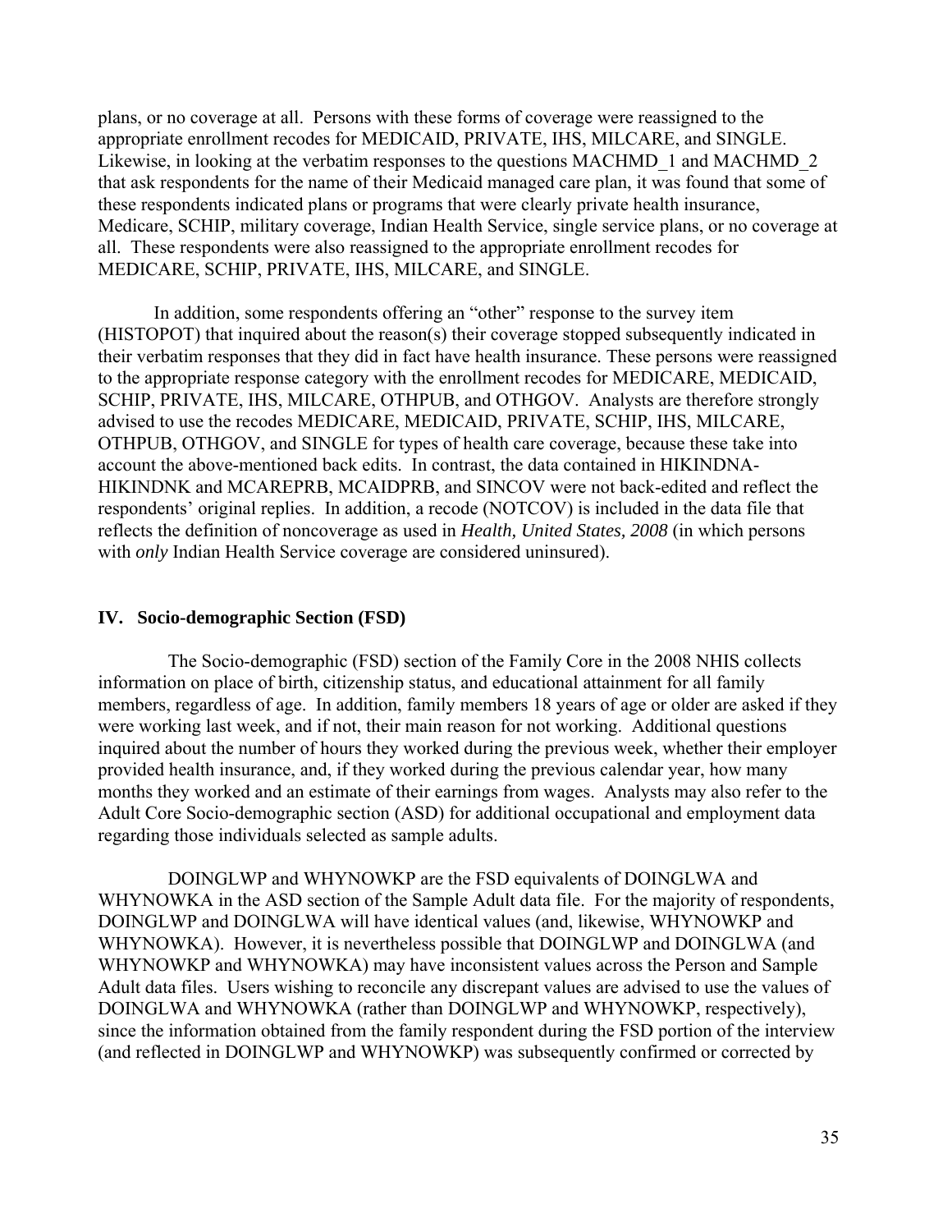plans, or no coverage at all. Persons with these forms of coverage were reassigned to the appropriate enrollment recodes for MEDICAID, PRIVATE, IHS, MILCARE, and SINGLE. Likewise, in looking at the verbatim responses to the questions MACHMD_1 and MACHMD_2 that ask respondents for the name of their Medicaid managed care plan, it was found that some of these respondents indicated plans or programs that were clearly private health insurance, Medicare, SCHIP, military coverage, Indian Health Service, single service plans, or no coverage at all. These respondents were also reassigned to the appropriate enrollment recodes for MEDICARE, SCHIP, PRIVATE, IHS, MILCARE, and SINGLE.

In addition, some respondents offering an "other" response to the survey item (HISTOPOT) that inquired about the reason(s) their coverage stopped subsequently indicated in their verbatim responses that they did in fact have health insurance. These persons were reassigned to the appropriate response category with the enrollment recodes for MEDICARE, MEDICAID, SCHIP, PRIVATE, IHS, MILCARE, OTHPUB, and OTHGOV. Analysts are therefore strongly advised to use the recodes MEDICARE, MEDICAID, PRIVATE, SCHIP, IHS, MILCARE, OTHPUB, OTHGOV, and SINGLE for types of health care coverage, because these take into account the above-mentioned back edits. In contrast, the data contained in HIKINDNA-HIKINDNK and MCAREPRB, MCAIDPRB, and SINCOV were not back-edited and reflect the respondents' original replies. In addition, a recode (NOTCOV) is included in the data file that reflects the definition of noncoverage as used in *Health, United States, 2008* (in which persons with *only* Indian Health Service coverage are considered uninsured).

## IV. Socio-demographic Section (FSD)

The Socio-demographic (FSD) section of the Family Core in the 2008 NHIS collects information on place of birth, citizenship status, and educational attainment for all family members, regardless of age. In addition, family members 18 years of age or older are asked if they were working last week, and if not, their main reason for not working. Additional questions inquired about the number of hours they worked during the previous week, whether their employer provided health insurance, and, if they worked during the previous calendar year, how many months they worked and an estimate of their earnings from wages. Analysts may also refer to the Adult Core Socio-demographic section (ASD) for additional occupational and employment data regarding those individuals selected as sample adults.

DOINGLWP and WHYNOWKP are the FSD equivalents of DOINGLWA and WHYNOWKA in the ASD section of the Sample Adult data file. For the majority of respondents, DOINGLWP and DOINGLWA will have identical values (and, likewise, WHYNOWKP and WHYNOWKA). However, it is nevertheless possible that DOINGLWP and DOINGLWA (and WHYNOWKP and WHYNOWKA) may have inconsistent values across the Person and Sample Adult data files. Users wishing to reconcile any discrepant values are advised to use the values of DOINGLWA and WHYNOWKA (rather than DOINGLWP and WHYNOWKP, respectively), since the information obtained from the family respondent during the FSD portion of the interview (and reflected in DOINGLWP and WHYNOWKP) was subsequently confirmed or corrected by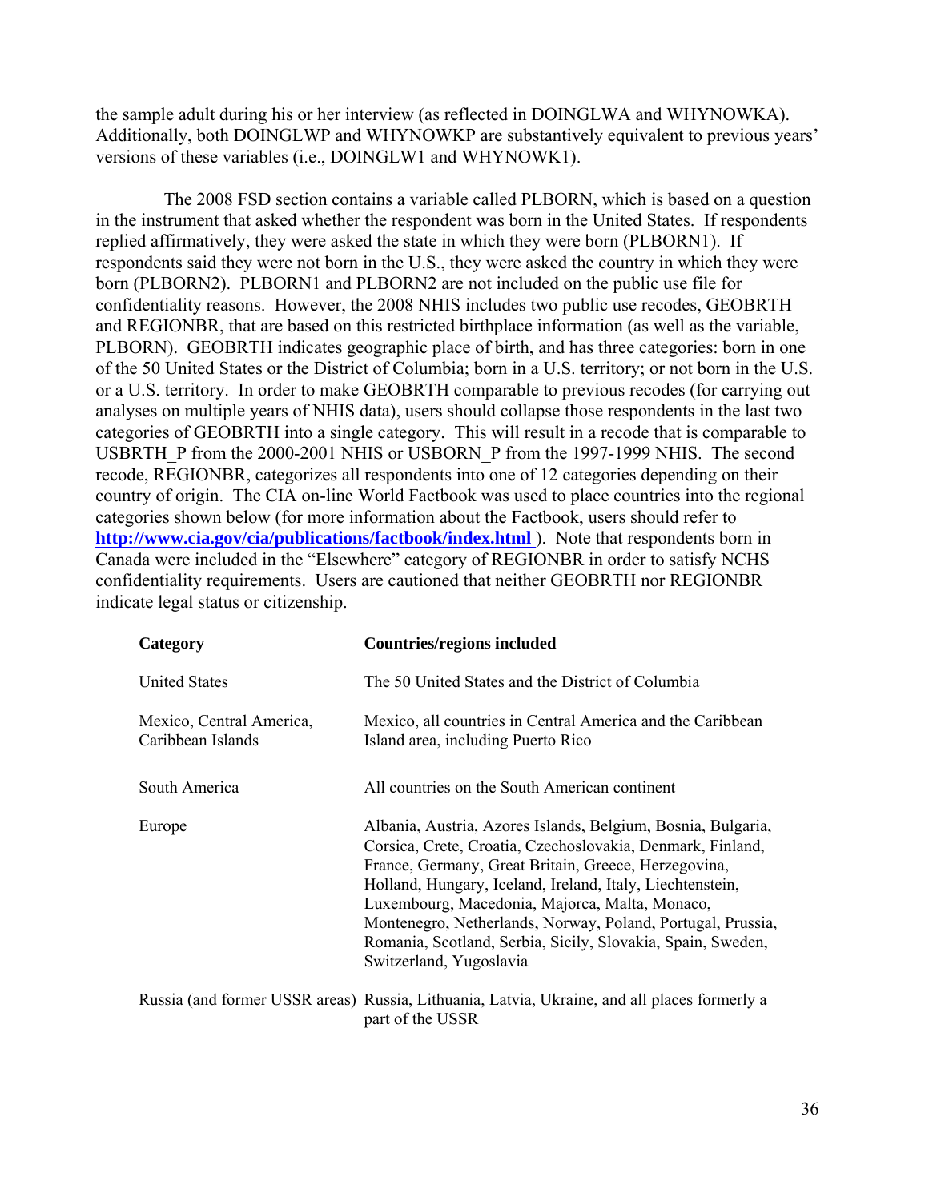the sample adult during his or her interview (as reflected in DOINGLWA and WHYNOWKA). Additionally, both DOINGLWP and WHYNOWKP are substantively equivalent to previous years' versions of these variables (i.e., DOINGLW1 and WHYNOWK1).

The 2008 FSD section contains a variable called PLBORN, which is based on a question in the instrument that asked whether the respondent was born in the United States. If respondents replied affirmatively, they were asked the state in which they were born (PLBORN1). If respondents said they were not born in the U.S., they were asked the country in which they were born (PLBORN2). PLBORN1 and PLBORN2 are not included on the public use file for confidentiality reasons. However, the 2008 NHIS includes two public use recodes, GEOBRTH and REGIONBR, that are based on this restricted birthplace information (as well as the variable, PLBORN). GEOBRTH indicates geographic place of birth, and has three categories: born in one of the 50 United States or the District of Columbia; born in a U.S. territory; or not born in the U.S. or a U.S. territory. In order to make GEOBRTH comparable to previous recodes (for carrying out analyses on multiple years of NHIS data), users should collapse those respondents in the last two categories of GEOBRTH into a single category. This will result in a recode that is comparable to USBRTH_P from the 2000-2001 NHIS or USBORN_P from the 1997-1999 NHIS. The second recode, REGIONBR, categorizes all respondents into one of 12 categories depending on their country of origin. The CIA on-line World Factbook was used to place countries into the regional categories shown below (for more information about the Factbook, users should refer to **http://www.cia.gov/cia/publications/factbook/index.html** ). Note that respondents born in Canada were included in the "Elsewhere" category of REGIONBR in order to satisfy NCHS confidentiality requirements. Users are cautioned that neither GEOBRTH nor REGIONBR indicate legal status or citizenship.

| **Category** | **Countries/regions included** |
|---|---|
| United States | The 50 United States and the District of Columbia |
| Mexico, Central America, Caribbean Islands | Mexico, all countries in Central America and the Caribbean Island area, including Puerto Rico |
| South America | All countries on the South American continent |
| Europe | Albania, Austria, Azores Islands, Belgium, Bosnia, Bulgaria, Corsica, Crete, Croatia, Czechoslovakia, Denmark, Finland, France, Germany, Great Britain, Greece, Herzegovina, Holland, Hungary, Iceland, Ireland, Italy, Liechtenstein, Luxembourg, Macedonia, Majorca, Malta, Monaco, Montenegro, Netherlands, Norway, Poland, Portugal, Prussia, Romania, Scotland, Serbia, Sicily, Slovakia, Spain, Sweden, Switzerland, Yugoslavia |
| Russia (and former USSR areas) | Russia, Lithuania, Latvia, Ukraine, and all places formerly a part of the USSR |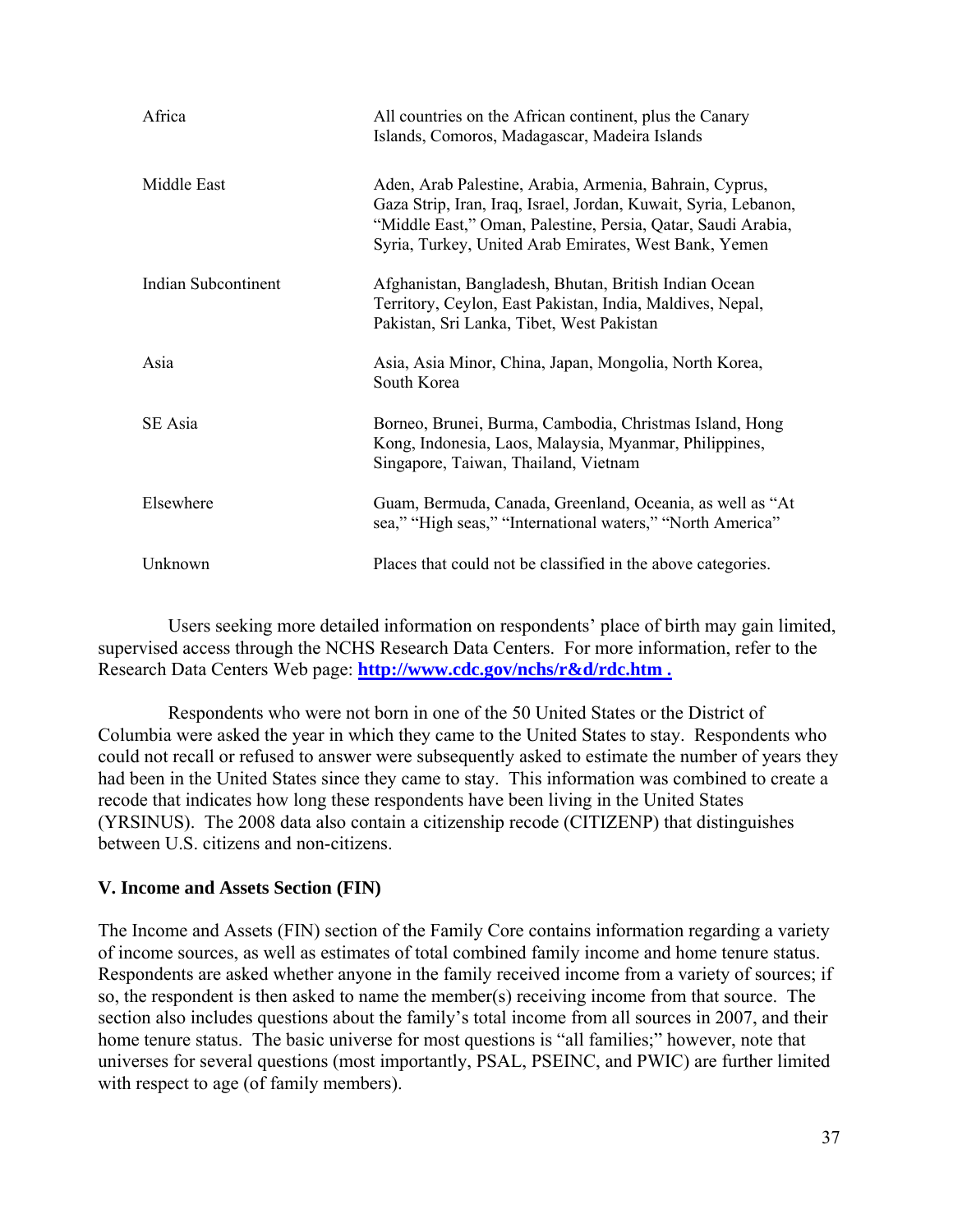| | |
|---|---|
| Africa | All countries on the African continent, plus the Canary Islands, Comoros, Madagascar, Madeira Islands |
| Middle East | Aden, Arab Palestine, Arabia, Armenia, Bahrain, Cyprus, Gaza Strip, Iran, Iraq, Israel, Jordan, Kuwait, Syria, Lebanon, "Middle East," Oman, Palestine, Persia, Qatar, Saudi Arabia, Syria, Turkey, United Arab Emirates, West Bank, Yemen |
| Indian Subcontinent | Afghanistan, Bangladesh, Bhutan, British Indian Ocean Territory, Ceylon, East Pakistan, India, Maldives, Nepal, Pakistan, Sri Lanka, Tibet, West Pakistan |
| Asia | Asia, Asia Minor, China, Japan, Mongolia, North Korea, South Korea |
| SE Asia | Borneo, Brunei, Burma, Cambodia, Christmas Island, Hong Kong, Indonesia, Laos, Malaysia, Myanmar, Philippines, Singapore, Taiwan, Thailand, Vietnam |
| Elsewhere | Guam, Bermuda, Canada, Greenland, Oceania, as well as "At sea," "High seas," "International waters," "North America" |
| Unknown | Places that could not be classified in the above categories. |

Users seeking more detailed information on respondents' place of birth may gain limited, supervised access through the NCHS Research Data Centers. For more information, refer to the Research Data Centers Web page: **http://www.cdc.gov/nchs/r&d/rdc.htm .**

Respondents who were not born in one of the 50 United States or the District of Columbia were asked the year in which they came to the United States to stay. Respondents who could not recall or refused to answer were subsequently asked to estimate the number of years they had been in the United States since they came to stay. This information was combined to create a recode that indicates how long these respondents have been living in the United States (YRSINUS). The 2008 data also contain a citizenship recode (CITIZENP) that distinguishes between U.S. citizens and non-citizens.

## V. Income and Assets Section (FIN)

The Income and Assets (FIN) section of the Family Core contains information regarding a variety of income sources, as well as estimates of total combined family income and home tenure status. Respondents are asked whether anyone in the family received income from a variety of sources; if so, the respondent is then asked to name the member(s) receiving income from that source. The section also includes questions about the family's total income from all sources in 2007, and their home tenure status. The basic universe for most questions is "all families;" however, note that universes for several questions (most importantly, PSAL, PSEINC, and PWIC) are further limited with respect to age (of family members).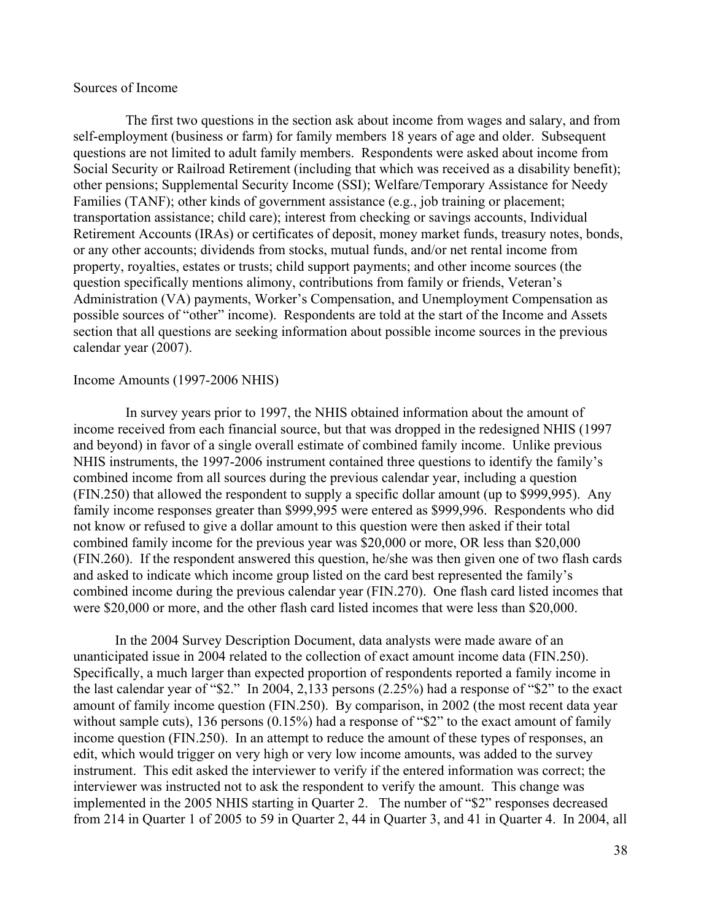Sources of Income

The first two questions in the section ask about income from wages and salary, and from self-employment (business or farm) for family members 18 years of age and older. Subsequent questions are not limited to adult family members. Respondents were asked about income from Social Security or Railroad Retirement (including that which was received as a disability benefit); other pensions; Supplemental Security Income (SSI); Welfare/Temporary Assistance for Needy Families (TANF); other kinds of government assistance (e.g., job training or placement; transportation assistance; child care); interest from checking or savings accounts, Individual Retirement Accounts (IRAs) or certificates of deposit, money market funds, treasury notes, bonds, or any other accounts; dividends from stocks, mutual funds, and/or net rental income from property, royalties, estates or trusts; child support payments; and other income sources (the question specifically mentions alimony, contributions from family or friends, Veteran's Administration (VA) payments, Worker's Compensation, and Unemployment Compensation as possible sources of "other" income). Respondents are told at the start of the Income and Assets section that all questions are seeking information about possible income sources in the previous calendar year (2007).

Income Amounts (1997-2006 NHIS)

In survey years prior to 1997, the NHIS obtained information about the amount of income received from each financial source, but that was dropped in the redesigned NHIS (1997 and beyond) in favor of a single overall estimate of combined family income. Unlike previous NHIS instruments, the 1997-2006 instrument contained three questions to identify the family's combined income from all sources during the previous calendar year, including a question (FIN.250) that allowed the respondent to supply a specific dollar amount (up to $999,995). Any family income responses greater than $999,995 were entered as $999,996. Respondents who did not know or refused to give a dollar amount to this question were then asked if their total combined family income for the previous year was $20,000 or more, OR less than $20,000 (FIN.260). If the respondent answered this question, he/she was then given one of two flash cards and asked to indicate which income group listed on the card best represented the family's combined income during the previous calendar year (FIN.270). One flash card listed incomes that were $20,000 or more, and the other flash card listed incomes that were less than $20,000.

In the 2004 Survey Description Document, data analysts were made aware of an unanticipated issue in 2004 related to the collection of exact amount income data (FIN.250). Specifically, a much larger than expected proportion of respondents reported a family income in the last calendar year of "$2." In 2004, 2,133 persons (2.25%) had a response of "$2" to the exact amount of family income question (FIN.250). By comparison, in 2002 (the most recent data year without sample cuts), 136 persons (0.15%) had a response of "$2" to the exact amount of family income question (FIN.250). In an attempt to reduce the amount of these types of responses, an edit, which would trigger on very high or very low income amounts, was added to the survey instrument. This edit asked the interviewer to verify if the entered information was correct; the interviewer was instructed not to ask the respondent to verify the amount. This change was implemented in the 2005 NHIS starting in Quarter 2. The number of "$2" responses decreased from 214 in Quarter 1 of 2005 to 59 in Quarter 2, 44 in Quarter 3, and 41 in Quarter 4. In 2004, all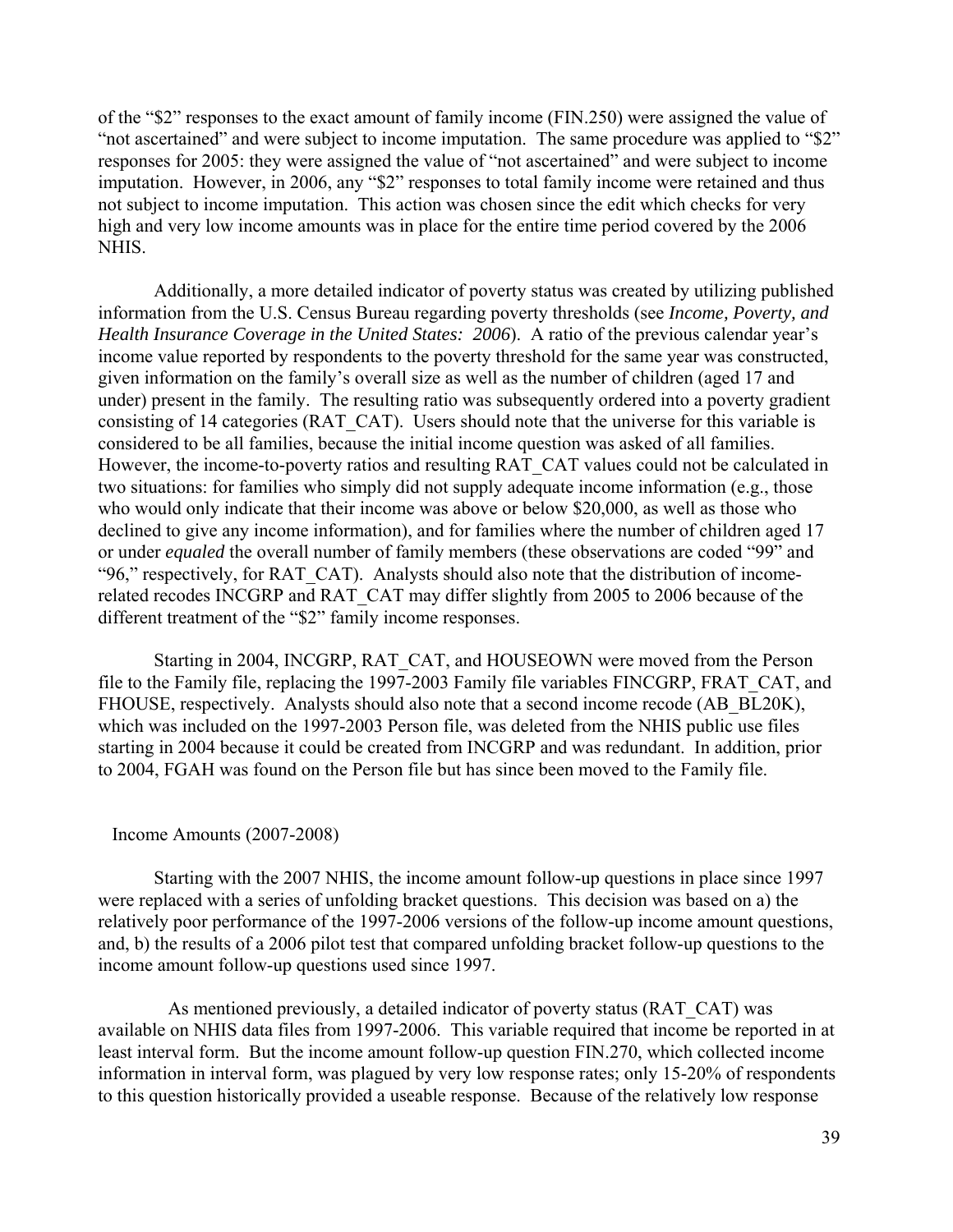of the "$2" responses to the exact amount of family income (FIN.250) were assigned the value of "not ascertained" and were subject to income imputation. The same procedure was applied to "$2" responses for 2005: they were assigned the value of "not ascertained" and were subject to income imputation. However, in 2006, any "$2" responses to total family income were retained and thus not subject to income imputation. This action was chosen since the edit which checks for very high and very low income amounts was in place for the entire time period covered by the 2006 NHIS.

Additionally, a more detailed indicator of poverty status was created by utilizing published information from the U.S. Census Bureau regarding poverty thresholds (see *Income, Poverty, and Health Insurance Coverage in the United States: 2006*). A ratio of the previous calendar year's income value reported by respondents to the poverty threshold for the same year was constructed, given information on the family's overall size as well as the number of children (aged 17 and under) present in the family. The resulting ratio was subsequently ordered into a poverty gradient consisting of 14 categories (RAT_CAT). Users should note that the universe for this variable is considered to be all families, because the initial income question was asked of all families. However, the income-to-poverty ratios and resulting RAT_CAT values could not be calculated in two situations: for families who simply did not supply adequate income information (e.g., those who would only indicate that their income was above or below $20,000, as well as those who declined to give any income information), and for families where the number of children aged 17 or under *equaled* the overall number of family members (these observations are coded "99" and "96," respectively, for RAT_CAT). Analysts should also note that the distribution of income-related recodes INCGRP and RAT_CAT may differ slightly from 2005 to 2006 because of the different treatment of the "$2" family income responses.

Starting in 2004, INCGRP, RAT_CAT, and HOUSEOWN were moved from the Person file to the Family file, replacing the 1997-2003 Family file variables FINCGRP, FRAT_CAT, and FHOUSE, respectively. Analysts should also note that a second income recode (AB_BL20K), which was included on the 1997-2003 Person file, was deleted from the NHIS public use files starting in 2004 because it could be created from INCGRP and was redundant. In addition, prior to 2004, FGAH was found on the Person file but has since been moved to the Family file.

## Income Amounts (2007-2008)

Starting with the 2007 NHIS, the income amount follow-up questions in place since 1997 were replaced with a series of unfolding bracket questions. This decision was based on a) the relatively poor performance of the 1997-2006 versions of the follow-up income amount questions, and, b) the results of a 2006 pilot test that compared unfolding bracket follow-up questions to the income amount follow-up questions used since 1997.

As mentioned previously, a detailed indicator of poverty status (RAT_CAT) was available on NHIS data files from 1997-2006. This variable required that income be reported in at least interval form. But the income amount follow-up question FIN.270, which collected income information in interval form, was plagued by very low response rates; only 15-20% of respondents to this question historically provided a useable response. Because of the relatively low response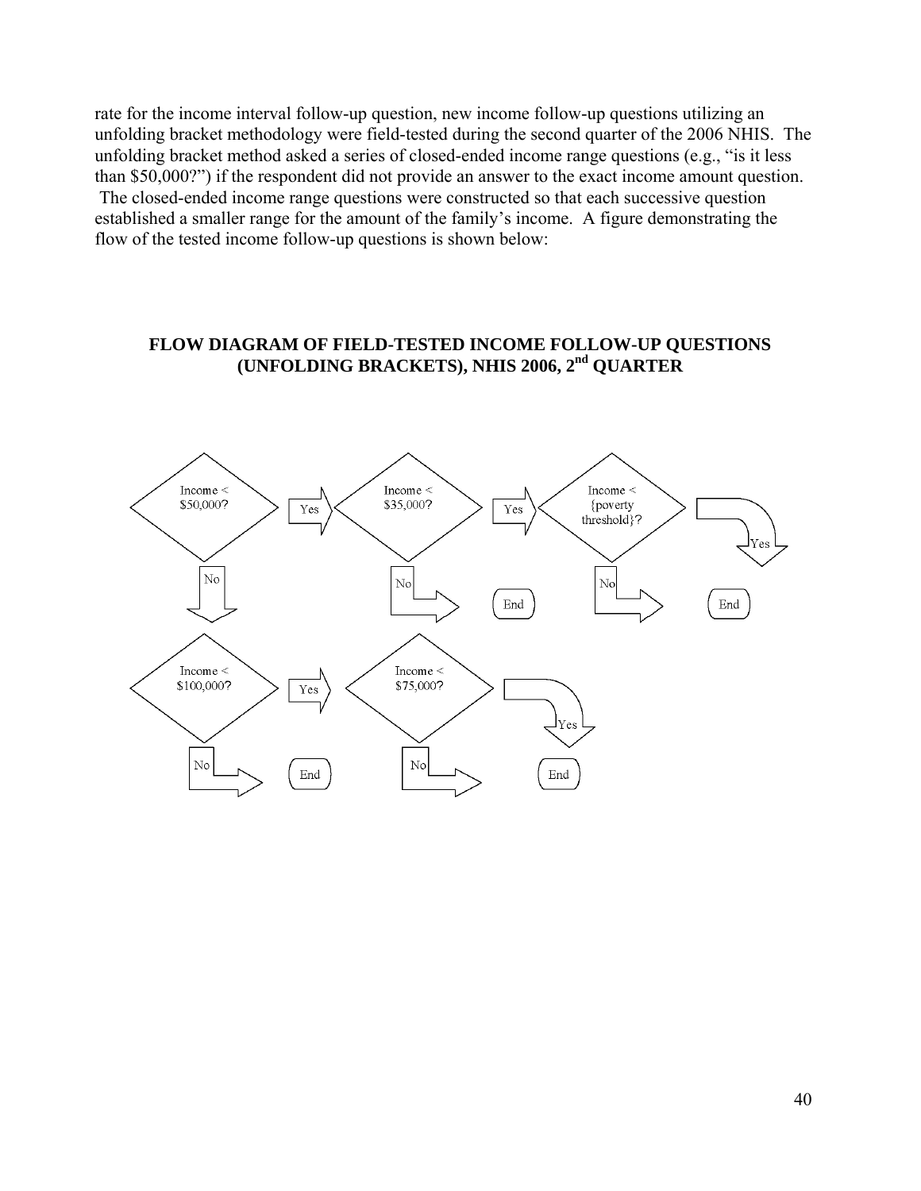rate for the income interval follow-up question, new income follow-up questions utilizing an unfolding bracket methodology were field-tested during the second quarter of the 2006 NHIS. The unfolding bracket method asked a series of closed-ended income range questions (e.g., "is it less than $50,000?") if the respondent did not provide an answer to the exact income amount question. The closed-ended income range questions were constructed so that each successive question established a smaller range for the amount of the family's income. A figure demonstrating the flow of the tested income follow-up questions is shown below:

**FLOW DIAGRAM OF FIELD-TESTED INCOME FOLLOW-UP QUESTIONS (UNFOLDING BRACKETS), NHIS 2006, 2nd QUARTER**

Income < $50,000? → Yes → Income < $35,000? → Yes → Income < {poverty threshold}? → Yes → End

Income < $35,000? → No → End

Income < {poverty threshold}? → No → End

Income < $50,000? → No → Income < $100,000? → Yes → Income < $75,000? → Yes → End

Income < $100,000? → No → End

Income < $75,000? → No → End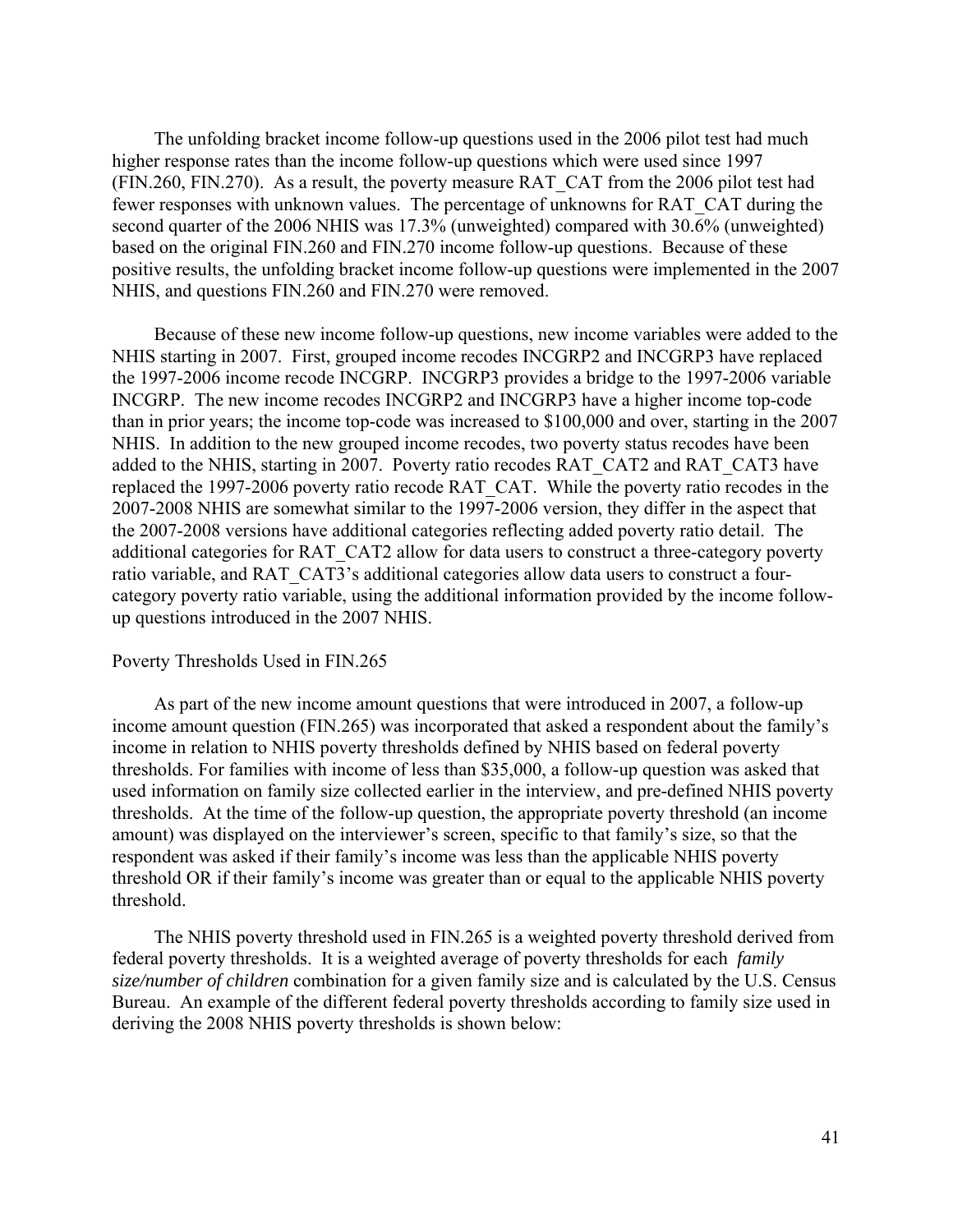The unfolding bracket income follow-up questions used in the 2006 pilot test had much higher response rates than the income follow-up questions which were used since 1997 (FIN.260, FIN.270). As a result, the poverty measure RAT_CAT from the 2006 pilot test had fewer responses with unknown values. The percentage of unknowns for RAT_CAT during the second quarter of the 2006 NHIS was 17.3% (unweighted) compared with 30.6% (unweighted) based on the original FIN.260 and FIN.270 income follow-up questions. Because of these positive results, the unfolding bracket income follow-up questions were implemented in the 2007 NHIS, and questions FIN.260 and FIN.270 were removed.

Because of these new income follow-up questions, new income variables were added to the NHIS starting in 2007. First, grouped income recodes INCGRP2 and INCGRP3 have replaced the 1997-2006 income recode INCGRP. INCGRP3 provides a bridge to the 1997-2006 variable INCGRP. The new income recodes INCGRP2 and INCGRP3 have a higher income top-code than in prior years; the income top-code was increased to $100,000 and over, starting in the 2007 NHIS. In addition to the new grouped income recodes, two poverty status recodes have been added to the NHIS, starting in 2007. Poverty ratio recodes RAT_CAT2 and RAT_CAT3 have replaced the 1997-2006 poverty ratio recode RAT_CAT. While the poverty ratio recodes in the 2007-2008 NHIS are somewhat similar to the 1997-2006 version, they differ in the aspect that the 2007-2008 versions have additional categories reflecting added poverty ratio detail. The additional categories for RAT_CAT2 allow for data users to construct a three-category poverty ratio variable, and RAT_CAT3's additional categories allow data users to construct a four-category poverty ratio variable, using the additional information provided by the income follow-up questions introduced in the 2007 NHIS.

Poverty Thresholds Used in FIN.265

As part of the new income amount questions that were introduced in 2007, a follow-up income amount question (FIN.265) was incorporated that asked a respondent about the family's income in relation to NHIS poverty thresholds defined by NHIS based on federal poverty thresholds. For families with income of less than $35,000, a follow-up question was asked that used information on family size collected earlier in the interview, and pre-defined NHIS poverty thresholds. At the time of the follow-up question, the appropriate poverty threshold (an income amount) was displayed on the interviewer's screen, specific to that family's size, so that the respondent was asked if their family's income was less than the applicable NHIS poverty threshold OR if their family's income was greater than or equal to the applicable NHIS poverty threshold.

The NHIS poverty threshold used in FIN.265 is a weighted poverty threshold derived from federal poverty thresholds. It is a weighted average of poverty thresholds for each *family size/number of children* combination for a given family size and is calculated by the U.S. Census Bureau. An example of the different federal poverty thresholds according to family size used in deriving the 2008 NHIS poverty thresholds is shown below: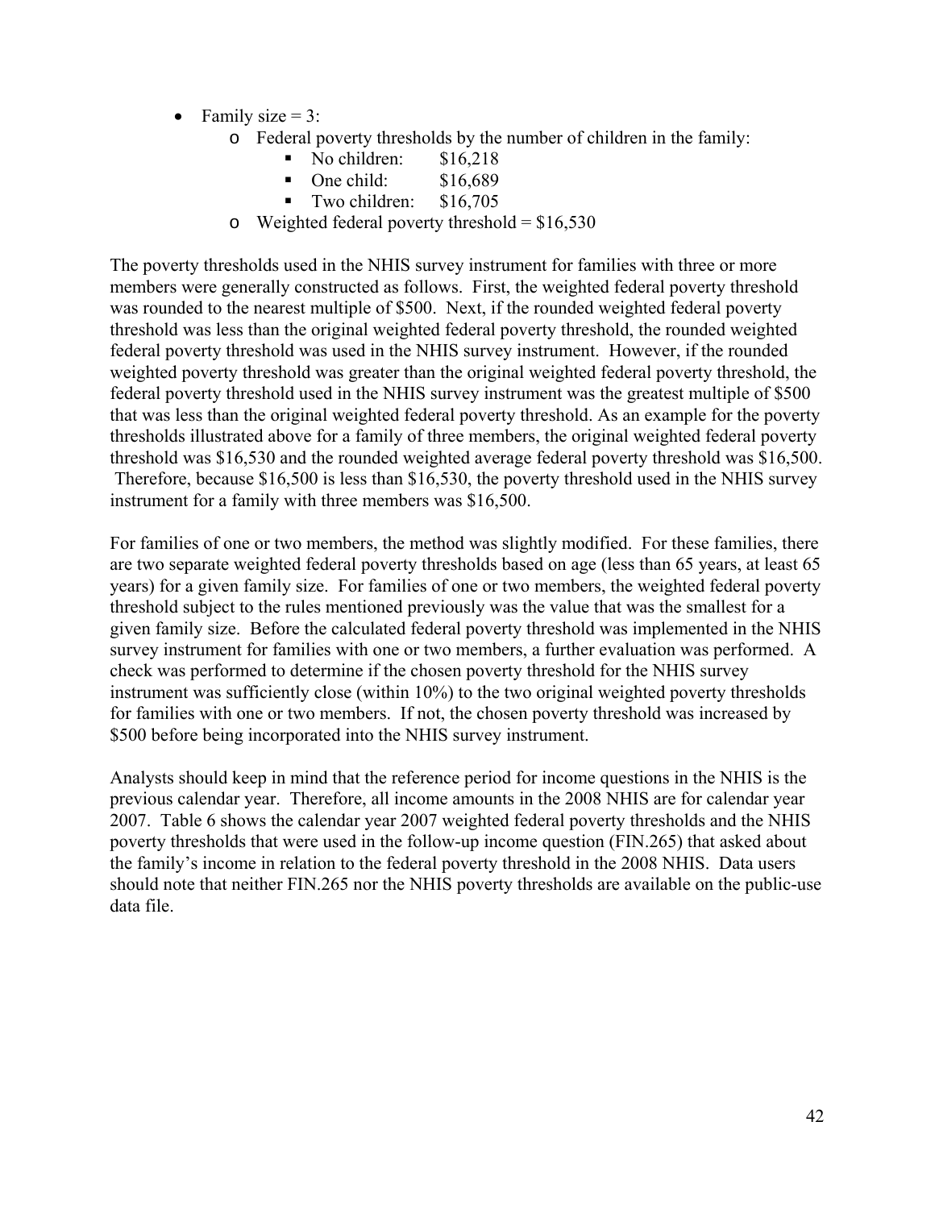- Family size = 3:
  - Federal poverty thresholds by the number of children in the family:
    - No children: $16,218
    - One child: $16,689
    - Two children: $16,705
  - Weighted federal poverty threshold = $16,530

The poverty thresholds used in the NHIS survey instrument for families with three or more members were generally constructed as follows. First, the weighted federal poverty threshold was rounded to the nearest multiple of $500. Next, if the rounded weighted federal poverty threshold was less than the original weighted federal poverty threshold, the rounded weighted federal poverty threshold was used in the NHIS survey instrument. However, if the rounded weighted poverty threshold was greater than the original weighted federal poverty threshold, the federal poverty threshold used in the NHIS survey instrument was the greatest multiple of $500 that was less than the original weighted federal poverty threshold. As an example for the poverty thresholds illustrated above for a family of three members, the original weighted federal poverty threshold was $16,530 and the rounded weighted average federal poverty threshold was $16,500. Therefore, because $16,500 is less than $16,530, the poverty threshold used in the NHIS survey instrument for a family with three members was $16,500.

For families of one or two members, the method was slightly modified. For these families, there are two separate weighted federal poverty thresholds based on age (less than 65 years, at least 65 years) for a given family size. For families of one or two members, the weighted federal poverty threshold subject to the rules mentioned previously was the value that was the smallest for a given family size. Before the calculated federal poverty threshold was implemented in the NHIS survey instrument for families with one or two members, a further evaluation was performed. A check was performed to determine if the chosen poverty threshold for the NHIS survey instrument was sufficiently close (within 10%) to the two original weighted poverty thresholds for families with one or two members. If not, the chosen poverty threshold was increased by $500 before being incorporated into the NHIS survey instrument.

Analysts should keep in mind that the reference period for income questions in the NHIS is the previous calendar year. Therefore, all income amounts in the 2008 NHIS are for calendar year 2007. Table 6 shows the calendar year 2007 weighted federal poverty thresholds and the NHIS poverty thresholds that were used in the follow-up income question (FIN.265) that asked about the family's income in relation to the federal poverty threshold in the 2008 NHIS. Data users should note that neither FIN.265 nor the NHIS poverty thresholds are available on the public-use data file.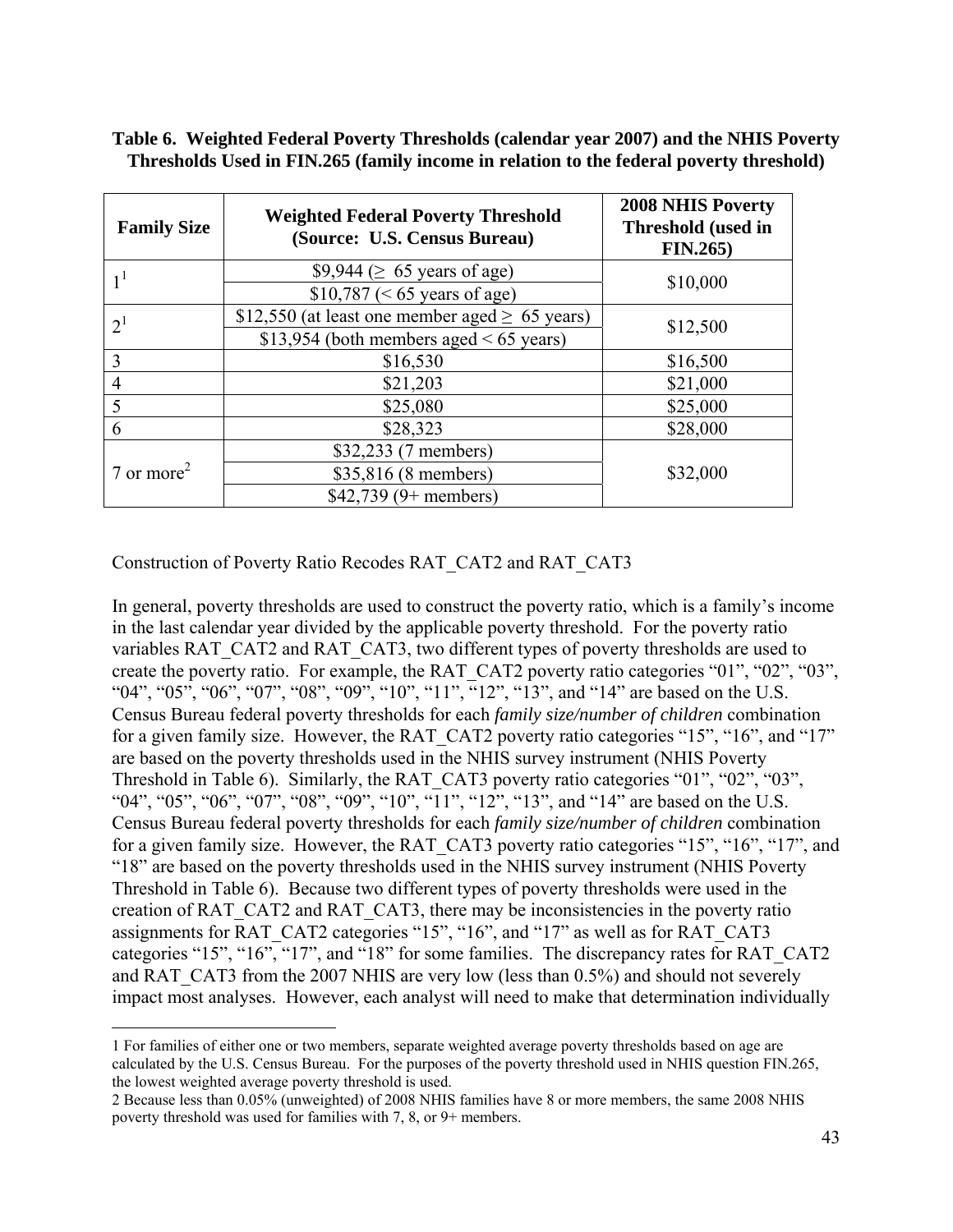**Table 6. Weighted Federal Poverty Thresholds (calendar year 2007) and the NHIS Poverty Thresholds Used in FIN.265 (family income in relation to the federal poverty threshold)**

| Family Size | Weighted Federal Poverty Threshold (Source: U.S. Census Bureau) | 2008 NHIS Poverty Threshold (used in FIN.265) |
|---|---|---|
| 1[1] | \$9,944 (≥ 65 years of age) | \$10,000 |
| | \$10,787 (< 65 years of age) | |
| 2[1] | \$12,550 (at least one member aged ≥ 65 years) | \$12,500 |
| | \$13,954 (both members aged < 65 years) | |
| 3 | \$16,530 | \$16,500 |
| 4 | \$21,203 | \$21,000 |
| 5 | \$25,080 | \$25,000 |
| 6 | \$28,323 | \$28,000 |
| 7 or more[2] | \$32,233 (7 members) | \$32,000 |
| | \$35,816 (8 members) | |
| | \$42,739 (9+ members) | |

Construction of Poverty Ratio Recodes RAT_CAT2 and RAT_CAT3

In general, poverty thresholds are used to construct the poverty ratio, which is a family's income in the last calendar year divided by the applicable poverty threshold. For the poverty ratio variables RAT_CAT2 and RAT_CAT3, two different types of poverty thresholds are used to create the poverty ratio. For example, the RAT_CAT2 poverty ratio categories "01", "02", "03", "04", "05", "06", "07", "08", "09", "10", "11", "12", "13", and "14" are based on the U.S. Census Bureau federal poverty thresholds for each *family size/number of children* combination for a given family size. However, the RAT_CAT2 poverty ratio categories "15", "16", and "17" are based on the poverty thresholds used in the NHIS survey instrument (NHIS Poverty Threshold in Table 6). Similarly, the RAT_CAT3 poverty ratio categories "01", "02", "03", "04", "05", "06", "07", "08", "09", "10", "11", "12", "13", and "14" are based on the U.S. Census Bureau federal poverty thresholds for each *family size/number of children* combination for a given family size. However, the RAT_CAT3 poverty ratio categories "15", "16", "17", and "18" are based on the poverty thresholds used in the NHIS survey instrument (NHIS Poverty Threshold in Table 6). Because two different types of poverty thresholds were used in the creation of RAT_CAT2 and RAT_CAT3, there may be inconsistencies in the poverty ratio assignments for RAT_CAT2 categories "15", "16", and "17" as well as for RAT_CAT3 categories "15", "16", "17", and "18" for some families. The discrepancy rates for RAT_CAT2 and RAT_CAT3 from the 2007 NHIS are very low (less than 0.5%) and should not severely impact most analyses. However, each analyst will need to make that determination individually

---

1 For families of either one or two members, separate weighted average poverty thresholds based on age are calculated by the U.S. Census Bureau. For the purposes of the poverty threshold used in NHIS question FIN.265, the lowest weighted average poverty threshold is used.

2 Because less than 0.05% (unweighted) of 2008 NHIS families have 8 or more members, the same 2008 NHIS poverty threshold was used for families with 7, 8, or 9+ members.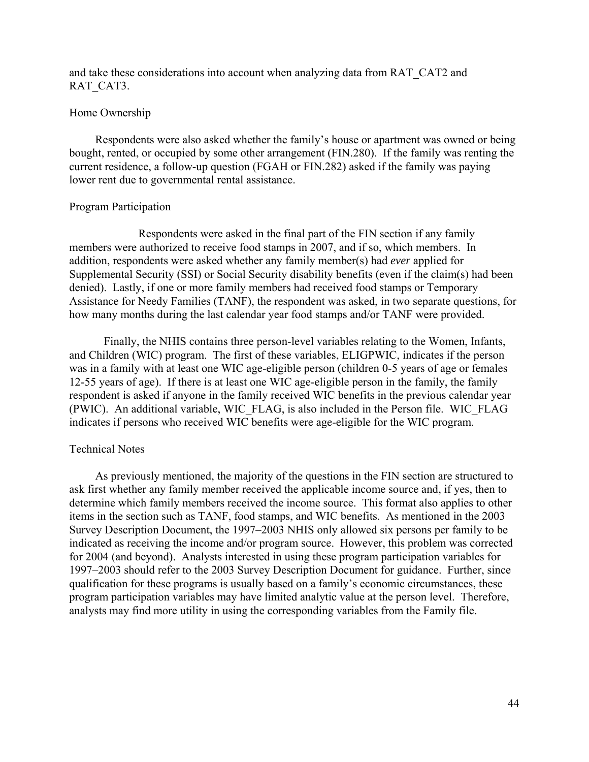and take these considerations into account when analyzing data from RAT_CAT2 and RAT_CAT3.

### Home Ownership

Respondents were also asked whether the family's house or apartment was owned or being bought, rented, or occupied by some other arrangement (FIN.280). If the family was renting the current residence, a follow-up question (FGAH or FIN.282) asked if the family was paying lower rent due to governmental rental assistance.

### Program Participation

Respondents were asked in the final part of the FIN section if any family members were authorized to receive food stamps in 2007, and if so, which members. In addition, respondents were asked whether any family member(s) had *ever* applied for Supplemental Security (SSI) or Social Security disability benefits (even if the claim(s) had been denied). Lastly, if one or more family members had received food stamps or Temporary Assistance for Needy Families (TANF), the respondent was asked, in two separate questions, for how many months during the last calendar year food stamps and/or TANF were provided.

Finally, the NHIS contains three person-level variables relating to the Women, Infants, and Children (WIC) program. The first of these variables, ELIGPWIC, indicates if the person was in a family with at least one WIC age-eligible person (children 0-5 years of age or females 12-55 years of age). If there is at least one WIC age-eligible person in the family, the family respondent is asked if anyone in the family received WIC benefits in the previous calendar year (PWIC). An additional variable, WIC_FLAG, is also included in the Person file. WIC_FLAG indicates if persons who received WIC benefits were age-eligible for the WIC program.

### Technical Notes

As previously mentioned, the majority of the questions in the FIN section are structured to ask first whether any family member received the applicable income source and, if yes, then to determine which family members received the income source. This format also applies to other items in the section such as TANF, food stamps, and WIC benefits. As mentioned in the 2003 Survey Description Document, the 1997–2003 NHIS only allowed six persons per family to be indicated as receiving the income and/or program source. However, this problem was corrected for 2004 (and beyond). Analysts interested in using these program participation variables for 1997–2003 should refer to the 2003 Survey Description Document for guidance. Further, since qualification for these programs is usually based on a family's economic circumstances, these program participation variables may have limited analytic value at the person level. Therefore, analysts may find more utility in using the corresponding variables from the Family file.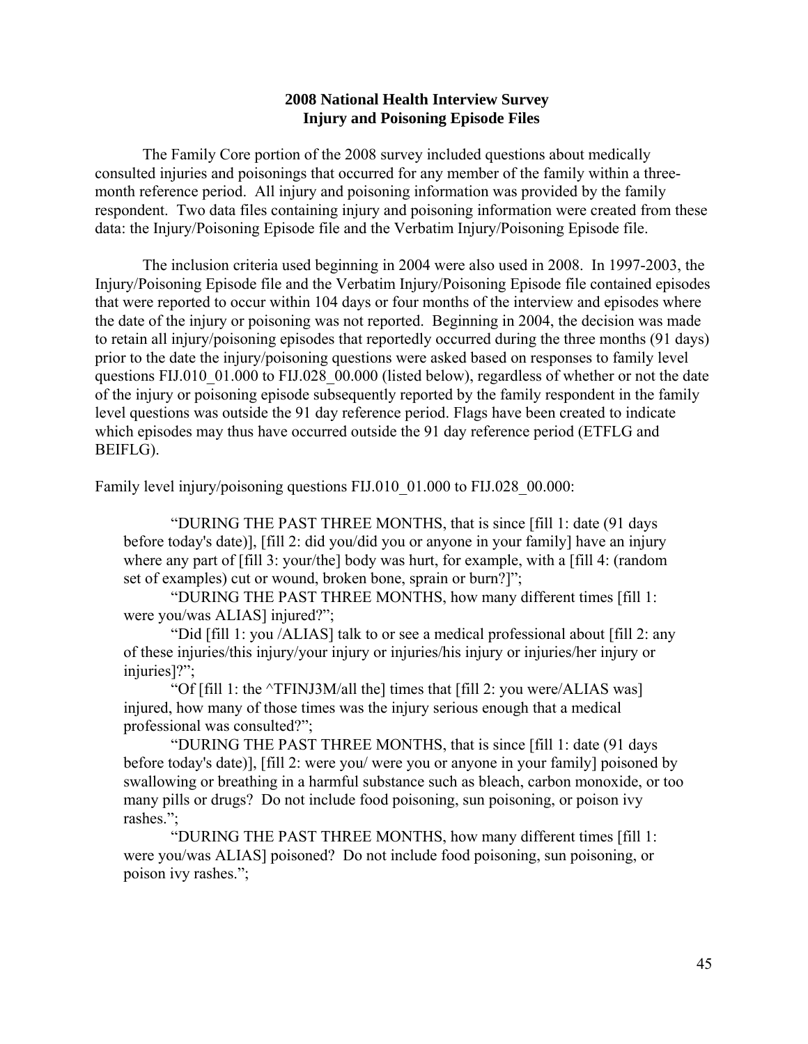## 2008 National Health Interview Survey
## Injury and Poisoning Episode Files

The Family Core portion of the 2008 survey included questions about medically consulted injuries and poisonings that occurred for any member of the family within a three-month reference period. All injury and poisoning information was provided by the family respondent. Two data files containing injury and poisoning information were created from these data: the Injury/Poisoning Episode file and the Verbatim Injury/Poisoning Episode file.

The inclusion criteria used beginning in 2004 were also used in 2008. In 1997-2003, the Injury/Poisoning Episode file and the Verbatim Injury/Poisoning Episode file contained episodes that were reported to occur within 104 days or four months of the interview and episodes where the date of the injury or poisoning was not reported. Beginning in 2004, the decision was made to retain all injury/poisoning episodes that reportedly occurred during the three months (91 days) prior to the date the injury/poisoning questions were asked based on responses to family level questions FIJ.010_01.000 to FIJ.028_00.000 (listed below), regardless of whether or not the date of the injury or poisoning episode subsequently reported by the family respondent in the family level questions was outside the 91 day reference period. Flags have been created to indicate which episodes may thus have occurred outside the 91 day reference period (ETFLG and BEIFLG).

Family level injury/poisoning questions FIJ.010_01.000 to FIJ.028_00.000:

"DURING THE PAST THREE MONTHS, that is since [fill 1: date (91 days before today's date)], [fill 2: did you/did you or anyone in your family] have an injury where any part of [fill 3: your/the] body was hurt, for example, with a [fill 4: (random set of examples) cut or wound, broken bone, sprain or burn?]";

"DURING THE PAST THREE MONTHS, how many different times [fill 1: were you/was ALIAS] injured?";

"Did [fill 1: you /ALIAS] talk to or see a medical professional about [fill 2: any of these injuries/this injury/your injury or injuries/his injury or injuries/her injury or injuries]?";

"Of [fill 1: the ^TFINJ3M/all the] times that [fill 2: you were/ALIAS was] injured, how many of those times was the injury serious enough that a medical professional was consulted?";

"DURING THE PAST THREE MONTHS, that is since [fill 1: date (91 days before today's date)], [fill 2: were you/ were you or anyone in your family] poisoned by swallowing or breathing in a harmful substance such as bleach, carbon monoxide, or too many pills or drugs? Do not include food poisoning, sun poisoning, or poison ivy rashes.";

"DURING THE PAST THREE MONTHS, how many different times [fill 1: were you/was ALIAS] poisoned? Do not include food poisoning, sun poisoning, or poison ivy rashes.";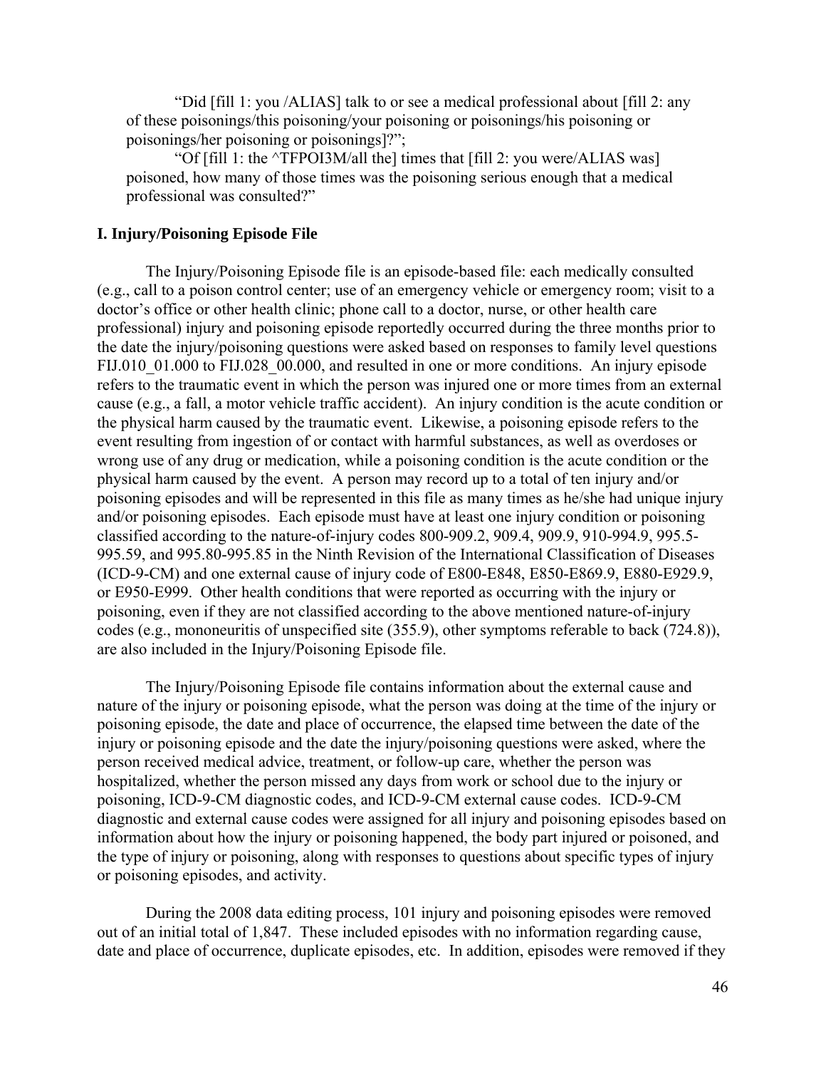"Did [fill 1: you /ALIAS] talk to or see a medical professional about [fill 2: any of these poisonings/this poisoning/your poisoning or poisonings/his poisoning or poisonings/her poisoning or poisonings]?";

"Of [fill 1: the ^TFPOI3M/all the] times that [fill 2: you were/ALIAS was] poisoned, how many of those times was the poisoning serious enough that a medical professional was consulted?"

### I. Injury/Poisoning Episode File

The Injury/Poisoning Episode file is an episode-based file: each medically consulted (e.g., call to a poison control center; use of an emergency vehicle or emergency room; visit to a doctor's office or other health clinic; phone call to a doctor, nurse, or other health care professional) injury and poisoning episode reportedly occurred during the three months prior to the date the injury/poisoning questions were asked based on responses to family level questions FIJ.010_01.000 to FIJ.028_00.000, and resulted in one or more conditions. An injury episode refers to the traumatic event in which the person was injured one or more times from an external cause (e.g., a fall, a motor vehicle traffic accident). An injury condition is the acute condition or the physical harm caused by the traumatic event. Likewise, a poisoning episode refers to the event resulting from ingestion of or contact with harmful substances, as well as overdoses or wrong use of any drug or medication, while a poisoning condition is the acute condition or the physical harm caused by the event. A person may record up to a total of ten injury and/or poisoning episodes and will be represented in this file as many times as he/she had unique injury and/or poisoning episodes. Each episode must have at least one injury condition or poisoning classified according to the nature-of-injury codes 800-909.2, 909.4, 909.9, 910-994.9, 995.5-995.59, and 995.80-995.85 in the Ninth Revision of the International Classification of Diseases (ICD-9-CM) and one external cause of injury code of E800-E848, E850-E869.9, E880-E929.9, or E950-E999. Other health conditions that were reported as occurring with the injury or poisoning, even if they are not classified according to the above mentioned nature-of-injury codes (e.g., mononeuritis of unspecified site (355.9), other symptoms referable to back (724.8)), are also included in the Injury/Poisoning Episode file.

The Injury/Poisoning Episode file contains information about the external cause and nature of the injury or poisoning episode, what the person was doing at the time of the injury or poisoning episode, the date and place of occurrence, the elapsed time between the date of the injury or poisoning episode and the date the injury/poisoning questions were asked, where the person received medical advice, treatment, or follow-up care, whether the person was hospitalized, whether the person missed any days from work or school due to the injury or poisoning, ICD-9-CM diagnostic codes, and ICD-9-CM external cause codes. ICD-9-CM diagnostic and external cause codes were assigned for all injury and poisoning episodes based on information about how the injury or poisoning happened, the body part injured or poisoned, and the type of injury or poisoning, along with responses to questions about specific types of injury or poisoning episodes, and activity.

During the 2008 data editing process, 101 injury and poisoning episodes were removed out of an initial total of 1,847. These included episodes with no information regarding cause, date and place of occurrence, duplicate episodes, etc. In addition, episodes were removed if they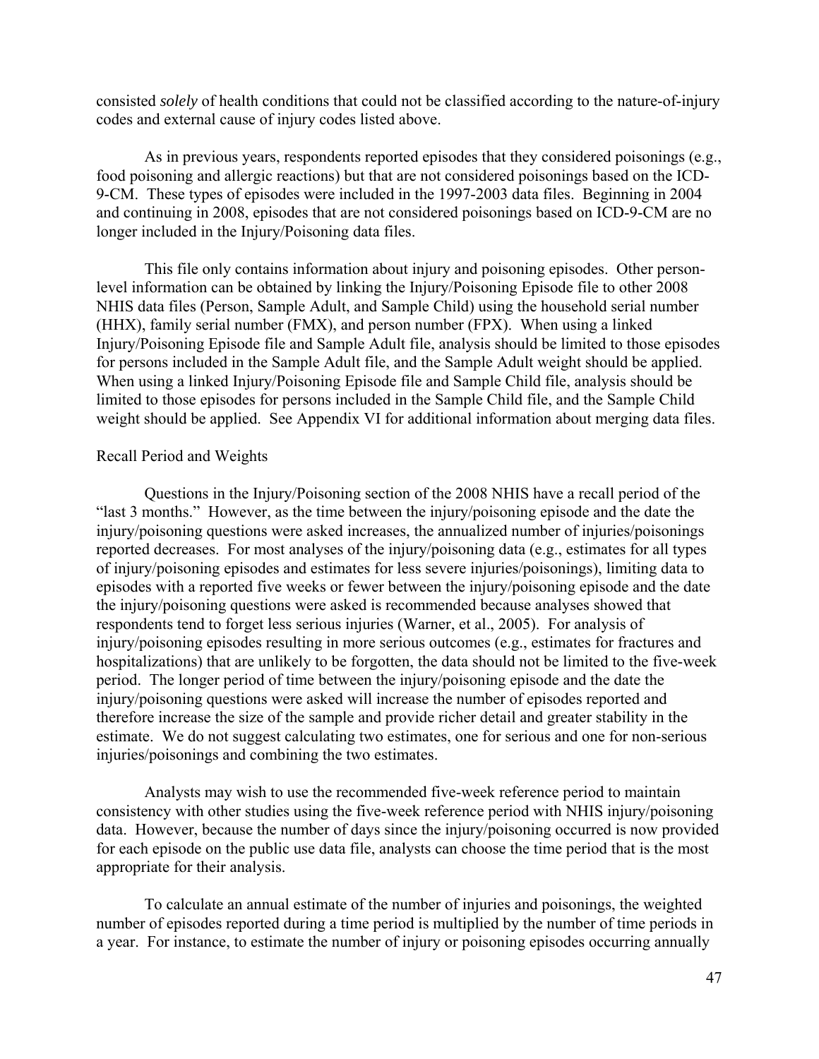consisted *solely* of health conditions that could not be classified according to the nature-of-injury codes and external cause of injury codes listed above.

As in previous years, respondents reported episodes that they considered poisonings (e.g., food poisoning and allergic reactions) but that are not considered poisonings based on the ICD-9-CM. These types of episodes were included in the 1997-2003 data files. Beginning in 2004 and continuing in 2008, episodes that are not considered poisonings based on ICD-9-CM are no longer included in the Injury/Poisoning data files.

This file only contains information about injury and poisoning episodes. Other person-level information can be obtained by linking the Injury/Poisoning Episode file to other 2008 NHIS data files (Person, Sample Adult, and Sample Child) using the household serial number (HHX), family serial number (FMX), and person number (FPX). When using a linked Injury/Poisoning Episode file and Sample Adult file, analysis should be limited to those episodes for persons included in the Sample Adult file, and the Sample Adult weight should be applied. When using a linked Injury/Poisoning Episode file and Sample Child file, analysis should be limited to those episodes for persons included in the Sample Child file, and the Sample Child weight should be applied. See Appendix VI for additional information about merging data files.

Recall Period and Weights

Questions in the Injury/Poisoning section of the 2008 NHIS have a recall period of the "last 3 months." However, as the time between the injury/poisoning episode and the date the injury/poisoning questions were asked increases, the annualized number of injuries/poisonings reported decreases. For most analyses of the injury/poisoning data (e.g., estimates for all types of injury/poisoning episodes and estimates for less severe injuries/poisonings), limiting data to episodes with a reported five weeks or fewer between the injury/poisoning episode and the date the injury/poisoning questions were asked is recommended because analyses showed that respondents tend to forget less serious injuries (Warner, et al., 2005). For analysis of injury/poisoning episodes resulting in more serious outcomes (e.g., estimates for fractures and hospitalizations) that are unlikely to be forgotten, the data should not be limited to the five-week period. The longer period of time between the injury/poisoning episode and the date the injury/poisoning questions were asked will increase the number of episodes reported and therefore increase the size of the sample and provide richer detail and greater stability in the estimate. We do not suggest calculating two estimates, one for serious and one for non-serious injuries/poisonings and combining the two estimates.

Analysts may wish to use the recommended five-week reference period to maintain consistency with other studies using the five-week reference period with NHIS injury/poisoning data. However, because the number of days since the injury/poisoning occurred is now provided for each episode on the public use data file, analysts can choose the time period that is the most appropriate for their analysis.

To calculate an annual estimate of the number of injuries and poisonings, the weighted number of episodes reported during a time period is multiplied by the number of time periods in a year. For instance, to estimate the number of injury or poisoning episodes occurring annually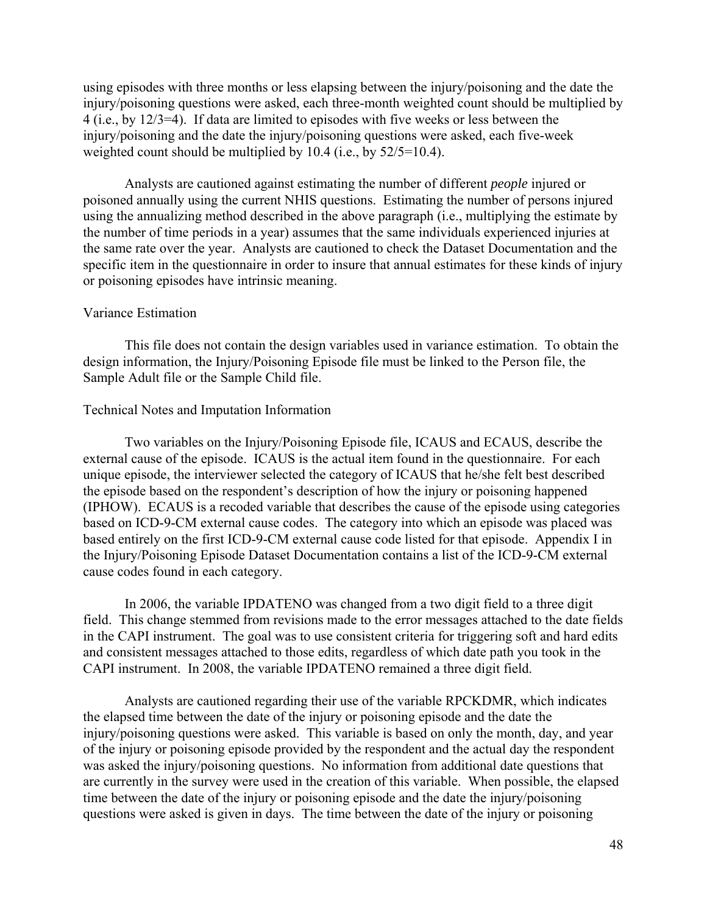using episodes with three months or less elapsing between the injury/poisoning and the date the injury/poisoning questions were asked, each three-month weighted count should be multiplied by 4 (i.e., by 12/3=4). If data are limited to episodes with five weeks or less between the injury/poisoning and the date the injury/poisoning questions were asked, each five-week weighted count should be multiplied by 10.4 (i.e., by 52/5=10.4).

Analysts are cautioned against estimating the number of different *people* injured or poisoned annually using the current NHIS questions. Estimating the number of persons injured using the annualizing method described in the above paragraph (i.e., multiplying the estimate by the number of time periods in a year) assumes that the same individuals experienced injuries at the same rate over the year. Analysts are cautioned to check the Dataset Documentation and the specific item in the questionnaire in order to insure that annual estimates for these kinds of injury or poisoning episodes have intrinsic meaning.

Variance Estimation

This file does not contain the design variables used in variance estimation. To obtain the design information, the Injury/Poisoning Episode file must be linked to the Person file, the Sample Adult file or the Sample Child file.

Technical Notes and Imputation Information

Two variables on the Injury/Poisoning Episode file, ICAUS and ECAUS, describe the external cause of the episode. ICAUS is the actual item found in the questionnaire. For each unique episode, the interviewer selected the category of ICAUS that he/she felt best described the episode based on the respondent's description of how the injury or poisoning happened (IPHOW). ECAUS is a recoded variable that describes the cause of the episode using categories based on ICD-9-CM external cause codes. The category into which an episode was placed was based entirely on the first ICD-9-CM external cause code listed for that episode. Appendix I in the Injury/Poisoning Episode Dataset Documentation contains a list of the ICD-9-CM external cause codes found in each category.

In 2006, the variable IPDATENO was changed from a two digit field to a three digit field. This change stemmed from revisions made to the error messages attached to the date fields in the CAPI instrument. The goal was to use consistent criteria for triggering soft and hard edits and consistent messages attached to those edits, regardless of which date path you took in the CAPI instrument. In 2008, the variable IPDATENO remained a three digit field.

Analysts are cautioned regarding their use of the variable RPCKDMR, which indicates the elapsed time between the date of the injury or poisoning episode and the date the injury/poisoning questions were asked. This variable is based on only the month, day, and year of the injury or poisoning episode provided by the respondent and the actual day the respondent was asked the injury/poisoning questions. No information from additional date questions that are currently in the survey were used in the creation of this variable. When possible, the elapsed time between the date of the injury or poisoning episode and the date the injury/poisoning questions were asked is given in days. The time between the date of the injury or poisoning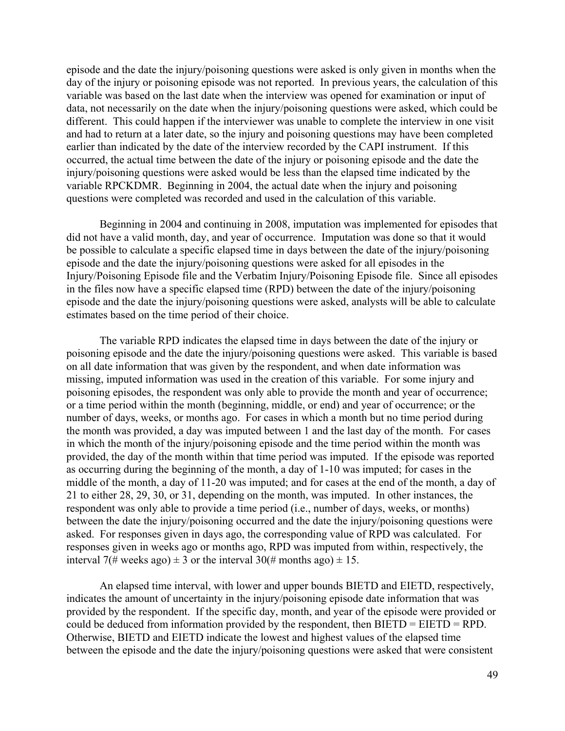episode and the date the injury/poisoning questions were asked is only given in months when the day of the injury or poisoning episode was not reported. In previous years, the calculation of this variable was based on the last date when the interview was opened for examination or input of data, not necessarily on the date when the injury/poisoning questions were asked, which could be different. This could happen if the interviewer was unable to complete the interview in one visit and had to return at a later date, so the injury and poisoning questions may have been completed earlier than indicated by the date of the interview recorded by the CAPI instrument. If this occurred, the actual time between the date of the injury or poisoning episode and the date the injury/poisoning questions were asked would be less than the elapsed time indicated by the variable RPCKDMR. Beginning in 2004, the actual date when the injury and poisoning questions were completed was recorded and used in the calculation of this variable.

Beginning in 2004 and continuing in 2008, imputation was implemented for episodes that did not have a valid month, day, and year of occurrence. Imputation was done so that it would be possible to calculate a specific elapsed time in days between the date of the injury/poisoning episode and the date the injury/poisoning questions were asked for all episodes in the Injury/Poisoning Episode file and the Verbatim Injury/Poisoning Episode file. Since all episodes in the files now have a specific elapsed time (RPD) between the date of the injury/poisoning episode and the date the injury/poisoning questions were asked, analysts will be able to calculate estimates based on the time period of their choice.

The variable RPD indicates the elapsed time in days between the date of the injury or poisoning episode and the date the injury/poisoning questions were asked. This variable is based on all date information that was given by the respondent, and when date information was missing, imputed information was used in the creation of this variable. For some injury and poisoning episodes, the respondent was only able to provide the month and year of occurrence; or a time period within the month (beginning, middle, or end) and year of occurrence; or the number of days, weeks, or months ago. For cases in which a month but no time period during the month was provided, a day was imputed between 1 and the last day of the month. For cases in which the month of the injury/poisoning episode and the time period within the month was provided, the day of the month within that time period was imputed. If the episode was reported as occurring during the beginning of the month, a day of 1-10 was imputed; for cases in the middle of the month, a day of 11-20 was imputed; and for cases at the end of the month, a day of 21 to either 28, 29, 30, or 31, depending on the month, was imputed. In other instances, the respondent was only able to provide a time period (i.e., number of days, weeks, or months) between the date the injury/poisoning occurred and the date the injury/poisoning questions were asked. For responses given in days ago, the corresponding value of RPD was calculated. For responses given in weeks ago or months ago, RPD was imputed from within, respectively, the interval $7(\text{\# weeks ago}) \pm 3$ or the interval $30(\text{\# months ago}) \pm 15$.

An elapsed time interval, with lower and upper bounds BIETD and EIETD, respectively, indicates the amount of uncertainty in the injury/poisoning episode date information that was provided by the respondent. If the specific day, month, and year of the episode were provided or could be deduced from information provided by the respondent, then BIETD = EIETD = RPD. Otherwise, BIETD and EIETD indicate the lowest and highest values of the elapsed time between the episode and the date the injury/poisoning questions were asked that were consistent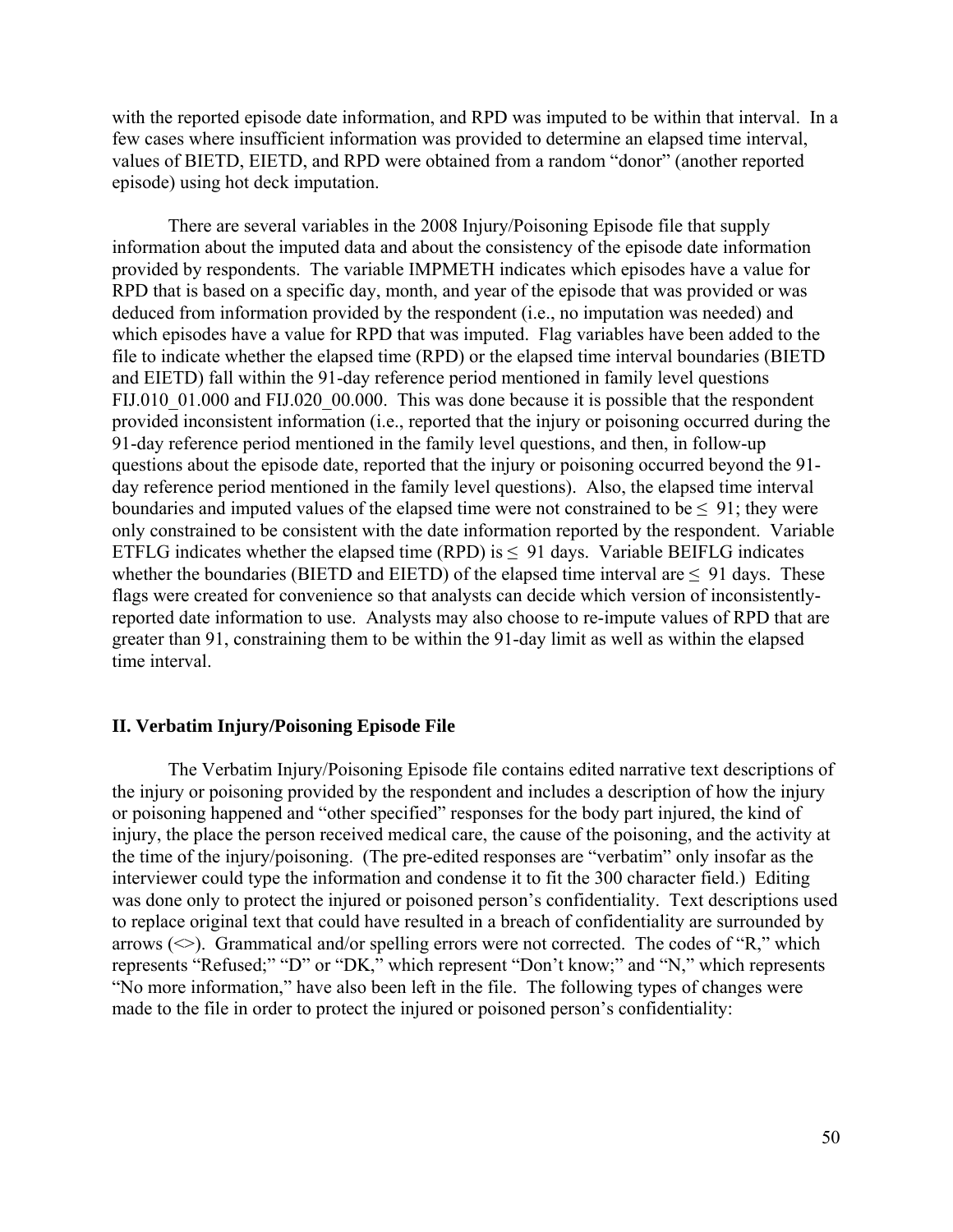with the reported episode date information, and RPD was imputed to be within that interval. In a few cases where insufficient information was provided to determine an elapsed time interval, values of BIETD, EIETD, and RPD were obtained from a random "donor" (another reported episode) using hot deck imputation.

There are several variables in the 2008 Injury/Poisoning Episode file that supply information about the imputed data and about the consistency of the episode date information provided by respondents. The variable IMPMETH indicates which episodes have a value for RPD that is based on a specific day, month, and year of the episode that was provided or was deduced from information provided by the respondent (i.e., no imputation was needed) and which episodes have a value for RPD that was imputed. Flag variables have been added to the file to indicate whether the elapsed time (RPD) or the elapsed time interval boundaries (BIETD and EIETD) fall within the 91-day reference period mentioned in family level questions FIJ.010_01.000 and FIJ.020_00.000. This was done because it is possible that the respondent provided inconsistent information (i.e., reported that the injury or poisoning occurred during the 91-day reference period mentioned in the family level questions, and then, in follow-up questions about the episode date, reported that the injury or poisoning occurred beyond the 91-day reference period mentioned in the family level questions). Also, the elapsed time interval boundaries and imputed values of the elapsed time were not constrained to be ≤ 91; they were only constrained to be consistent with the date information reported by the respondent. Variable ETFLG indicates whether the elapsed time (RPD) is ≤ 91 days. Variable BEIFLG indicates whether the boundaries (BIETD and EIETD) of the elapsed time interval are ≤ 91 days. These flags were created for convenience so that analysts can decide which version of inconsistently-reported date information to use. Analysts may also choose to re-impute values of RPD that are greater than 91, constraining them to be within the 91-day limit as well as within the elapsed time interval.

## II. Verbatim Injury/Poisoning Episode File

The Verbatim Injury/Poisoning Episode file contains edited narrative text descriptions of the injury or poisoning provided by the respondent and includes a description of how the injury or poisoning happened and "other specified" responses for the body part injured, the kind of injury, the place the person received medical care, the cause of the poisoning, and the activity at the time of the injury/poisoning. (The pre-edited responses are "verbatim" only insofar as the interviewer could type the information and condense it to fit the 300 character field.) Editing was done only to protect the injured or poisoned person's confidentiality. Text descriptions used to replace original text that could have resulted in a breach of confidentiality are surrounded by arrows (<>). Grammatical and/or spelling errors were not corrected. The codes of "R," which represents "Refused;" "D" or "DK," which represent "Don't know;" and "N," which represents "No more information," have also been left in the file. The following types of changes were made to the file in order to protect the injured or poisoned person's confidentiality: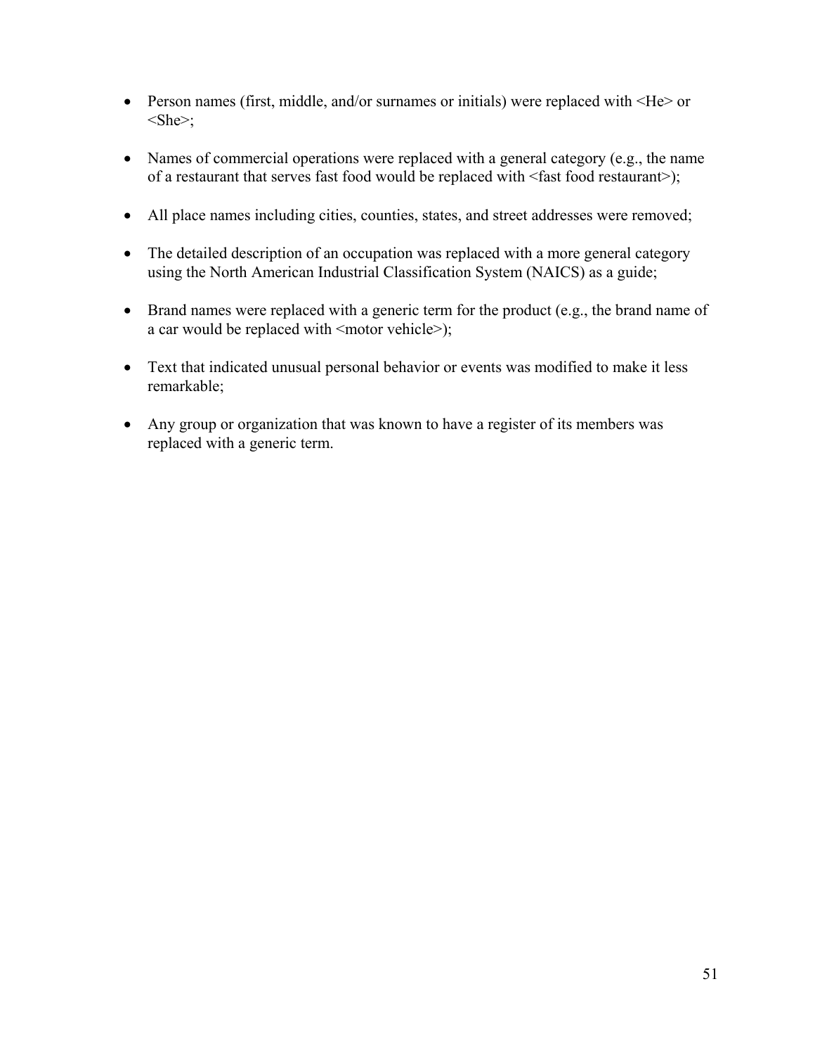- Person names (first, middle, and/or surnames or initials) were replaced with <He> or <She>;
- Names of commercial operations were replaced with a general category (e.g., the name of a restaurant that serves fast food would be replaced with <fast food restaurant>);
- All place names including cities, counties, states, and street addresses were removed;
- The detailed description of an occupation was replaced with a more general category using the North American Industrial Classification System (NAICS) as a guide;
- Brand names were replaced with a generic term for the product (e.g., the brand name of a car would be replaced with <motor vehicle>);
- Text that indicated unusual personal behavior or events was modified to make it less remarkable;
- Any group or organization that was known to have a register of its members was replaced with a generic term.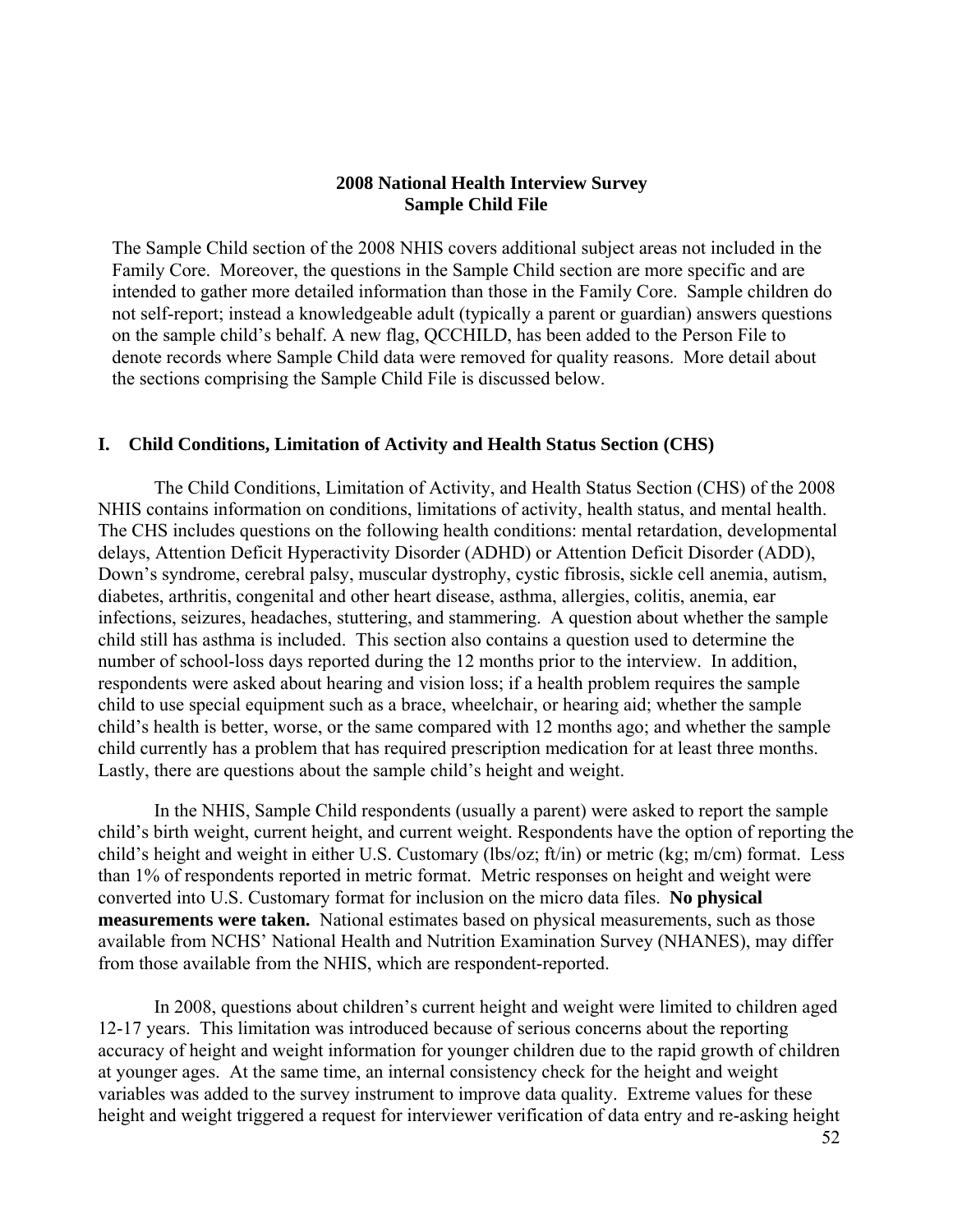# 2008 National Health Interview Survey
# Sample Child File

The Sample Child section of the 2008 NHIS covers additional subject areas not included in the Family Core. Moreover, the questions in the Sample Child section are more specific and are intended to gather more detailed information than those in the Family Core. Sample children do not self-report; instead a knowledgeable adult (typically a parent or guardian) answers questions on the sample child's behalf. A new flag, QCCHILD, has been added to the Person File to denote records where Sample Child data were removed for quality reasons. More detail about the sections comprising the Sample Child File is discussed below.

## I. Child Conditions, Limitation of Activity and Health Status Section (CHS)

The Child Conditions, Limitation of Activity, and Health Status Section (CHS) of the 2008 NHIS contains information on conditions, limitations of activity, health status, and mental health. The CHS includes questions on the following health conditions: mental retardation, developmental delays, Attention Deficit Hyperactivity Disorder (ADHD) or Attention Deficit Disorder (ADD), Down's syndrome, cerebral palsy, muscular dystrophy, cystic fibrosis, sickle cell anemia, autism, diabetes, arthritis, congenital and other heart disease, asthma, allergies, colitis, anemia, ear infections, seizures, headaches, stuttering, and stammering. A question about whether the sample child still has asthma is included. This section also contains a question used to determine the number of school-loss days reported during the 12 months prior to the interview. In addition, respondents were asked about hearing and vision loss; if a health problem requires the sample child to use special equipment such as a brace, wheelchair, or hearing aid; whether the sample child's health is better, worse, or the same compared with 12 months ago; and whether the sample child currently has a problem that has required prescription medication for at least three months. Lastly, there are questions about the sample child's height and weight.

In the NHIS, Sample Child respondents (usually a parent) were asked to report the sample child's birth weight, current height, and current weight. Respondents have the option of reporting the child's height and weight in either U.S. Customary (lbs/oz; ft/in) or metric (kg; m/cm) format. Less than 1% of respondents reported in metric format. Metric responses on height and weight were converted into U.S. Customary format for inclusion on the micro data files. **No physical measurements were taken.** National estimates based on physical measurements, such as those available from NCHS' National Health and Nutrition Examination Survey (NHANES), may differ from those available from the NHIS, which are respondent-reported.

In 2008, questions about children's current height and weight were limited to children aged 12-17 years. This limitation was introduced because of serious concerns about the reporting accuracy of height and weight information for younger children due to the rapid growth of children at younger ages. At the same time, an internal consistency check for the height and weight variables was added to the survey instrument to improve data quality. Extreme values for these height and weight triggered a request for interviewer verification of data entry and re-asking height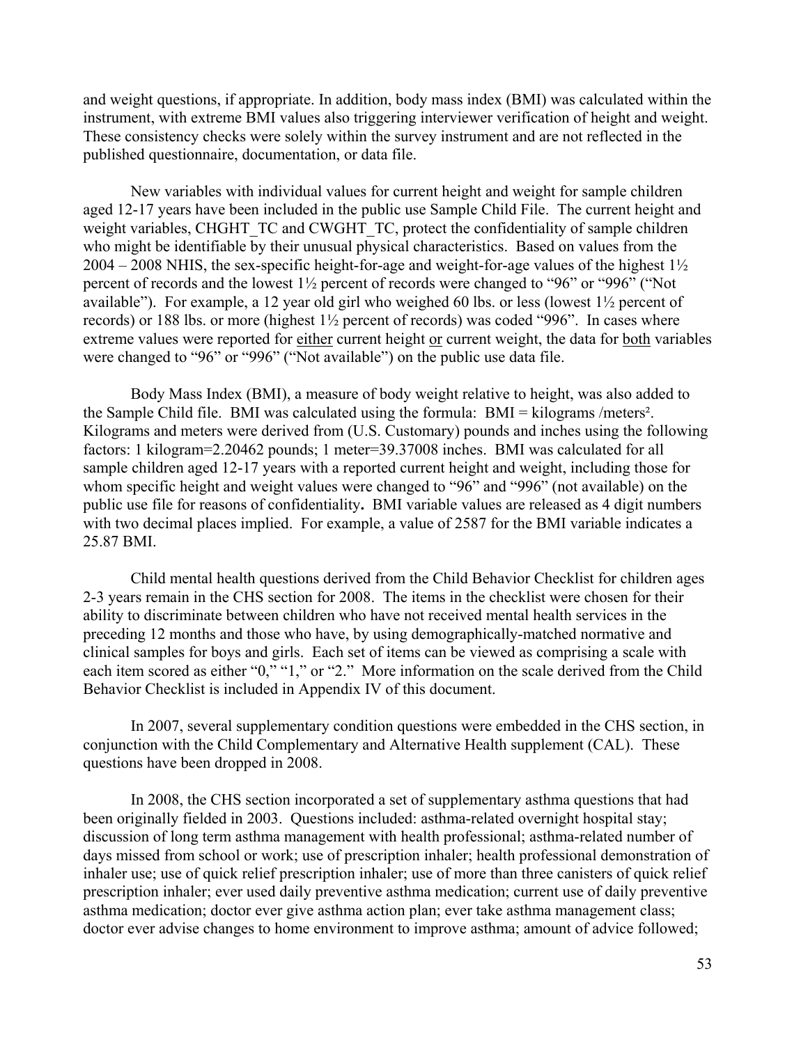and weight questions, if appropriate. In addition, body mass index (BMI) was calculated within the instrument, with extreme BMI values also triggering interviewer verification of height and weight. These consistency checks were solely within the survey instrument and are not reflected in the published questionnaire, documentation, or data file.

New variables with individual values for current height and weight for sample children aged 12-17 years have been included in the public use Sample Child File. The current height and weight variables, CHGHT_TC and CWGHT_TC, protect the confidentiality of sample children who might be identifiable by their unusual physical characteristics. Based on values from the 2004 – 2008 NHIS, the sex-specific height-for-age and weight-for-age values of the highest 1½ percent of records and the lowest 1½ percent of records were changed to "96" or "996" ("Not available"). For example, a 12 year old girl who weighed 60 lbs. or less (lowest 1½ percent of records) or 188 lbs. or more (highest 1½ percent of records) was coded "996". In cases where extreme values were reported for <u>either</u> current height <u>or</u> current weight, the data for <u>both</u> variables were changed to "96" or "996" ("Not available") on the public use data file.

Body Mass Index (BMI), a measure of body weight relative to height, was also added to the Sample Child file. BMI was calculated using the formula: $BMI = kilograms/meters^2$. Kilograms and meters were derived from (U.S. Customary) pounds and inches using the following factors: 1 kilogram=2.20462 pounds; 1 meter=39.37008 inches. BMI was calculated for all sample children aged 12-17 years with a reported current height and weight, including those for whom specific height and weight values were changed to "96" and "996" (not available) on the public use file for reasons of confidentiality**.** BMI variable values are released as 4 digit numbers with two decimal places implied. For example, a value of 2587 for the BMI variable indicates a 25.87 BMI.

Child mental health questions derived from the Child Behavior Checklist for children ages 2-3 years remain in the CHS section for 2008. The items in the checklist were chosen for their ability to discriminate between children who have not received mental health services in the preceding 12 months and those who have, by using demographically-matched normative and clinical samples for boys and girls. Each set of items can be viewed as comprising a scale with each item scored as either "0," "1," or "2." More information on the scale derived from the Child Behavior Checklist is included in Appendix IV of this document.

In 2007, several supplementary condition questions were embedded in the CHS section, in conjunction with the Child Complementary and Alternative Health supplement (CAL). These questions have been dropped in 2008.

In 2008, the CHS section incorporated a set of supplementary asthma questions that had been originally fielded in 2003. Questions included: asthma-related overnight hospital stay; discussion of long term asthma management with health professional; asthma-related number of days missed from school or work; use of prescription inhaler; health professional demonstration of inhaler use; use of quick relief prescription inhaler; use of more than three canisters of quick relief prescription inhaler; ever used daily preventive asthma medication; current use of daily preventive asthma medication; doctor ever give asthma action plan; ever take asthma management class; doctor ever advise changes to home environment to improve asthma; amount of advice followed;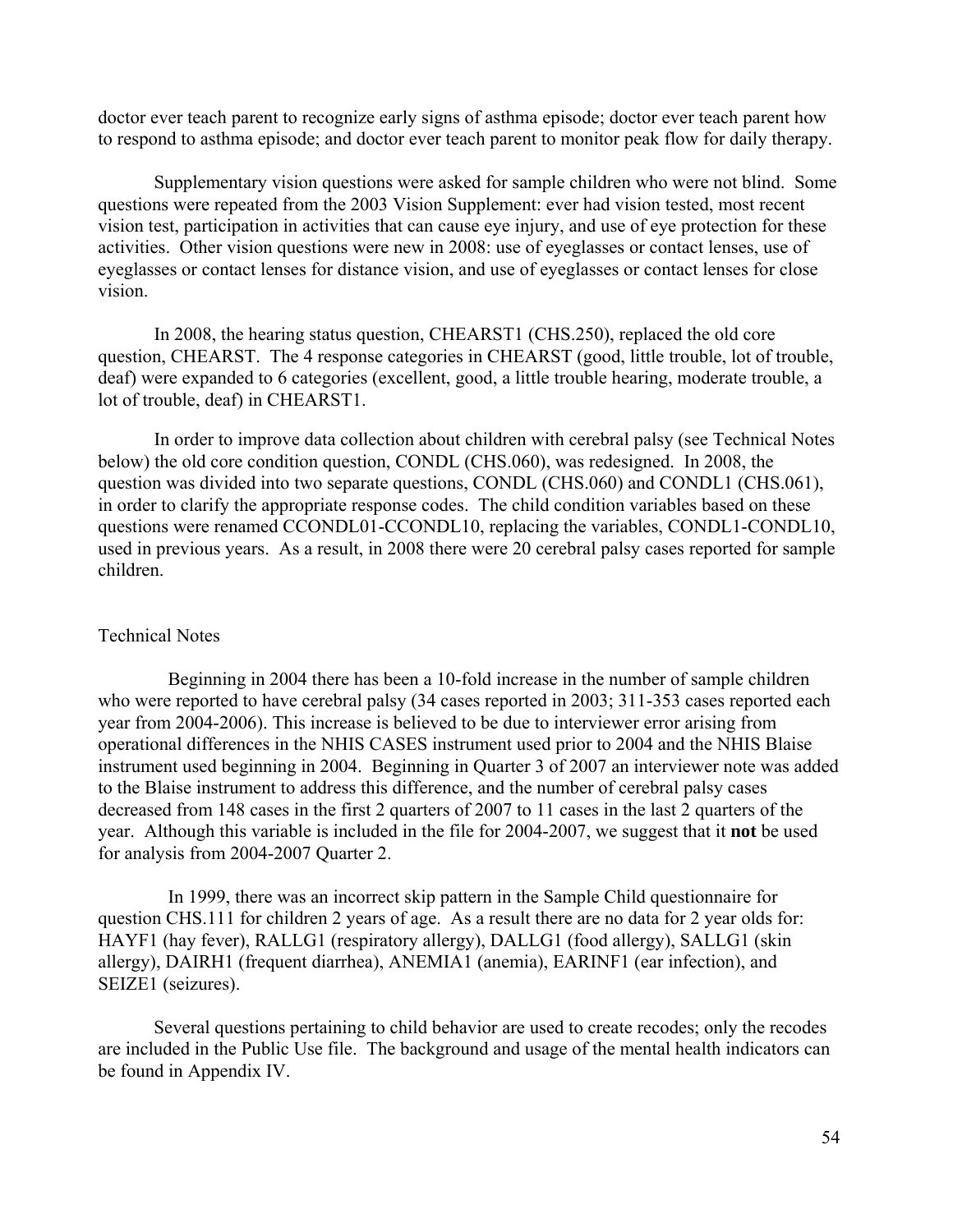doctor ever teach parent to recognize early signs of asthma episode; doctor ever teach parent how to respond to asthma episode; and doctor ever teach parent to monitor peak flow for daily therapy.

Supplementary vision questions were asked for sample children who were not blind. Some questions were repeated from the 2003 Vision Supplement: ever had vision tested, most recent vision test, participation in activities that can cause eye injury, and use of eye protection for these activities. Other vision questions were new in 2008: use of eyeglasses or contact lenses, use of eyeglasses or contact lenses for distance vision, and use of eyeglasses or contact lenses for close vision.

In 2008, the hearing status question, CHEARST1 (CHS.250), replaced the old core question, CHEARST. The 4 response categories in CHEARST (good, little trouble, lot of trouble, deaf) were expanded to 6 categories (excellent, good, a little trouble hearing, moderate trouble, a lot of trouble, deaf) in CHEARST1.

In order to improve data collection about children with cerebral palsy (see Technical Notes below) the old core condition question, CONDL (CHS.060), was redesigned. In 2008, the question was divided into two separate questions, CONDL (CHS.060) and CONDL1 (CHS.061), in order to clarify the appropriate response codes. The child condition variables based on these questions were renamed CCONDL01-CCONDL10, replacing the variables, CONDL1-CONDL10, used in previous years. As a result, in 2008 there were 20 cerebral palsy cases reported for sample children.

## Technical Notes

Beginning in 2004 there has been a 10-fold increase in the number of sample children who were reported to have cerebral palsy (34 cases reported in 2003; 311-353 cases reported each year from 2004-2006). This increase is believed to be due to interviewer error arising from operational differences in the NHIS CASES instrument used prior to 2004 and the NHIS Blaise instrument used beginning in 2004. Beginning in Quarter 3 of 2007 an interviewer note was added to the Blaise instrument to address this difference, and the number of cerebral palsy cases decreased from 148 cases in the first 2 quarters of 2007 to 11 cases in the last 2 quarters of the year. Although this variable is included in the file for 2004-2007, we suggest that it **not** be used for analysis from 2004-2007 Quarter 2.

In 1999, there was an incorrect skip pattern in the Sample Child questionnaire for question CHS.111 for children 2 years of age. As a result there are no data for 2 year olds for: HAYF1 (hay fever), RALLG1 (respiratory allergy), DALLG1 (food allergy), SALLG1 (skin allergy), DAIRH1 (frequent diarrhea), ANEMIA1 (anemia), EARINF1 (ear infection), and SEIZE1 (seizures).

Several questions pertaining to child behavior are used to create recodes; only the recodes are included in the Public Use file. The background and usage of the mental health indicators can be found in Appendix IV.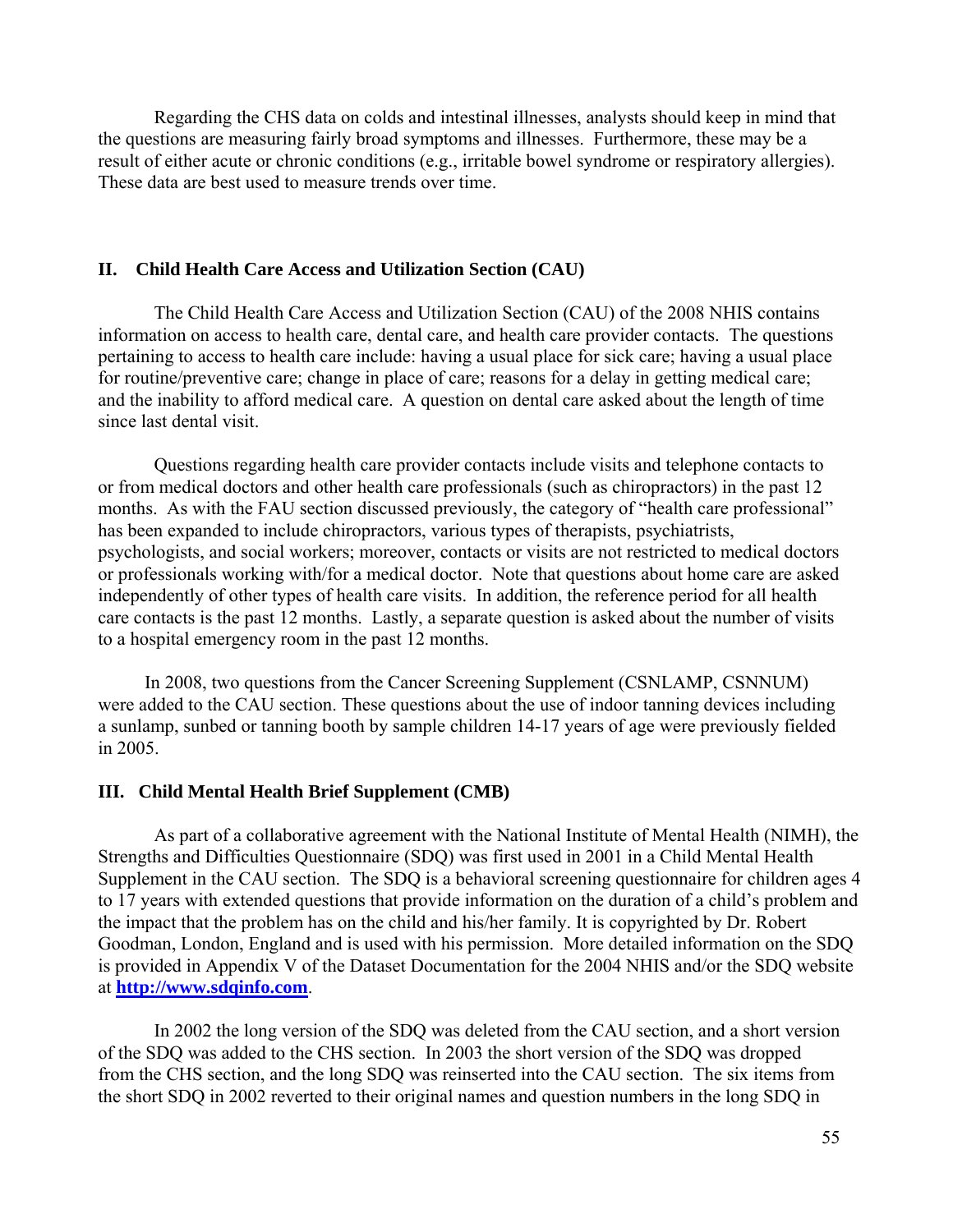Regarding the CHS data on colds and intestinal illnesses, analysts should keep in mind that the questions are measuring fairly broad symptoms and illnesses. Furthermore, these may be a result of either acute or chronic conditions (e.g., irritable bowel syndrome or respiratory allergies). These data are best used to measure trends over time.

## II. Child Health Care Access and Utilization Section (CAU)

The Child Health Care Access and Utilization Section (CAU) of the 2008 NHIS contains information on access to health care, dental care, and health care provider contacts. The questions pertaining to access to health care include: having a usual place for sick care; having a usual place for routine/preventive care; change in place of care; reasons for a delay in getting medical care; and the inability to afford medical care. A question on dental care asked about the length of time since last dental visit.

Questions regarding health care provider contacts include visits and telephone contacts to or from medical doctors and other health care professionals (such as chiropractors) in the past 12 months. As with the FAU section discussed previously, the category of "health care professional" has been expanded to include chiropractors, various types of therapists, psychiatrists, psychologists, and social workers; moreover, contacts or visits are not restricted to medical doctors or professionals working with/for a medical doctor. Note that questions about home care are asked independently of other types of health care visits. In addition, the reference period for all health care contacts is the past 12 months. Lastly, a separate question is asked about the number of visits to a hospital emergency room in the past 12 months.

In 2008, two questions from the Cancer Screening Supplement (CSNLAMP, CSNNUM) were added to the CAU section. These questions about the use of indoor tanning devices including a sunlamp, sunbed or tanning booth by sample children 14-17 years of age were previously fielded in 2005.

## III. Child Mental Health Brief Supplement (CMB)

As part of a collaborative agreement with the National Institute of Mental Health (NIMH), the Strengths and Difficulties Questionnaire (SDQ) was first used in 2001 in a Child Mental Health Supplement in the CAU section. The SDQ is a behavioral screening questionnaire for children ages 4 to 17 years with extended questions that provide information on the duration of a child's problem and the impact that the problem has on the child and his/her family. It is copyrighted by Dr. Robert Goodman, London, England and is used with his permission. More detailed information on the SDQ is provided in Appendix V of the Dataset Documentation for the 2004 NHIS and/or the SDQ website at **http://www.sdqinfo.com**.

In 2002 the long version of the SDQ was deleted from the CAU section, and a short version of the SDQ was added to the CHS section. In 2003 the short version of the SDQ was dropped from the CHS section, and the long SDQ was reinserted into the CAU section. The six items from the short SDQ in 2002 reverted to their original names and question numbers in the long SDQ in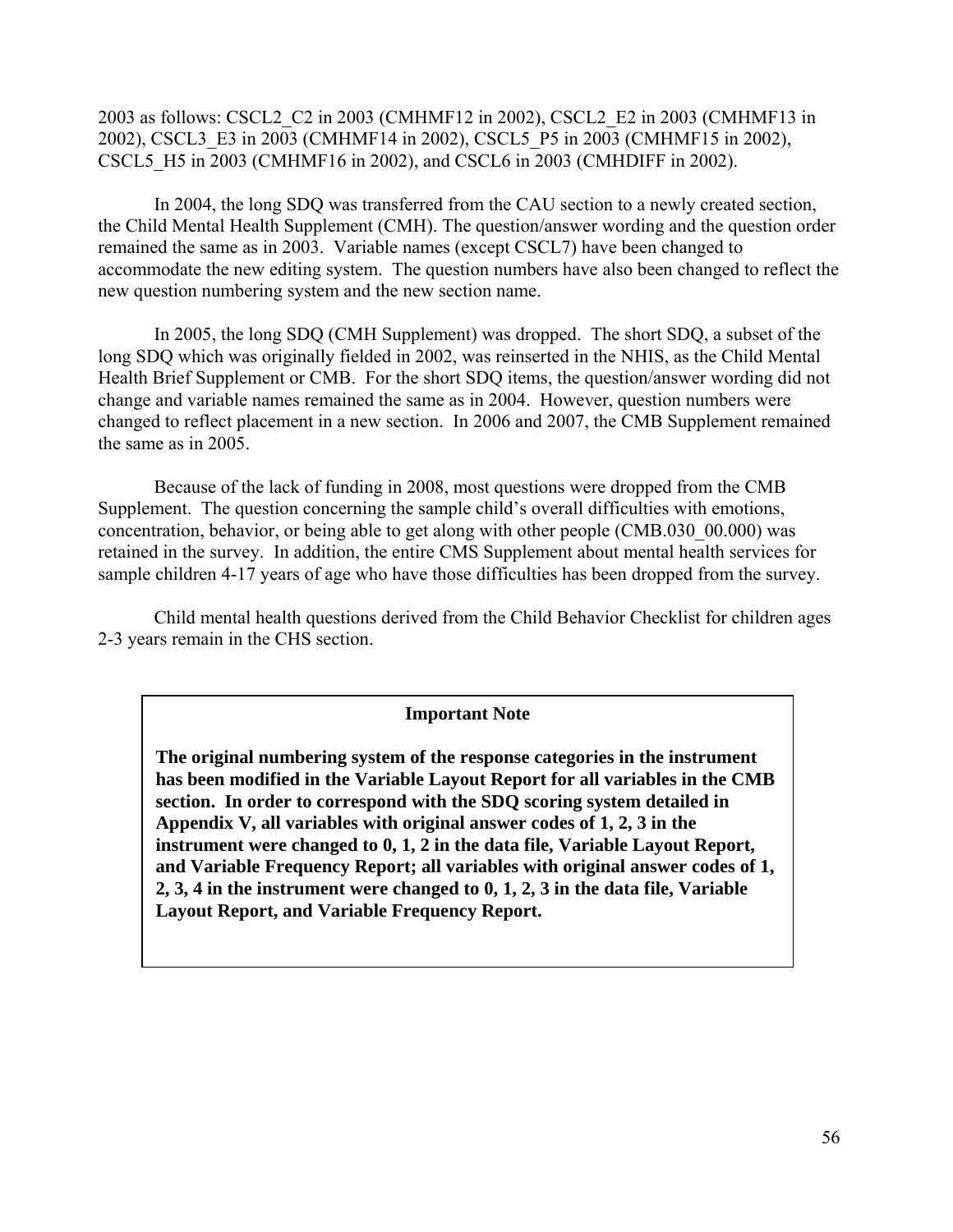2003 as follows: CSCL2_C2 in 2003 (CMHMF12 in 2002), CSCL2_E2 in 2003 (CMHMF13 in 2002), CSCL3_E3 in 2003 (CMHMF14 in 2002), CSCL5_P5 in 2003 (CMHMF15 in 2002), CSCL5_H5 in 2003 (CMHMF16 in 2002), and CSCL6 in 2003 (CMHDIFF in 2002).

In 2004, the long SDQ was transferred from the CAU section to a newly created section, the Child Mental Health Supplement (CMH). The question/answer wording and the question order remained the same as in 2003. Variable names (except CSCL7) have been changed to accommodate the new editing system. The question numbers have also been changed to reflect the new question numbering system and the new section name.

In 2005, the long SDQ (CMH Supplement) was dropped. The short SDQ, a subset of the long SDQ which was originally fielded in 2002, was reinserted in the NHIS, as the Child Mental Health Brief Supplement or CMB. For the short SDQ items, the question/answer wording did not change and variable names remained the same as in 2004. However, question numbers were changed to reflect placement in a new section. In 2006 and 2007, the CMB Supplement remained the same as in 2005.

Because of the lack of funding in 2008, most questions were dropped from the CMB Supplement. The question concerning the sample child's overall difficulties with emotions, concentration, behavior, or being able to get along with other people (CMB.030_00.000) was retained in the survey. In addition, the entire CMS Supplement about mental health services for sample children 4-17 years of age who have those difficulties has been dropped from the survey.

Child mental health questions derived from the Child Behavior Checklist for children ages 2-3 years remain in the CHS section.

**Important Note**

**The original numbering system of the response categories in the instrument has been modified in the Variable Layout Report for all variables in the CMB section. In order to correspond with the SDQ scoring system detailed in Appendix V, all variables with original answer codes of 1, 2, 3 in the instrument were changed to 0, 1, 2 in the data file, Variable Layout Report, and Variable Frequency Report; all variables with original answer codes of 1, 2, 3, 4 in the instrument were changed to 0, 1, 2, 3 in the data file, Variable Layout Report, and Variable Frequency Report.**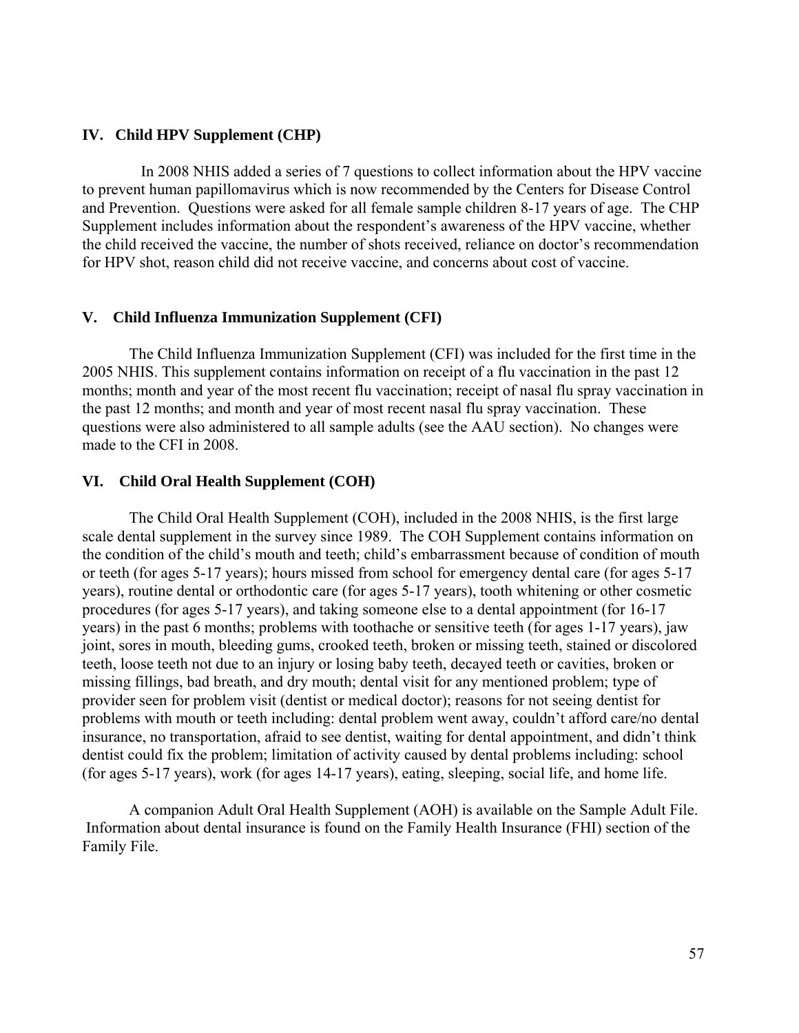## IV. Child HPV Supplement (CHP)

In 2008 NHIS added a series of 7 questions to collect information about the HPV vaccine to prevent human papillomavirus which is now recommended by the Centers for Disease Control and Prevention. Questions were asked for all female sample children 8-17 years of age. The CHP Supplement includes information about the respondent's awareness of the HPV vaccine, whether the child received the vaccine, the number of shots received, reliance on doctor's recommendation for HPV shot, reason child did not receive vaccine, and concerns about cost of vaccine.

## V. Child Influenza Immunization Supplement (CFI)

The Child Influenza Immunization Supplement (CFI) was included for the first time in the 2005 NHIS. This supplement contains information on receipt of a flu vaccination in the past 12 months; month and year of the most recent flu vaccination; receipt of nasal flu spray vaccination in the past 12 months; and month and year of most recent nasal flu spray vaccination. These questions were also administered to all sample adults (see the AAU section). No changes were made to the CFI in 2008.

## VI. Child Oral Health Supplement (COH)

The Child Oral Health Supplement (COH), included in the 2008 NHIS, is the first large scale dental supplement in the survey since 1989. The COH Supplement contains information on the condition of the child's mouth and teeth; child's embarrassment because of condition of mouth or teeth (for ages 5-17 years); hours missed from school for emergency dental care (for ages 5-17 years), routine dental or orthodontic care (for ages 5-17 years), tooth whitening or other cosmetic procedures (for ages 5-17 years), and taking someone else to a dental appointment (for 16-17 years) in the past 6 months; problems with toothache or sensitive teeth (for ages 1-17 years), jaw joint, sores in mouth, bleeding gums, crooked teeth, broken or missing teeth, stained or discolored teeth, loose teeth not due to an injury or losing baby teeth, decayed teeth or cavities, broken or missing fillings, bad breath, and dry mouth; dental visit for any mentioned problem; type of provider seen for problem visit (dentist or medical doctor); reasons for not seeing dentist for problems with mouth or teeth including: dental problem went away, couldn't afford care/no dental insurance, no transportation, afraid to see dentist, waiting for dental appointment, and didn't think dentist could fix the problem; limitation of activity caused by dental problems including: school (for ages 5-17 years), work (for ages 14-17 years), eating, sleeping, social life, and home life.

A companion Adult Oral Health Supplement (AOH) is available on the Sample Adult File. Information about dental insurance is found on the Family Health Insurance (FHI) section of the Family File.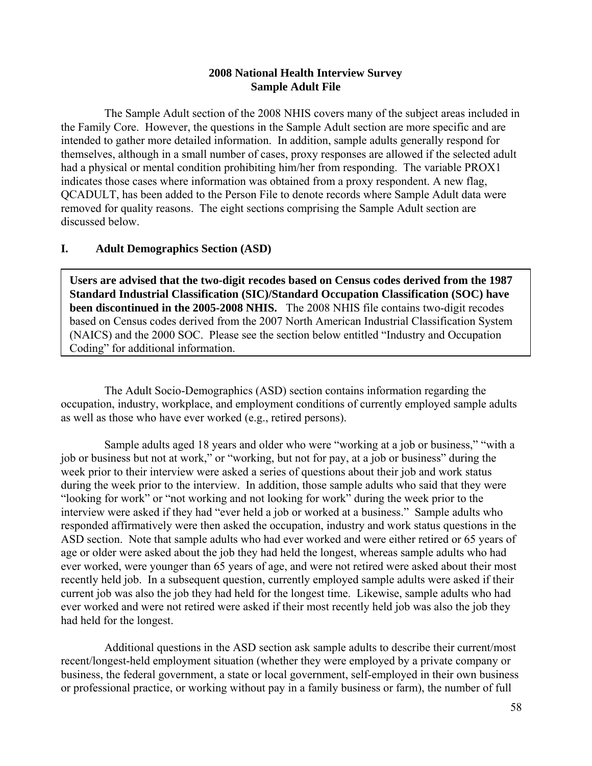# 2008 National Health Interview Survey
## Sample Adult File

The Sample Adult section of the 2008 NHIS covers many of the subject areas included in the Family Core. However, the questions in the Sample Adult section are more specific and are intended to gather more detailed information. In addition, sample adults generally respond for themselves, although in a small number of cases, proxy responses are allowed if the selected adult had a physical or mental condition prohibiting him/her from responding. The variable PROX1 indicates those cases where information was obtained from a proxy respondent. A new flag, QCADULT, has been added to the Person File to denote records where Sample Adult data were removed for quality reasons. The eight sections comprising the Sample Adult section are discussed below.

### I. Adult Demographics Section (ASD)

**Users are advised that the two-digit recodes based on Census codes derived from the 1987 Standard Industrial Classification (SIC)/Standard Occupation Classification (SOC) have been discontinued in the 2005-2008 NHIS.** The 2008 NHIS file contains two-digit recodes based on Census codes derived from the 2007 North American Industrial Classification System (NAICS) and the 2000 SOC. Please see the section below entitled "Industry and Occupation Coding" for additional information.

The Adult Socio-Demographics (ASD) section contains information regarding the occupation, industry, workplace, and employment conditions of currently employed sample adults as well as those who have ever worked (e.g., retired persons).

Sample adults aged 18 years and older who were "working at a job or business," "with a job or business but not at work," or "working, but not for pay, at a job or business" during the week prior to their interview were asked a series of questions about their job and work status during the week prior to the interview. In addition, those sample adults who said that they were "looking for work" or "not working and not looking for work" during the week prior to the interview were asked if they had "ever held a job or worked at a business." Sample adults who responded affirmatively were then asked the occupation, industry and work status questions in the ASD section. Note that sample adults who had ever worked and were either retired or 65 years of age or older were asked about the job they had held the longest, whereas sample adults who had ever worked, were younger than 65 years of age, and were not retired were asked about their most recently held job. In a subsequent question, currently employed sample adults were asked if their current job was also the job they had held for the longest time. Likewise, sample adults who had ever worked and were not retired were asked if their most recently held job was also the job they had held for the longest.

Additional questions in the ASD section ask sample adults to describe their current/most recent/longest-held employment situation (whether they were employed by a private company or business, the federal government, a state or local government, self-employed in their own business or professional practice, or working without pay in a family business or farm), the number of full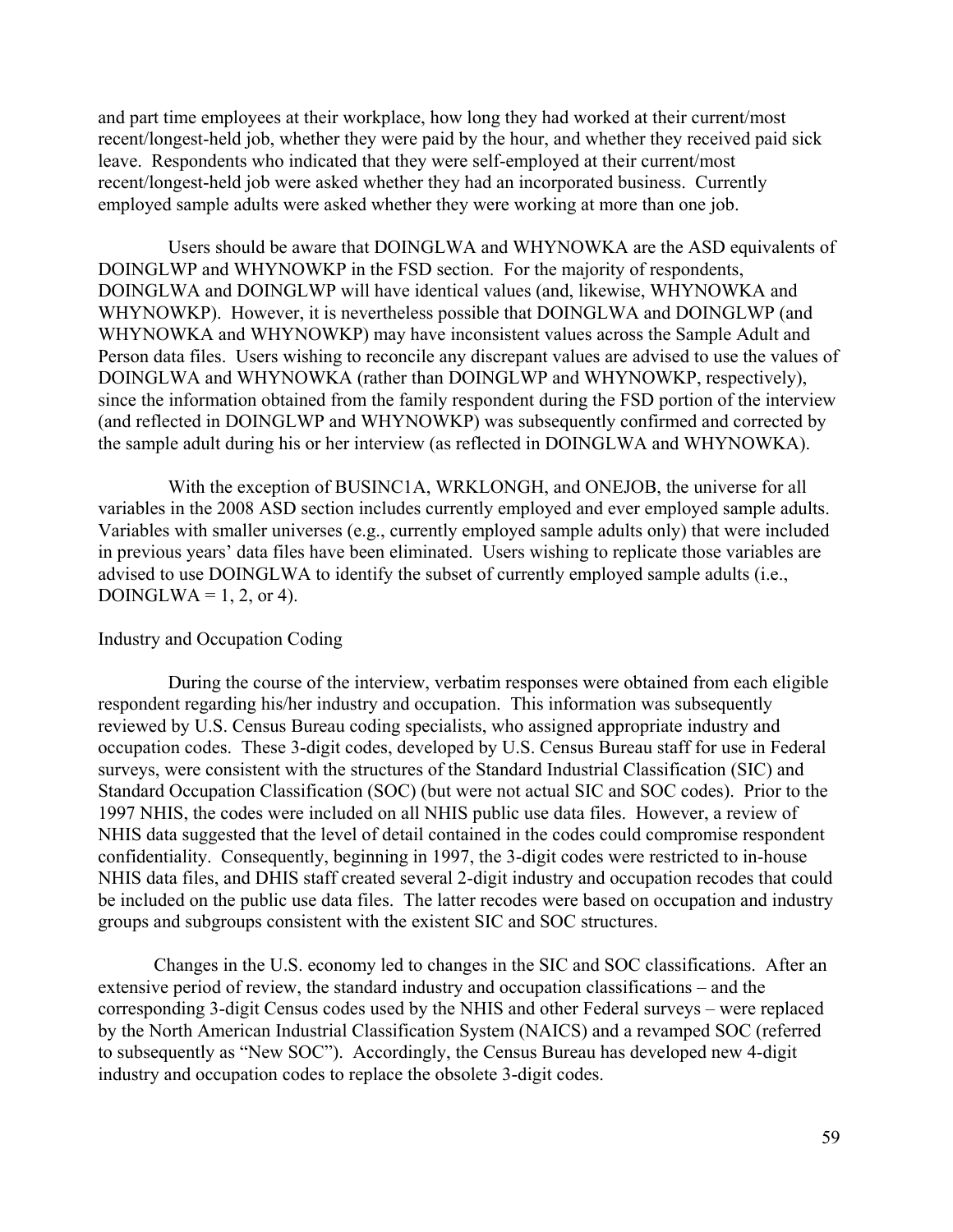and part time employees at their workplace, how long they had worked at their current/most recent/longest-held job, whether they were paid by the hour, and whether they received paid sick leave. Respondents who indicated that they were self-employed at their current/most recent/longest-held job were asked whether they had an incorporated business. Currently employed sample adults were asked whether they were working at more than one job.

Users should be aware that DOINGLWA and WHYNOWKA are the ASD equivalents of DOINGLWP and WHYNOWKP in the FSD section. For the majority of respondents, DOINGLWA and DOINGLWP will have identical values (and, likewise, WHYNOWKA and WHYNOWKP). However, it is nevertheless possible that DOINGLWA and DOINGLWP (and WHYNOWKA and WHYNOWKP) may have inconsistent values across the Sample Adult and Person data files. Users wishing to reconcile any discrepant values are advised to use the values of DOINGLWA and WHYNOWKA (rather than DOINGLWP and WHYNOWKP, respectively), since the information obtained from the family respondent during the FSD portion of the interview (and reflected in DOINGLWP and WHYNOWKP) was subsequently confirmed and corrected by the sample adult during his or her interview (as reflected in DOINGLWA and WHYNOWKA).

With the exception of BUSINC1A, WRKLONGH, and ONEJOB, the universe for all variables in the 2008 ASD section includes currently employed and ever employed sample adults. Variables with smaller universes (e.g., currently employed sample adults only) that were included in previous years' data files have been eliminated. Users wishing to replicate those variables are advised to use DOINGLWA to identify the subset of currently employed sample adults (i.e., DOINGLWA = 1, 2, or 4).

Industry and Occupation Coding

During the course of the interview, verbatim responses were obtained from each eligible respondent regarding his/her industry and occupation. This information was subsequently reviewed by U.S. Census Bureau coding specialists, who assigned appropriate industry and occupation codes. These 3-digit codes, developed by U.S. Census Bureau staff for use in Federal surveys, were consistent with the structures of the Standard Industrial Classification (SIC) and Standard Occupation Classification (SOC) (but were not actual SIC and SOC codes). Prior to the 1997 NHIS, the codes were included on all NHIS public use data files. However, a review of NHIS data suggested that the level of detail contained in the codes could compromise respondent confidentiality. Consequently, beginning in 1997, the 3-digit codes were restricted to in-house NHIS data files, and DHIS staff created several 2-digit industry and occupation recodes that could be included on the public use data files. The latter recodes were based on occupation and industry groups and subgroups consistent with the existent SIC and SOC structures.

Changes in the U.S. economy led to changes in the SIC and SOC classifications. After an extensive period of review, the standard industry and occupation classifications – and the corresponding 3-digit Census codes used by the NHIS and other Federal surveys – were replaced by the North American Industrial Classification System (NAICS) and a revamped SOC (referred to subsequently as "New SOC"). Accordingly, the Census Bureau has developed new 4-digit industry and occupation codes to replace the obsolete 3-digit codes.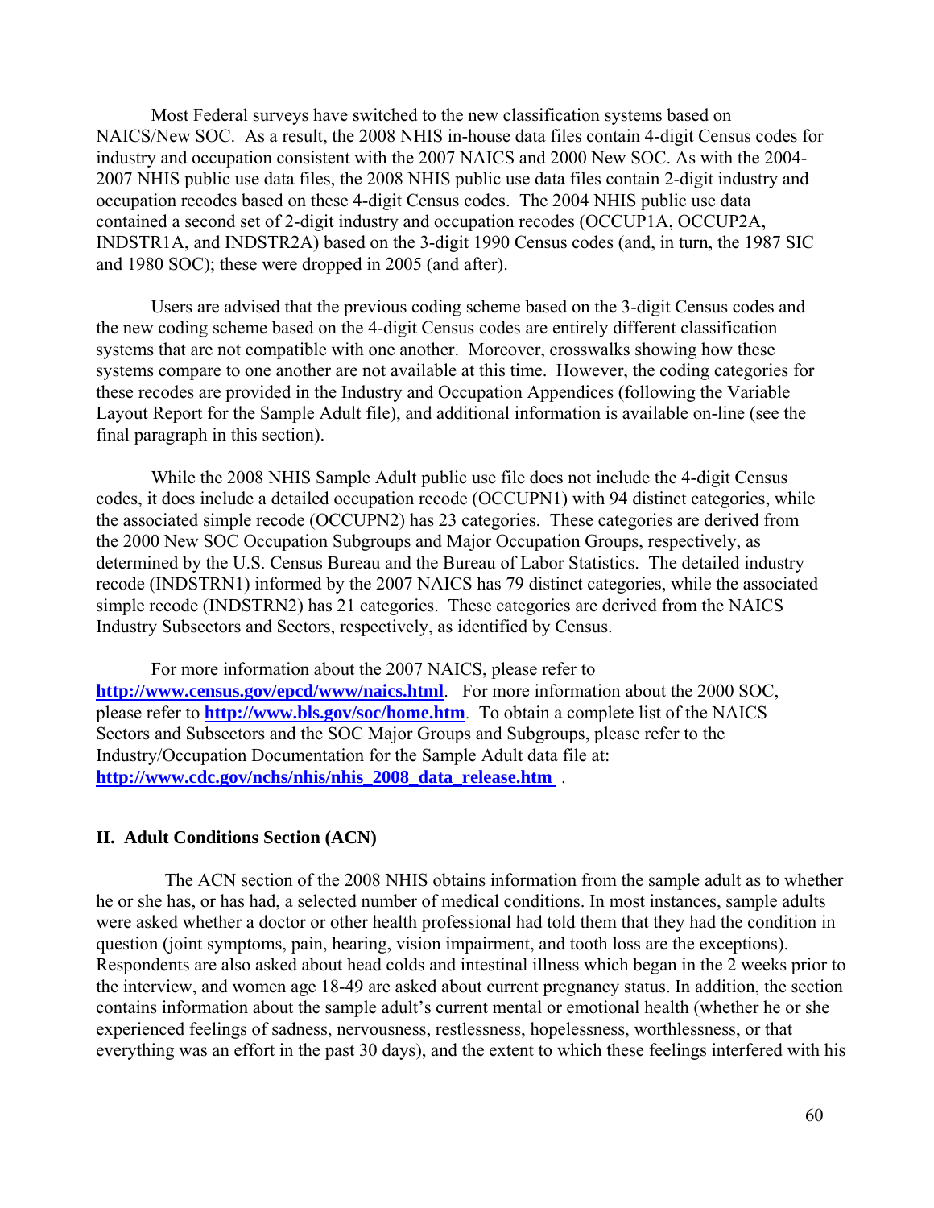Most Federal surveys have switched to the new classification systems based on NAICS/New SOC. As a result, the 2008 NHIS in-house data files contain 4-digit Census codes for industry and occupation consistent with the 2007 NAICS and 2000 New SOC. As with the 2004-2007 NHIS public use data files, the 2008 NHIS public use data files contain 2-digit industry and occupation recodes based on these 4-digit Census codes. The 2004 NHIS public use data contained a second set of 2-digit industry and occupation recodes (OCCUP1A, OCCUP2A, INDSTR1A, and INDSTR2A) based on the 3-digit 1990 Census codes (and, in turn, the 1987 SIC and 1980 SOC); these were dropped in 2005 (and after).

Users are advised that the previous coding scheme based on the 3-digit Census codes and the new coding scheme based on the 4-digit Census codes are entirely different classification systems that are not compatible with one another. Moreover, crosswalks showing how these systems compare to one another are not available at this time. However, the coding categories for these recodes are provided in the Industry and Occupation Appendices (following the Variable Layout Report for the Sample Adult file), and additional information is available on-line (see the final paragraph in this section).

While the 2008 NHIS Sample Adult public use file does not include the 4-digit Census codes, it does include a detailed occupation recode (OCCUPN1) with 94 distinct categories, while the associated simple recode (OCCUPN2) has 23 categories. These categories are derived from the 2000 New SOC Occupation Subgroups and Major Occupation Groups, respectively, as determined by the U.S. Census Bureau and the Bureau of Labor Statistics. The detailed industry recode (INDSTRN1) informed by the 2007 NAICS has 79 distinct categories, while the associated simple recode (INDSTRN2) has 21 categories. These categories are derived from the NAICS Industry Subsectors and Sectors, respectively, as identified by Census.

For more information about the 2007 NAICS, please refer to **http://www.census.gov/epcd/www/naics.html**. For more information about the 2000 SOC, please refer to **http://www.bls.gov/soc/home.htm**. To obtain a complete list of the NAICS Sectors and Subsectors and the SOC Major Groups and Subgroups, please refer to the Industry/Occupation Documentation for the Sample Adult data file at: **http://www.cdc.gov/nchs/nhis/nhis_2008_data_release.htm** .

## II. Adult Conditions Section (ACN)

The ACN section of the 2008 NHIS obtains information from the sample adult as to whether he or she has, or has had, a selected number of medical conditions. In most instances, sample adults were asked whether a doctor or other health professional had told them that they had the condition in question (joint symptoms, pain, hearing, vision impairment, and tooth loss are the exceptions). Respondents are also asked about head colds and intestinal illness which began in the 2 weeks prior to the interview, and women age 18-49 are asked about current pregnancy status. In addition, the section contains information about the sample adult's current mental or emotional health (whether he or she experienced feelings of sadness, nervousness, restlessness, hopelessness, worthlessness, or that everything was an effort in the past 30 days), and the extent to which these feelings interfered with his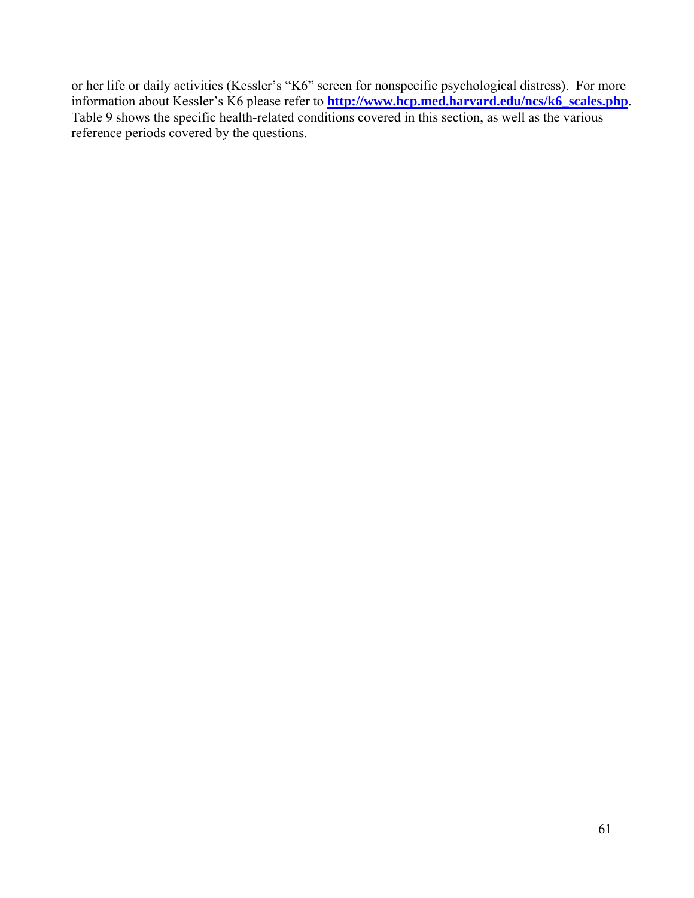or her life or daily activities (Kessler's "K6" screen for nonspecific psychological distress). For more information about Kessler's K6 please refer to **[http://www.hcp.med.harvard.edu/ncs/k6_scales.php](http://www.hcp.med.harvard.edu/ncs/k6_scales.php)**. Table 9 shows the specific health-related conditions covered in this section, as well as the various reference periods covered by the questions.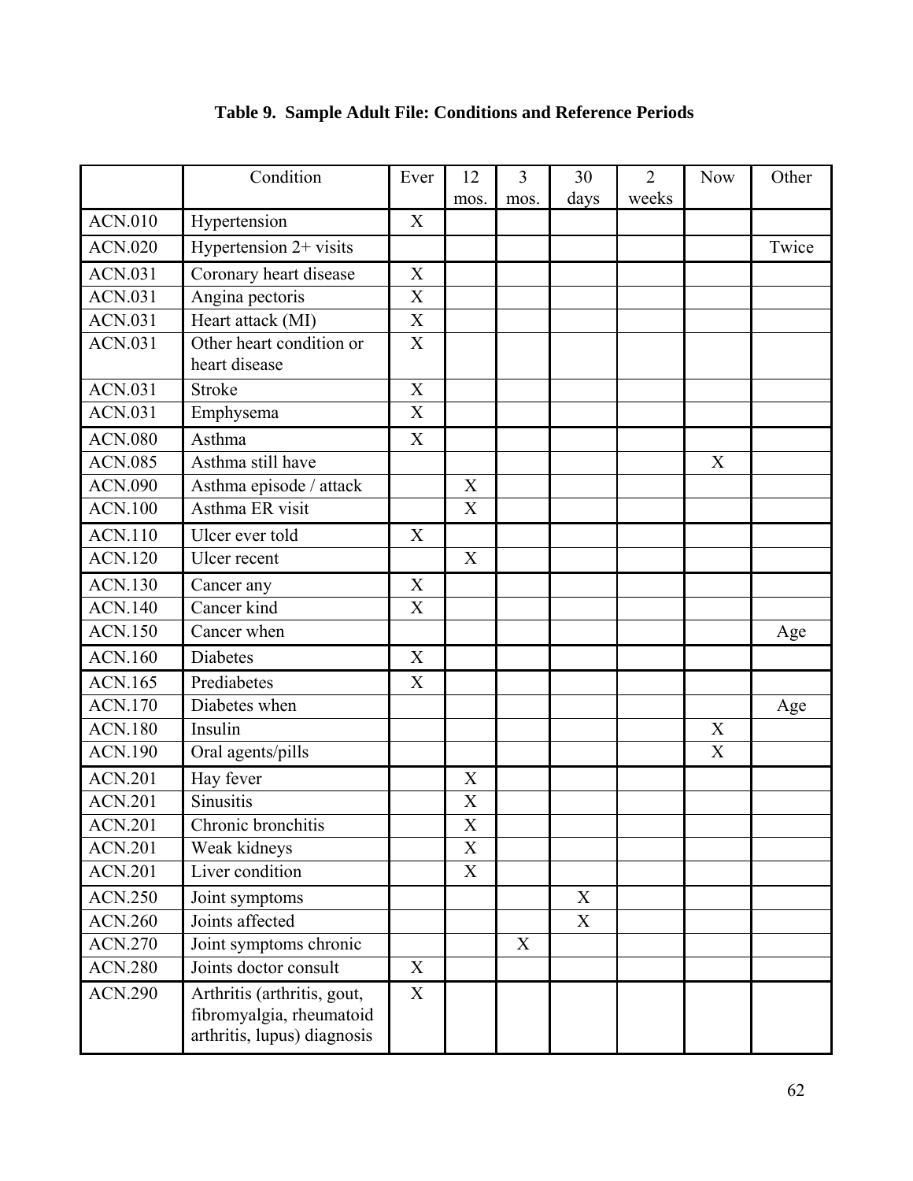**Table 9. Sample Adult File: Conditions and Reference Periods**

| | Condition | Ever | 12 mos. | 3 mos. | 30 days | 2 weeks | Now | Other |
|---|---|---|---|---|---|---|---|---|
| ACN.010 | Hypertension | X | | | | | | |
| ACN.020 | Hypertension 2+ visits | | | | | | | Twice |
| ACN.031 | Coronary heart disease | X | | | | | | |
| ACN.031 | Angina pectoris | X | | | | | | |
| ACN.031 | Heart attack (MI) | X | | | | | | |
| ACN.031 | Other heart condition or heart disease | X | | | | | | |
| ACN.031 | Stroke | X | | | | | | |
| ACN.031 | Emphysema | X | | | | | | |
| ACN.080 | Asthma | X | | | | | | |
| ACN.085 | Asthma still have | | | | | | X | |
| ACN.090 | Asthma episode / attack | | X | | | | | |
| ACN.100 | Asthma ER visit | | X | | | | | |
| ACN.110 | Ulcer ever told | X | | | | | | |
| ACN.120 | Ulcer recent | | X | | | | | |
| ACN.130 | Cancer any | X | | | | | | |
| ACN.140 | Cancer kind | X | | | | | | |
| ACN.150 | Cancer when | | | | | | | Age |
| ACN.160 | Diabetes | X | | | | | | |
| ACN.165 | Prediabetes | X | | | | | | |
| ACN.170 | Diabetes when | | | | | | | Age |
| ACN.180 | Insulin | | | | | | X | |
| ACN.190 | Oral agents/pills | | | | | | X | |
| ACN.201 | Hay fever | | X | | | | | |
| ACN.201 | Sinusitis | | X | | | | | |
| ACN.201 | Chronic bronchitis | | X | | | | | |
| ACN.201 | Weak kidneys | | X | | | | | |
| ACN.201 | Liver condition | | X | | | | | |
| ACN.250 | Joint symptoms | | | | X | | | |
| ACN.260 | Joints affected | | | | X | | | |
| ACN.270 | Joint symptoms chronic | | | X | | | | |
| ACN.280 | Joints doctor consult | X | | | | | | |
| ACN.290 | Arthritis (arthritis, gout, fibromyalgia, rheumatoid arthritis, lupus) diagnosis | X | | | | | | |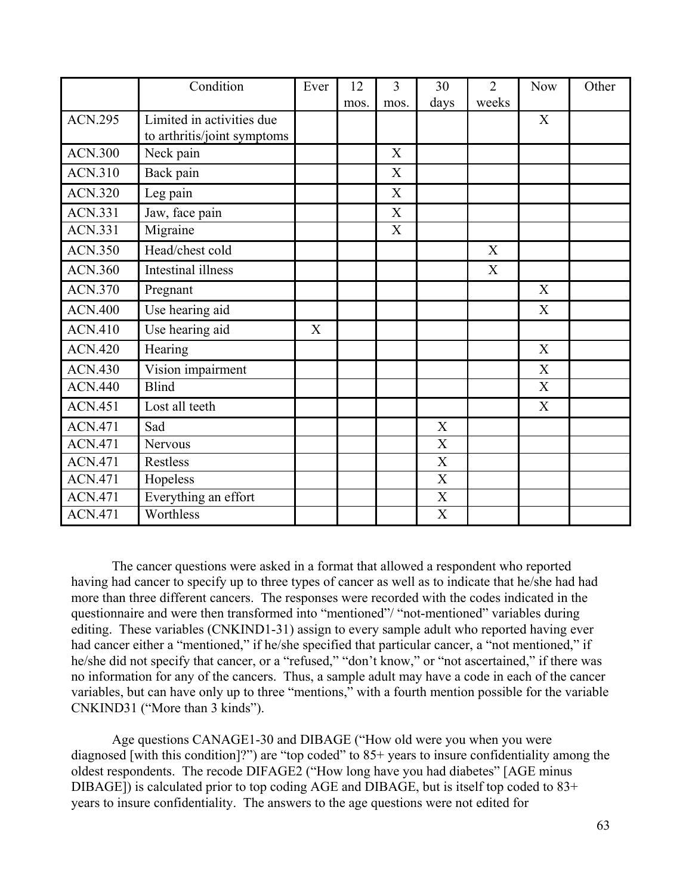|  | Condition | Ever | 12 mos. | 3 mos. | 30 days | 2 weeks | Now | Other |
|---|---|---|---|---|---|---|---|---|
| ACN.295 | Limited in activities due to arthritis/joint symptoms |  |  |  |  |  | X |  |
| ACN.300 | Neck pain |  |  | X |  |  |  |  |
| ACN.310 | Back pain |  |  | X |  |  |  |  |
| ACN.320 | Leg pain |  |  | X |  |  |  |  |
| ACN.331 | Jaw, face pain |  |  | X |  |  |  |  |
| ACN.331 | Migraine |  |  | X |  |  |  |  |
| ACN.350 | Head/chest cold |  |  |  |  | X |  |  |
| ACN.360 | Intestinal illness |  |  |  |  | X |  |  |
| ACN.370 | Pregnant |  |  |  |  |  | X |  |
| ACN.400 | Use hearing aid |  |  |  |  |  | X |  |
| ACN.410 | Use hearing aid | X |  |  |  |  |  |  |
| ACN.420 | Hearing |  |  |  |  |  | X |  |
| ACN.430 | Vision impairment |  |  |  |  |  | X |  |
| ACN.440 | Blind |  |  |  |  |  | X |  |
| ACN.451 | Lost all teeth |  |  |  |  |  | X |  |
| ACN.471 | Sad |  |  |  | X |  |  |  |
| ACN.471 | Nervous |  |  |  | X |  |  |  |
| ACN.471 | Restless |  |  |  | X |  |  |  |
| ACN.471 | Hopeless |  |  |  | X |  |  |  |
| ACN.471 | Everything an effort |  |  |  | X |  |  |  |
| ACN.471 | Worthless |  |  |  | X |  |  |  |

The cancer questions were asked in a format that allowed a respondent who reported having had cancer to specify up to three types of cancer as well as to indicate that he/she had had more than three different cancers. The responses were recorded with the codes indicated in the questionnaire and were then transformed into "mentioned"/ "not-mentioned" variables during editing. These variables (CNKIND1-31) assign to every sample adult who reported having ever had cancer either a "mentioned," if he/she specified that particular cancer, a "not mentioned," if he/she did not specify that cancer, or a "refused," "don't know," or "not ascertained," if there was no information for any of the cancers. Thus, a sample adult may have a code in each of the cancer variables, but can have only up to three "mentions," with a fourth mention possible for the variable CNKIND31 ("More than 3 kinds").

Age questions CANAGE1-30 and DIBAGE ("How old were you when you were diagnosed [with this condition]?") are "top coded" to 85+ years to insure confidentiality among the oldest respondents. The recode DIFAGE2 ("How long have you had diabetes" [AGE minus DIBAGE]) is calculated prior to top coding AGE and DIBAGE, but is itself top coded to 83+ years to insure confidentiality. The answers to the age questions were not edited for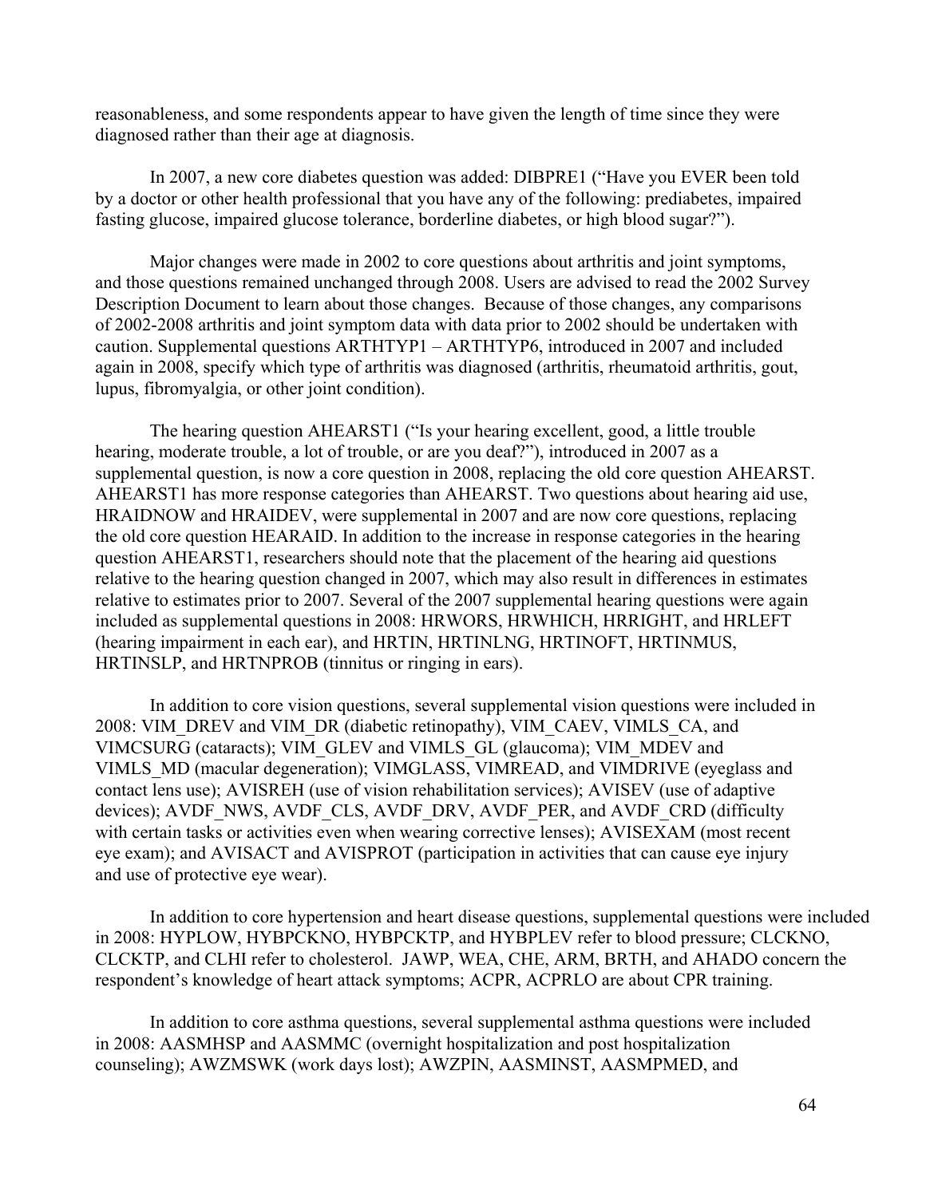reasonableness, and some respondents appear to have given the length of time since they were diagnosed rather than their age at diagnosis.

In 2007, a new core diabetes question was added: DIBPRE1 ("Have you EVER been told by a doctor or other health professional that you have any of the following: prediabetes, impaired fasting glucose, impaired glucose tolerance, borderline diabetes, or high blood sugar?").

Major changes were made in 2002 to core questions about arthritis and joint symptoms, and those questions remained unchanged through 2008. Users are advised to read the 2002 Survey Description Document to learn about those changes. Because of those changes, any comparisons of 2002-2008 arthritis and joint symptom data with data prior to 2002 should be undertaken with caution. Supplemental questions ARTHTYP1 – ARTHTYP6, introduced in 2007 and included again in 2008, specify which type of arthritis was diagnosed (arthritis, rheumatoid arthritis, gout, lupus, fibromyalgia, or other joint condition).

The hearing question AHEARST1 ("Is your hearing excellent, good, a little trouble hearing, moderate trouble, a lot of trouble, or are you deaf?"), introduced in 2007 as a supplemental question, is now a core question in 2008, replacing the old core question AHEARST. AHEARST1 has more response categories than AHEARST. Two questions about hearing aid use, HRAIDNOW and HRAIDEV, were supplemental in 2007 and are now core questions, replacing the old core question HEARAID. In addition to the increase in response categories in the hearing question AHEARST1, researchers should note that the placement of the hearing aid questions relative to the hearing question changed in 2007, which may also result in differences in estimates relative to estimates prior to 2007. Several of the 2007 supplemental hearing questions were again included as supplemental questions in 2008: HRWORS, HRWHICH, HRRIGHT, and HRLEFT (hearing impairment in each ear), and HRTIN, HRTINLNG, HRTINOFT, HRTINMUS, HRTINSLP, and HRTNPROB (tinnitus or ringing in ears).

In addition to core vision questions, several supplemental vision questions were included in 2008: VIM_DREV and VIM_DR (diabetic retinopathy), VIM_CAEV, VIMLS_CA, and VIMCSURG (cataracts); VIM_GLEV and VIMLS_GL (glaucoma); VIM_MDEV and VIMLS_MD (macular degeneration); VIMGLASS, VIMREAD, and VIMDRIVE (eyeglass and contact lens use); AVISREH (use of vision rehabilitation services); AVISEV (use of adaptive devices); AVDF_NWS, AVDF_CLS, AVDF_DRV, AVDF_PER, and AVDF_CRD (difficulty with certain tasks or activities even when wearing corrective lenses); AVISEXAM (most recent eye exam); and AVISACT and AVISPROT (participation in activities that can cause eye injury and use of protective eye wear).

In addition to core hypertension and heart disease questions, supplemental questions were included in 2008: HYPLOW, HYBPCKNO, HYBPCKTP, and HYBPLEV refer to blood pressure; CLCKNO, CLCKTP, and CLHI refer to cholesterol. JAWP, WEA, CHE, ARM, BRTH, and AHADO concern the respondent's knowledge of heart attack symptoms; ACPR, ACPRLO are about CPR training.

In addition to core asthma questions, several supplemental asthma questions were included in 2008: AASMHSP and AASMMC (overnight hospitalization and post hospitalization counseling); AWZMSWK (work days lost); AWZPIN, AASMINST, AASMPMED, and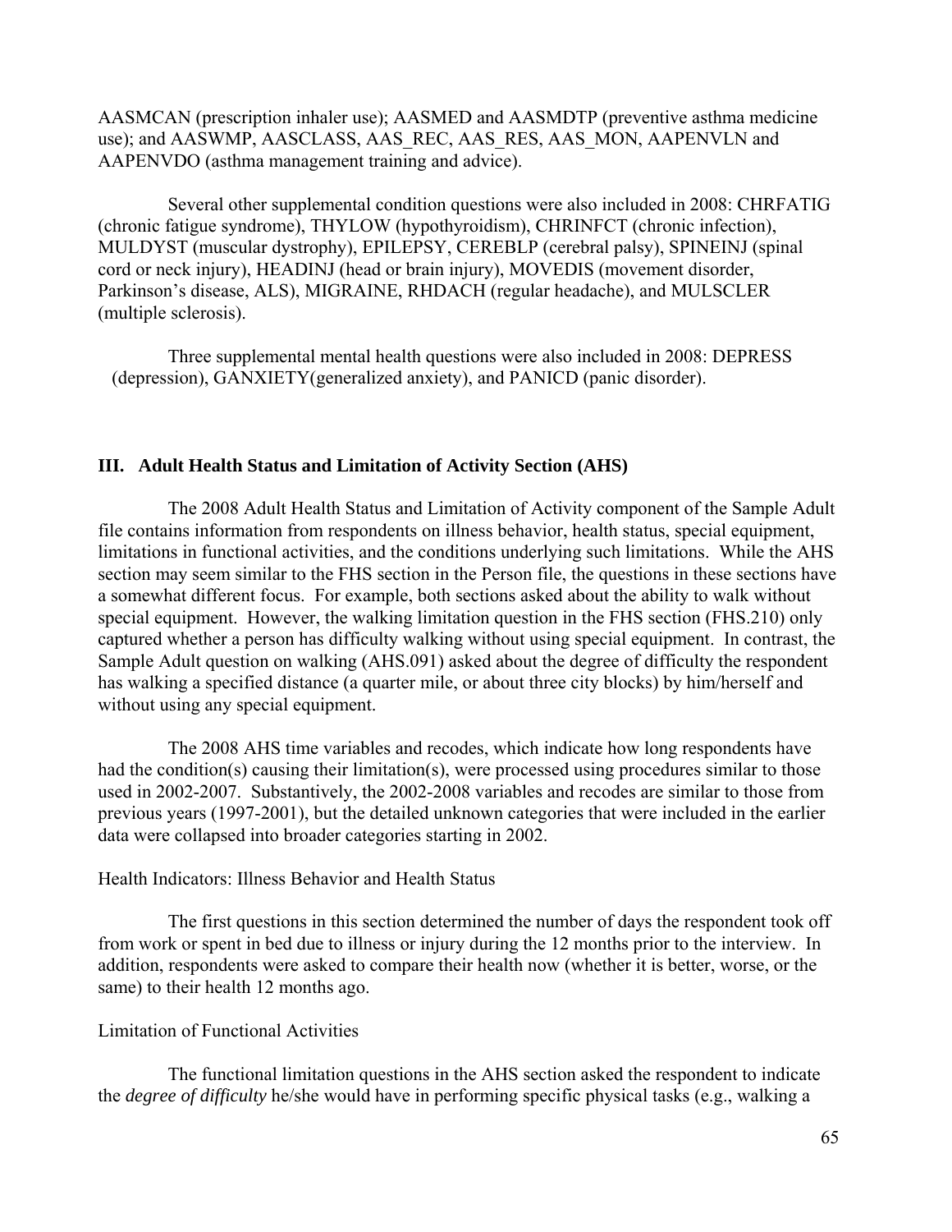AASMCAN (prescription inhaler use); AASMED and AASMDTP (preventive asthma medicine use); and AASWMP, AASCLASS, AAS_REC, AAS_RES, AAS_MON, AAPENVLN and AAPENVDO (asthma management training and advice).

Several other supplemental condition questions were also included in 2008: CHRFATIG (chronic fatigue syndrome), THYLOW (hypothyroidism), CHRINFCT (chronic infection), MULDYST (muscular dystrophy), EPILEPSY, CEREBLP (cerebral palsy), SPINEINJ (spinal cord or neck injury), HEADINJ (head or brain injury), MOVEDIS (movement disorder, Parkinson's disease, ALS), MIGRAINE, RHDACH (regular headache), and MULSCLER (multiple sclerosis).

Three supplemental mental health questions were also included in 2008: DEPRESS (depression), GANXIETY(generalized anxiety), and PANICD (panic disorder).

## III. Adult Health Status and Limitation of Activity Section (AHS)

The 2008 Adult Health Status and Limitation of Activity component of the Sample Adult file contains information from respondents on illness behavior, health status, special equipment, limitations in functional activities, and the conditions underlying such limitations. While the AHS section may seem similar to the FHS section in the Person file, the questions in these sections have a somewhat different focus. For example, both sections asked about the ability to walk without special equipment. However, the walking limitation question in the FHS section (FHS.210) only captured whether a person has difficulty walking without using special equipment. In contrast, the Sample Adult question on walking (AHS.091) asked about the degree of difficulty the respondent has walking a specified distance (a quarter mile, or about three city blocks) by him/herself and without using any special equipment.

The 2008 AHS time variables and recodes, which indicate how long respondents have had the condition(s) causing their limitation(s), were processed using procedures similar to those used in 2002-2007. Substantively, the 2002-2008 variables and recodes are similar to those from previous years (1997-2001), but the detailed unknown categories that were included in the earlier data were collapsed into broader categories starting in 2002.

Health Indicators: Illness Behavior and Health Status

The first questions in this section determined the number of days the respondent took off from work or spent in bed due to illness or injury during the 12 months prior to the interview. In addition, respondents were asked to compare their health now (whether it is better, worse, or the same) to their health 12 months ago.

Limitation of Functional Activities

The functional limitation questions in the AHS section asked the respondent to indicate the *degree of difficulty* he/she would have in performing specific physical tasks (e.g., walking a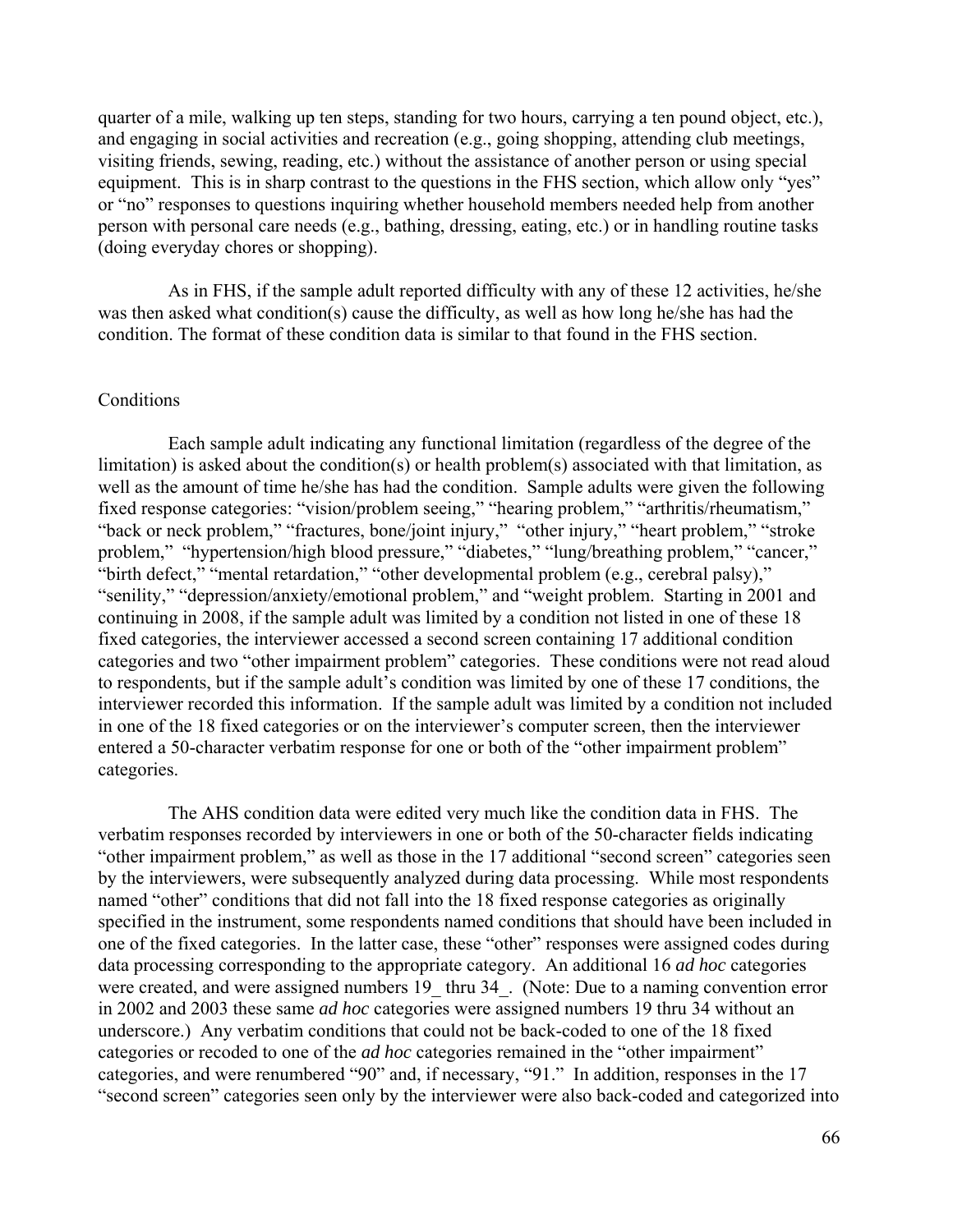quarter of a mile, walking up ten steps, standing for two hours, carrying a ten pound object, etc.), and engaging in social activities and recreation (e.g., going shopping, attending club meetings, visiting friends, sewing, reading, etc.) without the assistance of another person or using special equipment. This is in sharp contrast to the questions in the FHS section, which allow only "yes" or "no" responses to questions inquiring whether household members needed help from another person with personal care needs (e.g., bathing, dressing, eating, etc.) or in handling routine tasks (doing everyday chores or shopping).

As in FHS, if the sample adult reported difficulty with any of these 12 activities, he/she was then asked what condition(s) cause the difficulty, as well as how long he/she has had the condition. The format of these condition data is similar to that found in the FHS section.

Conditions

Each sample adult indicating any functional limitation (regardless of the degree of the limitation) is asked about the condition(s) or health problem(s) associated with that limitation, as well as the amount of time he/she has had the condition. Sample adults were given the following fixed response categories: "vision/problem seeing," "hearing problem," "arthritis/rheumatism," "back or neck problem," "fractures, bone/joint injury," "other injury," "heart problem," "stroke problem," "hypertension/high blood pressure," "diabetes," "lung/breathing problem," "cancer," "birth defect," "mental retardation," "other developmental problem (e.g., cerebral palsy)," "senility," "depression/anxiety/emotional problem," and "weight problem. Starting in 2001 and continuing in 2008, if the sample adult was limited by a condition not listed in one of these 18 fixed categories, the interviewer accessed a second screen containing 17 additional condition categories and two "other impairment problem" categories. These conditions were not read aloud to respondents, but if the sample adult's condition was limited by one of these 17 conditions, the interviewer recorded this information. If the sample adult was limited by a condition not included in one of the 18 fixed categories or on the interviewer's computer screen, then the interviewer entered a 50-character verbatim response for one or both of the "other impairment problem" categories.

The AHS condition data were edited very much like the condition data in FHS. The verbatim responses recorded by interviewers in one or both of the 50-character fields indicating "other impairment problem," as well as those in the 17 additional "second screen" categories seen by the interviewers, were subsequently analyzed during data processing. While most respondents named "other" conditions that did not fall into the 18 fixed response categories as originally specified in the instrument, some respondents named conditions that should have been included in one of the fixed categories. In the latter case, these "other" responses were assigned codes during data processing corresponding to the appropriate category. An additional 16 *ad hoc* categories were created, and were assigned numbers 19_ thru 34_. (Note: Due to a naming convention error in 2002 and 2003 these same *ad hoc* categories were assigned numbers 19 thru 34 without an underscore.) Any verbatim conditions that could not be back-coded to one of the 18 fixed categories or recoded to one of the *ad hoc* categories remained in the "other impairment" categories, and were renumbered "90" and, if necessary, "91." In addition, responses in the 17 "second screen" categories seen only by the interviewer were also back-coded and categorized into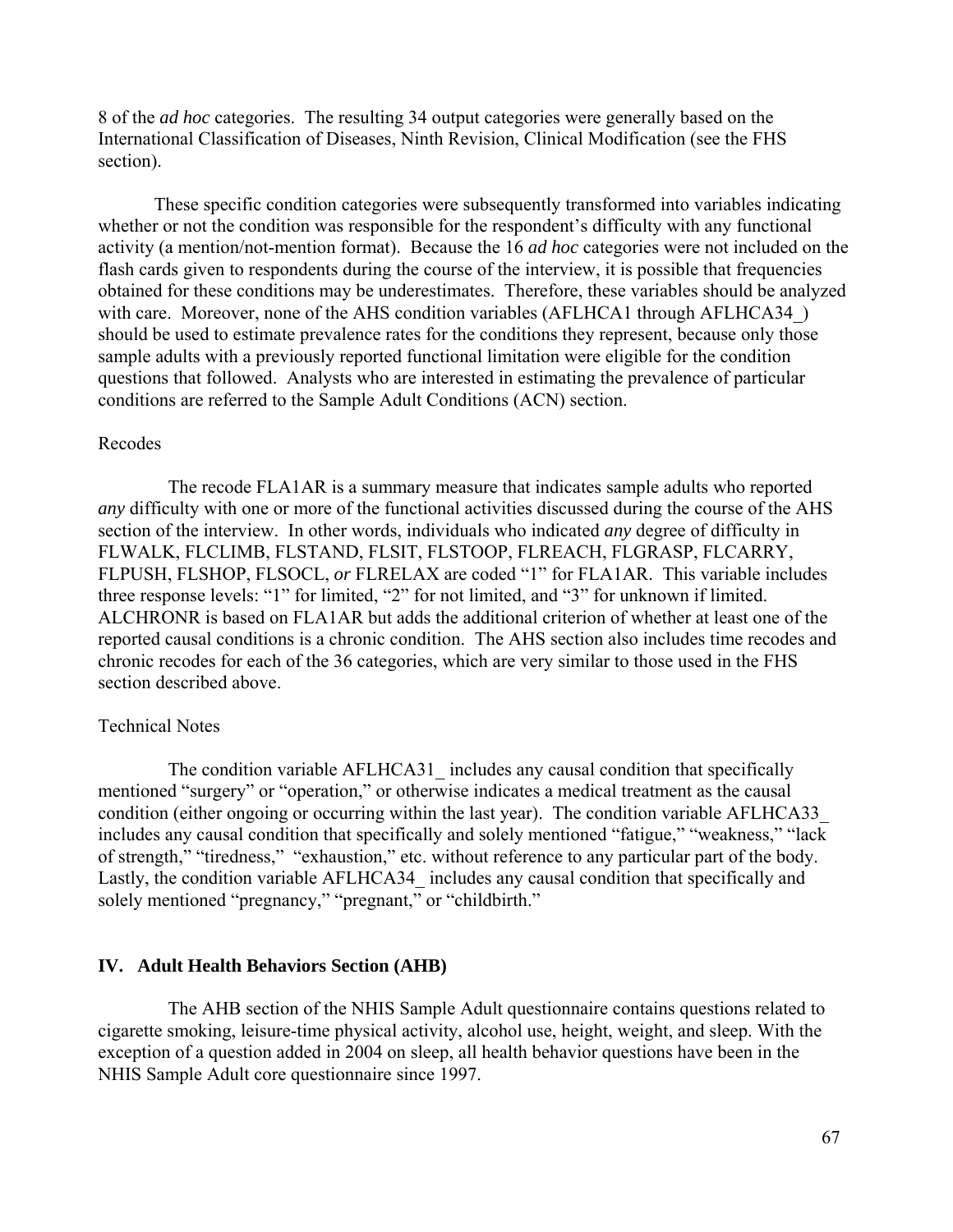8 of the *ad hoc* categories. The resulting 34 output categories were generally based on the International Classification of Diseases, Ninth Revision, Clinical Modification (see the FHS section).

These specific condition categories were subsequently transformed into variables indicating whether or not the condition was responsible for the respondent's difficulty with any functional activity (a mention/not-mention format). Because the 16 *ad hoc* categories were not included on the flash cards given to respondents during the course of the interview, it is possible that frequencies obtained for these conditions may be underestimates. Therefore, these variables should be analyzed with care. Moreover, none of the AHS condition variables (AFLHCA1 through AFLHCA34_) should be used to estimate prevalence rates for the conditions they represent, because only those sample adults with a previously reported functional limitation were eligible for the condition questions that followed. Analysts who are interested in estimating the prevalence of particular conditions are referred to the Sample Adult Conditions (ACN) section.

Recodes

The recode FLA1AR is a summary measure that indicates sample adults who reported *any* difficulty with one or more of the functional activities discussed during the course of the AHS section of the interview. In other words, individuals who indicated *any* degree of difficulty in FLWALK, FLCLIMB, FLSTAND, FLSIT, FLSTOOP, FLREACH, FLGRASP, FLCARRY, FLPUSH, FLSHOP, FLSOCL, *or* FLRELAX are coded "1" for FLA1AR. This variable includes three response levels: "1" for limited, "2" for not limited, and "3" for unknown if limited. ALCHRONR is based on FLA1AR but adds the additional criterion of whether at least one of the reported causal conditions is a chronic condition. The AHS section also includes time recodes and chronic recodes for each of the 36 categories, which are very similar to those used in the FHS section described above.

Technical Notes

The condition variable AFLHCA31_ includes any causal condition that specifically mentioned "surgery" or "operation," or otherwise indicates a medical treatment as the causal condition (either ongoing or occurring within the last year). The condition variable AFLHCA33_ includes any causal condition that specifically and solely mentioned "fatigue," "weakness," "lack of strength," "tiredness," "exhaustion," etc. without reference to any particular part of the body. Lastly, the condition variable AFLHCA34_ includes any causal condition that specifically and solely mentioned "pregnancy," "pregnant," or "childbirth."

## IV. Adult Health Behaviors Section (AHB)

The AHB section of the NHIS Sample Adult questionnaire contains questions related to cigarette smoking, leisure-time physical activity, alcohol use, height, weight, and sleep. With the exception of a question added in 2004 on sleep, all health behavior questions have been in the NHIS Sample Adult core questionnaire since 1997.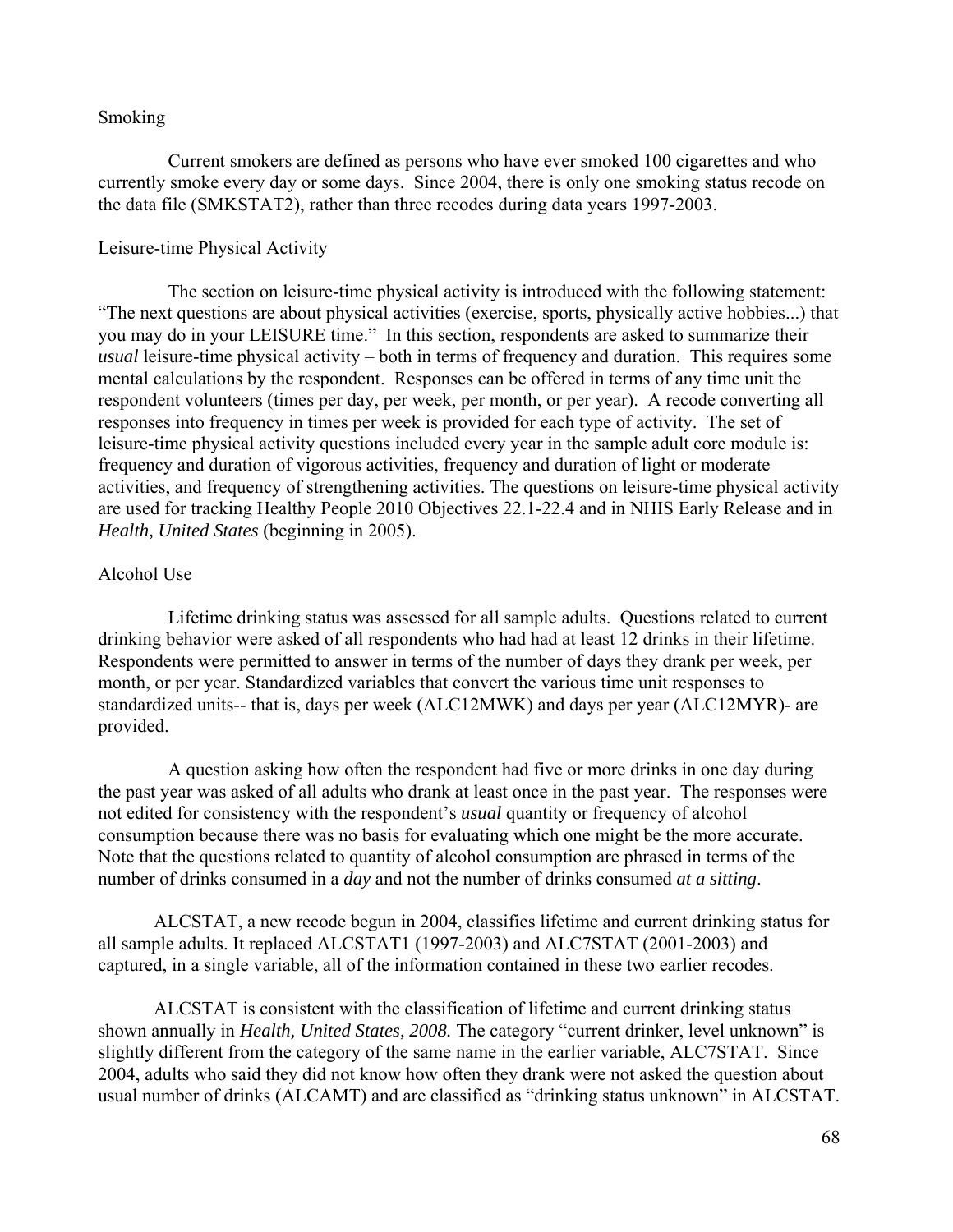### Smoking

Current smokers are defined as persons who have ever smoked 100 cigarettes and who currently smoke every day or some days. Since 2004, there is only one smoking status recode on the data file (SMKSTAT2), rather than three recodes during data years 1997-2003.

### Leisure-time Physical Activity

The section on leisure-time physical activity is introduced with the following statement: "The next questions are about physical activities (exercise, sports, physically active hobbies...) that you may do in your LEISURE time." In this section, respondents are asked to summarize their *usual* leisure-time physical activity – both in terms of frequency and duration. This requires some mental calculations by the respondent. Responses can be offered in terms of any time unit the respondent volunteers (times per day, per week, per month, or per year). A recode converting all responses into frequency in times per week is provided for each type of activity. The set of leisure-time physical activity questions included every year in the sample adult core module is: frequency and duration of vigorous activities, frequency and duration of light or moderate activities, and frequency of strengthening activities. The questions on leisure-time physical activity are used for tracking Healthy People 2010 Objectives 22.1-22.4 and in NHIS Early Release and in *Health, United States* (beginning in 2005).

### Alcohol Use

Lifetime drinking status was assessed for all sample adults. Questions related to current drinking behavior were asked of all respondents who had had at least 12 drinks in their lifetime. Respondents were permitted to answer in terms of the number of days they drank per week, per month, or per year. Standardized variables that convert the various time unit responses to standardized units-- that is, days per week (ALC12MWK) and days per year (ALC12MYR)- are provided.

A question asking how often the respondent had five or more drinks in one day during the past year was asked of all adults who drank at least once in the past year. The responses were not edited for consistency with the respondent's *usual* quantity or frequency of alcohol consumption because there was no basis for evaluating which one might be the more accurate. Note that the questions related to quantity of alcohol consumption are phrased in terms of the number of drinks consumed in a *day* and not the number of drinks consumed *at a sitting*.

ALCSTAT, a new recode begun in 2004, classifies lifetime and current drinking status for all sample adults. It replaced ALCSTAT1 (1997-2003) and ALC7STAT (2001-2003) and captured, in a single variable, all of the information contained in these two earlier recodes.

ALCSTAT is consistent with the classification of lifetime and current drinking status shown annually in ***Health, United States, 2008.*** The category "current drinker, level unknown" is slightly different from the category of the same name in the earlier variable, ALC7STAT. Since 2004, adults who said they did not know how often they drank were not asked the question about usual number of drinks (ALCAMT) and are classified as "drinking status unknown" in ALCSTAT.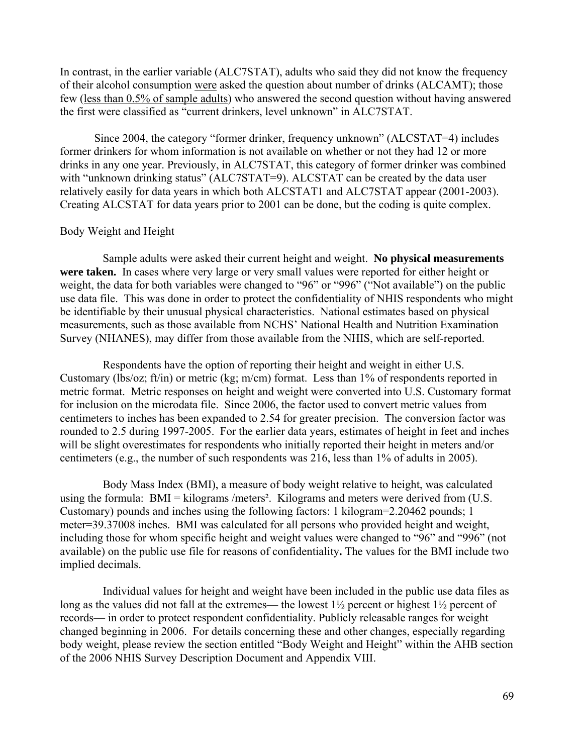In contrast, in the earlier variable (ALC7STAT), adults who said they did not know the frequency of their alcohol consumption were asked the question about number of drinks (ALCAMT); those few (less than 0.5% of sample adults) who answered the second question without having answered the first were classified as "current drinkers, level unknown" in ALC7STAT.

Since 2004, the category "former drinker, frequency unknown" (ALCSTAT=4) includes former drinkers for whom information is not available on whether or not they had 12 or more drinks in any one year. Previously, in ALC7STAT, this category of former drinker was combined with "unknown drinking status" (ALC7STAT=9). ALCSTAT can be created by the data user relatively easily for data years in which both ALCSTAT1 and ALC7STAT appear (2001-2003). Creating ALCSTAT for data years prior to 2001 can be done, but the coding is quite complex.

### Body Weight and Height

Sample adults were asked their current height and weight. **No physical measurements were taken.** In cases where very large or very small values were reported for either height or weight, the data for both variables were changed to "96" or "996" ("Not available") on the public use data file. This was done in order to protect the confidentiality of NHIS respondents who might be identifiable by their unusual physical characteristics. National estimates based on physical measurements, such as those available from NCHS' National Health and Nutrition Examination Survey (NHANES), may differ from those available from the NHIS, which are self-reported.

Respondents have the option of reporting their height and weight in either U.S. Customary (lbs/oz; ft/in) or metric (kg; m/cm) format. Less than 1% of respondents reported in metric format. Metric responses on height and weight were converted into U.S. Customary format for inclusion on the microdata file. Since 2006, the factor used to convert metric values from centimeters to inches has been expanded to 2.54 for greater precision. The conversion factor was rounded to 2.5 during 1997-2005. For the earlier data years, estimates of height in feet and inches will be slight overestimates for respondents who initially reported their height in meters and/or centimeters (e.g., the number of such respondents was 216, less than 1% of adults in 2005).

Body Mass Index (BMI), a measure of body weight relative to height, was calculated using the formula: BMI = kilograms /meters². Kilograms and meters were derived from (U.S. Customary) pounds and inches using the following factors: 1 kilogram=2.20462 pounds; 1 meter=39.37008 inches. BMI was calculated for all persons who provided height and weight, including those for whom specific height and weight values were changed to "96" and "996" (not available) on the public use file for reasons of confidentiality**.** The values for the BMI include two implied decimals.

Individual values for height and weight have been included in the public use data files as long as the values did not fall at the extremes— the lowest 1½ percent or highest 1½ percent of records— in order to protect respondent confidentiality. Publicly releasable ranges for weight changed beginning in 2006. For details concerning these and other changes, especially regarding body weight, please review the section entitled "Body Weight and Height" within the AHB section of the 2006 NHIS Survey Description Document and Appendix VIII.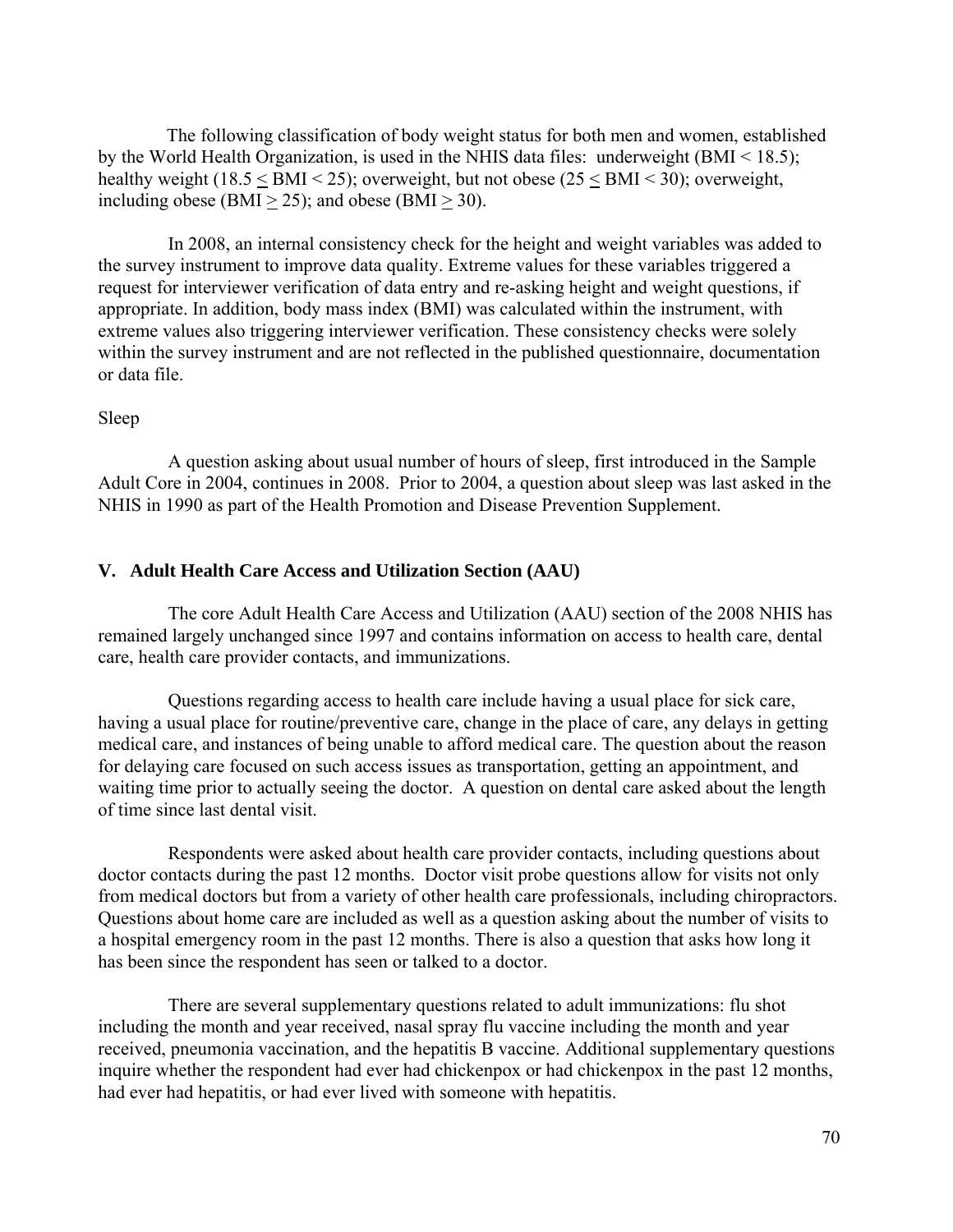The following classification of body weight status for both men and women, established by the World Health Organization, is used in the NHIS data files: underweight ($BMI < 18.5$); healthy weight ($18.5 \leq BMI < 25$); overweight, but not obese ($25 \leq BMI < 30$); overweight, including obese ($BMI \geq 25$); and obese ($BMI \geq 30$).

In 2008, an internal consistency check for the height and weight variables was added to the survey instrument to improve data quality. Extreme values for these variables triggered a request for interviewer verification of data entry and re-asking height and weight questions, if appropriate. In addition, body mass index (BMI) was calculated within the instrument, with extreme values also triggering interviewer verification. These consistency checks were solely within the survey instrument and are not reflected in the published questionnaire, documentation or data file.

Sleep

A question asking about usual number of hours of sleep, first introduced in the Sample Adult Core in 2004, continues in 2008. Prior to 2004, a question about sleep was last asked in the NHIS in 1990 as part of the Health Promotion and Disease Prevention Supplement.

## V. Adult Health Care Access and Utilization Section (AAU)

The core Adult Health Care Access and Utilization (AAU) section of the 2008 NHIS has remained largely unchanged since 1997 and contains information on access to health care, dental care, health care provider contacts, and immunizations.

Questions regarding access to health care include having a usual place for sick care, having a usual place for routine/preventive care, change in the place of care, any delays in getting medical care, and instances of being unable to afford medical care. The question about the reason for delaying care focused on such access issues as transportation, getting an appointment, and waiting time prior to actually seeing the doctor. A question on dental care asked about the length of time since last dental visit.

Respondents were asked about health care provider contacts, including questions about doctor contacts during the past 12 months. Doctor visit probe questions allow for visits not only from medical doctors but from a variety of other health care professionals, including chiropractors. Questions about home care are included as well as a question asking about the number of visits to a hospital emergency room in the past 12 months. There is also a question that asks how long it has been since the respondent has seen or talked to a doctor.

There are several supplementary questions related to adult immunizations: flu shot including the month and year received, nasal spray flu vaccine including the month and year received, pneumonia vaccination, and the hepatitis B vaccine. Additional supplementary questions inquire whether the respondent had ever had chickenpox or had chickenpox in the past 12 months, had ever had hepatitis, or had ever lived with someone with hepatitis.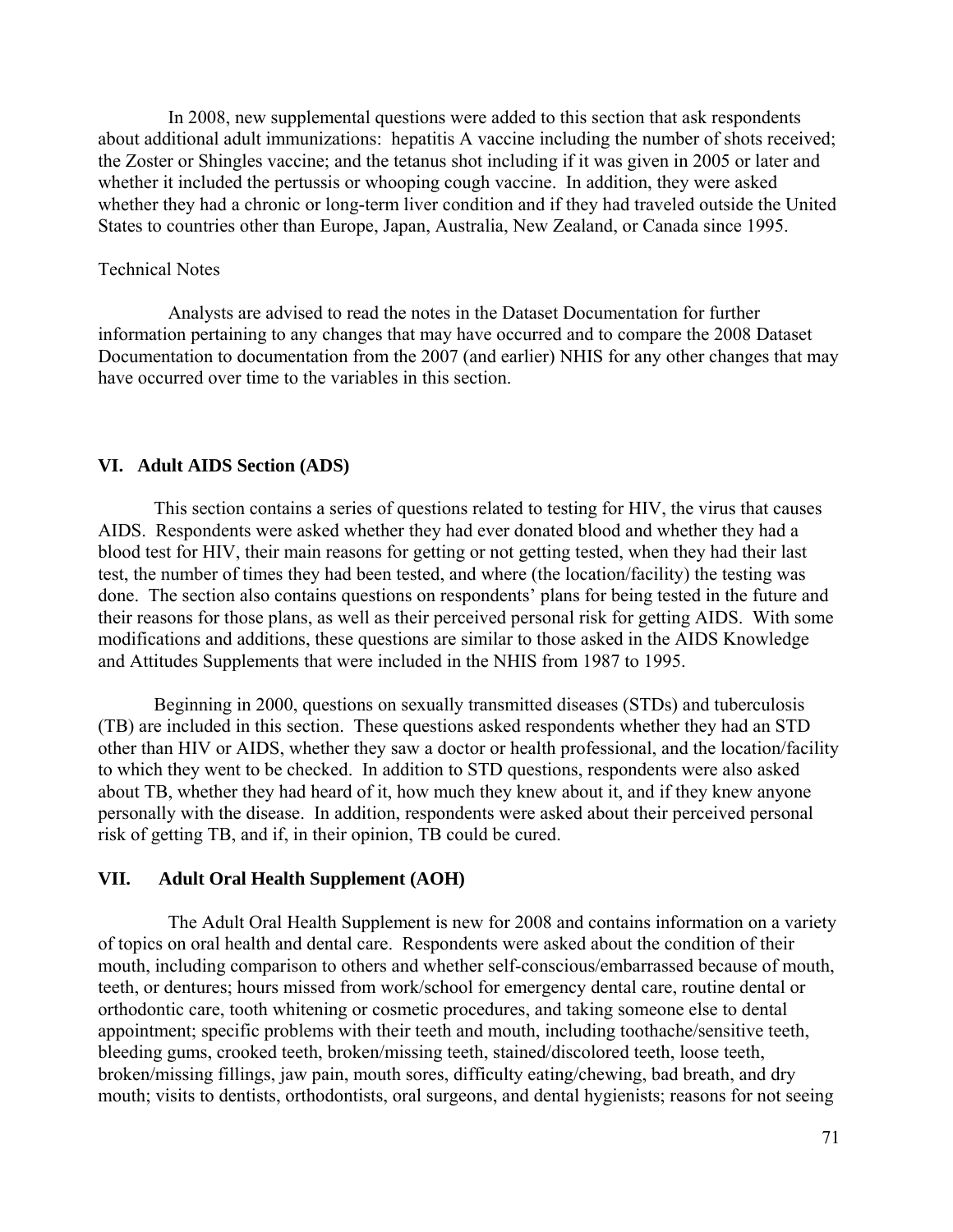In 2008, new supplemental questions were added to this section that ask respondents about additional adult immunizations: hepatitis A vaccine including the number of shots received; the Zoster or Shingles vaccine; and the tetanus shot including if it was given in 2005 or later and whether it included the pertussis or whooping cough vaccine. In addition, they were asked whether they had a chronic or long-term liver condition and if they had traveled outside the United States to countries other than Europe, Japan, Australia, New Zealand, or Canada since 1995.

Technical Notes

Analysts are advised to read the notes in the Dataset Documentation for further information pertaining to any changes that may have occurred and to compare the 2008 Dataset Documentation to documentation from the 2007 (and earlier) NHIS for any other changes that may have occurred over time to the variables in this section.

## VI. Adult AIDS Section (ADS)

This section contains a series of questions related to testing for HIV, the virus that causes AIDS. Respondents were asked whether they had ever donated blood and whether they had a blood test for HIV, their main reasons for getting or not getting tested, when they had their last test, the number of times they had been tested, and where (the location/facility) the testing was done. The section also contains questions on respondents' plans for being tested in the future and their reasons for those plans, as well as their perceived personal risk for getting AIDS. With some modifications and additions, these questions are similar to those asked in the AIDS Knowledge and Attitudes Supplements that were included in the NHIS from 1987 to 1995.

Beginning in 2000, questions on sexually transmitted diseases (STDs) and tuberculosis (TB) are included in this section. These questions asked respondents whether they had an STD other than HIV or AIDS, whether they saw a doctor or health professional, and the location/facility to which they went to be checked. In addition to STD questions, respondents were also asked about TB, whether they had heard of it, how much they knew about it, and if they knew anyone personally with the disease. In addition, respondents were asked about their perceived personal risk of getting TB, and if, in their opinion, TB could be cured.

## VII. Adult Oral Health Supplement (AOH)

The Adult Oral Health Supplement is new for 2008 and contains information on a variety of topics on oral health and dental care. Respondents were asked about the condition of their mouth, including comparison to others and whether self-conscious/embarrassed because of mouth, teeth, or dentures; hours missed from work/school for emergency dental care, routine dental or orthodontic care, tooth whitening or cosmetic procedures, and taking someone else to dental appointment; specific problems with their teeth and mouth, including toothache/sensitive teeth, bleeding gums, crooked teeth, broken/missing teeth, stained/discolored teeth, loose teeth, broken/missing fillings, jaw pain, mouth sores, difficulty eating/chewing, bad breath, and dry mouth; visits to dentists, orthodontists, oral surgeons, and dental hygienists; reasons for not seeing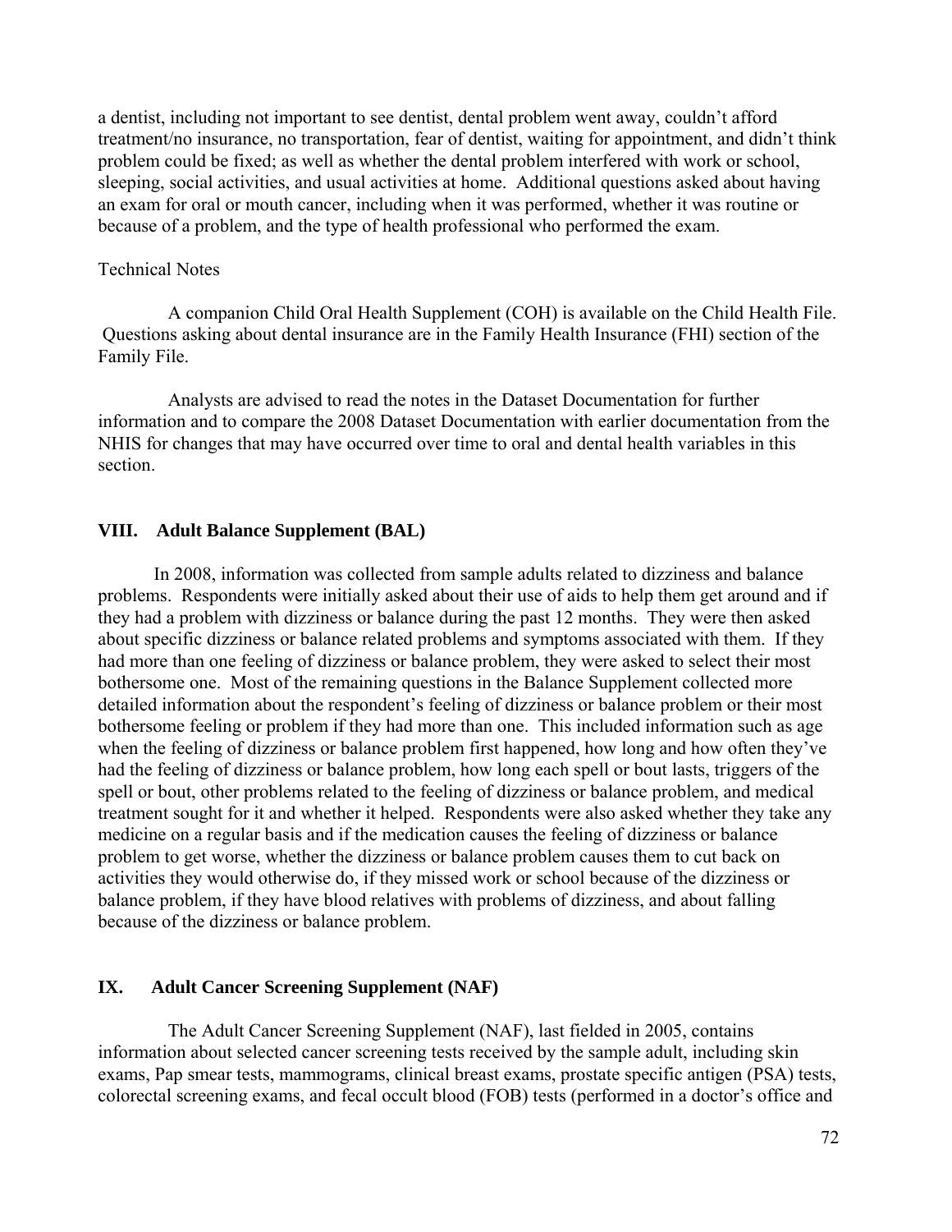a dentist, including not important to see dentist, dental problem went away, couldn't afford treatment/no insurance, no transportation, fear of dentist, waiting for appointment, and didn't think problem could be fixed; as well as whether the dental problem interfered with work or school, sleeping, social activities, and usual activities at home. Additional questions asked about having an exam for oral or mouth cancer, including when it was performed, whether it was routine or because of a problem, and the type of health professional who performed the exam.

Technical Notes

A companion Child Oral Health Supplement (COH) is available on the Child Health File. Questions asking about dental insurance are in the Family Health Insurance (FHI) section of the Family File.

Analysts are advised to read the notes in the Dataset Documentation for further information and to compare the 2008 Dataset Documentation with earlier documentation from the NHIS for changes that may have occurred over time to oral and dental health variables in this section.

## VIII. Adult Balance Supplement (BAL)

In 2008, information was collected from sample adults related to dizziness and balance problems. Respondents were initially asked about their use of aids to help them get around and if they had a problem with dizziness or balance during the past 12 months. They were then asked about specific dizziness or balance related problems and symptoms associated with them. If they had more than one feeling of dizziness or balance problem, they were asked to select their most bothersome one. Most of the remaining questions in the Balance Supplement collected more detailed information about the respondent's feeling of dizziness or balance problem or their most bothersome feeling or problem if they had more than one. This included information such as age when the feeling of dizziness or balance problem first happened, how long and how often they've had the feeling of dizziness or balance problem, how long each spell or bout lasts, triggers of the spell or bout, other problems related to the feeling of dizziness or balance problem, and medical treatment sought for it and whether it helped. Respondents were also asked whether they take any medicine on a regular basis and if the medication causes the feeling of dizziness or balance problem to get worse, whether the dizziness or balance problem causes them to cut back on activities they would otherwise do, if they missed work or school because of the dizziness or balance problem, if they have blood relatives with problems of dizziness, and about falling because of the dizziness or balance problem.

## IX. Adult Cancer Screening Supplement (NAF)

The Adult Cancer Screening Supplement (NAF), last fielded in 2005, contains information about selected cancer screening tests received by the sample adult, including skin exams, Pap smear tests, mammograms, clinical breast exams, prostate specific antigen (PSA) tests, colorectal screening exams, and fecal occult blood (FOB) tests (performed in a doctor's office and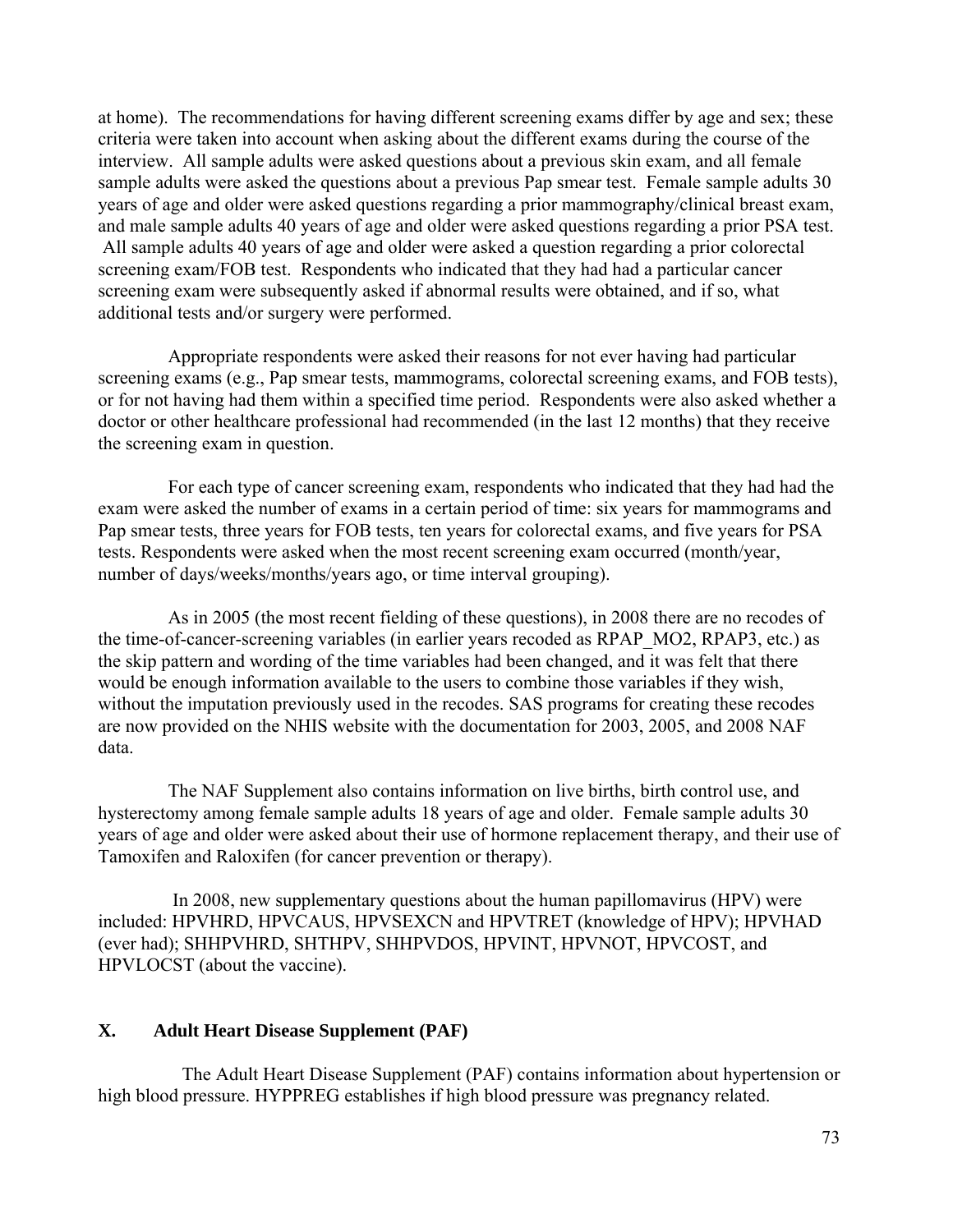at home). The recommendations for having different screening exams differ by age and sex; these criteria were taken into account when asking about the different exams during the course of the interview. All sample adults were asked questions about a previous skin exam, and all female sample adults were asked the questions about a previous Pap smear test. Female sample adults 30 years of age and older were asked questions regarding a prior mammography/clinical breast exam, and male sample adults 40 years of age and older were asked questions regarding a prior PSA test. All sample adults 40 years of age and older were asked a question regarding a prior colorectal screening exam/FOB test. Respondents who indicated that they had had a particular cancer screening exam were subsequently asked if abnormal results were obtained, and if so, what additional tests and/or surgery were performed.

Appropriate respondents were asked their reasons for not ever having had particular screening exams (e.g., Pap smear tests, mammograms, colorectal screening exams, and FOB tests), or for not having had them within a specified time period. Respondents were also asked whether a doctor or other healthcare professional had recommended (in the last 12 months) that they receive the screening exam in question.

For each type of cancer screening exam, respondents who indicated that they had had the exam were asked the number of exams in a certain period of time: six years for mammograms and Pap smear tests, three years for FOB tests, ten years for colorectal exams, and five years for PSA tests. Respondents were asked when the most recent screening exam occurred (month/year, number of days/weeks/months/years ago, or time interval grouping).

As in 2005 (the most recent fielding of these questions), in 2008 there are no recodes of the time-of-cancer-screening variables (in earlier years recoded as RPAP_MO2, RPAP3, etc.) as the skip pattern and wording of the time variables had been changed, and it was felt that there would be enough information available to the users to combine those variables if they wish, without the imputation previously used in the recodes. SAS programs for creating these recodes are now provided on the NHIS website with the documentation for 2003, 2005, and 2008 NAF data.

The NAF Supplement also contains information on live births, birth control use, and hysterectomy among female sample adults 18 years of age and older. Female sample adults 30 years of age and older were asked about their use of hormone replacement therapy, and their use of Tamoxifen and Raloxifen (for cancer prevention or therapy).

In 2008, new supplementary questions about the human papillomavirus (HPV) were included: HPVHRD, HPVCAUS, HPVSEXCN and HPVTRET (knowledge of HPV); HPVHAD (ever had); SHHPVHRD, SHTHPV, SHHPVDOS, HPVINT, HPVNOT, HPVCOST, and HPVLOCST (about the vaccine).

## X. Adult Heart Disease Supplement (PAF)

The Adult Heart Disease Supplement (PAF) contains information about hypertension or high blood pressure. HYPPREG establishes if high blood pressure was pregnancy related.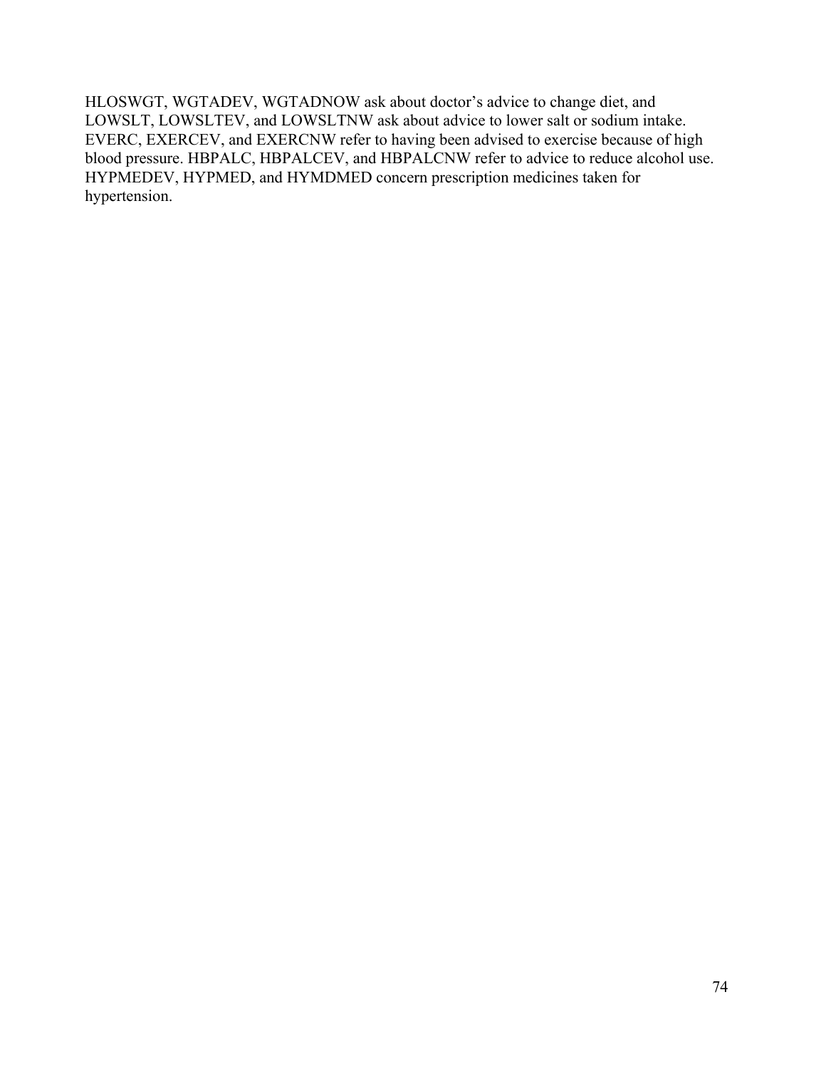HLOSWGT, WGTADEV, WGTADNOW ask about doctor's advice to change diet, and LOWSLT, LOWSLTEV, and LOWSLTNW ask about advice to lower salt or sodium intake. EVERC, EXERCEV, and EXERCNW refer to having been advised to exercise because of high blood pressure. HBPALC, HBPALCEV, and HBPALCNW refer to advice to reduce alcohol use. HYPMEDEV, HYPMED, and HYMDMED concern prescription medicines taken for hypertension.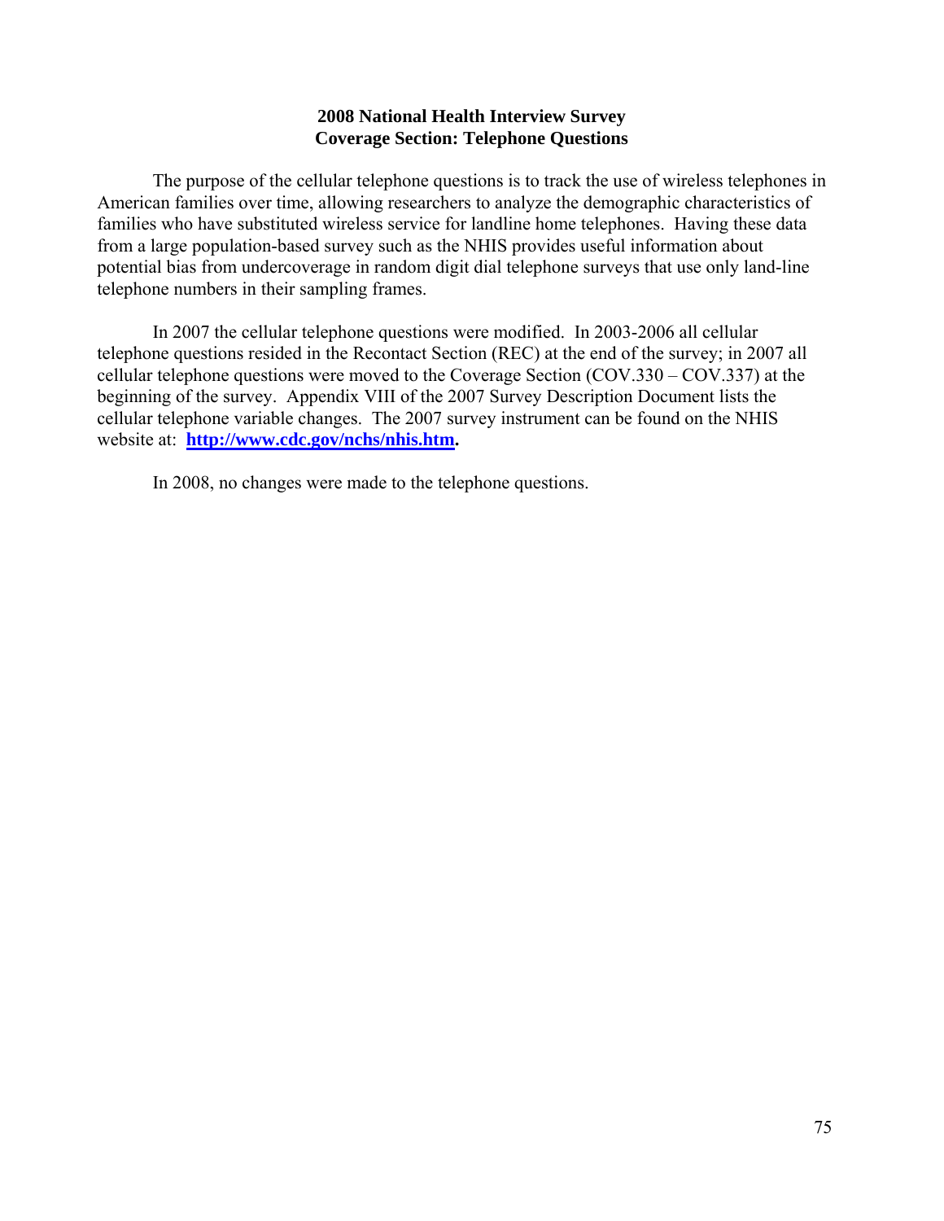# 2008 National Health Interview Survey
## Coverage Section: Telephone Questions

The purpose of the cellular telephone questions is to track the use of wireless telephones in American families over time, allowing researchers to analyze the demographic characteristics of families who have substituted wireless service for landline home telephones. Having these data from a large population-based survey such as the NHIS provides useful information about potential bias from undercoverage in random digit dial telephone surveys that use only land-line telephone numbers in their sampling frames.

In 2007 the cellular telephone questions were modified. In 2003-2006 all cellular telephone questions resided in the Recontact Section (REC) at the end of the survey; in 2007 all cellular telephone questions were moved to the Coverage Section (COV.330 – COV.337) at the beginning of the survey. Appendix VIII of the 2007 Survey Description Document lists the cellular telephone variable changes. The 2007 survey instrument can be found on the NHIS website at: **http://www.cdc.gov/nchs/nhis.htm.**

In 2008, no changes were made to the telephone questions.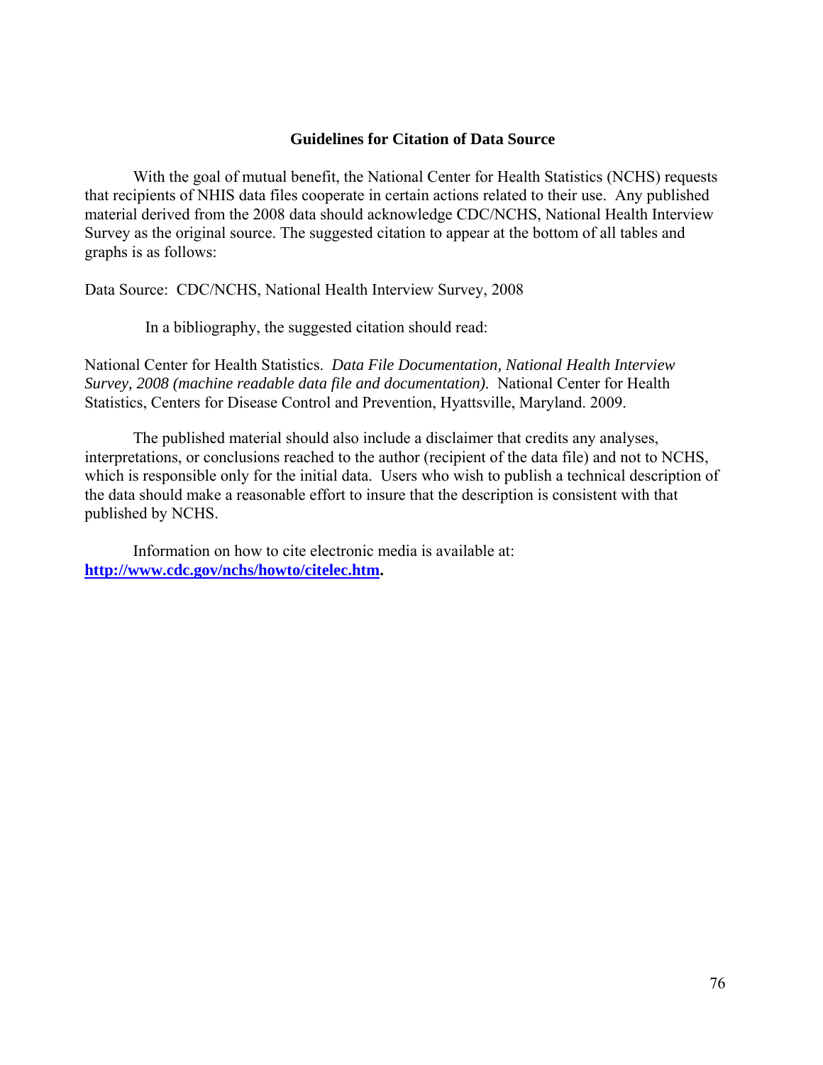## Guidelines for Citation of Data Source

With the goal of mutual benefit, the National Center for Health Statistics (NCHS) requests that recipients of NHIS data files cooperate in certain actions related to their use. Any published material derived from the 2008 data should acknowledge CDC/NCHS, National Health Interview Survey as the original source. The suggested citation to appear at the bottom of all tables and graphs is as follows:

Data Source: CDC/NCHS, National Health Interview Survey, 2008

In a bibliography, the suggested citation should read:

National Center for Health Statistics. *Data File Documentation, National Health Interview Survey, 2008 (machine readable data file and documentation).* National Center for Health Statistics, Centers for Disease Control and Prevention, Hyattsville, Maryland. 2009.

The published material should also include a disclaimer that credits any analyses, interpretations, or conclusions reached to the author (recipient of the data file) and not to NCHS, which is responsible only for the initial data. Users who wish to publish a technical description of the data should make a reasonable effort to insure that the description is consistent with that published by NCHS.

Information on how to cite electronic media is available at: **http://www.cdc.gov/nchs/howto/citelec.htm.**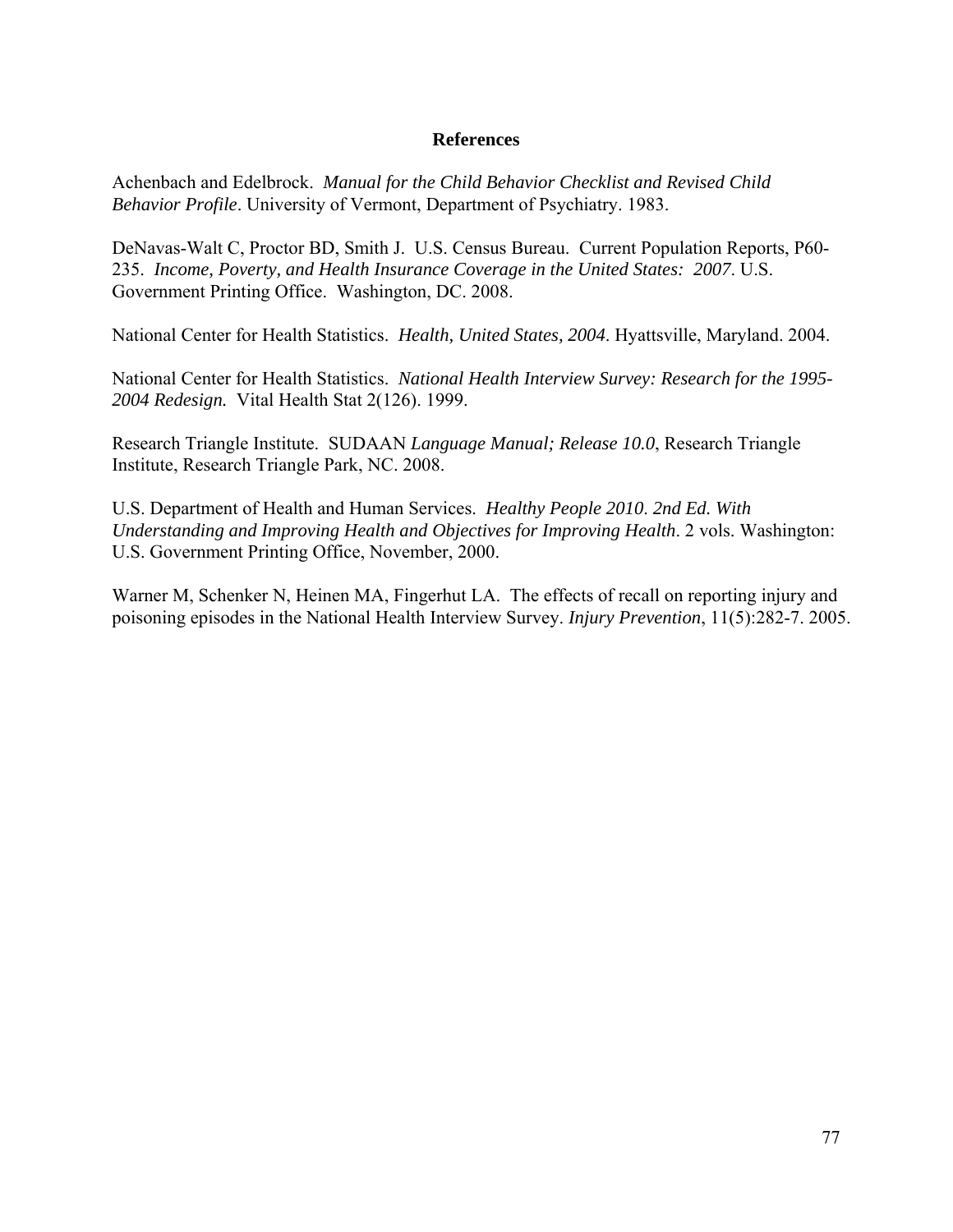## References

Achenbach and Edelbrock. *Manual for the Child Behavior Checklist and Revised Child Behavior Profile*. University of Vermont, Department of Psychiatry. 1983.

DeNavas-Walt C, Proctor BD, Smith J. U.S. Census Bureau. Current Population Reports, P60-235. *Income, Poverty, and Health Insurance Coverage in the United States: 2007*. U.S. Government Printing Office. Washington, DC. 2008.

National Center for Health Statistics. *Health, United States, 2004*. Hyattsville, Maryland. 2004.

National Center for Health Statistics. *National Health Interview Survey: Research for the 1995-2004 Redesign.* Vital Health Stat 2(126). 1999.

Research Triangle Institute. SUDAAN *Language Manual; Release 10.0*, Research Triangle Institute, Research Triangle Park, NC. 2008.

U.S. Department of Health and Human Services. *Healthy People 2010. 2nd Ed. With Understanding and Improving Health and Objectives for Improving Health*. 2 vols. Washington: U.S. Government Printing Office, November, 2000.

Warner M, Schenker N, Heinen MA, Fingerhut LA. The effects of recall on reporting injury and poisoning episodes in the National Health Interview Survey. *Injury Prevention*, 11(5):282-7. 2005.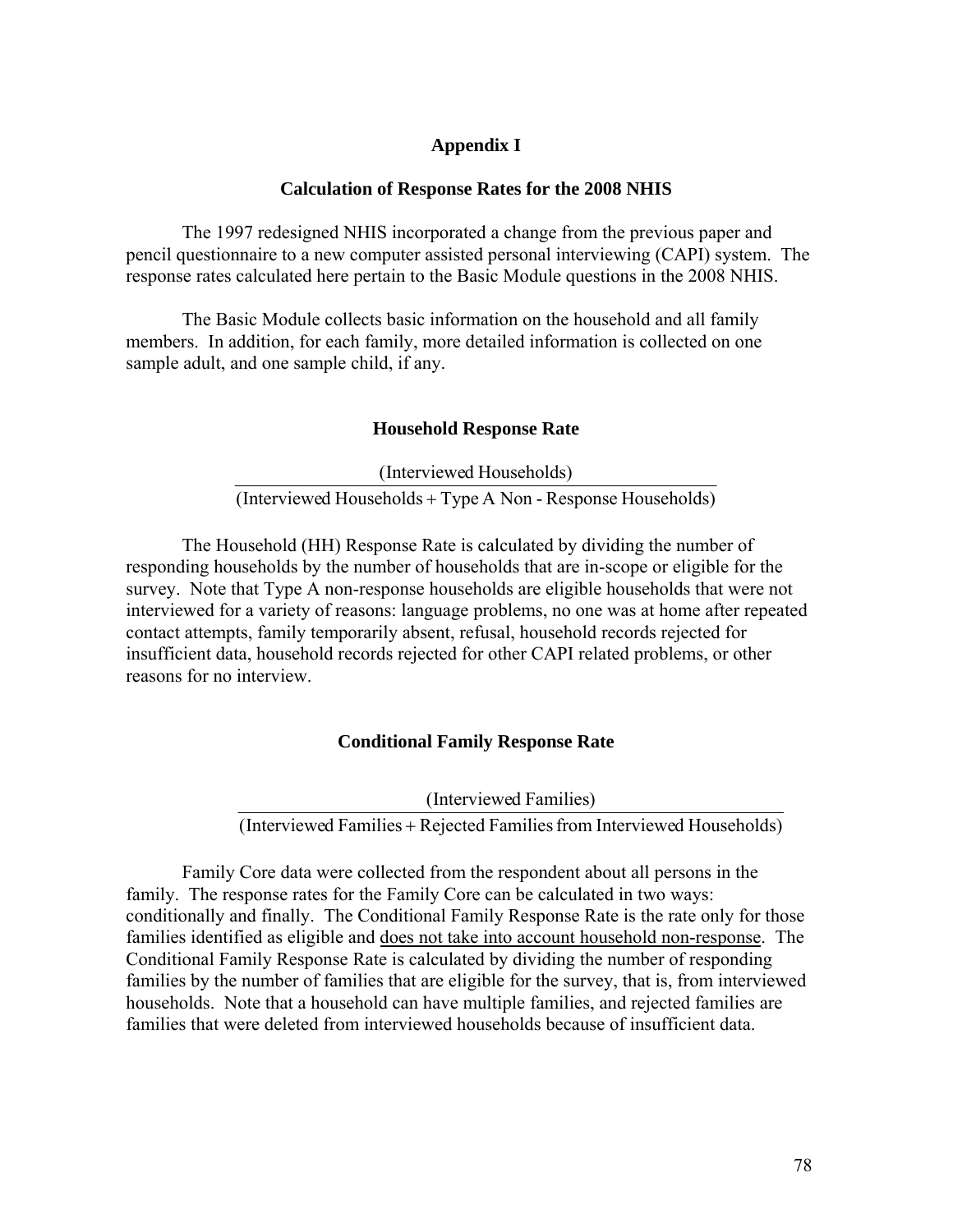# Appendix I

## Calculation of Response Rates for the 2008 NHIS

The 1997 redesigned NHIS incorporated a change from the previous paper and pencil questionnaire to a new computer assisted personal interviewing (CAPI) system. The response rates calculated here pertain to the Basic Module questions in the 2008 NHIS.

The Basic Module collects basic information on the household and all family members. In addition, for each family, more detailed information is collected on one sample adult, and one sample child, if any.

### Household Response Rate

$$\frac{\text{(Interviewed Households)}}{\text{(Interviewed Households + Type A Non - Response Households)}}$$

The Household (HH) Response Rate is calculated by dividing the number of responding households by the number of households that are in-scope or eligible for the survey. Note that Type A non-response households are eligible households that were not interviewed for a variety of reasons: language problems, no one was at home after repeated contact attempts, family temporarily absent, refusal, household records rejected for insufficient data, household records rejected for other CAPI related problems, or other reasons for no interview.

### Conditional Family Response Rate

$$\frac{\text{(Interviewed Families)}}{\text{(Interviewed Families + Rejected Families from Interviewed Households)}}$$

Family Core data were collected from the respondent about all persons in the family. The response rates for the Family Core can be calculated in two ways: conditionally and finally. The Conditional Family Response Rate is the rate only for those families identified as eligible and <u>does not take into account household non-response</u>. The Conditional Family Response Rate is calculated by dividing the number of responding families by the number of families that are eligible for the survey, that is, from interviewed households. Note that a household can have multiple families, and rejected families are families that were deleted from interviewed households because of insufficient data.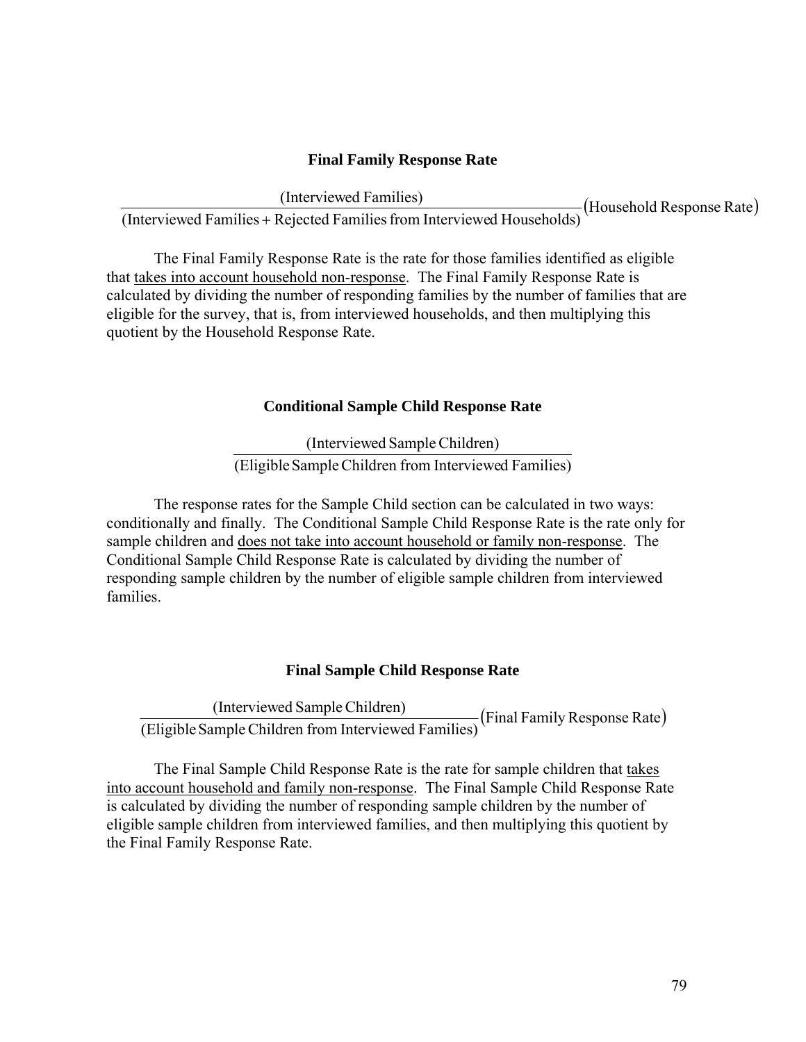### Final Family Response Rate

$$\frac{\text{(Interviewed Families)}}{\text{(Interviewed Families + Rejected Families from Interviewed Households)}}\left(\text{Household Response Rate}\right)$$

The Final Family Response Rate is the rate for those families identified as eligible that takes into account household non-response. The Final Family Response Rate is calculated by dividing the number of responding families by the number of families that are eligible for the survey, that is, from interviewed households, and then multiplying this quotient by the Household Response Rate.

### Conditional Sample Child Response Rate

$$\frac{\text{(Interviewed Sample Children)}}{\text{(Eligible Sample Children from Interviewed Families)}}$$

The response rates for the Sample Child section can be calculated in two ways: conditionally and finally. The Conditional Sample Child Response Rate is the rate only for sample children and does not take into account household or family non-response. The Conditional Sample Child Response Rate is calculated by dividing the number of responding sample children by the number of eligible sample children from interviewed families.

### Final Sample Child Response Rate

$$\frac{\text{(Interviewed Sample Children)}}{\text{(Eligible Sample Children from Interviewed Families)}}\left(\text{Final Family Response Rate}\right)$$

The Final Sample Child Response Rate is the rate for sample children that takes into account household and family non-response. The Final Sample Child Response Rate is calculated by dividing the number of responding sample children by the number of eligible sample children from interviewed families, and then multiplying this quotient by the Final Family Response Rate.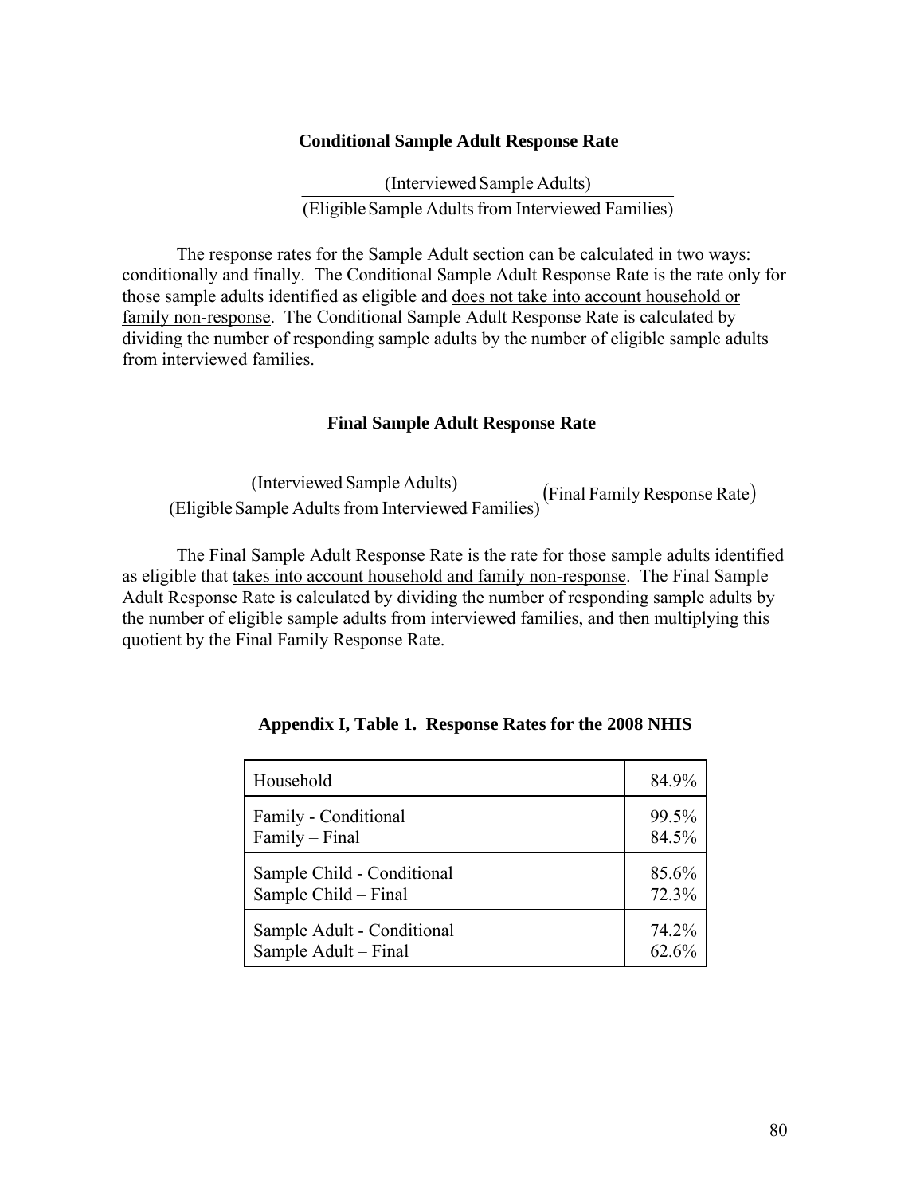### Conditional Sample Adult Response Rate

$$\frac{\text{(Interviewed Sample Adults)}}{\text{(Eligible Sample Adults from Interviewed Families)}}$$

The response rates for the Sample Adult section can be calculated in two ways: conditionally and finally. The Conditional Sample Adult Response Rate is the rate only for those sample adults identified as eligible and <u>does not take into account household or family non-response</u>. The Conditional Sample Adult Response Rate is calculated by dividing the number of responding sample adults by the number of eligible sample adults from interviewed families.

### Final Sample Adult Response Rate

$$\frac{\text{(Interviewed Sample Adults)}}{\text{(Eligible Sample Adults from Interviewed Families)}}\left(\text{Final Family Response Rate}\right)$$

The Final Sample Adult Response Rate is the rate for those sample adults identified as eligible that <u>takes into account household and family non-response</u>. The Final Sample Adult Response Rate is calculated by dividing the number of responding sample adults by the number of eligible sample adults from interviewed families, and then multiplying this quotient by the Final Family Response Rate.

**Appendix I, Table 1. Response Rates for the 2008 NHIS**

| | |
|---|---|
| Household | 84.9% |
| Family - Conditional | 99.5% |
| Family – Final | 84.5% |
| Sample Child - Conditional | 85.6% |
| Sample Child – Final | 72.3% |
| Sample Adult - Conditional | 74.2% |
| Sample Adult – Final | 62.6% |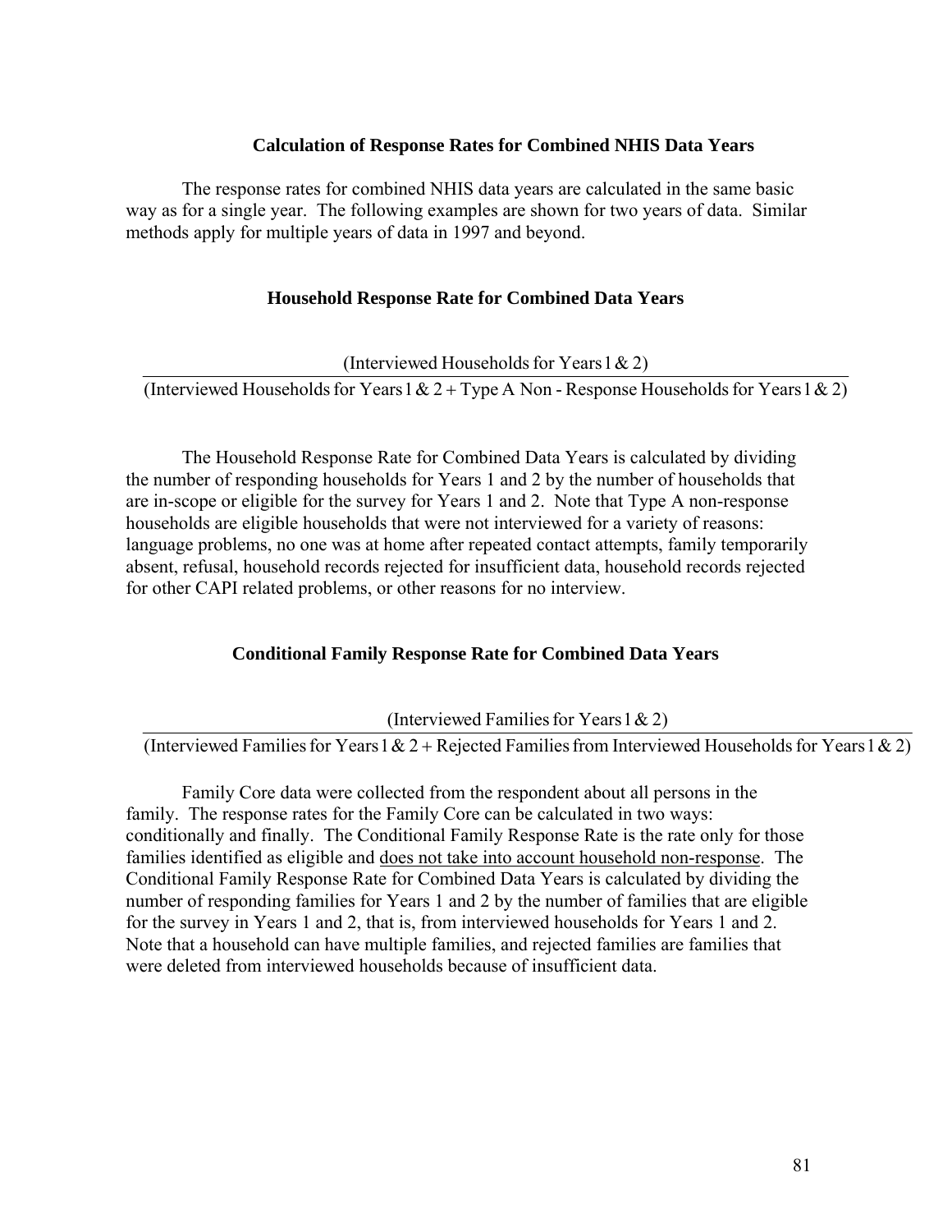## Calculation of Response Rates for Combined NHIS Data Years

The response rates for combined NHIS data years are calculated in the same basic way as for a single year. The following examples are shown for two years of data. Similar methods apply for multiple years of data in 1997 and beyond.

### Household Response Rate for Combined Data Years

$$\frac{\text{(Interviewed Households for Years 1 \& 2)}}{\text{(Interviewed Households for Years 1 \& 2 + Type A Non - Response Households for Years 1 \& 2)}}$$

The Household Response Rate for Combined Data Years is calculated by dividing the number of responding households for Years 1 and 2 by the number of households that are in-scope or eligible for the survey for Years 1 and 2. Note that Type A non-response households are eligible households that were not interviewed for a variety of reasons: language problems, no one was at home after repeated contact attempts, family temporarily absent, refusal, household records rejected for insufficient data, household records rejected for other CAPI related problems, or other reasons for no interview.

### Conditional Family Response Rate for Combined Data Years

$$\frac{\text{(Interviewed Families for Years 1 \& 2)}}{\text{(Interviewed Families for Years 1 \& 2 + Rejected Families from Interviewed Households for Years 1 \& 2)}}$$

Family Core data were collected from the respondent about all persons in the family. The response rates for the Family Core can be calculated in two ways: conditionally and finally. The Conditional Family Response Rate is the rate only for those families identified as eligible and does not take into account household non-response. The Conditional Family Response Rate for Combined Data Years is calculated by dividing the number of responding families for Years 1 and 2 by the number of families that are eligible for the survey in Years 1 and 2, that is, from interviewed households for Years 1 and 2. Note that a household can have multiple families, and rejected families are families that were deleted from interviewed households because of insufficient data.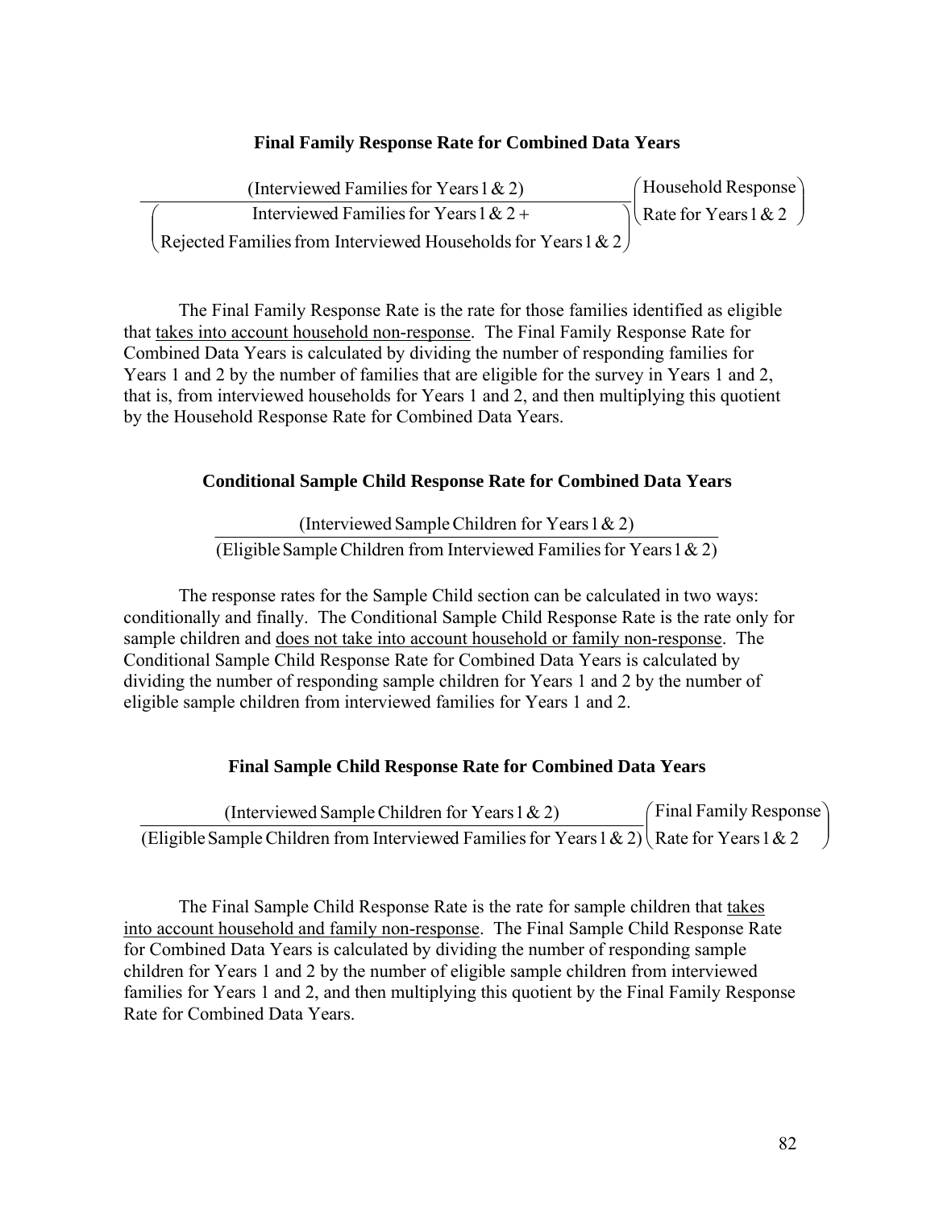### Final Family Response Rate for Combined Data Years

$$\frac{(\text{Interviewed Families for Years 1 \& 2})}{\left(\begin{array}{c}\text{Interviewed Families for Years 1 \& 2 +}\\ \text{Rejected Families from Interviewed Households for Years 1 \& 2}\end{array}\right)}\left(\begin{array}{l}\text{Household Response}\\ \text{Rate for Years 1 \& 2}\end{array}\right)$$

The Final Family Response Rate is the rate for those families identified as eligible that <u>takes into account household non-response</u>. The Final Family Response Rate for Combined Data Years is calculated by dividing the number of responding families for Years 1 and 2 by the number of families that are eligible for the survey in Years 1 and 2, that is, from interviewed households for Years 1 and 2, and then multiplying this quotient by the Household Response Rate for Combined Data Years.

### Conditional Sample Child Response Rate for Combined Data Years

$$\frac{(\text{Interviewed Sample Children for Years 1 \& 2})}{(\text{Eligible Sample Children from Interviewed Families for Years 1 \& 2})}$$

The response rates for the Sample Child section can be calculated in two ways: conditionally and finally. The Conditional Sample Child Response Rate is the rate only for sample children and <u>does not take into account household or family non-response</u>. The Conditional Sample Child Response Rate for Combined Data Years is calculated by dividing the number of responding sample children for Years 1 and 2 by the number of eligible sample children from interviewed families for Years 1 and 2.

### Final Sample Child Response Rate for Combined Data Years

$$\frac{(\text{Interviewed Sample Children for Years 1 \& 2})}{(\text{Eligible Sample Children from Interviewed Families for Years 1 \& 2})}\left(\begin{array}{l}\text{Final Family Response}\\ \text{Rate for Years 1 \& 2}\end{array}\right)$$

The Final Sample Child Response Rate is the rate for sample children that <u>takes into account household and family non-response</u>. The Final Sample Child Response Rate for Combined Data Years is calculated by dividing the number of responding sample children for Years 1 and 2 by the number of eligible sample children from interviewed families for Years 1 and 2, and then multiplying this quotient by the Final Family Response Rate for Combined Data Years.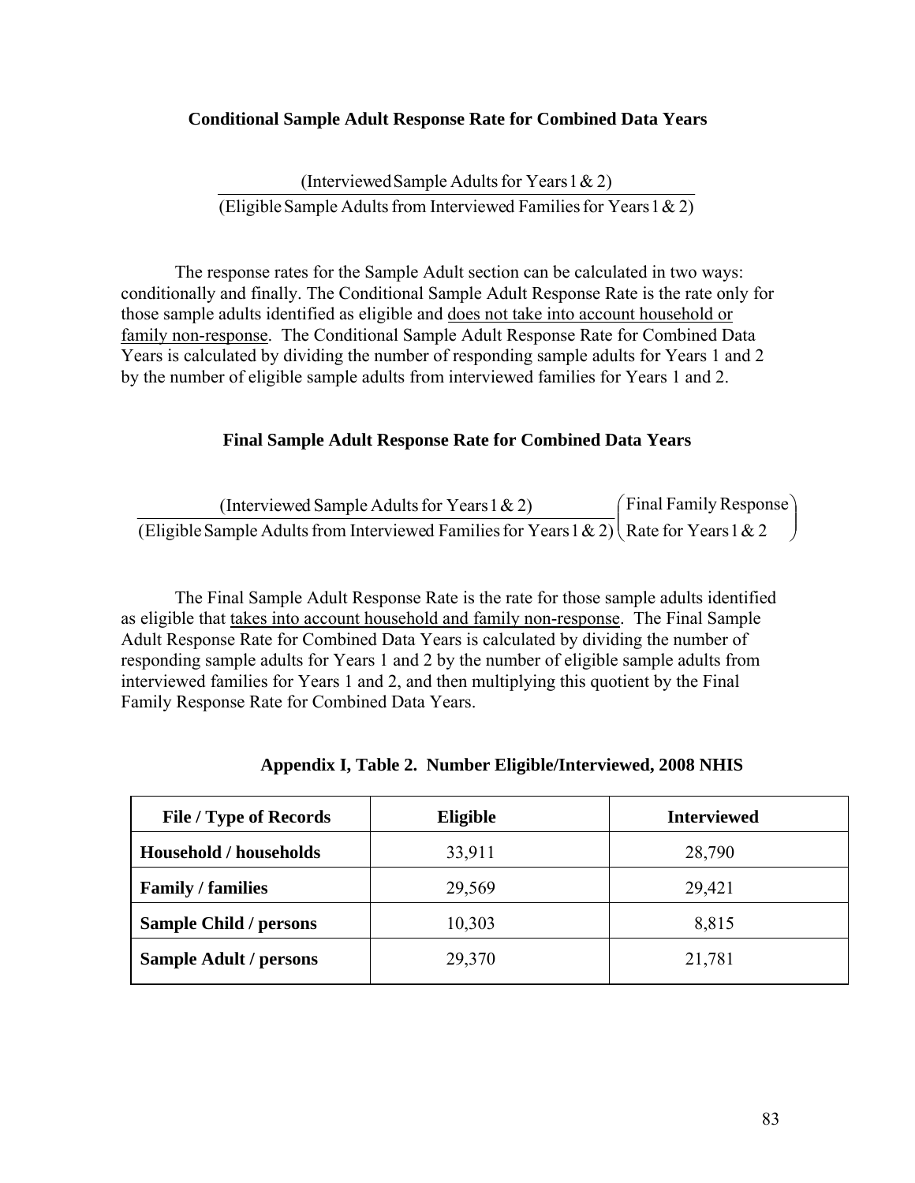### Conditional Sample Adult Response Rate for Combined Data Years

$$\frac{\text{(Interviewed Sample Adults for Years 1 \& 2)}}{\text{(Eligible Sample Adults from Interviewed Families for Years 1 \& 2)}}$$

The response rates for the Sample Adult section can be calculated in two ways: conditionally and finally. The Conditional Sample Adult Response Rate is the rate only for those sample adults identified as eligible and <u>does not take into account household or family non-response</u>. The Conditional Sample Adult Response Rate for Combined Data Years is calculated by dividing the number of responding sample adults for Years 1 and 2 by the number of eligible sample adults from interviewed families for Years 1 and 2.

### Final Sample Adult Response Rate for Combined Data Years

$$\frac{\text{(Interviewed Sample Adults for Years 1 \& 2)}}{\text{(Eligible Sample Adults from Interviewed Families for Years 1 \& 2)}}\begin{pmatrix}\text{Final Family Response} \\ \text{Rate for Years 1 \& 2}\end{pmatrix}$$

The Final Sample Adult Response Rate is the rate for those sample adults identified as eligible that <u>takes into account household and family non-response</u>. The Final Sample Adult Response Rate for Combined Data Years is calculated by dividing the number of responding sample adults for Years 1 and 2 by the number of eligible sample adults from interviewed families for Years 1 and 2, and then multiplying this quotient by the Final Family Response Rate for Combined Data Years.

**Appendix I, Table 2. Number Eligible/Interviewed, 2008 NHIS**

| File / Type of Records | Eligible | Interviewed |
|---|---|---|
| **Household / households** | 33,911 | 28,790 |
| **Family / families** | 29,569 | 29,421 |
| **Sample Child / persons** | 10,303 | 8,815 |
| **Sample Adult / persons** | 29,370 | 21,781 |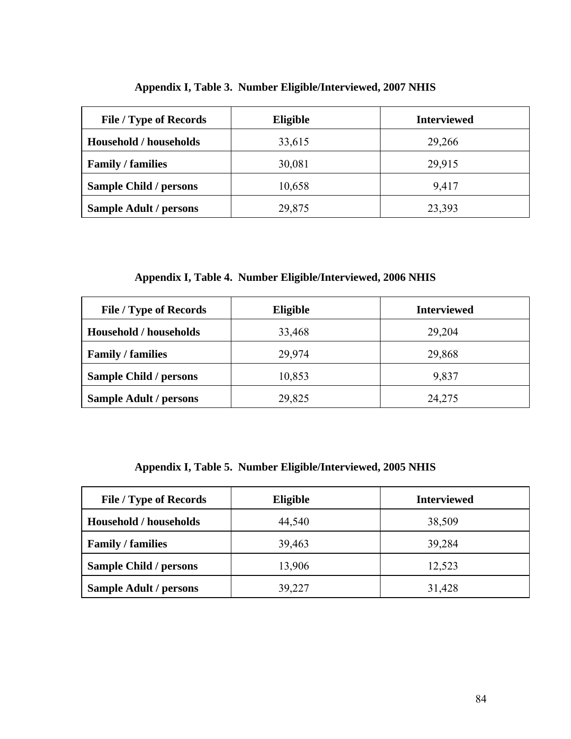**Appendix I, Table 3. Number Eligible/Interviewed, 2007 NHIS**

| File / Type of Records | Eligible | Interviewed |
|---|---|---|
| **Household / households** | 33,615 | 29,266 |
| **Family / families** | 30,081 | 29,915 |
| **Sample Child / persons** | 10,658 | 9,417 |
| **Sample Adult / persons** | 29,875 | 23,393 |

**Appendix I, Table 4. Number Eligible/Interviewed, 2006 NHIS**

| File / Type of Records | Eligible | Interviewed |
|---|---|---|
| **Household / households** | 33,468 | 29,204 |
| **Family / families** | 29,974 | 29,868 |
| **Sample Child / persons** | 10,853 | 9,837 |
| **Sample Adult / persons** | 29,825 | 24,275 |

**Appendix I, Table 5. Number Eligible/Interviewed, 2005 NHIS**

| File / Type of Records | Eligible | Interviewed |
|---|---|---|
| **Household / households** | 44,540 | 38,509 |
| **Family / families** | 39,463 | 39,284 |
| **Sample Child / persons** | 13,906 | 12,523 |
| **Sample Adult / persons** | 39,227 | 31,428 |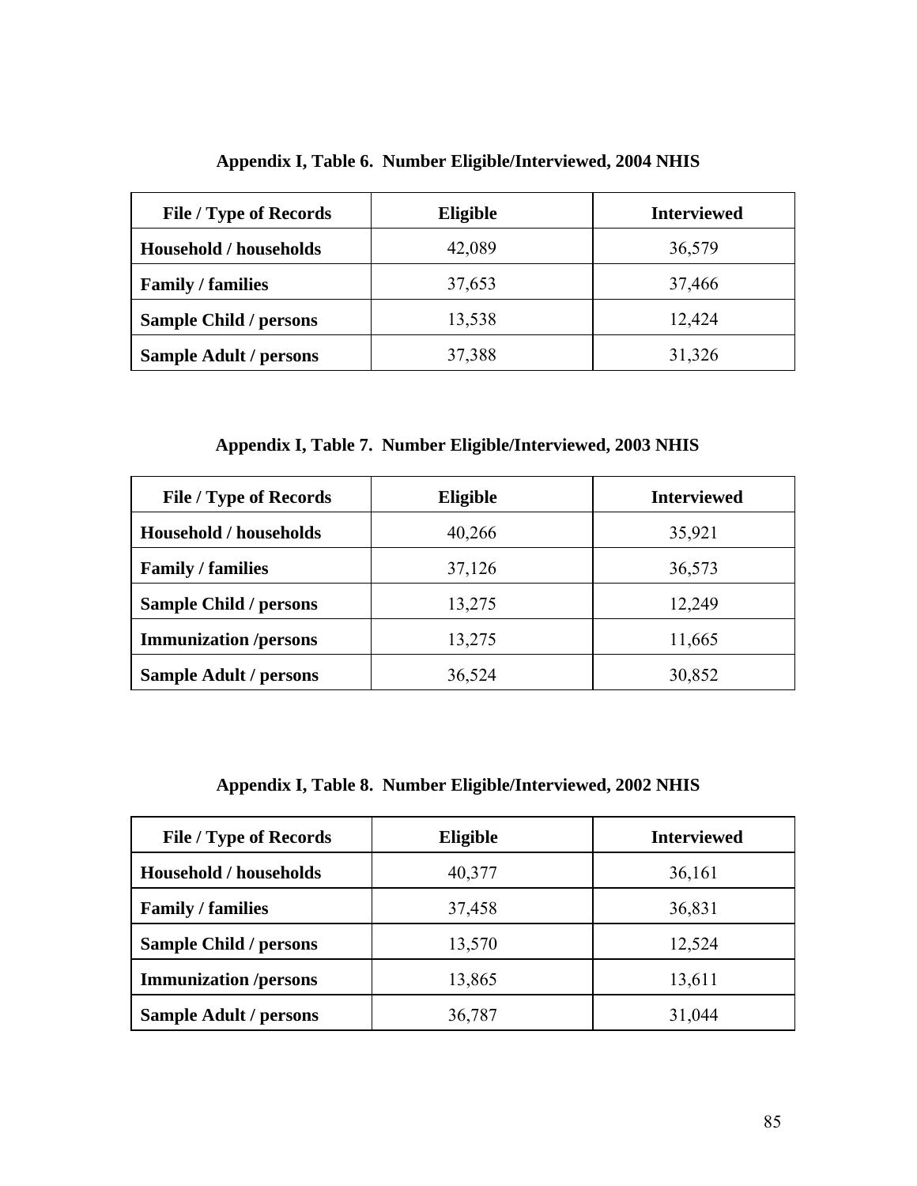**Appendix I, Table 6. Number Eligible/Interviewed, 2004 NHIS**

| File / Type of Records | Eligible | Interviewed |
|---|---|---|
| **Household / households** | 42,089 | 36,579 |
| **Family / families** | 37,653 | 37,466 |
| **Sample Child / persons** | 13,538 | 12,424 |
| **Sample Adult / persons** | 37,388 | 31,326 |

**Appendix I, Table 7. Number Eligible/Interviewed, 2003 NHIS**

| File / Type of Records | Eligible | Interviewed |
|---|---|---|
| **Household / households** | 40,266 | 35,921 |
| **Family / families** | 37,126 | 36,573 |
| **Sample Child / persons** | 13,275 | 12,249 |
| **Immunization /persons** | 13,275 | 11,665 |
| **Sample Adult / persons** | 36,524 | 30,852 |

**Appendix I, Table 8. Number Eligible/Interviewed, 2002 NHIS**

| File / Type of Records | Eligible | Interviewed |
|---|---|---|
| **Household / households** | 40,377 | 36,161 |
| **Family / families** | 37,458 | 36,831 |
| **Sample Child / persons** | 13,570 | 12,524 |
| **Immunization /persons** | 13,865 | 13,611 |
| **Sample Adult / persons** | 36,787 | 31,044 |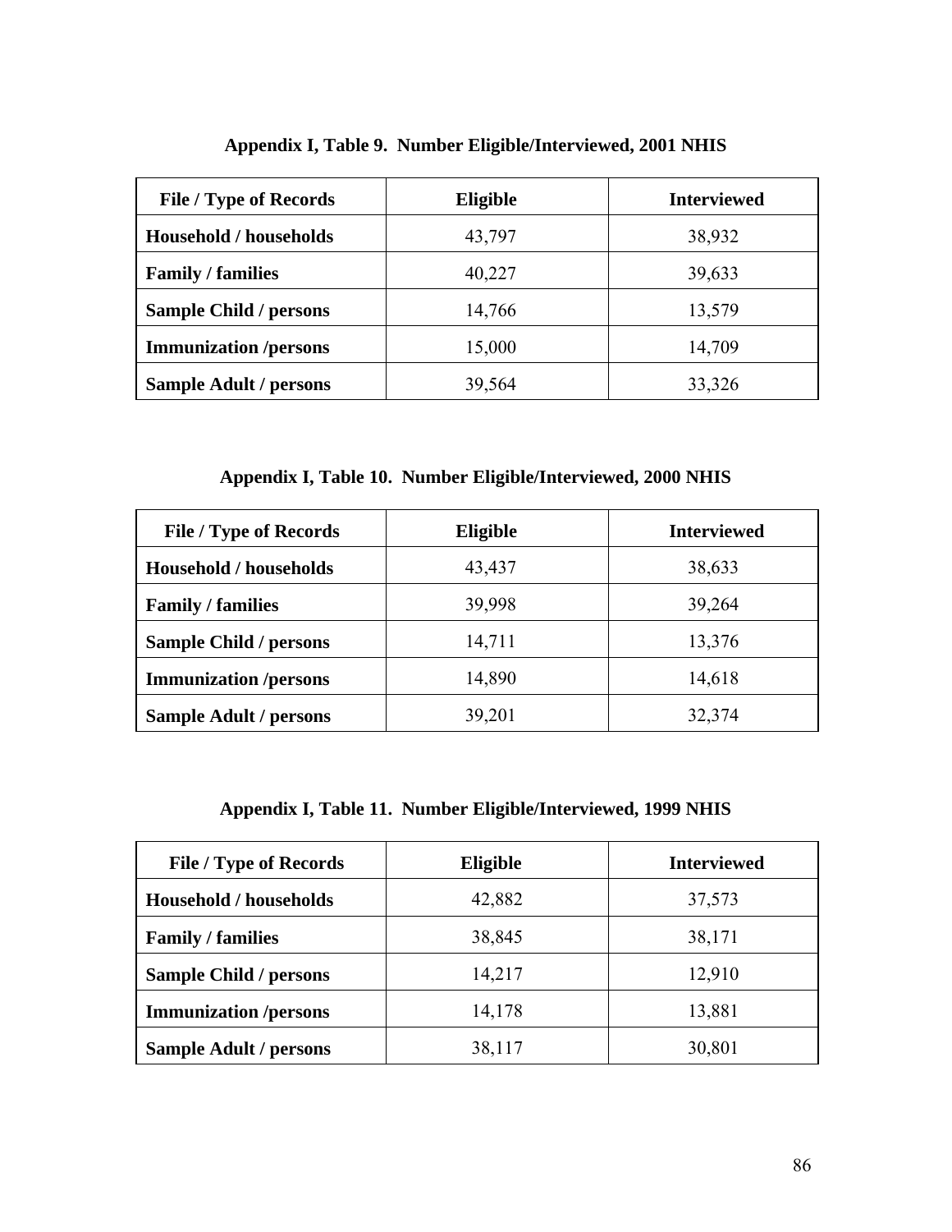**Appendix I, Table 9. Number Eligible/Interviewed, 2001 NHIS**

| File / Type of Records | Eligible | Interviewed |
| --- | --- | --- |
| **Household / households** | 43,797 | 38,932 |
| **Family / families** | 40,227 | 39,633 |
| **Sample Child / persons** | 14,766 | 13,579 |
| **Immunization /persons** | 15,000 | 14,709 |
| **Sample Adult / persons** | 39,564 | 33,326 |

**Appendix I, Table 10. Number Eligible/Interviewed, 2000 NHIS**

| File / Type of Records | Eligible | Interviewed |
| --- | --- | --- |
| **Household / households** | 43,437 | 38,633 |
| **Family / families** | 39,998 | 39,264 |
| **Sample Child / persons** | 14,711 | 13,376 |
| **Immunization /persons** | 14,890 | 14,618 |
| **Sample Adult / persons** | 39,201 | 32,374 |

**Appendix I, Table 11. Number Eligible/Interviewed, 1999 NHIS**

| File / Type of Records | Eligible | Interviewed |
| --- | --- | --- |
| **Household / households** | 42,882 | 37,573 |
| **Family / families** | 38,845 | 38,171 |
| **Sample Child / persons** | 14,217 | 12,910 |
| **Immunization /persons** | 14,178 | 13,881 |
| **Sample Adult / persons** | 38,117 | 30,801 |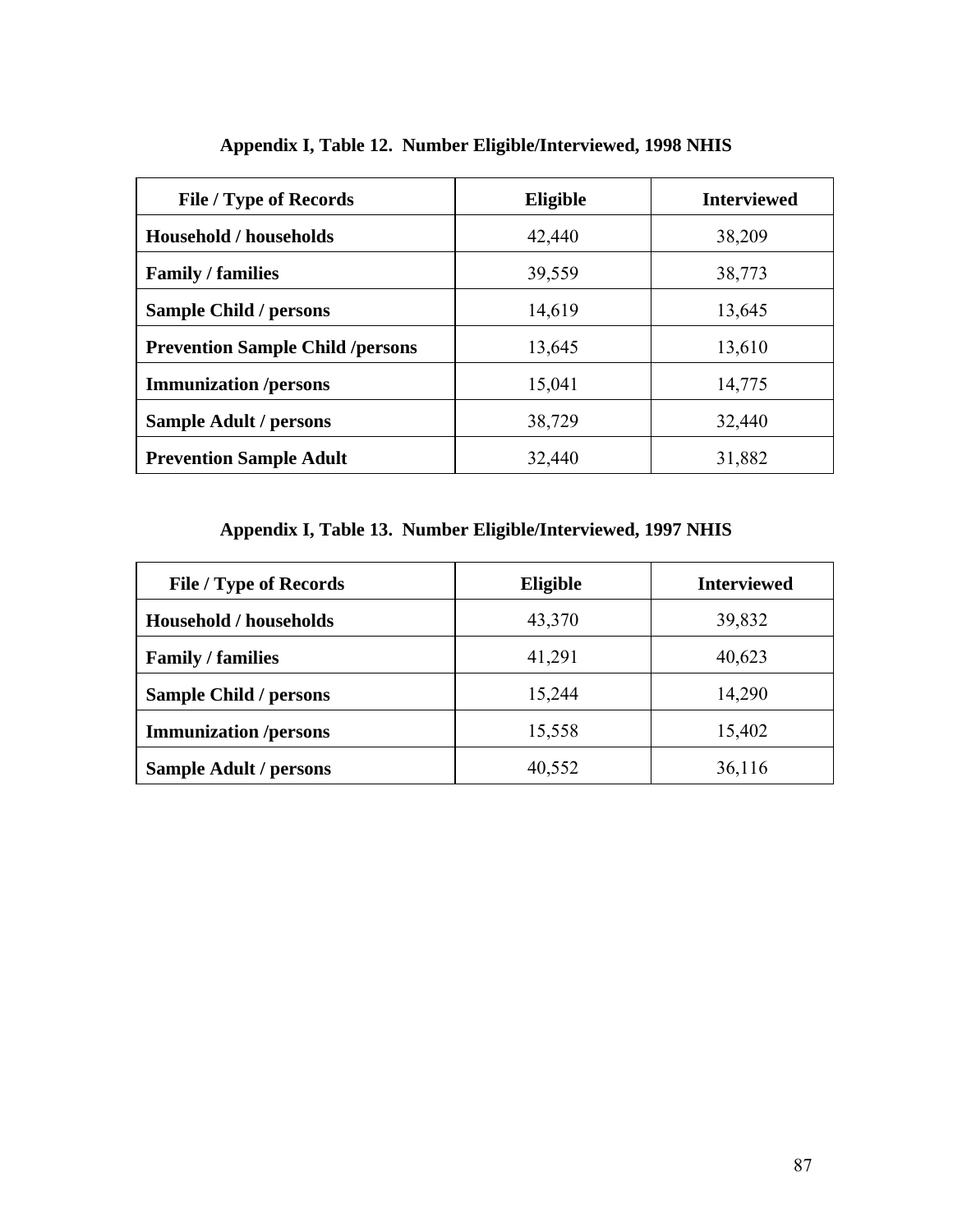**Appendix I, Table 12. Number Eligible/Interviewed, 1998 NHIS**

| File / Type of Records | Eligible | Interviewed |
|---|---|---|
| **Household / households** | 42,440 | 38,209 |
| **Family / families** | 39,559 | 38,773 |
| **Sample Child / persons** | 14,619 | 13,645 |
| **Prevention Sample Child /persons** | 13,645 | 13,610 |
| **Immunization /persons** | 15,041 | 14,775 |
| **Sample Adult / persons** | 38,729 | 32,440 |
| **Prevention Sample Adult** | 32,440 | 31,882 |

**Appendix I, Table 13. Number Eligible/Interviewed, 1997 NHIS**

| File / Type of Records | Eligible | Interviewed |
|---|---|---|
| **Household / households** | 43,370 | 39,832 |
| **Family / families** | 41,291 | 40,623 |
| **Sample Child / persons** | 15,244 | 14,290 |
| **Immunization /persons** | 15,558 | 15,402 |
| **Sample Adult / persons** | 40,552 | 36,116 |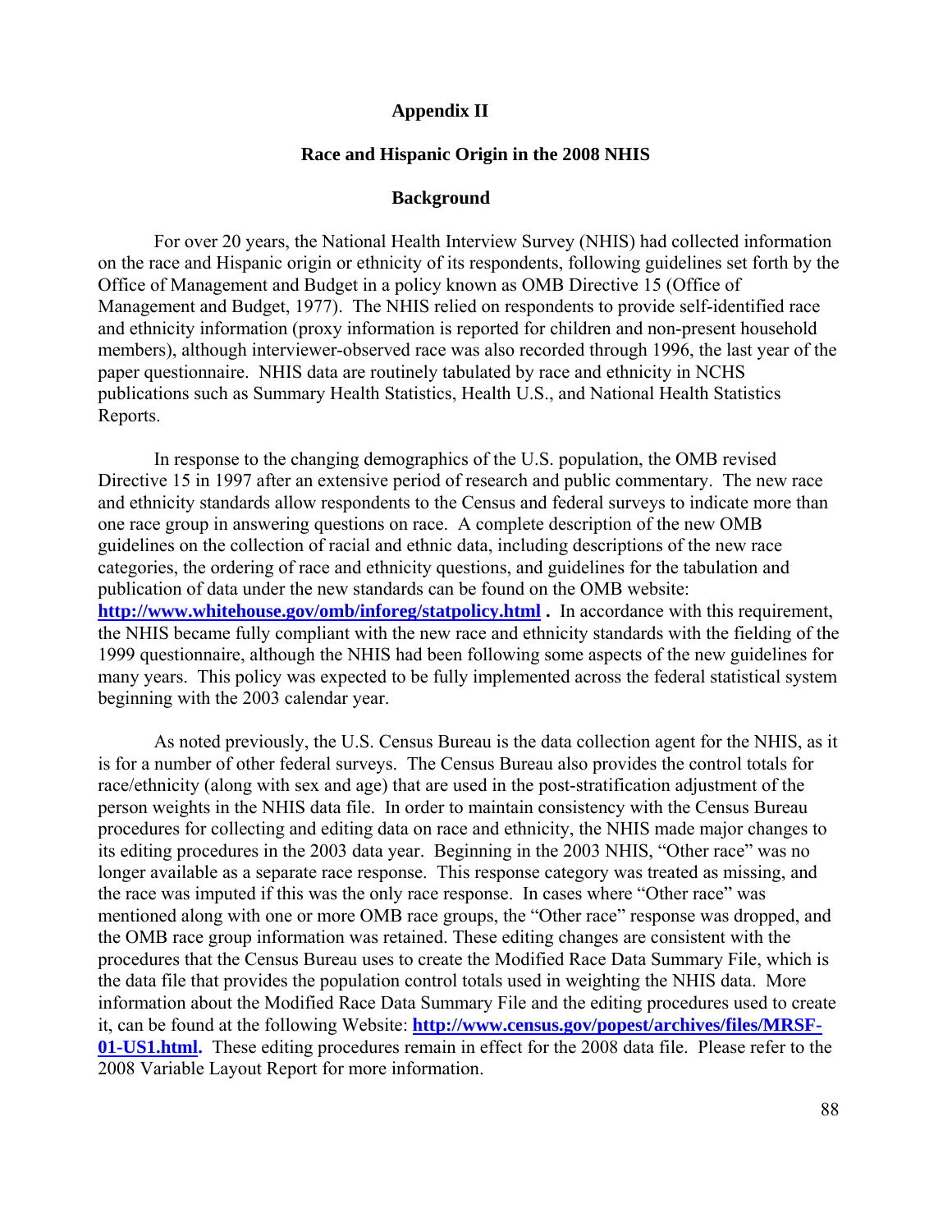# Appendix II

## Race and Hispanic Origin in the 2008 NHIS

### Background

For over 20 years, the National Health Interview Survey (NHIS) had collected information on the race and Hispanic origin or ethnicity of its respondents, following guidelines set forth by the Office of Management and Budget in a policy known as OMB Directive 15 (Office of Management and Budget, 1977). The NHIS relied on respondents to provide self-identified race and ethnicity information (proxy information is reported for children and non-present household members), although interviewer-observed race was also recorded through 1996, the last year of the paper questionnaire. NHIS data are routinely tabulated by race and ethnicity in NCHS publications such as Summary Health Statistics, Health U.S., and National Health Statistics Reports.

In response to the changing demographics of the U.S. population, the OMB revised Directive 15 in 1997 after an extensive period of research and public commentary. The new race and ethnicity standards allow respondents to the Census and federal surveys to indicate more than one race group in answering questions on race. A complete description of the new OMB guidelines on the collection of racial and ethnic data, including descriptions of the new race categories, the ordering of race and ethnicity questions, and guidelines for the tabulation and publication of data under the new standards can be found on the OMB website: **http://www.whitehouse.gov/omb/inforeg/statpolicy.html** . In accordance with this requirement, the NHIS became fully compliant with the new race and ethnicity standards with the fielding of the 1999 questionnaire, although the NHIS had been following some aspects of the new guidelines for many years. This policy was expected to be fully implemented across the federal statistical system beginning with the 2003 calendar year.

As noted previously, the U.S. Census Bureau is the data collection agent for the NHIS, as it is for a number of other federal surveys. The Census Bureau also provides the control totals for race/ethnicity (along with sex and age) that are used in the post-stratification adjustment of the person weights in the NHIS data file. In order to maintain consistency with the Census Bureau procedures for collecting and editing data on race and ethnicity, the NHIS made major changes to its editing procedures in the 2003 data year. Beginning in the 2003 NHIS, "Other race" was no longer available as a separate race response. This response category was treated as missing, and the race was imputed if this was the only race response. In cases where "Other race" was mentioned along with one or more OMB race groups, the "Other race" response was dropped, and the OMB race group information was retained. These editing changes are consistent with the procedures that the Census Bureau uses to create the Modified Race Data Summary File, which is the data file that provides the population control totals used in weighting the NHIS data. More information about the Modified Race Data Summary File and the editing procedures used to create it, can be found at the following Website: **http://www.census.gov/popest/archives/files/MRSF-01-US1.html.** These editing procedures remain in effect for the 2008 data file. Please refer to the 2008 Variable Layout Report for more information.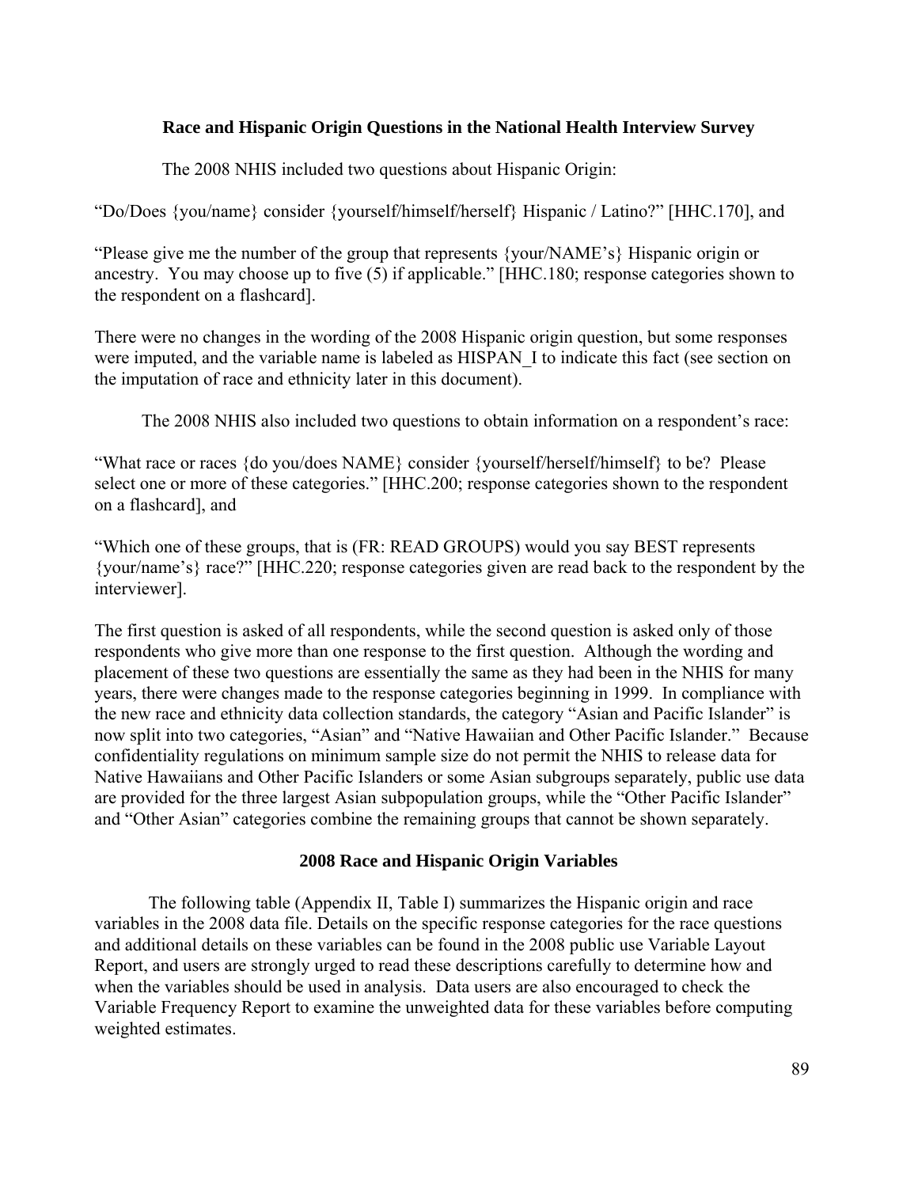## Race and Hispanic Origin Questions in the National Health Interview Survey

The 2008 NHIS included two questions about Hispanic Origin:

"Do/Does {you/name} consider {yourself/himself/herself} Hispanic / Latino?" [HHC.170], and

"Please give me the number of the group that represents {your/NAME's} Hispanic origin or ancestry. You may choose up to five (5) if applicable." [HHC.180; response categories shown to the respondent on a flashcard].

There were no changes in the wording of the 2008 Hispanic origin question, but some responses were imputed, and the variable name is labeled as HISPAN_I to indicate this fact (see section on the imputation of race and ethnicity later in this document).

The 2008 NHIS also included two questions to obtain information on a respondent's race:

"What race or races {do you/does NAME} consider {yourself/herself/himself} to be? Please select one or more of these categories." [HHC.200; response categories shown to the respondent on a flashcard], and

"Which one of these groups, that is (FR: READ GROUPS) would you say BEST represents {your/name's} race?" [HHC.220; response categories given are read back to the respondent by the interviewer].

The first question is asked of all respondents, while the second question is asked only of those respondents who give more than one response to the first question. Although the wording and placement of these two questions are essentially the same as they had been in the NHIS for many years, there were changes made to the response categories beginning in 1999. In compliance with the new race and ethnicity data collection standards, the category "Asian and Pacific Islander" is now split into two categories, "Asian" and "Native Hawaiian and Other Pacific Islander." Because confidentiality regulations on minimum sample size do not permit the NHIS to release data for Native Hawaiians and Other Pacific Islanders or some Asian subgroups separately, public use data are provided for the three largest Asian subpopulation groups, while the "Other Pacific Islander" and "Other Asian" categories combine the remaining groups that cannot be shown separately.

## 2008 Race and Hispanic Origin Variables

The following table (Appendix II, Table I) summarizes the Hispanic origin and race variables in the 2008 data file. Details on the specific response categories for the race questions and additional details on these variables can be found in the 2008 public use Variable Layout Report, and users are strongly urged to read these descriptions carefully to determine how and when the variables should be used in analysis. Data users are also encouraged to check the Variable Frequency Report to examine the unweighted data for these variables before computing weighted estimates.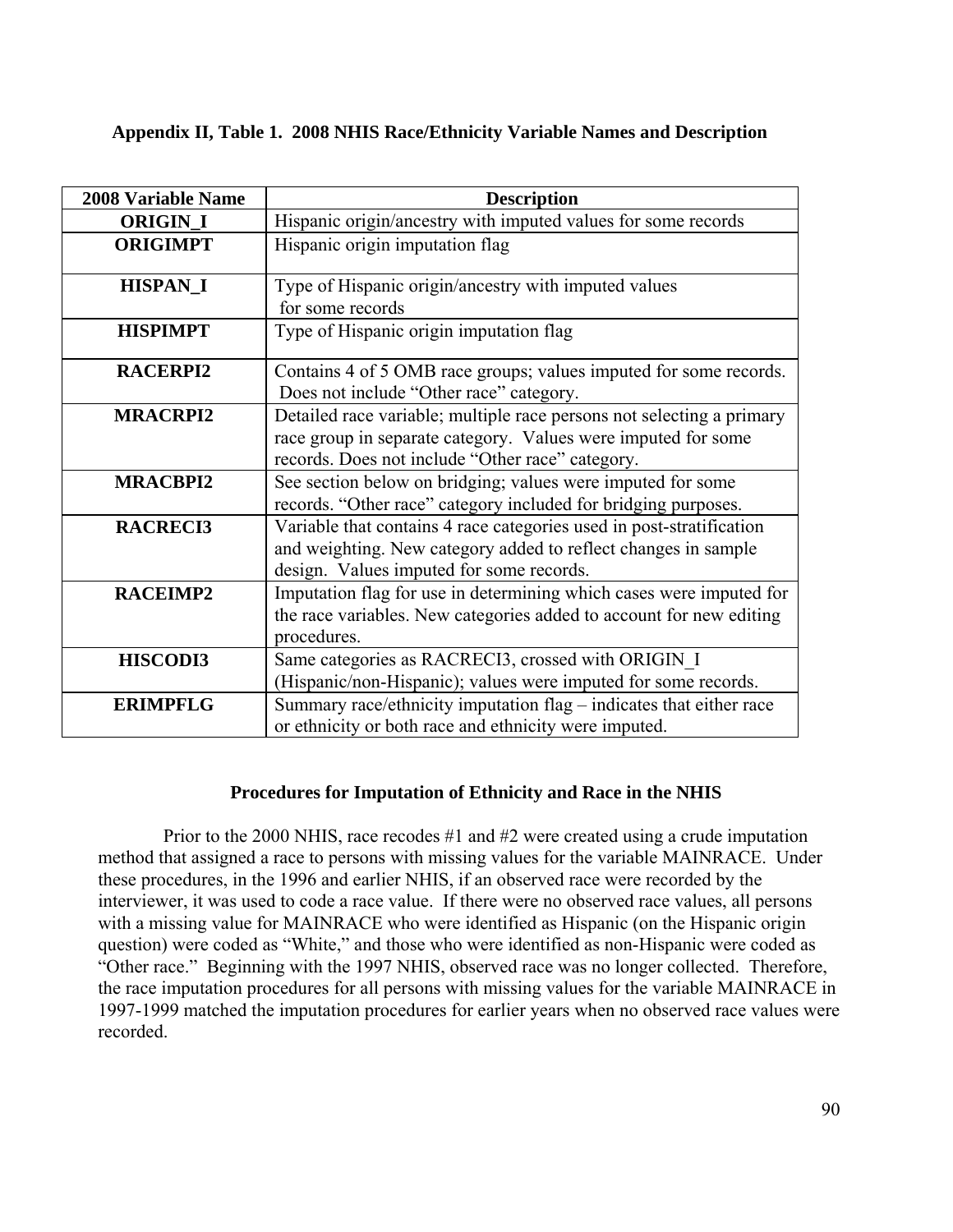**Appendix II, Table 1. 2008 NHIS Race/Ethnicity Variable Names and Description**

| 2008 Variable Name | Description |
|---|---|
| **ORIGIN_I** | Hispanic origin/ancestry with imputed values for some records |
| **ORIGIMPT** | Hispanic origin imputation flag |
| **HISPAN_I** | Type of Hispanic origin/ancestry with imputed values for some records |
| **HISPIMPT** | Type of Hispanic origin imputation flag |
| **RACERPI2** | Contains 4 of 5 OMB race groups; values imputed for some records. Does not include "Other race" category. |
| **MRACRPI2** | Detailed race variable; multiple race persons not selecting a primary race group in separate category. Values were imputed for some records. Does not include "Other race" category. |
| **MRACBPI2** | See section below on bridging; values were imputed for some records. "Other race" category included for bridging purposes. |
| **RACRECI3** | Variable that contains 4 race categories used in post-stratification and weighting. New category added to reflect changes in sample design. Values imputed for some records. |
| **RACEIMP2** | Imputation flag for use in determining which cases were imputed for the race variables. New categories added to account for new editing procedures. |
| **HISCODI3** | Same categories as RACRECI3, crossed with ORIGIN_I (Hispanic/non-Hispanic); values were imputed for some records. |
| **ERIMPFLG** | Summary race/ethnicity imputation flag – indicates that either race or ethnicity or both race and ethnicity were imputed. |

## Procedures for Imputation of Ethnicity and Race in the NHIS

Prior to the 2000 NHIS, race recodes #1 and #2 were created using a crude imputation method that assigned a race to persons with missing values for the variable MAINRACE. Under these procedures, in the 1996 and earlier NHIS, if an observed race were recorded by the interviewer, it was used to code a race value. If there were no observed race values, all persons with a missing value for MAINRACE who were identified as Hispanic (on the Hispanic origin question) were coded as "White," and those who were identified as non-Hispanic were coded as "Other race." Beginning with the 1997 NHIS, observed race was no longer collected. Therefore, the race imputation procedures for all persons with missing values for the variable MAINRACE in 1997-1999 matched the imputation procedures for earlier years when no observed race values were recorded.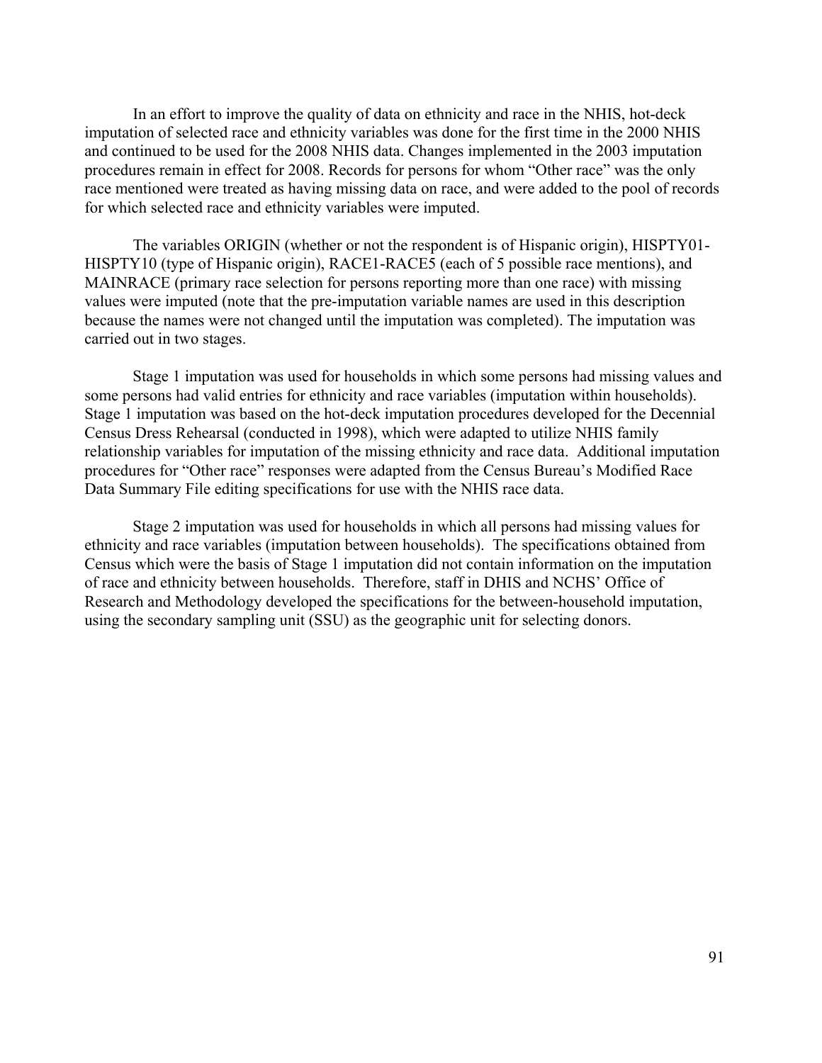In an effort to improve the quality of data on ethnicity and race in the NHIS, hot-deck imputation of selected race and ethnicity variables was done for the first time in the 2000 NHIS and continued to be used for the 2008 NHIS data. Changes implemented in the 2003 imputation procedures remain in effect for 2008. Records for persons for whom "Other race" was the only race mentioned were treated as having missing data on race, and were added to the pool of records for which selected race and ethnicity variables were imputed.

The variables ORIGIN (whether or not the respondent is of Hispanic origin), HISPTY01-HISPTY10 (type of Hispanic origin), RACE1-RACE5 (each of 5 possible race mentions), and MAINRACE (primary race selection for persons reporting more than one race) with missing values were imputed (note that the pre-imputation variable names are used in this description because the names were not changed until the imputation was completed). The imputation was carried out in two stages.

Stage 1 imputation was used for households in which some persons had missing values and some persons had valid entries for ethnicity and race variables (imputation within households). Stage 1 imputation was based on the hot-deck imputation procedures developed for the Decennial Census Dress Rehearsal (conducted in 1998), which were adapted to utilize NHIS family relationship variables for imputation of the missing ethnicity and race data. Additional imputation procedures for "Other race" responses were adapted from the Census Bureau's Modified Race Data Summary File editing specifications for use with the NHIS race data.

Stage 2 imputation was used for households in which all persons had missing values for ethnicity and race variables (imputation between households). The specifications obtained from Census which were the basis of Stage 1 imputation did not contain information on the imputation of race and ethnicity between households. Therefore, staff in DHIS and NCHS' Office of Research and Methodology developed the specifications for the between-household imputation, using the secondary sampling unit (SSU) as the geographic unit for selecting donors.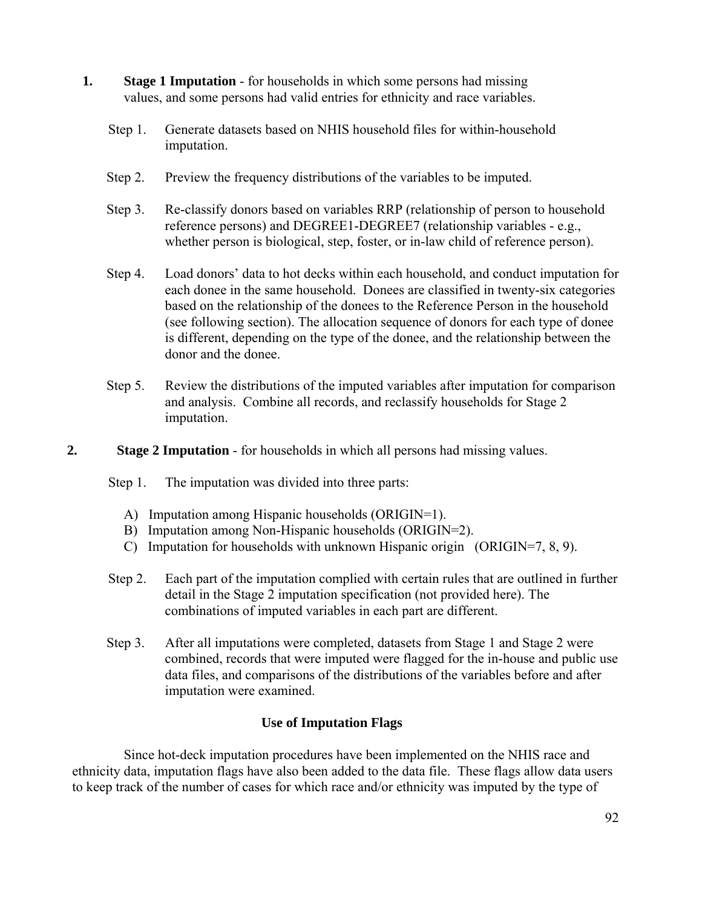1. **Stage 1 Imputation** - for households in which some persons had missing values, and some persons had valid entries for ethnicity and race variables.

   Step 1. Generate datasets based on NHIS household files for within-household imputation.

   Step 2. Preview the frequency distributions of the variables to be imputed.

   Step 3. Re-classify donors based on variables RRP (relationship of person to household reference persons) and DEGREE1-DEGREE7 (relationship variables - e.g., whether person is biological, step, foster, or in-law child of reference person).

   Step 4. Load donors' data to hot decks within each household, and conduct imputation for each donee in the same household. Donees are classified in twenty-six categories based on the relationship of the donees to the Reference Person in the household (see following section). The allocation sequence of donors for each type of donee is different, depending on the type of the donee, and the relationship between the donor and the donee.

   Step 5. Review the distributions of the imputed variables after imputation for comparison and analysis. Combine all records, and reclassify households for Stage 2 imputation.

2. **Stage 2 Imputation** - for households in which all persons had missing values.

   Step 1. The imputation was divided into three parts:

   A) Imputation among Hispanic households (ORIGIN=1).
   B) Imputation among Non-Hispanic households (ORIGIN=2).
   C) Imputation for households with unknown Hispanic origin (ORIGIN=7, 8, 9).

   Step 2. Each part of the imputation complied with certain rules that are outlined in further detail in the Stage 2 imputation specification (not provided here). The combinations of imputed variables in each part are different.

   Step 3. After all imputations were completed, datasets from Stage 1 and Stage 2 were combined, records that were imputed were flagged for the in-house and public use data files, and comparisons of the distributions of the variables before and after imputation were examined.

### Use of Imputation Flags

Since hot-deck imputation procedures have been implemented on the NHIS race and ethnicity data, imputation flags have also been added to the data file. These flags allow data users to keep track of the number of cases for which race and/or ethnicity was imputed by the type of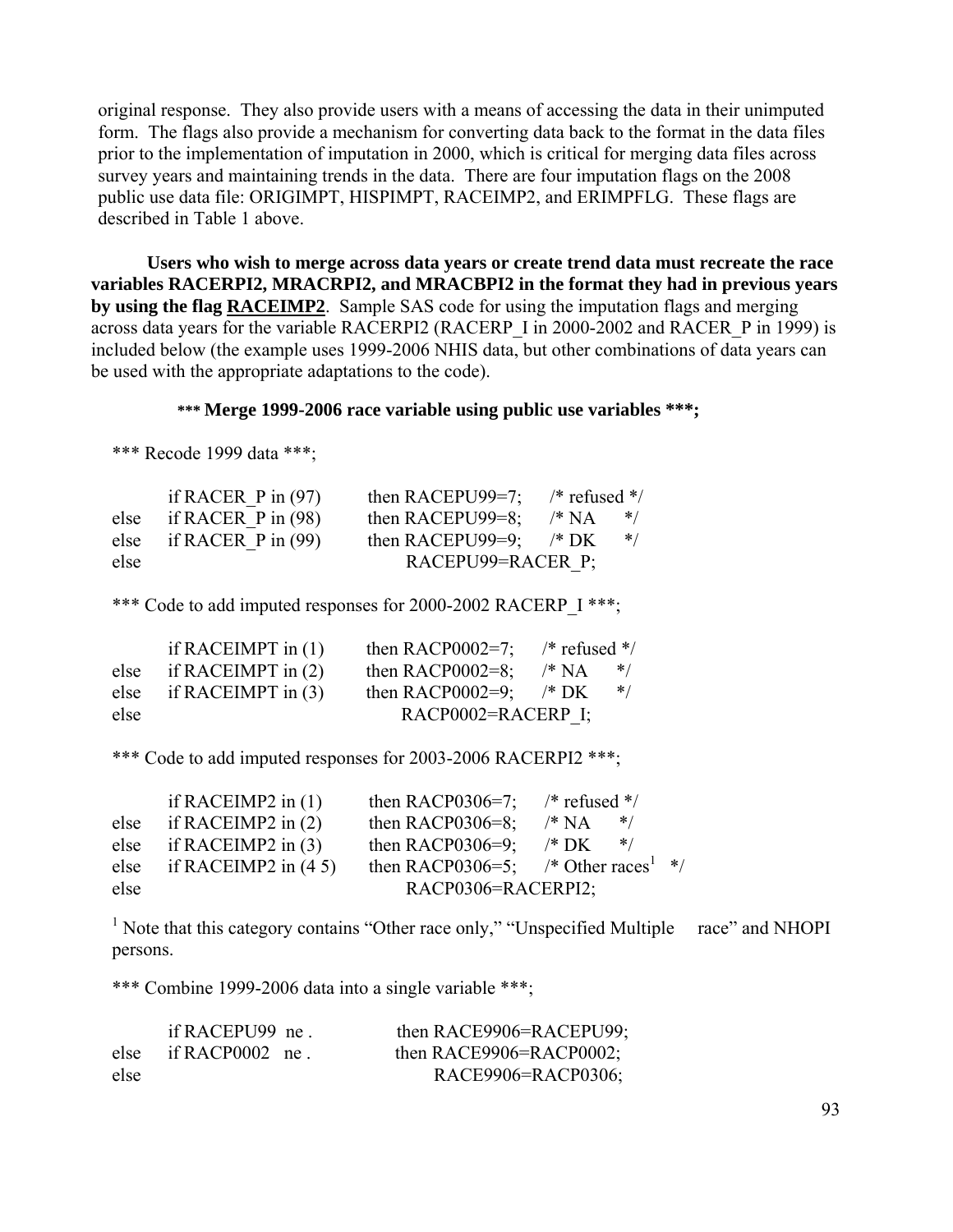original response. They also provide users with a means of accessing the data in their unimputed form. The flags also provide a mechanism for converting data back to the format in the data files prior to the implementation of imputation in 2000, which is critical for merging data files across survey years and maintaining trends in the data. There are four imputation flags on the 2008 public use data file: ORIGIMPT, HISPIMPT, RACEIMP2, and ERIMPFLG. These flags are described in Table 1 above.

**Users who wish to merge across data years or create trend data must recreate the race variables RACERPI2, MRACRPI2, and MRACBPI2 in the format they had in previous years by using the flag <u>RACEIMP2</u>**. Sample SAS code for using the imputation flags and merging across data years for the variable RACERPI2 (RACERP_I in 2000-2002 and RACER_P in 1999) is included below (the example uses 1999-2006 NHIS data, but other combinations of data years can be used with the appropriate adaptations to the code).

**\*\*\* Merge 1999-2006 race variable using public use variables \*\*\*;**

```
*** Recode 1999 data ***;

       if RACER_P in (97)       then RACEPU99=7;    /* refused */
else   if RACER_P in (98)       then RACEPU99=8;    /* NA      */
else   if RACER_P in (99)       then RACEPU99=9;    /* DK      */
else                                 RACEPU99=RACER_P;

*** Code to add imputed responses for 2000-2002 RACERP_I ***;

       if RACEIMPT in (1)       then RACP0002=7;    /* refused */
else   if RACEIMPT in (2)       then RACP0002=8;    /* NA      */
else   if RACEIMPT in (3)       then RACP0002=9;    /* DK      */
else                                 RACP0002=RACERP_I;

*** Code to add imputed responses for 2003-2006 RACERPI2 ***;

       if RACEIMP2 in (1)       then RACP0306=7;    /* refused */
else   if RACEIMP2 in (2)       then RACP0306=8;    /* NA      */
else   if RACEIMP2 in (3)       then RACP0306=9;    /* DK      */
else   if RACEIMP2 in (4 5)     then RACP0306=5;    /* Other races[1] */
else                                 RACP0306=RACERPI2;
```

[1] Note that this category contains "Other race only," "Unspecified Multiple race" and NHOPI persons.

```
*** Combine 1999-2006 data into a single variable ***;

       if RACEPU99  ne .        then RACE9906=RACEPU99;
else   if RACP0002  ne .        then RACE9906=RACP0002;
else                                 RACE9906=RACP0306;
```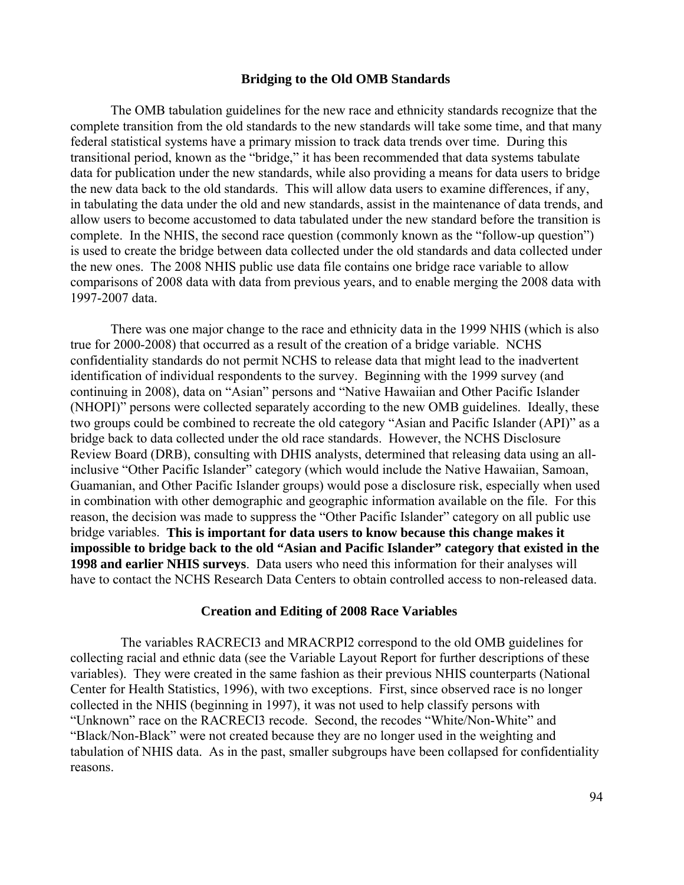## Bridging to the Old OMB Standards

The OMB tabulation guidelines for the new race and ethnicity standards recognize that the complete transition from the old standards to the new standards will take some time, and that many federal statistical systems have a primary mission to track data trends over time. During this transitional period, known as the "bridge," it has been recommended that data systems tabulate data for publication under the new standards, while also providing a means for data users to bridge the new data back to the old standards. This will allow data users to examine differences, if any, in tabulating the data under the old and new standards, assist in the maintenance of data trends, and allow users to become accustomed to data tabulated under the new standard before the transition is complete. In the NHIS, the second race question (commonly known as the "follow-up question") is used to create the bridge between data collected under the old standards and data collected under the new ones. The 2008 NHIS public use data file contains one bridge race variable to allow comparisons of 2008 data with data from previous years, and to enable merging the 2008 data with 1997-2007 data.

There was one major change to the race and ethnicity data in the 1999 NHIS (which is also true for 2000-2008) that occurred as a result of the creation of a bridge variable. NCHS confidentiality standards do not permit NCHS to release data that might lead to the inadvertent identification of individual respondents to the survey. Beginning with the 1999 survey (and continuing in 2008), data on "Asian" persons and "Native Hawaiian and Other Pacific Islander (NHOPI)" persons were collected separately according to the new OMB guidelines. Ideally, these two groups could be combined to recreate the old category "Asian and Pacific Islander (API)" as a bridge back to data collected under the old race standards. However, the NCHS Disclosure Review Board (DRB), consulting with DHIS analysts, determined that releasing data using an all-inclusive "Other Pacific Islander" category (which would include the Native Hawaiian, Samoan, Guamanian, and Other Pacific Islander groups) would pose a disclosure risk, especially when used in combination with other demographic and geographic information available on the file. For this reason, the decision was made to suppress the "Other Pacific Islander" category on all public use bridge variables. **This is important for data users to know because this change makes it impossible to bridge back to the old "Asian and Pacific Islander" category that existed in the 1998 and earlier NHIS surveys**. Data users who need this information for their analyses will have to contact the NCHS Research Data Centers to obtain controlled access to non-released data.

## Creation and Editing of 2008 Race Variables

The variables RACRECI3 and MRACRPI2 correspond to the old OMB guidelines for collecting racial and ethnic data (see the Variable Layout Report for further descriptions of these variables). They were created in the same fashion as their previous NHIS counterparts (National Center for Health Statistics, 1996), with two exceptions. First, since observed race is no longer collected in the NHIS (beginning in 1997), it was not used to help classify persons with "Unknown" race on the RACRECI3 recode. Second, the recodes "White/Non-White" and "Black/Non-Black" were not created because they are no longer used in the weighting and tabulation of NHIS data. As in the past, smaller subgroups have been collapsed for confidentiality reasons.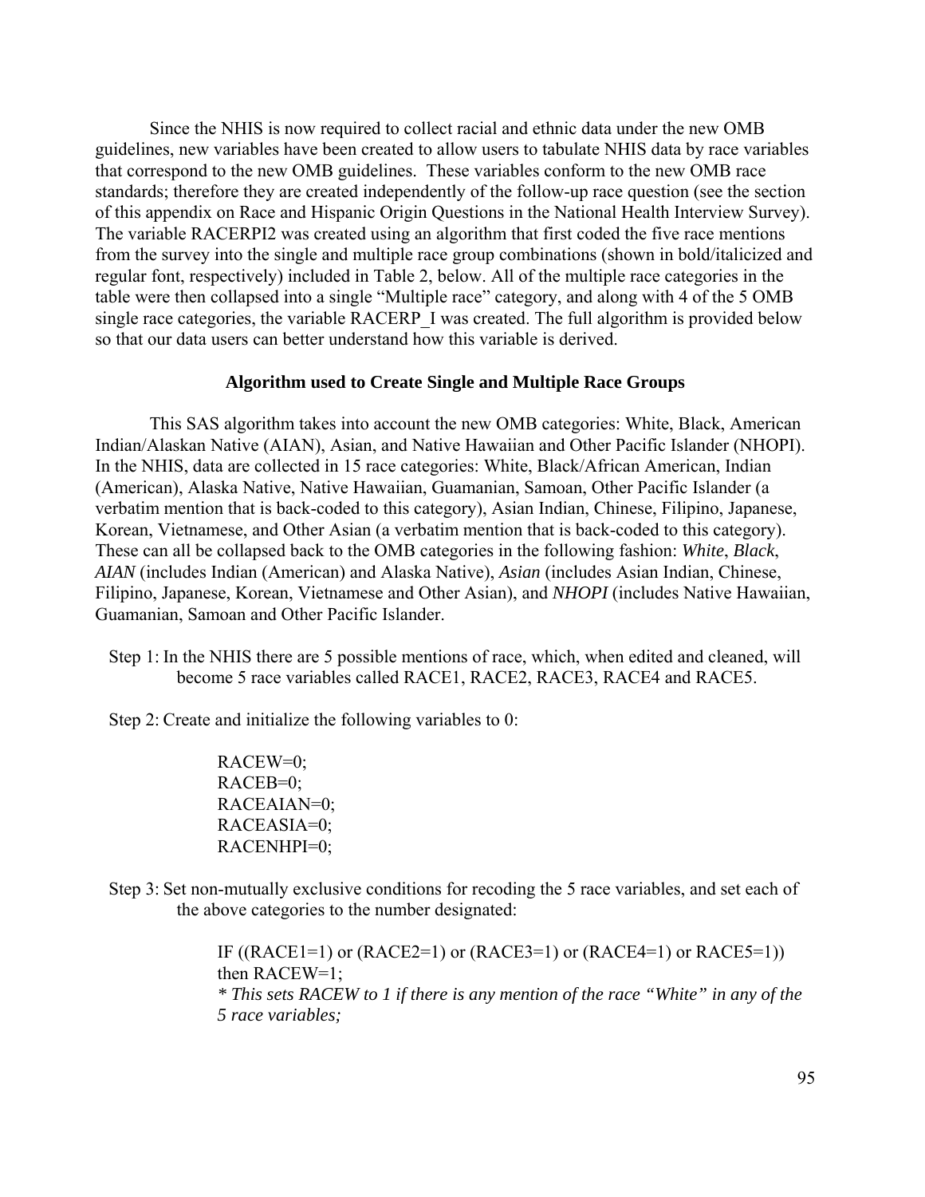Since the NHIS is now required to collect racial and ethnic data under the new OMB guidelines, new variables have been created to allow users to tabulate NHIS data by race variables that correspond to the new OMB guidelines. These variables conform to the new OMB race standards; therefore they are created independently of the follow-up race question (see the section of this appendix on Race and Hispanic Origin Questions in the National Health Interview Survey). The variable RACERPI2 was created using an algorithm that first coded the five race mentions from the survey into the single and multiple race group combinations (shown in bold/italicized and regular font, respectively) included in Table 2, below. All of the multiple race categories in the table were then collapsed into a single "Multiple race" category, and along with 4 of the 5 OMB single race categories, the variable RACERP_I was created. The full algorithm is provided below so that our data users can better understand how this variable is derived.

### Algorithm used to Create Single and Multiple Race Groups

This SAS algorithm takes into account the new OMB categories: White, Black, American Indian/Alaskan Native (AIAN), Asian, and Native Hawaiian and Other Pacific Islander (NHOPI). In the NHIS, data are collected in 15 race categories: White, Black/African American, Indian (American), Alaska Native, Native Hawaiian, Guamanian, Samoan, Other Pacific Islander (a verbatim mention that is back-coded to this category), Asian Indian, Chinese, Filipino, Japanese, Korean, Vietnamese, and Other Asian (a verbatim mention that is back-coded to this category). These can all be collapsed back to the OMB categories in the following fashion: ***White***, ***Black***, ***AIAN*** (includes Indian (American) and Alaska Native), ***Asian*** (includes Asian Indian, Chinese, Filipino, Japanese, Korean, Vietnamese and Other Asian), and ***NHOPI*** (includes Native Hawaiian, Guamanian, Samoan and Other Pacific Islander.

Step 1: In the NHIS there are 5 possible mentions of race, which, when edited and cleaned, will become 5 race variables called RACE1, RACE2, RACE3, RACE4 and RACE5.

Step 2: Create and initialize the following variables to 0:

```
RACEW=0;
RACEB=0;
RACEAIAN=0;
RACEASIA=0;
RACENHPI=0;
```

Step 3: Set non-mutually exclusive conditions for recoding the 5 race variables, and set each of the above categories to the number designated:

```
IF ((RACE1=1) or (RACE2=1) or (RACE3=1) or (RACE4=1) or RACE5=1))
then RACEW=1;
* This sets RACEW to 1 if there is any mention of the race "White" in any of the
5 race variables;
```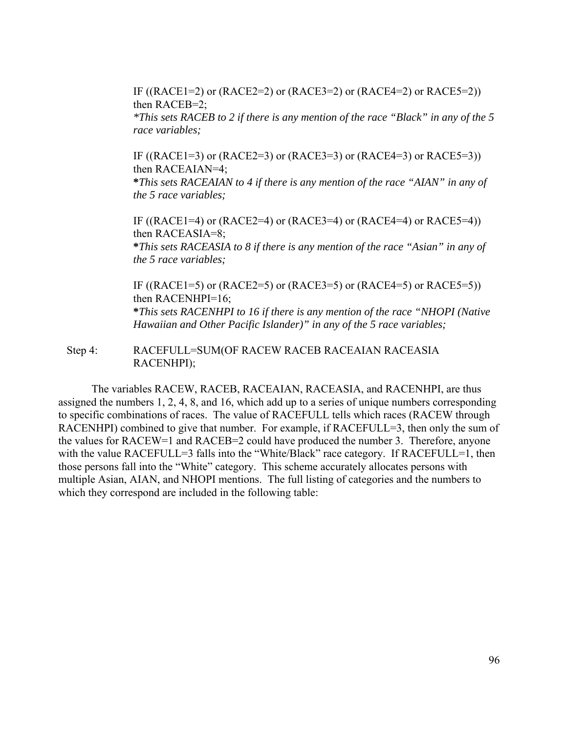IF ((RACE1=2) or (RACE2=2) or (RACE3=2) or (RACE4=2) or RACE5=2)) then RACEB=2;
*This sets RACEB to 2 if there is any mention of the race "Black" in any of the 5 race variables;*

IF ((RACE1=3) or (RACE2=3) or (RACE3=3) or (RACE4=3) or RACE5=3)) then RACEAIAN=4;
**\***This sets RACEAIAN to 4 if there is any mention of the race "AIAN" in any of the 5 race variables;*

IF ((RACE1=4) or (RACE2=4) or (RACE3=4) or (RACE4=4) or RACE5=4)) then RACEASIA=8;
**\***This sets RACEASIA to 8 if there is any mention of the race "Asian" in any of the 5 race variables;*

IF ((RACE1=5) or (RACE2=5) or (RACE3=5) or (RACE4=5) or RACE5=5)) then RACENHPI=16;
**\***This sets RACENHPI to 16 if there is any mention of the race "NHOPI (Native Hawaiian and Other Pacific Islander)" in any of the 5 race variables;*

Step 4: RACEFULL=SUM(OF RACEW RACEB RACEAIAN RACEASIA RACENHPI);

The variables RACEW, RACEB, RACEAIAN, RACEASIA, and RACENHPI, are thus assigned the numbers 1, 2, 4, 8, and 16, which add up to a series of unique numbers corresponding to specific combinations of races. The value of RACEFULL tells which races (RACEW through RACENHPI) combined to give that number. For example, if RACEFULL=3, then only the sum of the values for RACEW=1 and RACEB=2 could have produced the number 3. Therefore, anyone with the value RACEFULL=3 falls into the "White/Black" race category. If RACEFULL=1, then those persons fall into the "White" category. This scheme accurately allocates persons with multiple Asian, AIAN, and NHOPI mentions. The full listing of categories and the numbers to which they correspond are included in the following table: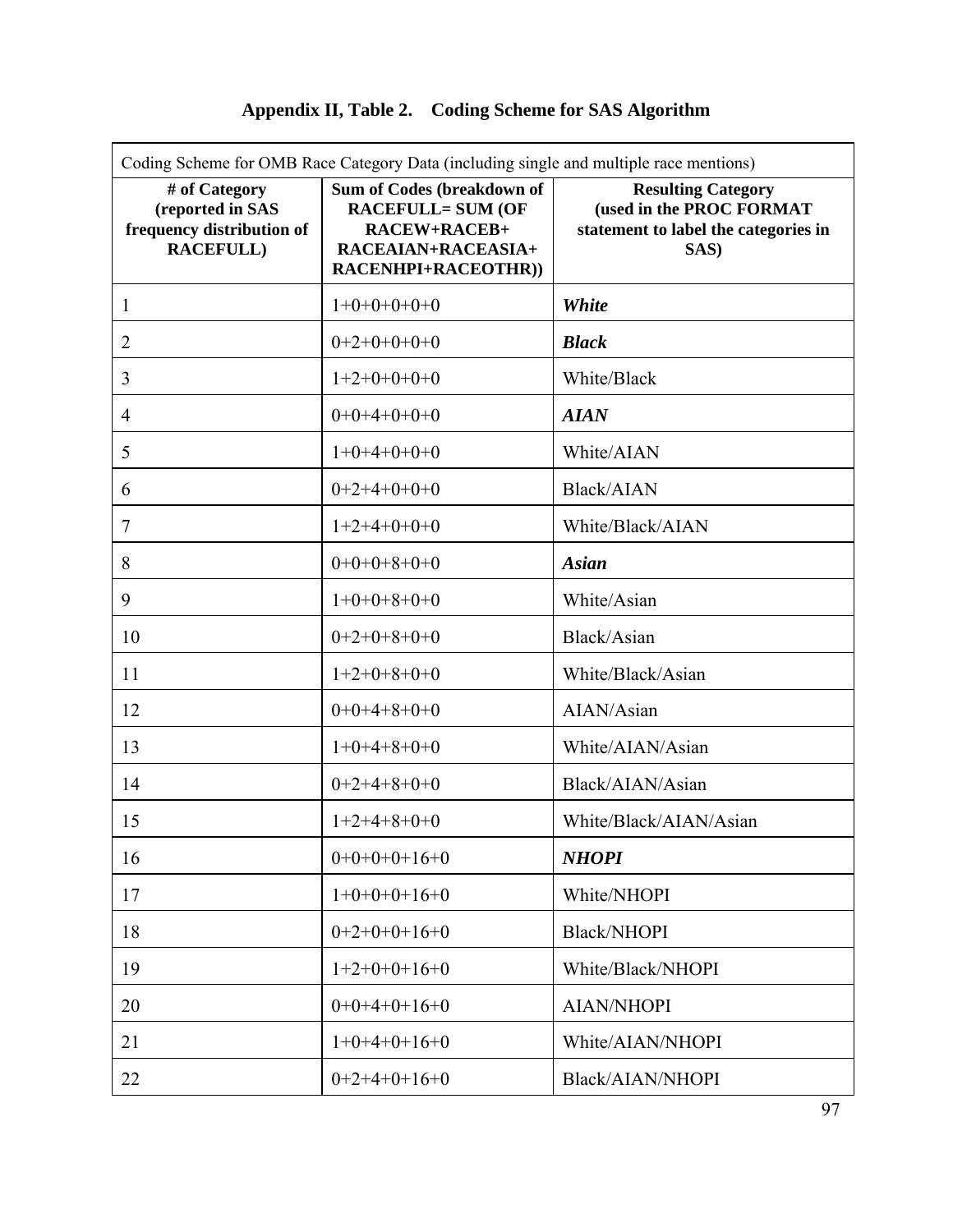## Appendix II, Table 2.  Coding Scheme for SAS Algorithm

| Coding Scheme for OMB Race Category Data (including single and multiple race mentions) | | |
|---|---|---|
| **# of Category (reported in SAS frequency distribution of RACEFULL)** | **Sum of Codes (breakdown of RACEFULL= SUM (OF RACEW+RACEB+ RACEAIAN+RACEASIA+ RACENHPI+RACEOTHR))** | **Resulting Category (used in the PROC FORMAT statement to label the categories in SAS)** |
| 1 | 1+0+0+0+0+0 | ***White*** |
| 2 | 0+2+0+0+0+0 | ***Black*** |
| 3 | 1+2+0+0+0+0 | White/Black |
| 4 | 0+0+4+0+0+0 | ***AIAN*** |
| 5 | 1+0+4+0+0+0 | White/AIAN |
| 6 | 0+2+4+0+0+0 | Black/AIAN |
| 7 | 1+2+4+0+0+0 | White/Black/AIAN |
| 8 | 0+0+0+8+0+0 | ***Asian*** |
| 9 | 1+0+0+8+0+0 | White/Asian |
| 10 | 0+2+0+8+0+0 | Black/Asian |
| 11 | 1+2+0+8+0+0 | White/Black/Asian |
| 12 | 0+0+4+8+0+0 | AIAN/Asian |
| 13 | 1+0+4+8+0+0 | White/AIAN/Asian |
| 14 | 0+2+4+8+0+0 | Black/AIAN/Asian |
| 15 | 1+2+4+8+0+0 | White/Black/AIAN/Asian |
| 16 | 0+0+0+0+16+0 | ***NHOPI*** |
| 17 | 1+0+0+0+16+0 | White/NHOPI |
| 18 | 0+2+0+0+16+0 | Black/NHOPI |
| 19 | 1+2+0+0+16+0 | White/Black/NHOPI |
| 20 | 0+0+4+0+16+0 | AIAN/NHOPI |
| 21 | 1+0+4+0+16+0 | White/AIAN/NHOPI |
| 22 | 0+2+4+0+16+0 | Black/AIAN/NHOPI |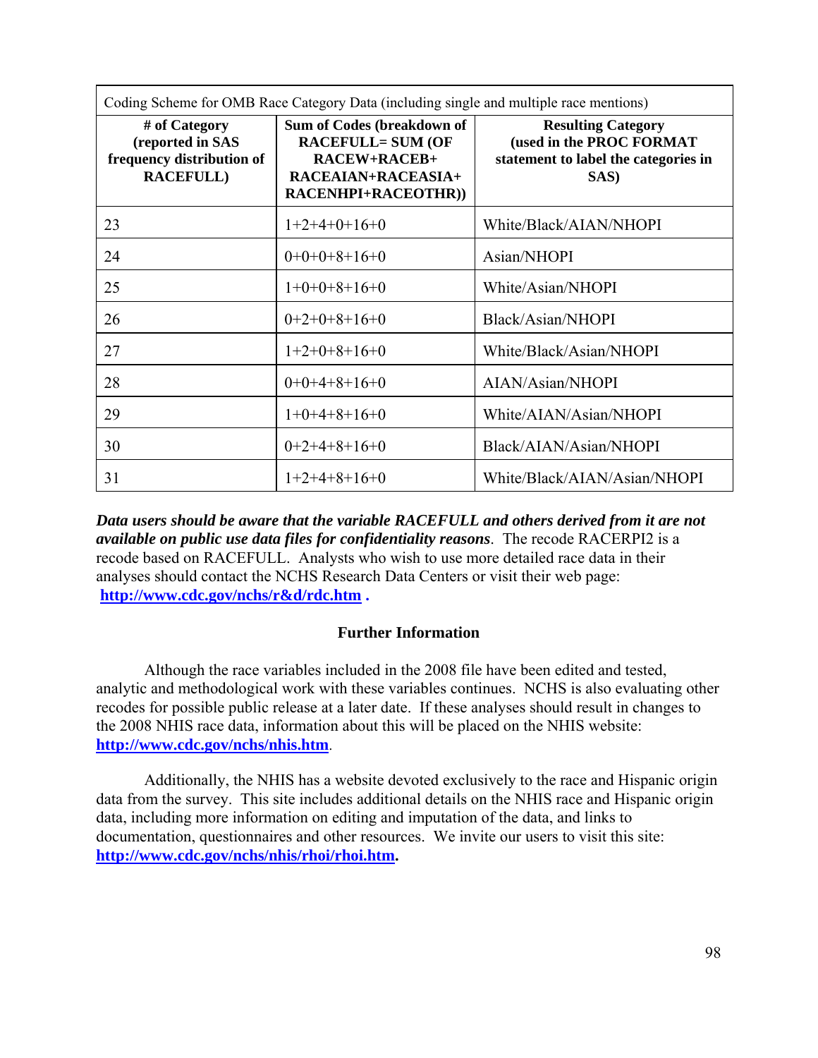| Coding Scheme for OMB Race Category Data (including single and multiple race mentions) | | |
|---|---|---|
| **# of Category (reported in SAS frequency distribution of RACEFULL)** | **Sum of Codes (breakdown of RACEFULL= SUM (OF RACEW+RACEB+ RACEAIAN+RACEASIA+ RACENHPI+RACEOTHR))** | **Resulting Category (used in the PROC FORMAT statement to label the categories in SAS)** |
| 23 | 1+2+4+0+16+0 | White/Black/AIAN/NHOPI |
| 24 | 0+0+0+8+16+0 | Asian/NHOPI |
| 25 | 1+0+0+8+16+0 | White/Asian/NHOPI |
| 26 | 0+2+0+8+16+0 | Black/Asian/NHOPI |
| 27 | 1+2+0+8+16+0 | White/Black/Asian/NHOPI |
| 28 | 0+0+4+8+16+0 | AIAN/Asian/NHOPI |
| 29 | 1+0+4+8+16+0 | White/AIAN/Asian/NHOPI |
| 30 | 0+2+4+8+16+0 | Black/AIAN/Asian/NHOPI |
| 31 | 1+2+4+8+16+0 | White/Black/AIAN/Asian/NHOPI |

***Data users should be aware that the variable RACEFULL and others derived from it are not available on public use data files for confidentiality reasons***. The recode RACERPI2 is a recode based on RACEFULL. Analysts who wish to use more detailed race data in their analyses should contact the NCHS Research Data Centers or visit their web page: **http://www.cdc.gov/nchs/r&d/rdc.htm .**

## Further Information

Although the race variables included in the 2008 file have been edited and tested, analytic and methodological work with these variables continues. NCHS is also evaluating other recodes for possible public release at a later date. If these analyses should result in changes to the 2008 NHIS race data, information about this will be placed on the NHIS website: **http://www.cdc.gov/nchs/nhis.htm**.

Additionally, the NHIS has a website devoted exclusively to the race and Hispanic origin data from the survey. This site includes additional details on the NHIS race and Hispanic origin data, including more information on editing and imputation of the data, and links to documentation, questionnaires and other resources. We invite our users to visit this site: **http://www.cdc.gov/nchs/nhis/rhoi/rhoi.htm.**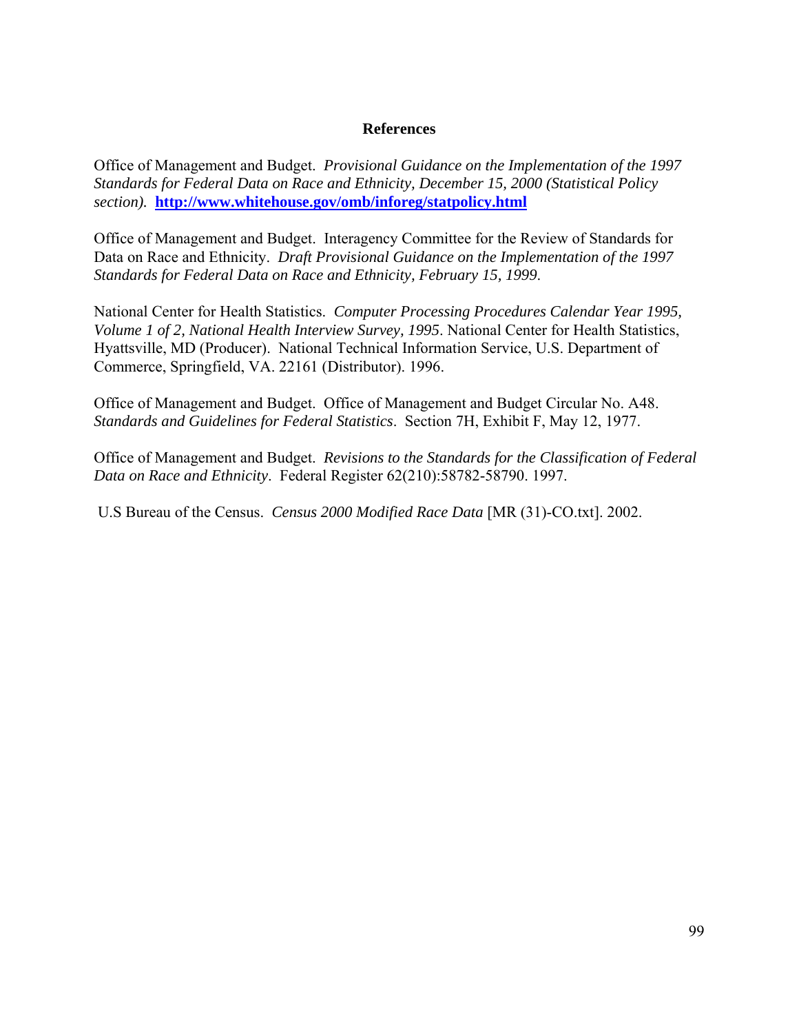## References

Office of Management and Budget. *Provisional Guidance on the Implementation of the 1997 Standards for Federal Data on Race and Ethnicity, December 15, 2000 (Statistical Policy section).* **http://www.whitehouse.gov/omb/inforeg/statpolicy.html**

Office of Management and Budget. Interagency Committee for the Review of Standards for Data on Race and Ethnicity. *Draft Provisional Guidance on the Implementation of the 1997 Standards for Federal Data on Race and Ethnicity, February 15, 1999*.

National Center for Health Statistics. *Computer Processing Procedures Calendar Year 1995, Volume 1 of 2, National Health Interview Survey, 1995*. National Center for Health Statistics, Hyattsville, MD (Producer). National Technical Information Service, U.S. Department of Commerce, Springfield, VA. 22161 (Distributor). 1996.

Office of Management and Budget. Office of Management and Budget Circular No. A48. *Standards and Guidelines for Federal Statistics*. Section 7H, Exhibit F, May 12, 1977.

Office of Management and Budget. *Revisions to the Standards for the Classification of Federal Data on Race and Ethnicity*. Federal Register 62(210):58782-58790. 1997.

U.S Bureau of the Census. *Census 2000 Modified Race Data* [MR (31)-CO.txt]. 2002.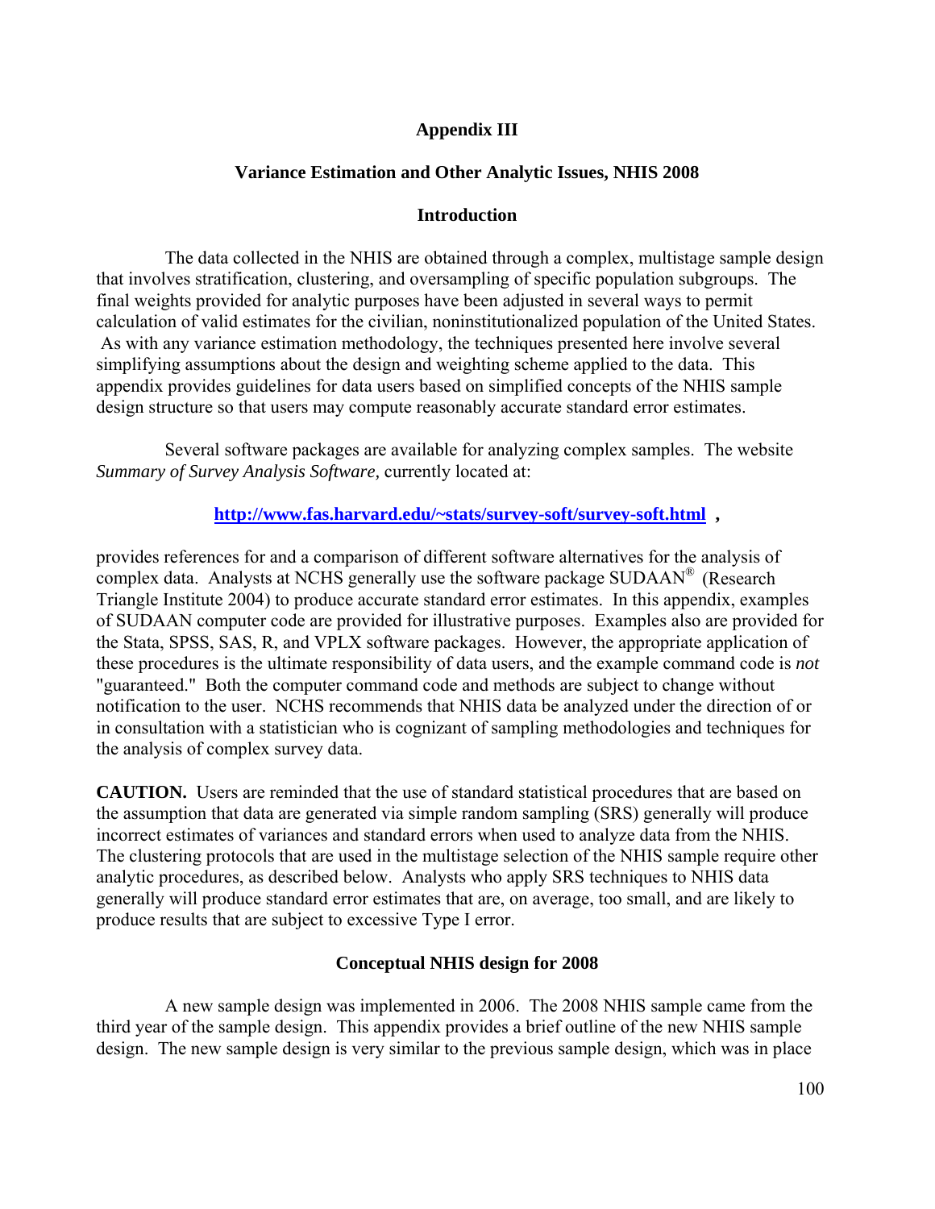# Appendix III

## Variance Estimation and Other Analytic Issues, NHIS 2008

### Introduction

The data collected in the NHIS are obtained through a complex, multistage sample design that involves stratification, clustering, and oversampling of specific population subgroups. The final weights provided for analytic purposes have been adjusted in several ways to permit calculation of valid estimates for the civilian, noninstitutionalized population of the United States. As with any variance estimation methodology, the techniques presented here involve several simplifying assumptions about the design and weighting scheme applied to the data. This appendix provides guidelines for data users based on simplified concepts of the NHIS sample design structure so that users may compute reasonably accurate standard error estimates.

Several software packages are available for analyzing complex samples. The website *Summary of Survey Analysis Software,* currently located at:

**http://www.fas.harvard.edu/~stats/survey-soft/survey-soft.html ,**

provides references for and a comparison of different software alternatives for the analysis of complex data. Analysts at NCHS generally use the software package SUDAAN® (Research Triangle Institute 2004) to produce accurate standard error estimates. In this appendix, examples of SUDAAN computer code are provided for illustrative purposes. Examples also are provided for the Stata, SPSS, SAS, R, and VPLX software packages. However, the appropriate application of these procedures is the ultimate responsibility of data users, and the example command code is *not* "guaranteed." Both the computer command code and methods are subject to change without notification to the user. NCHS recommends that NHIS data be analyzed under the direction of or in consultation with a statistician who is cognizant of sampling methodologies and techniques for the analysis of complex survey data.

**CAUTION.** Users are reminded that the use of standard statistical procedures that are based on the assumption that data are generated via simple random sampling (SRS) generally will produce incorrect estimates of variances and standard errors when used to analyze data from the NHIS. The clustering protocols that are used in the multistage selection of the NHIS sample require other analytic procedures, as described below. Analysts who apply SRS techniques to NHIS data generally will produce standard error estimates that are, on average, too small, and are likely to produce results that are subject to excessive Type I error.

### Conceptual NHIS design for 2008

A new sample design was implemented in 2006. The 2008 NHIS sample came from the third year of the sample design. This appendix provides a brief outline of the new NHIS sample design. The new sample design is very similar to the previous sample design, which was in place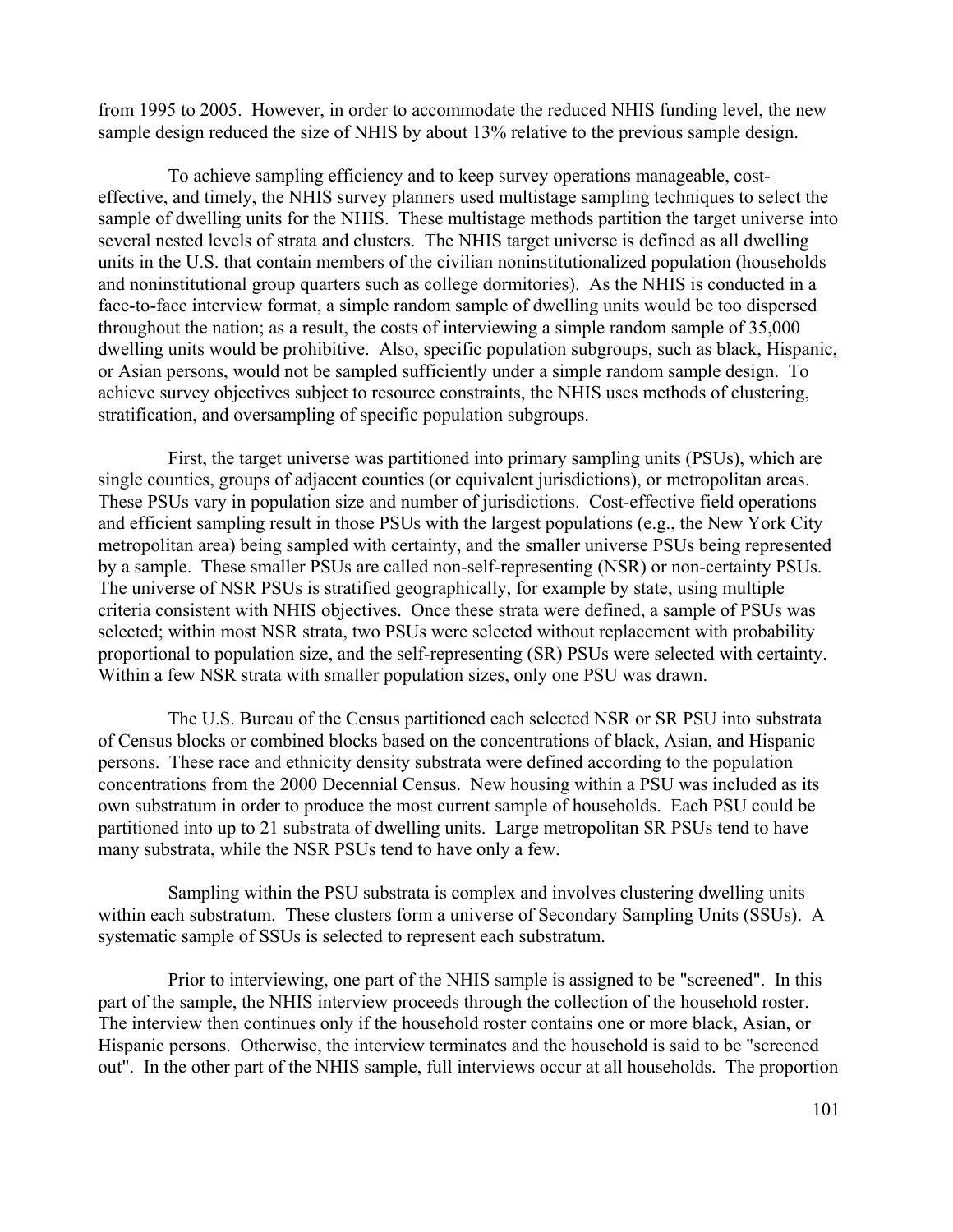from 1995 to 2005. However, in order to accommodate the reduced NHIS funding level, the new sample design reduced the size of NHIS by about 13% relative to the previous sample design.

To achieve sampling efficiency and to keep survey operations manageable, cost-effective, and timely, the NHIS survey planners used multistage sampling techniques to select the sample of dwelling units for the NHIS. These multistage methods partition the target universe into several nested levels of strata and clusters. The NHIS target universe is defined as all dwelling units in the U.S. that contain members of the civilian noninstitutionalized population (households and noninstitutional group quarters such as college dormitories). As the NHIS is conducted in a face-to-face interview format, a simple random sample of dwelling units would be too dispersed throughout the nation; as a result, the costs of interviewing a simple random sample of 35,000 dwelling units would be prohibitive. Also, specific population subgroups, such as black, Hispanic, or Asian persons, would not be sampled sufficiently under a simple random sample design. To achieve survey objectives subject to resource constraints, the NHIS uses methods of clustering, stratification, and oversampling of specific population subgroups.

First, the target universe was partitioned into primary sampling units (PSUs), which are single counties, groups of adjacent counties (or equivalent jurisdictions), or metropolitan areas. These PSUs vary in population size and number of jurisdictions. Cost-effective field operations and efficient sampling result in those PSUs with the largest populations (e.g., the New York City metropolitan area) being sampled with certainty, and the smaller universe PSUs being represented by a sample. These smaller PSUs are called non-self-representing (NSR) or non-certainty PSUs. The universe of NSR PSUs is stratified geographically, for example by state, using multiple criteria consistent with NHIS objectives. Once these strata were defined, a sample of PSUs was selected; within most NSR strata, two PSUs were selected without replacement with probability proportional to population size, and the self-representing (SR) PSUs were selected with certainty. Within a few NSR strata with smaller population sizes, only one PSU was drawn.

The U.S. Bureau of the Census partitioned each selected NSR or SR PSU into substrata of Census blocks or combined blocks based on the concentrations of black, Asian, and Hispanic persons. These race and ethnicity density substrata were defined according to the population concentrations from the 2000 Decennial Census. New housing within a PSU was included as its own substratum in order to produce the most current sample of households. Each PSU could be partitioned into up to 21 substrata of dwelling units. Large metropolitan SR PSUs tend to have many substrata, while the NSR PSUs tend to have only a few.

Sampling within the PSU substrata is complex and involves clustering dwelling units within each substratum. These clusters form a universe of Secondary Sampling Units (SSUs). A systematic sample of SSUs is selected to represent each substratum.

Prior to interviewing, one part of the NHIS sample is assigned to be "screened". In this part of the sample, the NHIS interview proceeds through the collection of the household roster. The interview then continues only if the household roster contains one or more black, Asian, or Hispanic persons. Otherwise, the interview terminates and the household is said to be "screened out". In the other part of the NHIS sample, full interviews occur at all households. The proportion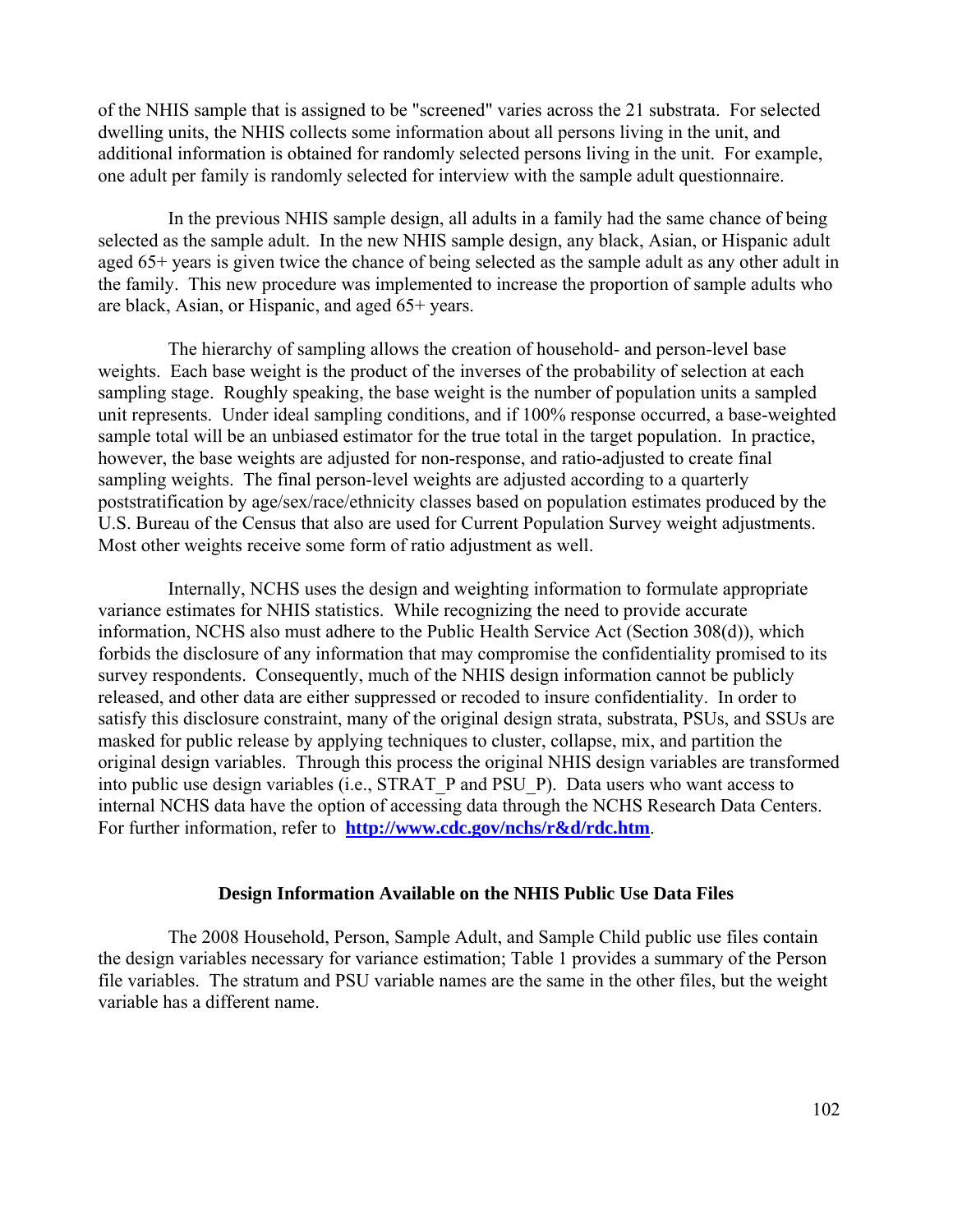of the NHIS sample that is assigned to be "screened" varies across the 21 substrata. For selected dwelling units, the NHIS collects some information about all persons living in the unit, and additional information is obtained for randomly selected persons living in the unit. For example, one adult per family is randomly selected for interview with the sample adult questionnaire.

In the previous NHIS sample design, all adults in a family had the same chance of being selected as the sample adult. In the new NHIS sample design, any black, Asian, or Hispanic adult aged 65+ years is given twice the chance of being selected as the sample adult as any other adult in the family. This new procedure was implemented to increase the proportion of sample adults who are black, Asian, or Hispanic, and aged 65+ years.

The hierarchy of sampling allows the creation of household- and person-level base weights. Each base weight is the product of the inverses of the probability of selection at each sampling stage. Roughly speaking, the base weight is the number of population units a sampled unit represents. Under ideal sampling conditions, and if 100% response occurred, a base-weighted sample total will be an unbiased estimator for the true total in the target population. In practice, however, the base weights are adjusted for non-response, and ratio-adjusted to create final sampling weights. The final person-level weights are adjusted according to a quarterly poststratification by age/sex/race/ethnicity classes based on population estimates produced by the U.S. Bureau of the Census that also are used for Current Population Survey weight adjustments. Most other weights receive some form of ratio adjustment as well.

Internally, NCHS uses the design and weighting information to formulate appropriate variance estimates for NHIS statistics. While recognizing the need to provide accurate information, NCHS also must adhere to the Public Health Service Act (Section 308(d)), which forbids the disclosure of any information that may compromise the confidentiality promised to its survey respondents. Consequently, much of the NHIS design information cannot be publicly released, and other data are either suppressed or recoded to insure confidentiality. In order to satisfy this disclosure constraint, many of the original design strata, substrata, PSUs, and SSUs are masked for public release by applying techniques to cluster, collapse, mix, and partition the original design variables. Through this process the original NHIS design variables are transformed into public use design variables (i.e., STRAT_P and PSU_P). Data users who want access to internal NCHS data have the option of accessing data through the NCHS Research Data Centers. For further information, refer to **http://www.cdc.gov/nchs/r&d/rdc.htm**.

### Design Information Available on the NHIS Public Use Data Files

The 2008 Household, Person, Sample Adult, and Sample Child public use files contain the design variables necessary for variance estimation; Table 1 provides a summary of the Person file variables. The stratum and PSU variable names are the same in the other files, but the weight variable has a different name.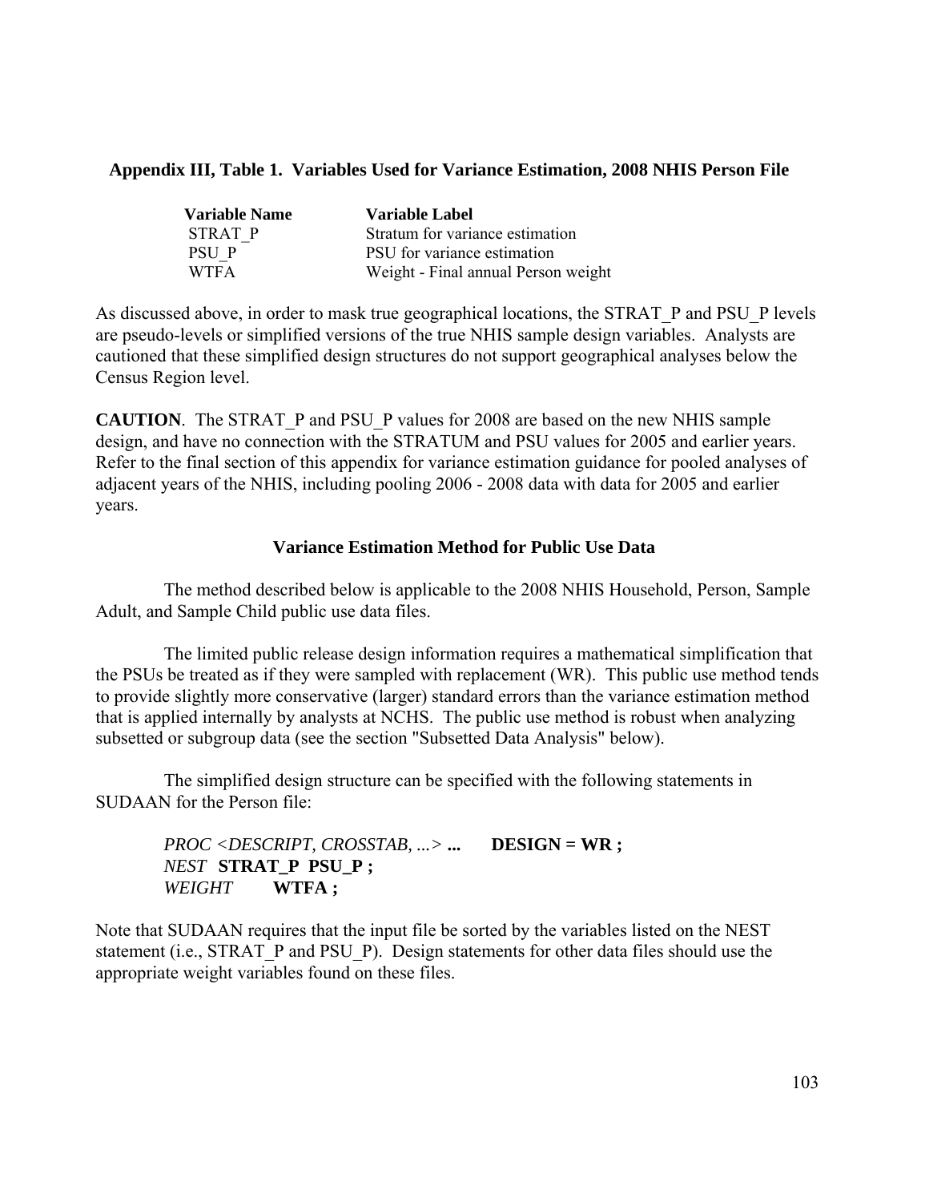**Appendix III, Table 1. Variables Used for Variance Estimation, 2008 NHIS Person File**

| Variable Name | Variable Label |
|---|---|
| STRAT_P | Stratum for variance estimation |
| PSU_P | PSU for variance estimation |
| WTFA | Weight - Final annual Person weight |

As discussed above, in order to mask true geographical locations, the STRAT_P and PSU_P levels are pseudo-levels or simplified versions of the true NHIS sample design variables. Analysts are cautioned that these simplified design structures do not support geographical analyses below the Census Region level.

**CAUTION**. The STRAT_P and PSU_P values for 2008 are based on the new NHIS sample design, and have no connection with the STRATUM and PSU values for 2005 and earlier years. Refer to the final section of this appendix for variance estimation guidance for pooled analyses of adjacent years of the NHIS, including pooling 2006 - 2008 data with data for 2005 and earlier years.

### Variance Estimation Method for Public Use Data

The method described below is applicable to the 2008 NHIS Household, Person, Sample Adult, and Sample Child public use data files.

The limited public release design information requires a mathematical simplification that the PSUs be treated as if they were sampled with replacement (WR). This public use method tends to provide slightly more conservative (larger) standard errors than the variance estimation method that is applied internally by analysts at NCHS. The public use method is robust when analyzing subsetted or subgroup data (see the section "Subsetted Data Analysis" below).

The simplified design structure can be specified with the following statements in SUDAAN for the Person file:

*PROC <DESCRIPT, CROSSTAB, ...>* **...** **DESIGN = WR ;**
*NEST* **STRAT_P PSU_P ;**
*WEIGHT* **WTFA ;**

Note that SUDAAN requires that the input file be sorted by the variables listed on the NEST statement (i.e., STRAT_P and PSU_P). Design statements for other data files should use the appropriate weight variables found on these files.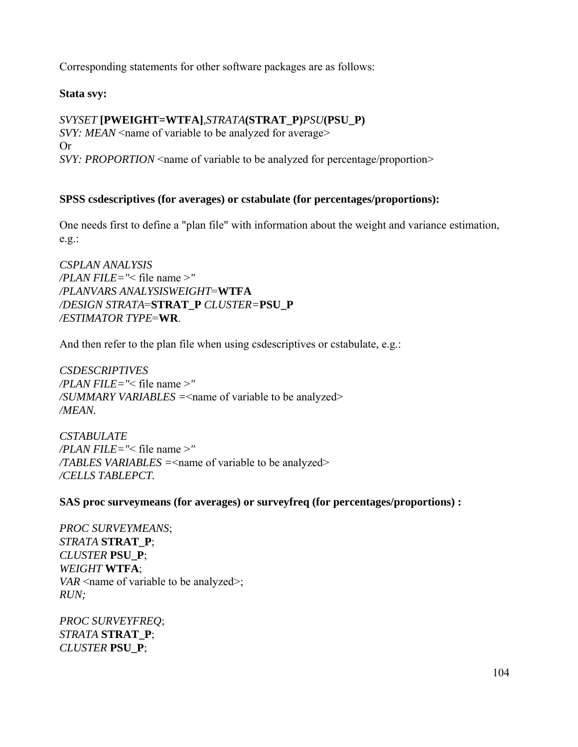Corresponding statements for other software packages are as follows:

**Stata svy:**

*SVYSET* **[PWEIGHT=WTFA]**,*STRATA***(STRAT_P)***PSU***(PSU_P)**
*SVY: MEAN* <name of variable to be analyzed for average>
Or
*SVY: PROPORTION* <name of variable to be analyzed for percentage/proportion>

**SPSS csdescriptives (for averages) or cstabulate (for percentages/proportions):**

One needs first to define a "plan file" with information about the weight and variance estimation, e.g.:

*CSPLAN ANALYSIS*
*/PLAN FILE="*< file name >*"*
*/PLANVARS ANALYSISWEIGHT*=**WTFA**
*/DESIGN STRATA*=**STRAT_P** *CLUSTER*=**PSU_P**
*/ESTIMATOR TYPE*=**WR**.

And then refer to the plan file when using csdescriptives or cstabulate, e.g.:

*CSDESCRIPTIVES*
*/PLAN FILE="*< file name >*"*
*/SUMMARY VARIABLES =*<name of variable to be analyzed>
*/MEAN.*

*CSTABULATE*
*/PLAN FILE="*< file name >*"*
*/TABLES VARIABLES =*<name of variable to be analyzed>
*/CELLS TABLEPCT.*

**SAS proc surveymeans (for averages) or surveyfreq (for percentages/proportions) :**

*PROC SURVEYMEANS*;
*STRATA* **STRAT_P**;
*CLUSTER* **PSU_P**;
*WEIGHT* **WTFA**;
*VAR* <name of variable to be analyzed>;
*RUN;*

*PROC SURVEYFREQ*;
*STRATA* **STRAT_P**;
*CLUSTER* **PSU_P**;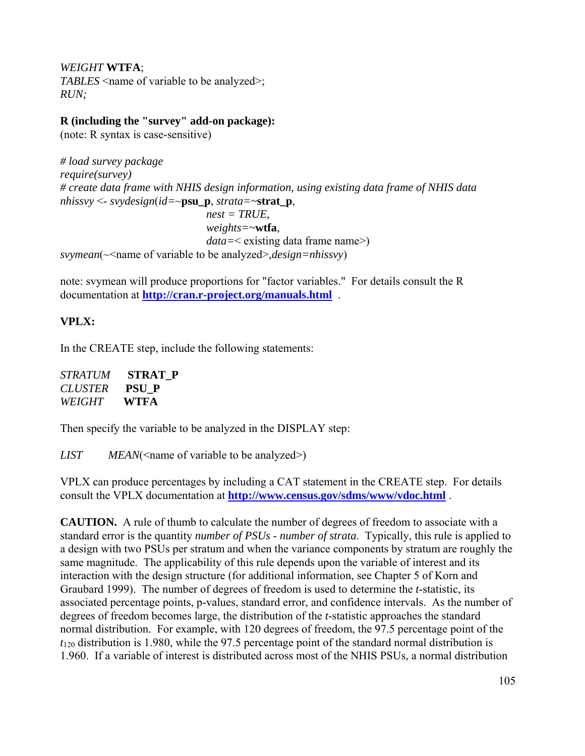*WEIGHT* **WTFA**;
*TABLES* <name of variable to be analyzed>;
*RUN;*

**R (including the "survey" add-on package):**
(note: R syntax is case-sensitive)

```
# load survey package
require(survey)
# create data frame with NHIS design information, using existing data frame of NHIS data
nhissvy <- svydesign(id=~psu_p, strata=~strat_p,
                     nest = TRUE,
                     weights=~wtfa,
                     data=< existing data frame name>)
svymean(~<name of variable to be analyzed>,design=nhissvy)
```

note: svymean will produce proportions for "factor variables." For details consult the R documentation at **http://cran.r-project.org/manuals.html** .

**VPLX:**

In the CREATE step, include the following statements:

```
STRATUM    STRAT_P
CLUSTER    PSU_P
WEIGHT     WTFA
```

Then specify the variable to be analyzed in the DISPLAY step:

```
LIST    MEAN(<name of variable to be analyzed>)
```

VPLX can produce percentages by including a CAT statement in the CREATE step. For details consult the VPLX documentation at **http://www.census.gov/sdms/www/vdoc.html** .

**CAUTION.** A rule of thumb to calculate the number of degrees of freedom to associate with a standard error is the quantity *number of PSUs - number of strata*. Typically, this rule is applied to a design with two PSUs per stratum and when the variance components by stratum are roughly the same magnitude. The applicability of this rule depends upon the variable of interest and its interaction with the design structure (for additional information, see Chapter 5 of Korn and Graubard 1999). The number of degrees of freedom is used to determine the *t*-statistic, its associated percentage points, p-values, standard error, and confidence intervals. As the number of degrees of freedom becomes large, the distribution of the *t*-statistic approaches the standard normal distribution. For example, with 120 degrees of freedom, the 97.5 percentage point of the $t_{120}$ distribution is 1.980, while the 97.5 percentage point of the standard normal distribution is 1.960. If a variable of interest is distributed across most of the NHIS PSUs, a normal distribution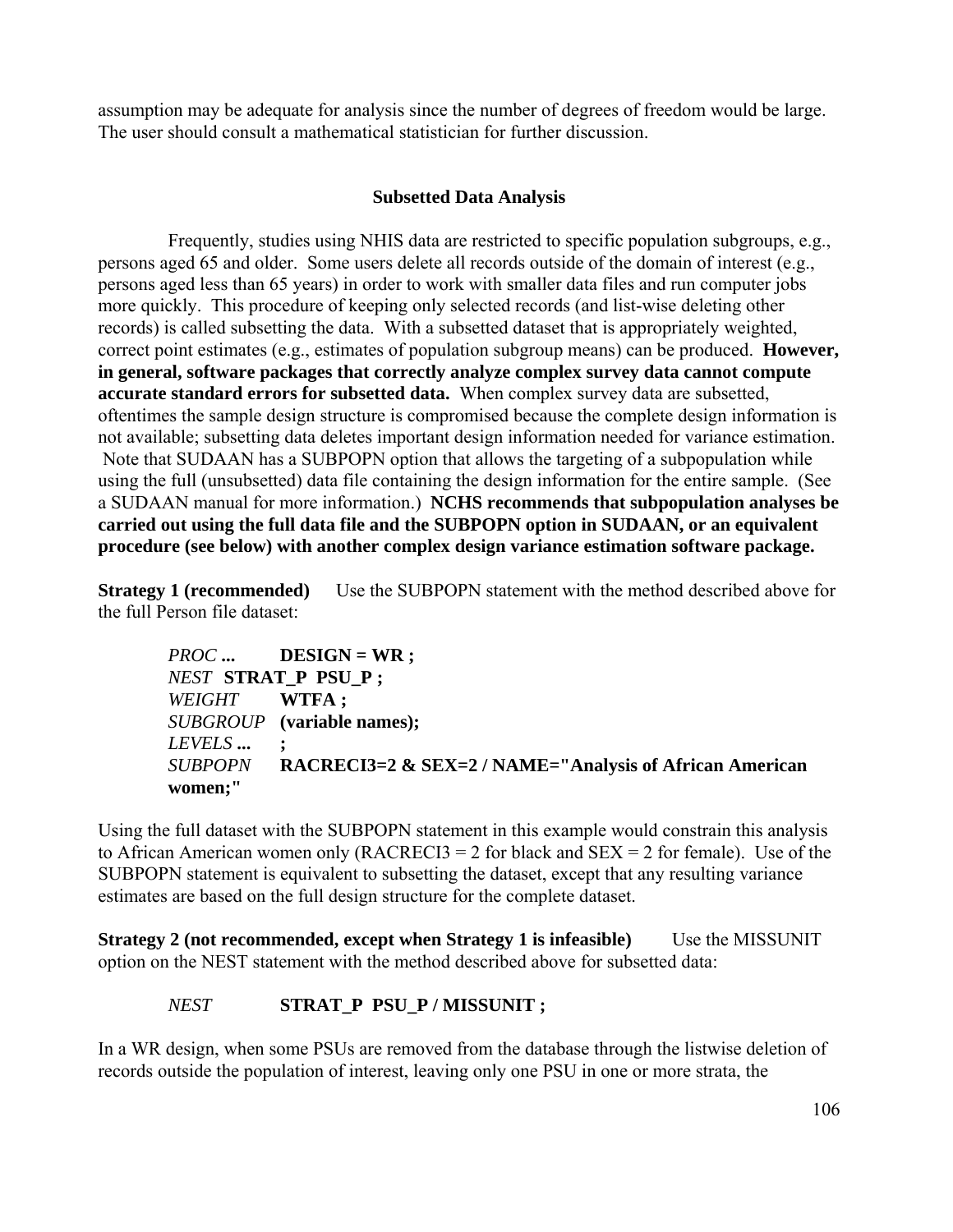assumption may be adequate for analysis since the number of degrees of freedom would be large. The user should consult a mathematical statistician for further discussion.

### Subsetted Data Analysis

Frequently, studies using NHIS data are restricted to specific population subgroups, e.g., persons aged 65 and older. Some users delete all records outside of the domain of interest (e.g., persons aged less than 65 years) in order to work with smaller data files and run computer jobs more quickly. This procedure of keeping only selected records (and list-wise deleting other records) is called subsetting the data. With a subsetted dataset that is appropriately weighted, correct point estimates (e.g., estimates of population subgroup means) can be produced. **However, in general, software packages that correctly analyze complex survey data cannot compute accurate standard errors for subsetted data.** When complex survey data are subsetted, oftentimes the sample design structure is compromised because the complete design information is not available; subsetting data deletes important design information needed for variance estimation. Note that SUDAAN has a SUBPOPN option that allows the targeting of a subpopulation while using the full (unsubsetted) data file containing the design information for the entire sample. (See a SUDAAN manual for more information.) **NCHS recommends that subpopulation analyses be carried out using the full data file and the SUBPOPN option in SUDAAN, or an equivalent procedure (see below) with another complex design variance estimation software package.**

**Strategy 1 (recommended)** Use the SUBPOPN statement with the method described above for the full Person file dataset:

```
PROC ...      DESIGN = WR ;
NEST  STRAT_P  PSU_P ;
WEIGHT        WTFA ;
SUBGROUP      (variable names);
LEVELS ...    ;
SUBPOPN       RACRECI3=2 & SEX=2 / NAME="Analysis of African American
women;"
```

Using the full dataset with the SUBPOPN statement in this example would constrain this analysis to African American women only (RACRECI3 = 2 for black and SEX = 2 for female). Use of the SUBPOPN statement is equivalent to subsetting the dataset, except that any resulting variance estimates are based on the full design structure for the complete dataset.

**Strategy 2 (not recommended, except when Strategy 1 is infeasible)** Use the MISSUNIT option on the NEST statement with the method described above for subsetted data:

```
NEST          STRAT_P  PSU_P / MISSUNIT ;
```

In a WR design, when some PSUs are removed from the database through the listwise deletion of records outside the population of interest, leaving only one PSU in one or more strata, the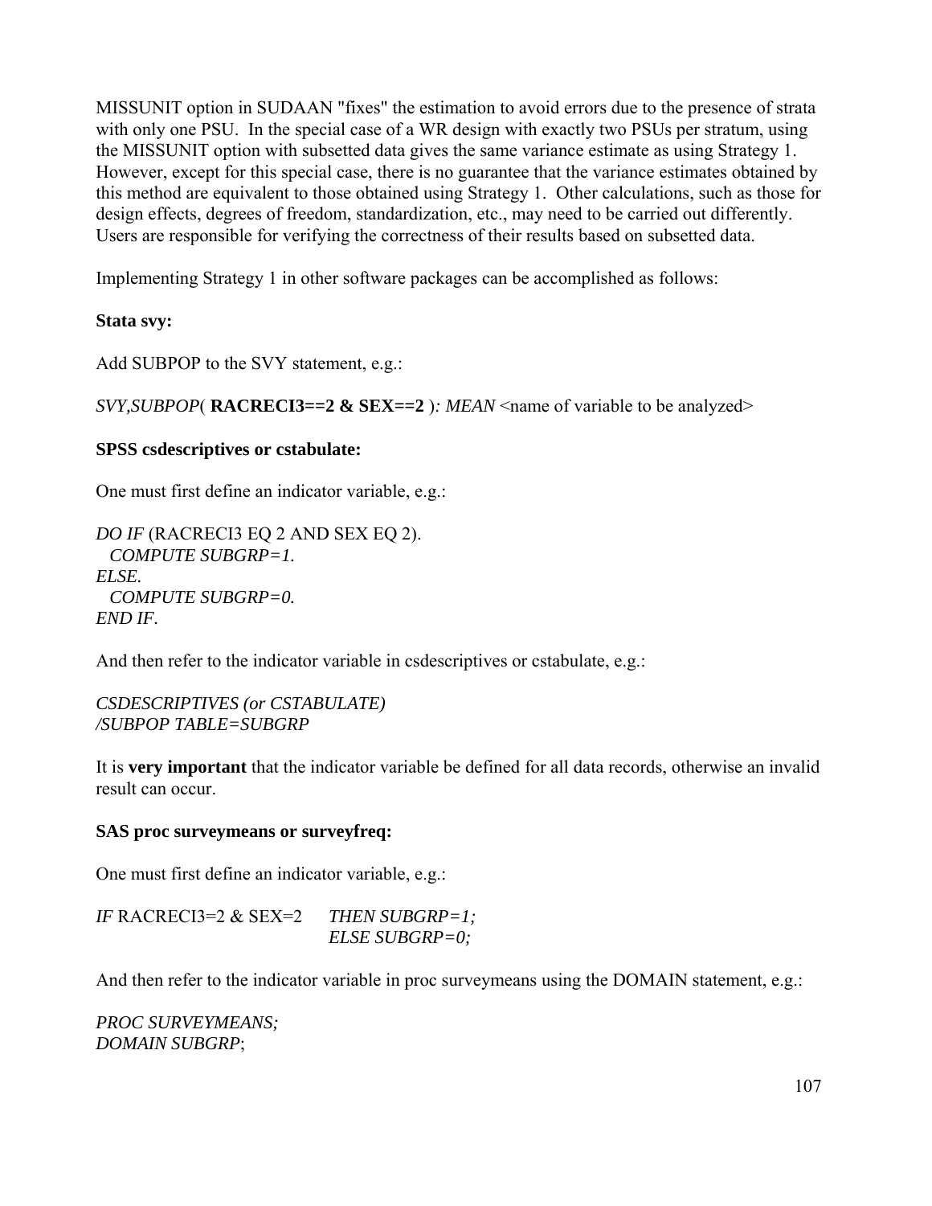MISSUNIT option in SUDAAN "fixes" the estimation to avoid errors due to the presence of strata with only one PSU. In the special case of a WR design with exactly two PSUs per stratum, using the MISSUNIT option with subsetted data gives the same variance estimate as using Strategy 1. However, except for this special case, there is no guarantee that the variance estimates obtained by this method are equivalent to those obtained using Strategy 1. Other calculations, such as those for design effects, degrees of freedom, standardization, etc., may need to be carried out differently. Users are responsible for verifying the correctness of their results based on subsetted data.

Implementing Strategy 1 in other software packages can be accomplished as follows:

**Stata svy:**

Add SUBPOP to the SVY statement, e.g.:

*SVY,SUBPOP*( **RACRECI3==2 & SEX==2** )*: MEAN* <name of variable to be analyzed>

**SPSS csdescriptives or cstabulate:**

One must first define an indicator variable, e.g.:

```
DO IF (RACRECI3 EQ 2 AND SEX EQ 2).
  COMPUTE SUBGRP=1.
ELSE.
  COMPUTE SUBGRP=0.
END IF.
```

And then refer to the indicator variable in csdescriptives or cstabulate, e.g.:

```
CSDESCRIPTIVES (or CSTABULATE)
/SUBPOP TABLE=SUBGRP
```

It is **very important** that the indicator variable be defined for all data records, otherwise an invalid result can occur.

**SAS proc surveymeans or surveyfreq:**

One must first define an indicator variable, e.g.:

```
IF RACRECI3=2 & SEX=2     THEN SUBGRP=1;
                          ELSE SUBGRP=0;
```

And then refer to the indicator variable in proc surveymeans using the DOMAIN statement, e.g.:

```
PROC SURVEYMEANS;
DOMAIN SUBGRP;
```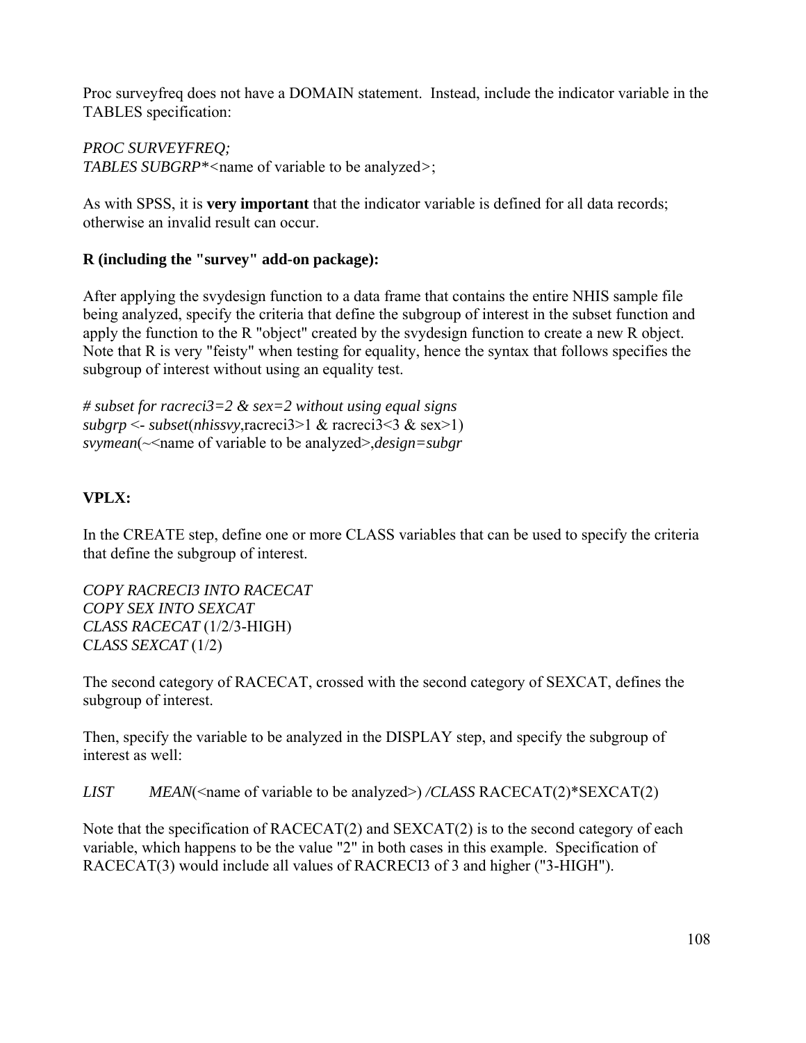Proc surveyfreq does not have a DOMAIN statement. Instead, include the indicator variable in the TABLES specification:

*PROC SURVEYFREQ;*
*TABLES SUBGRP**<name of variable to be analyzed>;

As with SPSS, it is **very important** that the indicator variable is defined for all data records; otherwise an invalid result can occur.

**R (including the "survey" add-on package):**

After applying the svydesign function to a data frame that contains the entire NHIS sample file being analyzed, specify the criteria that define the subgroup of interest in the subset function and apply the function to the R "object" created by the svydesign function to create a new R object. Note that R is very "feisty" when testing for equality, hence the syntax that follows specifies the subgroup of interest without using an equality test.

*# subset for racreci3=2 & sex=2 without using equal signs*
*subgrp* <- *subset*(*nhissvy*,racreci3>1 & racreci3<3 & sex>1)
*svymean*(~<name of variable to be analyzed>,*design=subgr*

**VPLX:**

In the CREATE step, define one or more CLASS variables that can be used to specify the criteria that define the subgroup of interest.

*COPY RACRECI3 INTO RACECAT*
*COPY SEX INTO SEXCAT*
*CLASS RACECAT* (1/2/3-HIGH)
*CLASS SEXCAT* (1/2)

The second category of RACECAT, crossed with the second category of SEXCAT, defines the subgroup of interest.

Then, specify the variable to be analyzed in the DISPLAY step, and specify the subgroup of interest as well:

*LIST* *MEAN*(<name of variable to be analyzed>) */CLASS* RACECAT(2)*SEXCAT(2)

Note that the specification of RACECAT(2) and SEXCAT(2) is to the second category of each variable, which happens to be the value "2" in both cases in this example. Specification of RACECAT(3) would include all values of RACRECI3 of 3 and higher ("3-HIGH").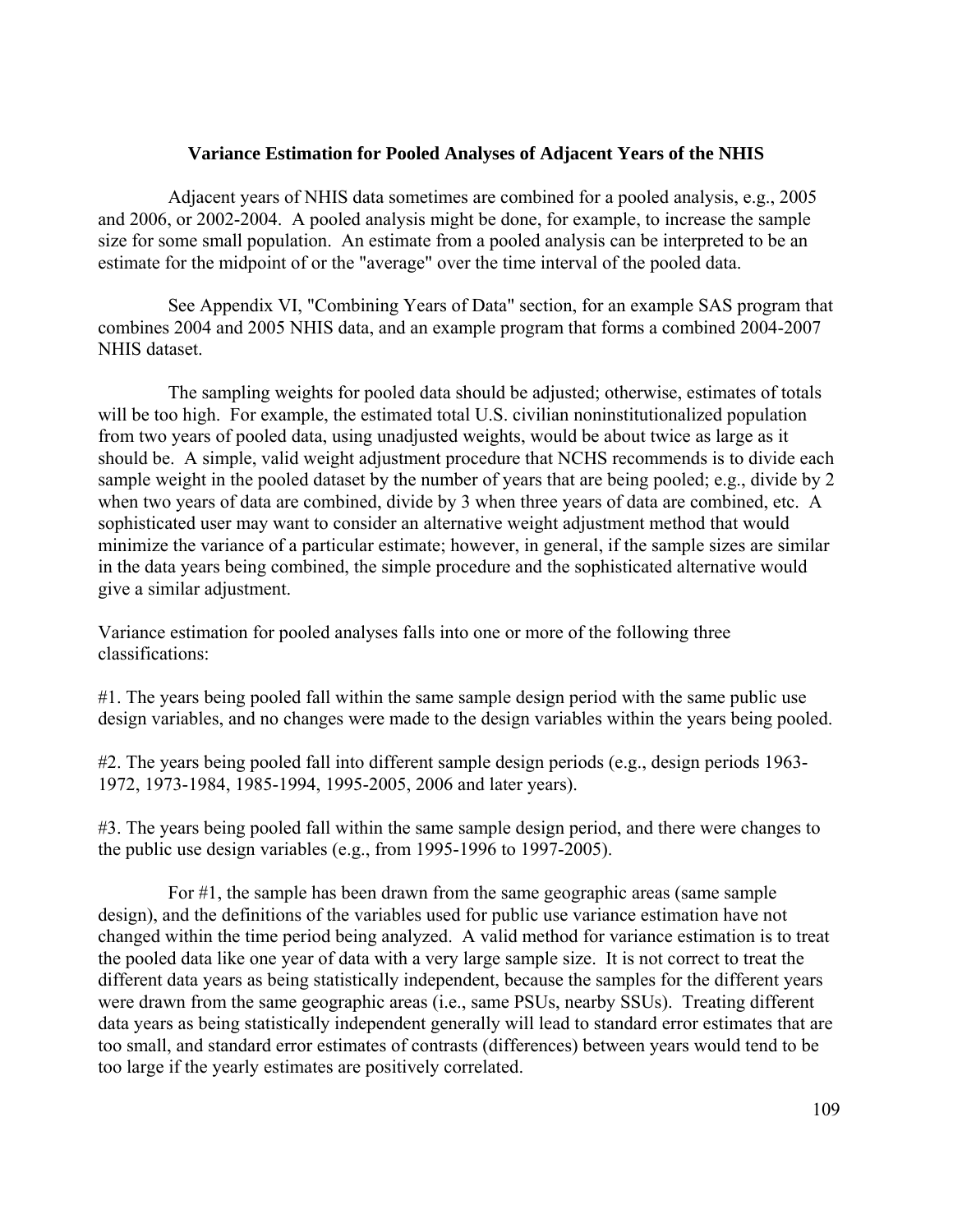## Variance Estimation for Pooled Analyses of Adjacent Years of the NHIS

Adjacent years of NHIS data sometimes are combined for a pooled analysis, e.g., 2005 and 2006, or 2002-2004. A pooled analysis might be done, for example, to increase the sample size for some small population. An estimate from a pooled analysis can be interpreted to be an estimate for the midpoint of or the "average" over the time interval of the pooled data.

See Appendix VI, "Combining Years of Data" section, for an example SAS program that combines 2004 and 2005 NHIS data, and an example program that forms a combined 2004-2007 NHIS dataset.

The sampling weights for pooled data should be adjusted; otherwise, estimates of totals will be too high. For example, the estimated total U.S. civilian noninstitutionalized population from two years of pooled data, using unadjusted weights, would be about twice as large as it should be. A simple, valid weight adjustment procedure that NCHS recommends is to divide each sample weight in the pooled dataset by the number of years that are being pooled; e.g., divide by 2 when two years of data are combined, divide by 3 when three years of data are combined, etc. A sophisticated user may want to consider an alternative weight adjustment method that would minimize the variance of a particular estimate; however, in general, if the sample sizes are similar in the data years being combined, the simple procedure and the sophisticated alternative would give a similar adjustment.

Variance estimation for pooled analyses falls into one or more of the following three classifications:

#1. The years being pooled fall within the same sample design period with the same public use design variables, and no changes were made to the design variables within the years being pooled.

#2. The years being pooled fall into different sample design periods (e.g., design periods 1963-1972, 1973-1984, 1985-1994, 1995-2005, 2006 and later years).

#3. The years being pooled fall within the same sample design period, and there were changes to the public use design variables (e.g., from 1995-1996 to 1997-2005).

For #1, the sample has been drawn from the same geographic areas (same sample design), and the definitions of the variables used for public use variance estimation have not changed within the time period being analyzed. A valid method for variance estimation is to treat the pooled data like one year of data with a very large sample size. It is not correct to treat the different data years as being statistically independent, because the samples for the different years were drawn from the same geographic areas (i.e., same PSUs, nearby SSUs). Treating different data years as being statistically independent generally will lead to standard error estimates that are too small, and standard error estimates of contrasts (differences) between years would tend to be too large if the yearly estimates are positively correlated.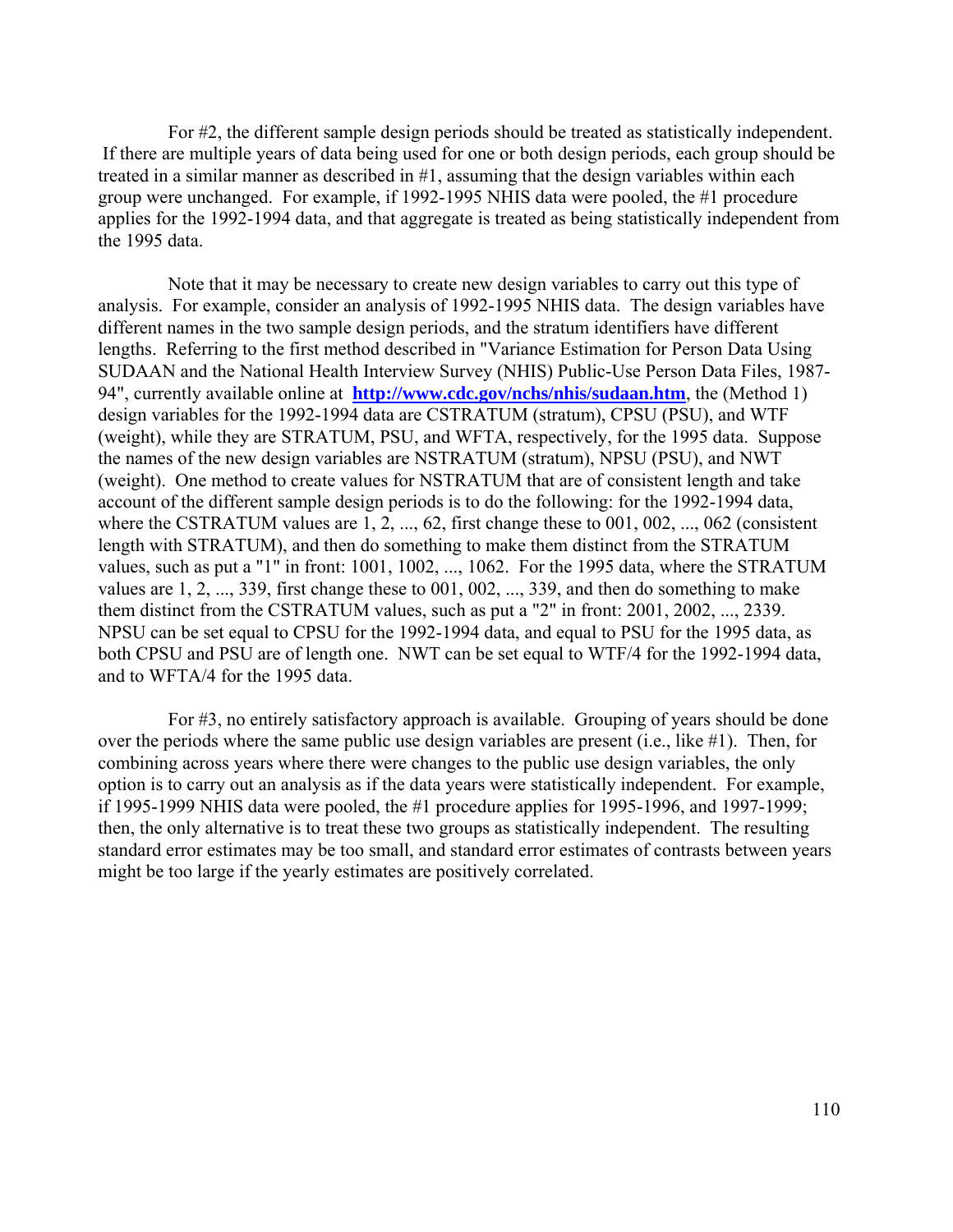For #2, the different sample design periods should be treated as statistically independent. If there are multiple years of data being used for one or both design periods, each group should be treated in a similar manner as described in #1, assuming that the design variables within each group were unchanged. For example, if 1992-1995 NHIS data were pooled, the #1 procedure applies for the 1992-1994 data, and that aggregate is treated as being statistically independent from the 1995 data.

Note that it may be necessary to create new design variables to carry out this type of analysis. For example, consider an analysis of 1992-1995 NHIS data. The design variables have different names in the two sample design periods, and the stratum identifiers have different lengths. Referring to the first method described in "Variance Estimation for Person Data Using SUDAAN and the National Health Interview Survey (NHIS) Public-Use Person Data Files, 1987-94", currently available online at **http://www.cdc.gov/nchs/nhis/sudaan.htm**, the (Method 1) design variables for the 1992-1994 data are CSTRATUM (stratum), CPSU (PSU), and WTF (weight), while they are STRATUM, PSU, and WFTA, respectively, for the 1995 data. Suppose the names of the new design variables are NSTRATUM (stratum), NPSU (PSU), and NWT (weight). One method to create values for NSTRATUM that are of consistent length and take account of the different sample design periods is to do the following: for the 1992-1994 data, where the CSTRATUM values are 1, 2, ..., 62, first change these to 001, 002, ..., 062 (consistent length with STRATUM), and then do something to make them distinct from the STRATUM values, such as put a "1" in front: 1001, 1002, ..., 1062. For the 1995 data, where the STRATUM values are 1, 2, ..., 339, first change these to 001, 002, ..., 339, and then do something to make them distinct from the CSTRATUM values, such as put a "2" in front: 2001, 2002, ..., 2339. NPSU can be set equal to CPSU for the 1992-1994 data, and equal to PSU for the 1995 data, as both CPSU and PSU are of length one. NWT can be set equal to WTF/4 for the 1992-1994 data, and to WFTA/4 for the 1995 data.

For #3, no entirely satisfactory approach is available. Grouping of years should be done over the periods where the same public use design variables are present (i.e., like #1). Then, for combining across years where there were changes to the public use design variables, the only option is to carry out an analysis as if the data years were statistically independent. For example, if 1995-1999 NHIS data were pooled, the #1 procedure applies for 1995-1996, and 1997-1999; then, the only alternative is to treat these two groups as statistically independent. The resulting standard error estimates may be too small, and standard error estimates of contrasts between years might be too large if the yearly estimates are positively correlated.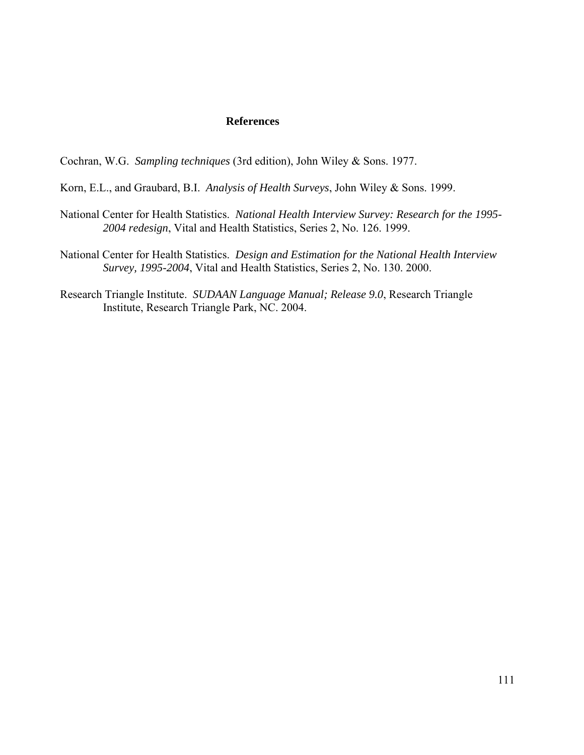## References

Cochran, W.G. *Sampling techniques* (3rd edition), John Wiley & Sons. 1977.

Korn, E.L., and Graubard, B.I. *Analysis of Health Surveys*, John Wiley & Sons. 1999.

National Center for Health Statistics. *National Health Interview Survey: Research for the 1995-2004 redesign*, Vital and Health Statistics, Series 2, No. 126. 1999.

National Center for Health Statistics. *Design and Estimation for the National Health Interview Survey, 1995-2004*, Vital and Health Statistics, Series 2, No. 130. 2000.

Research Triangle Institute. *SUDAAN Language Manual; Release 9.0*, Research Triangle Institute, Research Triangle Park, NC. 2004.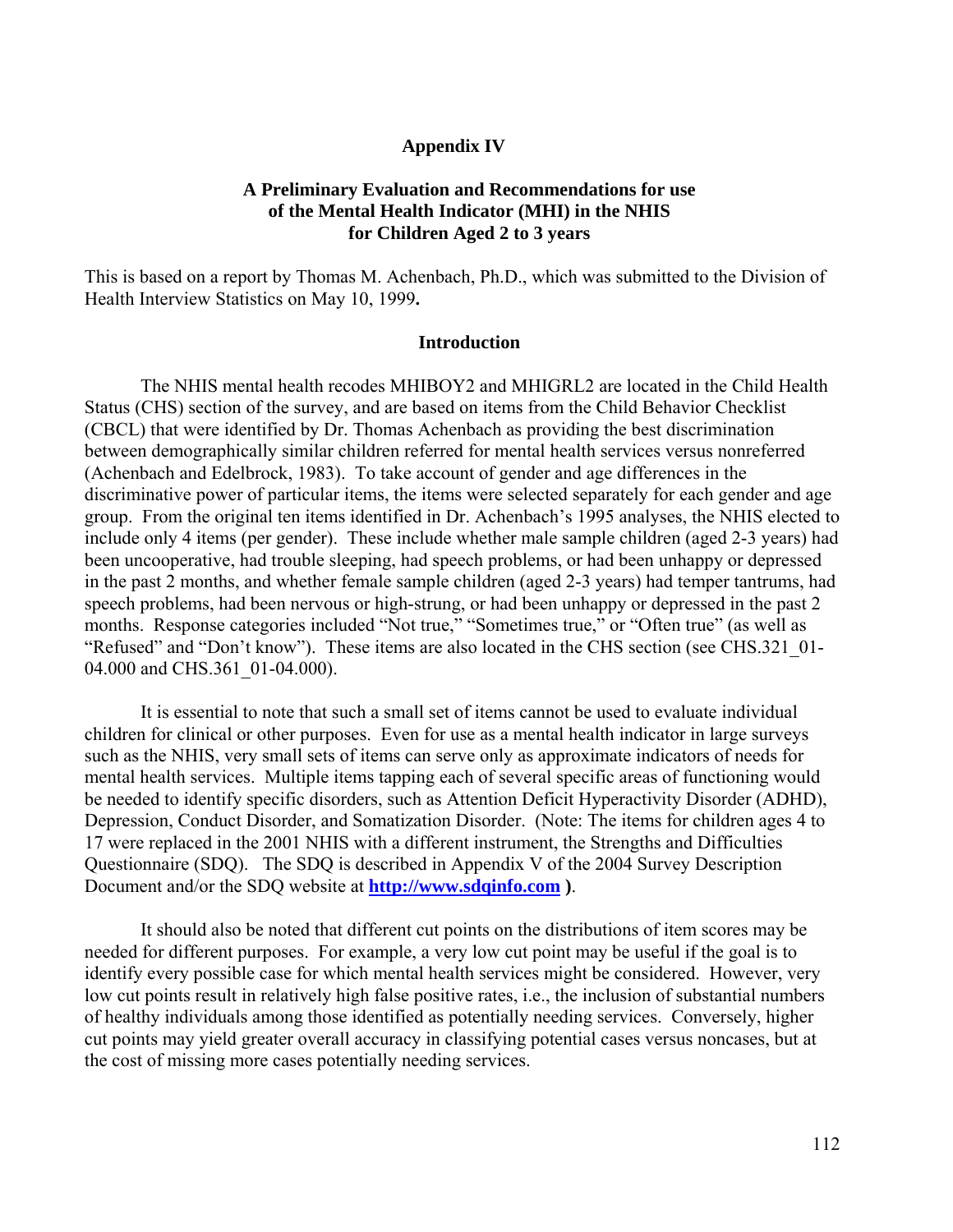# Appendix IV

## A Preliminary Evaluation and Recommendations for use of the Mental Health Indicator (MHI) in the NHIS for Children Aged 2 to 3 years

This is based on a report by Thomas M. Achenbach, Ph.D., which was submitted to the Division of Health Interview Statistics on May 10, 1999**.**

### Introduction

The NHIS mental health recodes MHIBOY2 and MHIGRL2 are located in the Child Health Status (CHS) section of the survey, and are based on items from the Child Behavior Checklist (CBCL) that were identified by Dr. Thomas Achenbach as providing the best discrimination between demographically similar children referred for mental health services versus nonreferred (Achenbach and Edelbrock, 1983). To take account of gender and age differences in the discriminative power of particular items, the items were selected separately for each gender and age group. From the original ten items identified in Dr. Achenbach's 1995 analyses, the NHIS elected to include only 4 items (per gender). These include whether male sample children (aged 2-3 years) had been uncooperative, had trouble sleeping, had speech problems, or had been unhappy or depressed in the past 2 months, and whether female sample children (aged 2-3 years) had temper tantrums, had speech problems, had been nervous or high-strung, or had been unhappy or depressed in the past 2 months. Response categories included "Not true," "Sometimes true," or "Often true" (as well as "Refused" and "Don't know"). These items are also located in the CHS section (see CHS.321_01-04.000 and CHS.361_01-04.000).

It is essential to note that such a small set of items cannot be used to evaluate individual children for clinical or other purposes. Even for use as a mental health indicator in large surveys such as the NHIS, very small sets of items can serve only as approximate indicators of needs for mental health services. Multiple items tapping each of several specific areas of functioning would be needed to identify specific disorders, such as Attention Deficit Hyperactivity Disorder (ADHD), Depression, Conduct Disorder, and Somatization Disorder. (Note: The items for children ages 4 to 17 were replaced in the 2001 NHIS with a different instrument, the Strengths and Difficulties Questionnaire (SDQ). The SDQ is described in Appendix V of the 2004 Survey Description Document and/or the SDQ website at **http://www.sdqinfo.com )**.

It should also be noted that different cut points on the distributions of item scores may be needed for different purposes. For example, a very low cut point may be useful if the goal is to identify every possible case for which mental health services might be considered. However, very low cut points result in relatively high false positive rates, i.e., the inclusion of substantial numbers of healthy individuals among those identified as potentially needing services. Conversely, higher cut points may yield greater overall accuracy in classifying potential cases versus noncases, but at the cost of missing more cases potentially needing services.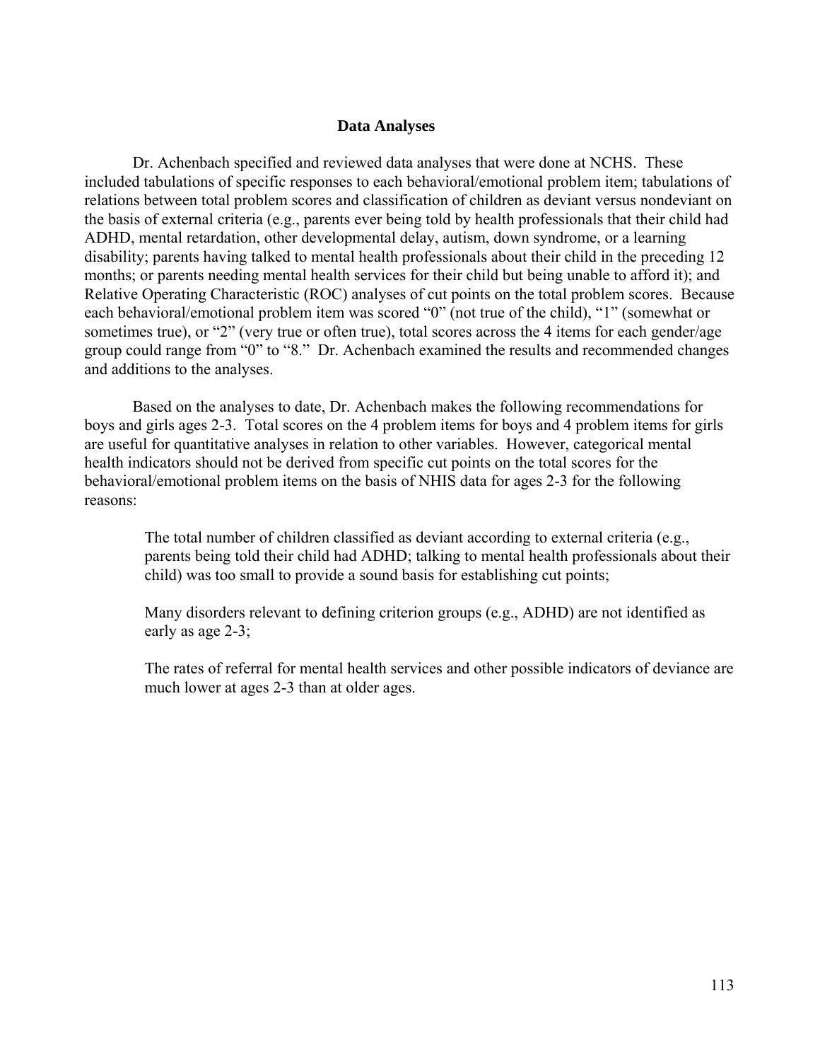## Data Analyses

Dr. Achenbach specified and reviewed data analyses that were done at NCHS. These included tabulations of specific responses to each behavioral/emotional problem item; tabulations of relations between total problem scores and classification of children as deviant versus nondeviant on the basis of external criteria (e.g., parents ever being told by health professionals that their child had ADHD, mental retardation, other developmental delay, autism, down syndrome, or a learning disability; parents having talked to mental health professionals about their child in the preceding 12 months; or parents needing mental health services for their child but being unable to afford it); and Relative Operating Characteristic (ROC) analyses of cut points on the total problem scores. Because each behavioral/emotional problem item was scored "0" (not true of the child), "1" (somewhat or sometimes true), or "2" (very true or often true), total scores across the 4 items for each gender/age group could range from "0" to "8." Dr. Achenbach examined the results and recommended changes and additions to the analyses.

Based on the analyses to date, Dr. Achenbach makes the following recommendations for boys and girls ages 2-3. Total scores on the 4 problem items for boys and 4 problem items for girls are useful for quantitative analyses in relation to other variables. However, categorical mental health indicators should not be derived from specific cut points on the total scores for the behavioral/emotional problem items on the basis of NHIS data for ages 2-3 for the following reasons:

> The total number of children classified as deviant according to external criteria (e.g., parents being told their child had ADHD; talking to mental health professionals about their child) was too small to provide a sound basis for establishing cut points;
>
> Many disorders relevant to defining criterion groups (e.g., ADHD) are not identified as early as age 2-3;
>
> The rates of referral for mental health services and other possible indicators of deviance are much lower at ages 2-3 than at older ages.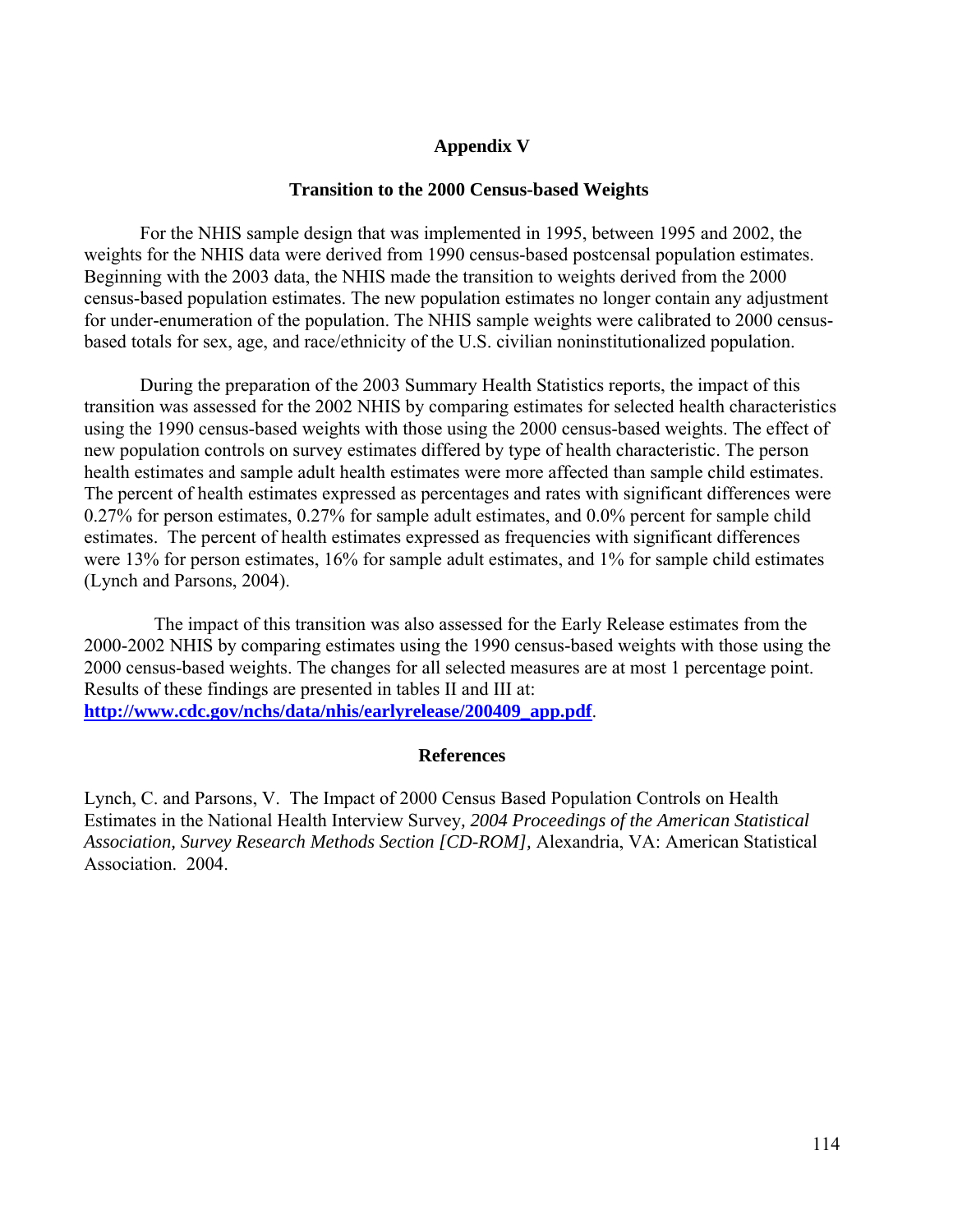# Appendix V

## Transition to the 2000 Census-based Weights

For the NHIS sample design that was implemented in 1995, between 1995 and 2002, the weights for the NHIS data were derived from 1990 census-based postcensal population estimates. Beginning with the 2003 data, the NHIS made the transition to weights derived from the 2000 census-based population estimates. The new population estimates no longer contain any adjustment for under-enumeration of the population. The NHIS sample weights were calibrated to 2000 census-based totals for sex, age, and race/ethnicity of the U.S. civilian noninstitutionalized population.

During the preparation of the 2003 Summary Health Statistics reports, the impact of this transition was assessed for the 2002 NHIS by comparing estimates for selected health characteristics using the 1990 census-based weights with those using the 2000 census-based weights. The effect of new population controls on survey estimates differed by type of health characteristic. The person health estimates and sample adult health estimates were more affected than sample child estimates. The percent of health estimates expressed as percentages and rates with significant differences were 0.27% for person estimates, 0.27% for sample adult estimates, and 0.0% percent for sample child estimates. The percent of health estimates expressed as frequencies with significant differences were 13% for person estimates, 16% for sample adult estimates, and 1% for sample child estimates (Lynch and Parsons, 2004).

The impact of this transition was also assessed for the Early Release estimates from the 2000-2002 NHIS by comparing estimates using the 1990 census-based weights with those using the 2000 census-based weights. The changes for all selected measures are at most 1 percentage point. Results of these findings are presented in tables II and III at: **http://www.cdc.gov/nchs/data/nhis/earlyrelease/200409_app.pdf**.

## References

Lynch, C. and Parsons, V. The Impact of 2000 Census Based Population Controls on Health Estimates in the National Health Interview Survey, *2004 Proceedings of the American Statistical Association, Survey Research Methods Section [CD-ROM],* Alexandria, VA: American Statistical Association. 2004.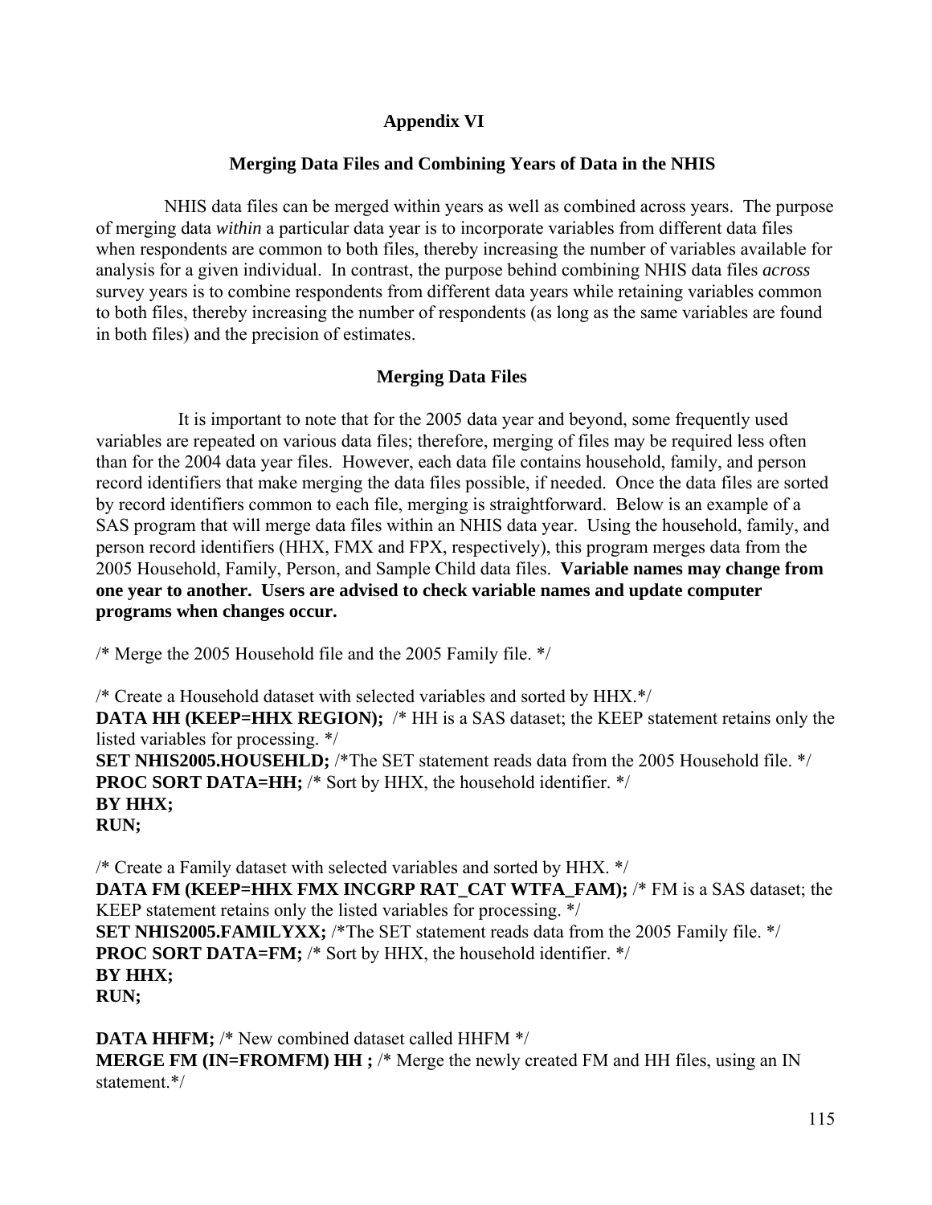# Appendix VI

## Merging Data Files and Combining Years of Data in the NHIS

NHIS data files can be merged within years as well as combined across years. The purpose of merging data *within* a particular data year is to incorporate variables from different data files when respondents are common to both files, thereby increasing the number of variables available for analysis for a given individual. In contrast, the purpose behind combining NHIS data files *across* survey years is to combine respondents from different data years while retaining variables common to both files, thereby increasing the number of respondents (as long as the same variables are found in both files) and the precision of estimates.

### Merging Data Files

It is important to note that for the 2005 data year and beyond, some frequently used variables are repeated on various data files; therefore, merging of files may be required less often than for the 2004 data year files. However, each data file contains household, family, and person record identifiers that make merging the data files possible, if needed. Once the data files are sorted by record identifiers common to each file, merging is straightforward. Below is an example of a SAS program that will merge data files within an NHIS data year. Using the household, family, and person record identifiers (HHX, FMX and FPX, respectively), this program merges data from the 2005 Household, Family, Person, and Sample Child data files. **Variable names may change from one year to another. Users are advised to check variable names and update computer programs when changes occur.**

```
/* Merge the 2005 Household file and the 2005 Family file. */

/* Create a Household dataset with selected variables and sorted by HHX.*/
DATA HH (KEEP=HHX REGION);  /* HH is a SAS dataset; the KEEP statement retains only the listed variables for processing. */
SET NHIS2005.HOUSEHLD; /*The SET statement reads data from the 2005 Household file. */
PROC SORT DATA=HH; /* Sort by HHX, the household identifier. */
BY HHX;
RUN;

/* Create a Family dataset with selected variables and sorted by HHX. */
DATA FM (KEEP=HHX FMX INCGRP RAT_CAT WTFA_FAM); /* FM is a SAS dataset; the KEEP statement retains only the listed variables for processing. */
SET NHIS2005.FAMILYXX; /*The SET statement reads data from the 2005 Family file. */
PROC SORT DATA=FM; /* Sort by HHX, the household identifier. */
BY HHX;
RUN;

DATA HHFM; /* New combined dataset called HHFM */
MERGE FM (IN=FROMFM) HH ; /* Merge the newly created FM and HH files, using an IN statement.*/
```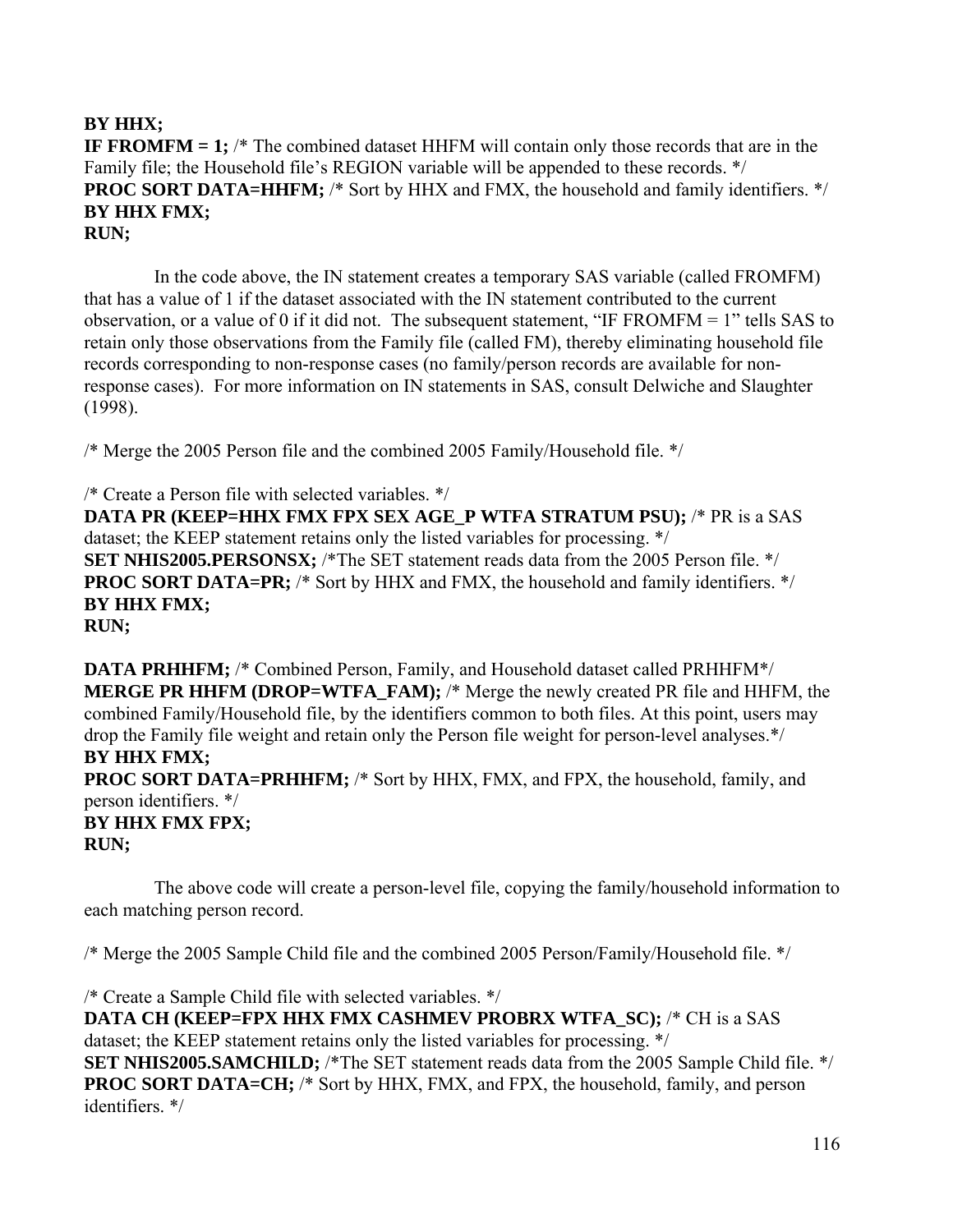**BY HHX;**
**IF FROMFM = 1;** /* The combined dataset HHFM will contain only those records that are in the Family file; the Household file's REGION variable will be appended to these records. */
**PROC SORT DATA=HHFM;** /* Sort by HHX and FMX, the household and family identifiers. */
**BY HHX FMX;**
**RUN;**

In the code above, the IN statement creates a temporary SAS variable (called FROMFM) that has a value of 1 if the dataset associated with the IN statement contributed to the current observation, or a value of 0 if it did not. The subsequent statement, "IF FROMFM = 1" tells SAS to retain only those observations from the Family file (called FM), thereby eliminating household file records corresponding to non-response cases (no family/person records are available for non-response cases). For more information on IN statements in SAS, consult Delwiche and Slaughter (1998).

/* Merge the 2005 Person file and the combined 2005 Family/Household file. */

/* Create a Person file with selected variables. */
**DATA PR (KEEP=HHX FMX FPX SEX AGE_P WTFA STRATUM PSU);** /* PR is a SAS dataset; the KEEP statement retains only the listed variables for processing. */
**SET NHIS2005.PERSONSX;** /*The SET statement reads data from the 2005 Person file. */
**PROC SORT DATA=PR;** /* Sort by HHX and FMX, the household and family identifiers. */
**BY HHX FMX;**
**RUN;**

**DATA PRHHFM;** /* Combined Person, Family, and Household dataset called PRHHFM*/
**MERGE PR HHFM (DROP=WTFA_FAM);** /* Merge the newly created PR file and HHFM, the combined Family/Household file, by the identifiers common to both files. At this point, users may drop the Family file weight and retain only the Person file weight for person-level analyses.*/
**BY HHX FMX;**
**PROC SORT DATA=PRHHFM;** /* Sort by HHX, FMX, and FPX, the household, family, and person identifiers. */
**BY HHX FMX FPX;**
**RUN;**

The above code will create a person-level file, copying the family/household information to each matching person record.

/* Merge the 2005 Sample Child file and the combined 2005 Person/Family/Household file. */

/* Create a Sample Child file with selected variables. */
**DATA CH (KEEP=FPX HHX FMX CASHMEV PROBRX WTFA_SC);** /* CH is a SAS dataset; the KEEP statement retains only the listed variables for processing. */
**SET NHIS2005.SAMCHILD;** /*The SET statement reads data from the 2005 Sample Child file. */
**PROC SORT DATA=CH;** /* Sort by HHX, FMX, and FPX, the household, family, and person identifiers. */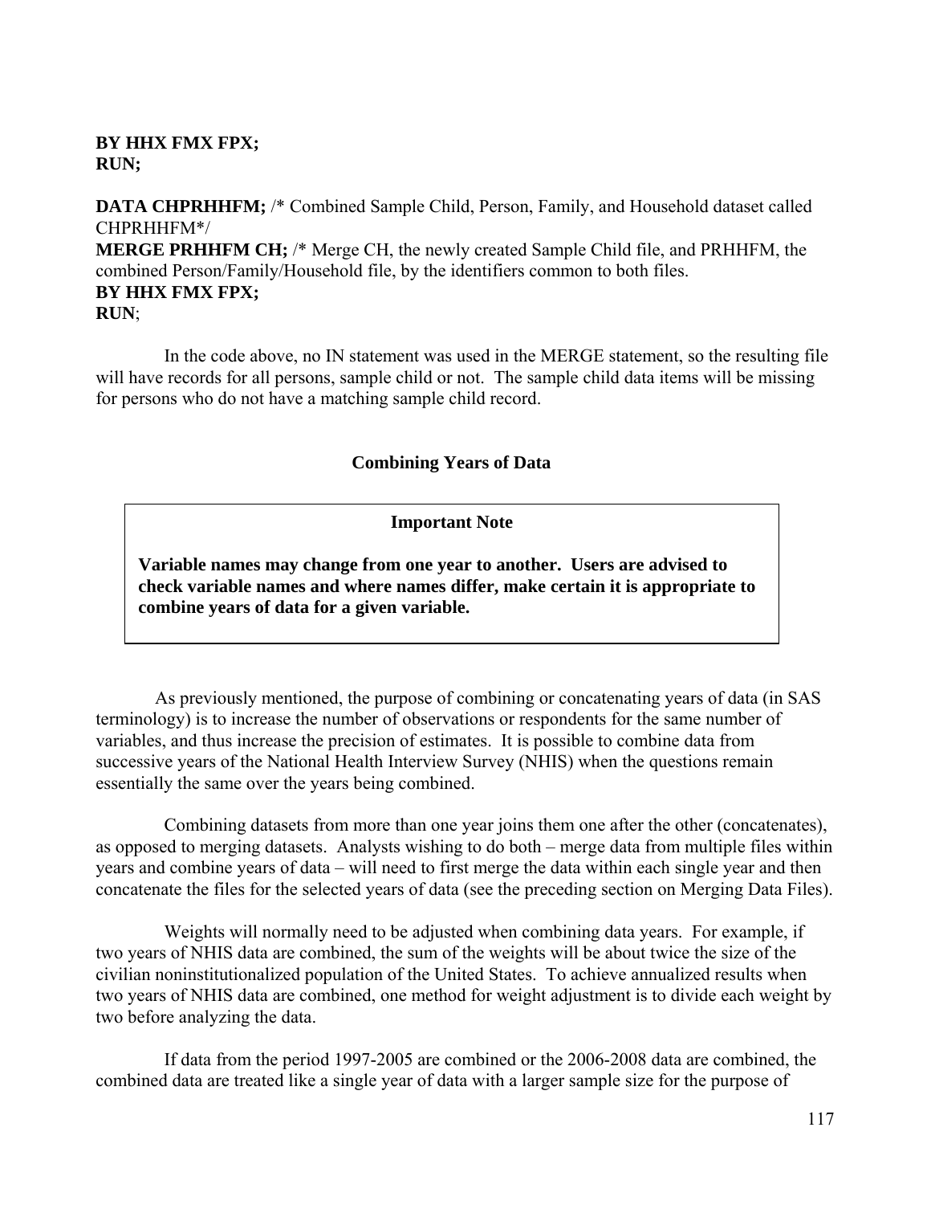**BY HHX FMX FPX;**
**RUN;**

**DATA CHPRHHFM;** /* Combined Sample Child, Person, Family, and Household dataset called CHPRHHFM*/
**MERGE PRHHFM CH;** /* Merge CH, the newly created Sample Child file, and PRHHFM, the combined Person/Family/Household file, by the identifiers common to both files.
**BY HHX FMX FPX;**
**RUN**;

In the code above, no IN statement was used in the MERGE statement, so the resulting file will have records for all persons, sample child or not. The sample child data items will be missing for persons who do not have a matching sample child record.

## Combining Years of Data

> **Important Note**
>
> **Variable names may change from one year to another. Users are advised to check variable names and where names differ, make certain it is appropriate to combine years of data for a given variable.**

As previously mentioned, the purpose of combining or concatenating years of data (in SAS terminology) is to increase the number of observations or respondents for the same number of variables, and thus increase the precision of estimates. It is possible to combine data from successive years of the National Health Interview Survey (NHIS) when the questions remain essentially the same over the years being combined.

Combining datasets from more than one year joins them one after the other (concatenates), as opposed to merging datasets. Analysts wishing to do both – merge data from multiple files within years and combine years of data – will need to first merge the data within each single year and then concatenate the files for the selected years of data (see the preceding section on Merging Data Files).

Weights will normally need to be adjusted when combining data years. For example, if two years of NHIS data are combined, the sum of the weights will be about twice the size of the civilian noninstitutionalized population of the United States. To achieve annualized results when two years of NHIS data are combined, one method for weight adjustment is to divide each weight by two before analyzing the data.

If data from the period 1997-2005 are combined or the 2006-2008 data are combined, the combined data are treated like a single year of data with a larger sample size for the purpose of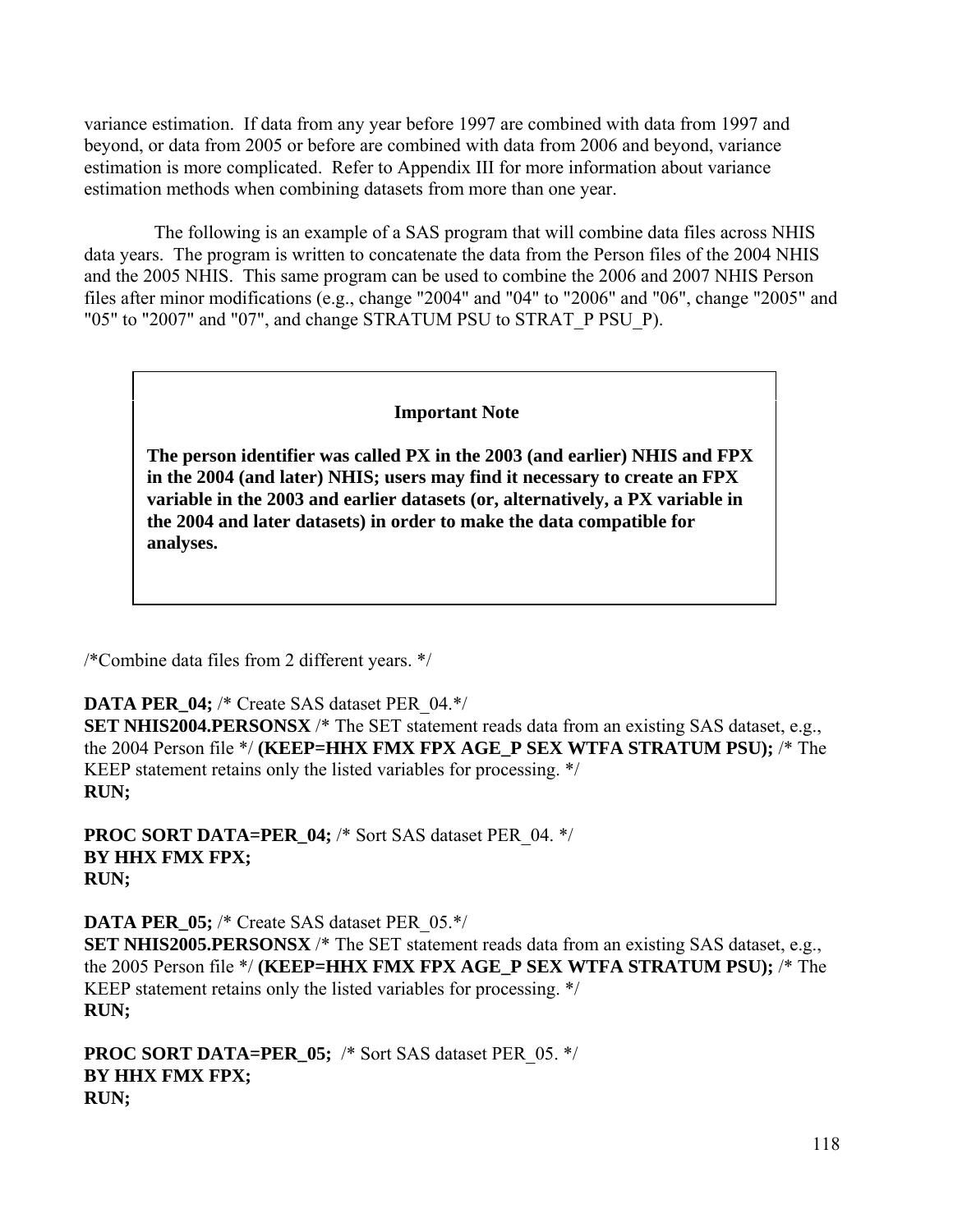variance estimation. If data from any year before 1997 are combined with data from 1997 and beyond, or data from 2005 or before are combined with data from 2006 and beyond, variance estimation is more complicated. Refer to Appendix III for more information about variance estimation methods when combining datasets from more than one year.

The following is an example of a SAS program that will combine data files across NHIS data years. The program is written to concatenate the data from the Person files of the 2004 NHIS and the 2005 NHIS. This same program can be used to combine the 2006 and 2007 NHIS Person files after minor modifications (e.g., change "2004" and "04" to "2006" and "06", change "2005" and "05" to "2007" and "07", and change STRATUM PSU to STRAT_P PSU_P).

> **Important Note**
>
> **The person identifier was called PX in the 2003 (and earlier) NHIS and FPX in the 2004 (and later) NHIS; users may find it necessary to create an FPX variable in the 2003 and earlier datasets (or, alternatively, a PX variable in the 2004 and later datasets) in order to make the data compatible for analyses.**

```
/*Combine data files from 2 different years. */

DATA PER_04; /* Create SAS dataset PER_04.*/
SET NHIS2004.PERSONSX /* The SET statement reads data from an existing SAS dataset, e.g., the 2004 Person file */ (KEEP=HHX FMX FPX AGE_P SEX WTFA STRATUM PSU); /* The KEEP statement retains only the listed variables for processing. */
RUN;

PROC SORT DATA=PER_04; /* Sort SAS dataset PER_04. */
BY HHX FMX FPX;
RUN;

DATA PER_05; /* Create SAS dataset PER_05.*/
SET NHIS2005.PERSONSX /* The SET statement reads data from an existing SAS dataset, e.g., the 2005 Person file */ (KEEP=HHX FMX FPX AGE_P SEX WTFA STRATUM PSU); /* The KEEP statement retains only the listed variables for processing. */
RUN;

PROC SORT DATA=PER_05;  /* Sort SAS dataset PER_05. */
BY HHX FMX FPX;
RUN;
```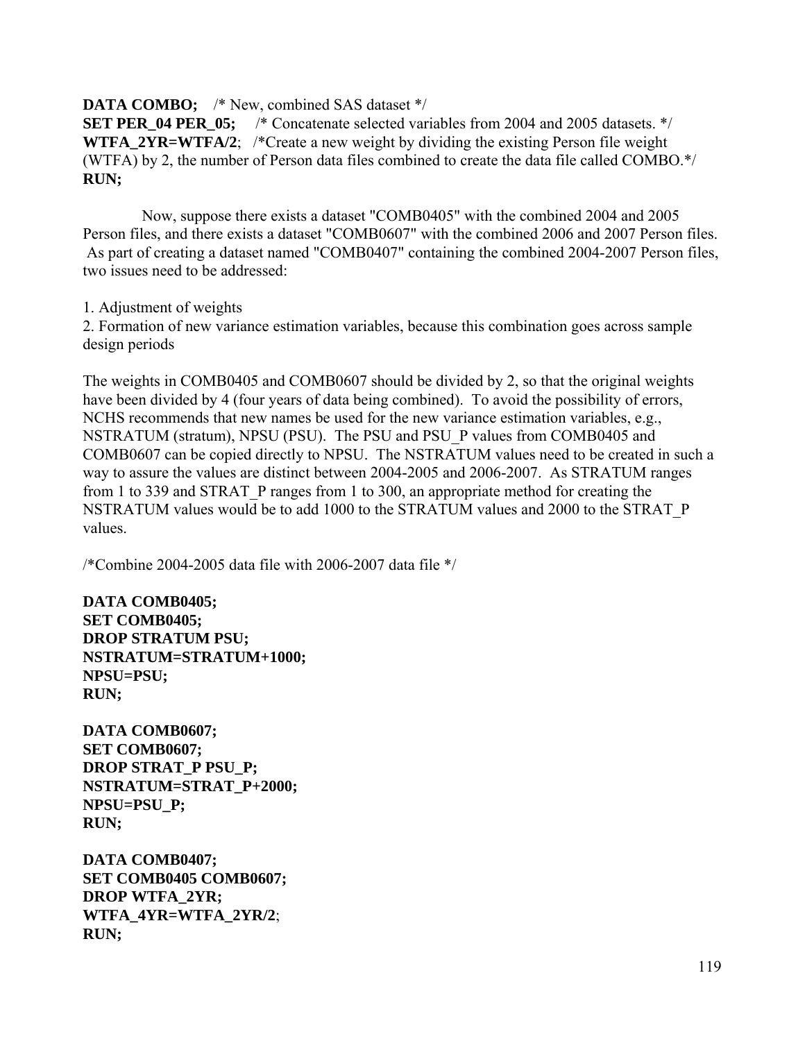```
DATA COMBO;    /* New, combined SAS dataset */
SET PER_04 PER_05;     /* Concatenate selected variables from 2004 and 2005 datasets. */
WTFA_2YR=WTFA/2;   /*Create a new weight by dividing the existing Person file weight
(WTFA) by 2, the number of Person data files combined to create the data file called COMBO.*/
RUN;
```

Now, suppose there exists a dataset "COMB0405" with the combined 2004 and 2005 Person files, and there exists a dataset "COMB0607" with the combined 2006 and 2007 Person files. As part of creating a dataset named "COMB0407" containing the combined 2004-2007 Person files, two issues need to be addressed:

1. Adjustment of weights
2. Formation of new variance estimation variables, because this combination goes across sample design periods

The weights in COMB0405 and COMB0607 should be divided by 2, so that the original weights have been divided by 4 (four years of data being combined). To avoid the possibility of errors, NCHS recommends that new names be used for the new variance estimation variables, e.g., NSTRATUM (stratum), NPSU (PSU). The PSU and PSU_P values from COMB0405 and COMB0607 can be copied directly to NPSU. The NSTRATUM values need to be created in such a way to assure the values are distinct between 2004-2005 and 2006-2007. As STRATUM ranges from 1 to 339 and STRAT_P ranges from 1 to 300, an appropriate method for creating the NSTRATUM values would be to add 1000 to the STRATUM values and 2000 to the STRAT_P values.

```
/*Combine 2004-2005 data file with 2006-2007 data file */

DATA COMB0405;
SET COMB0405;
DROP STRATUM PSU;
NSTRATUM=STRATUM+1000;
NPSU=PSU;
RUN;

DATA COMB0607;
SET COMB0607;
DROP STRAT_P PSU_P;
NSTRATUM=STRAT_P+2000;
NPSU=PSU_P;
RUN;

DATA COMB0407;
SET COMB0405 COMB0607;
DROP WTFA_2YR;
WTFA_4YR=WTFA_2YR/2;
RUN;
```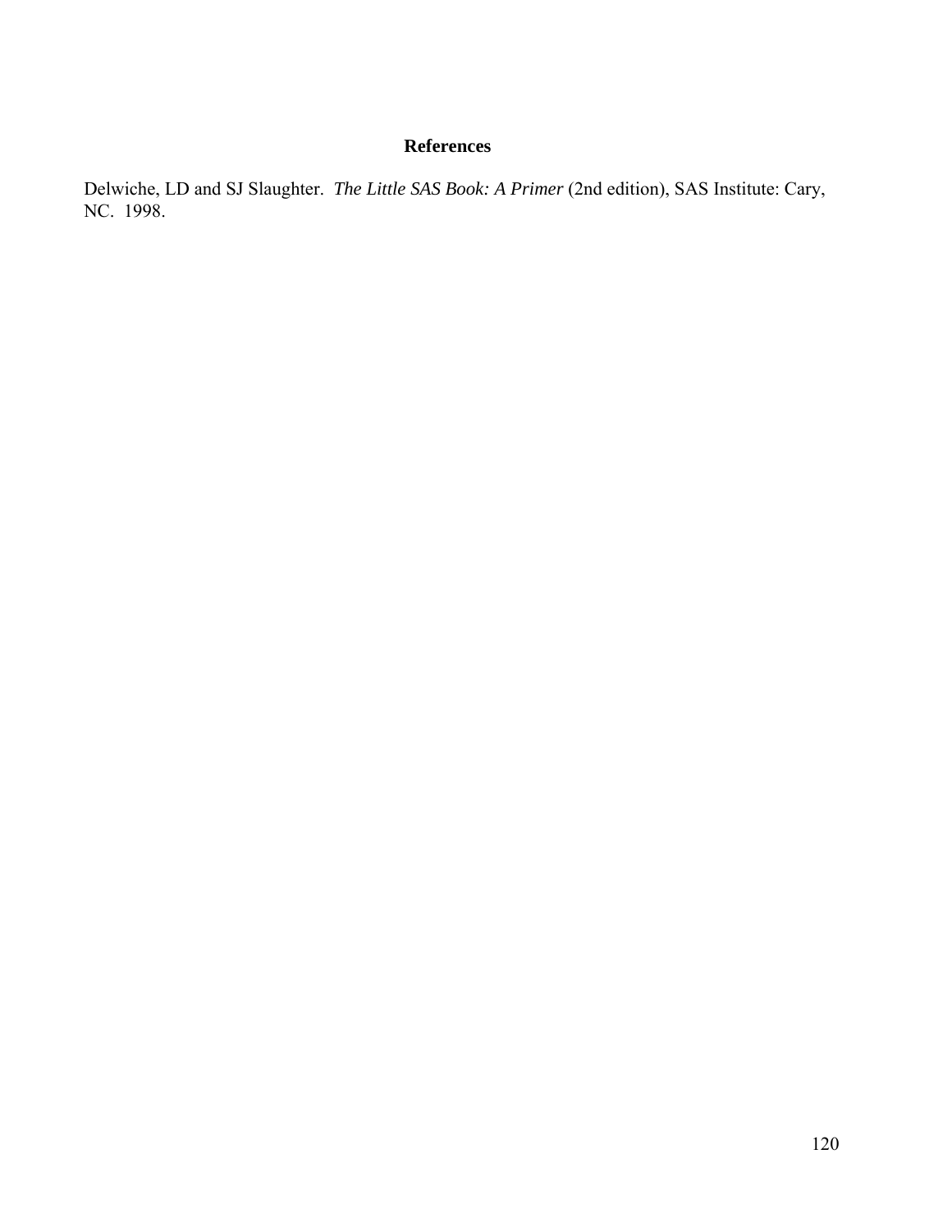## References

Delwiche, LD and SJ Slaughter. *The Little SAS Book: A Primer* (2nd edition), SAS Institute: Cary, NC. 1998.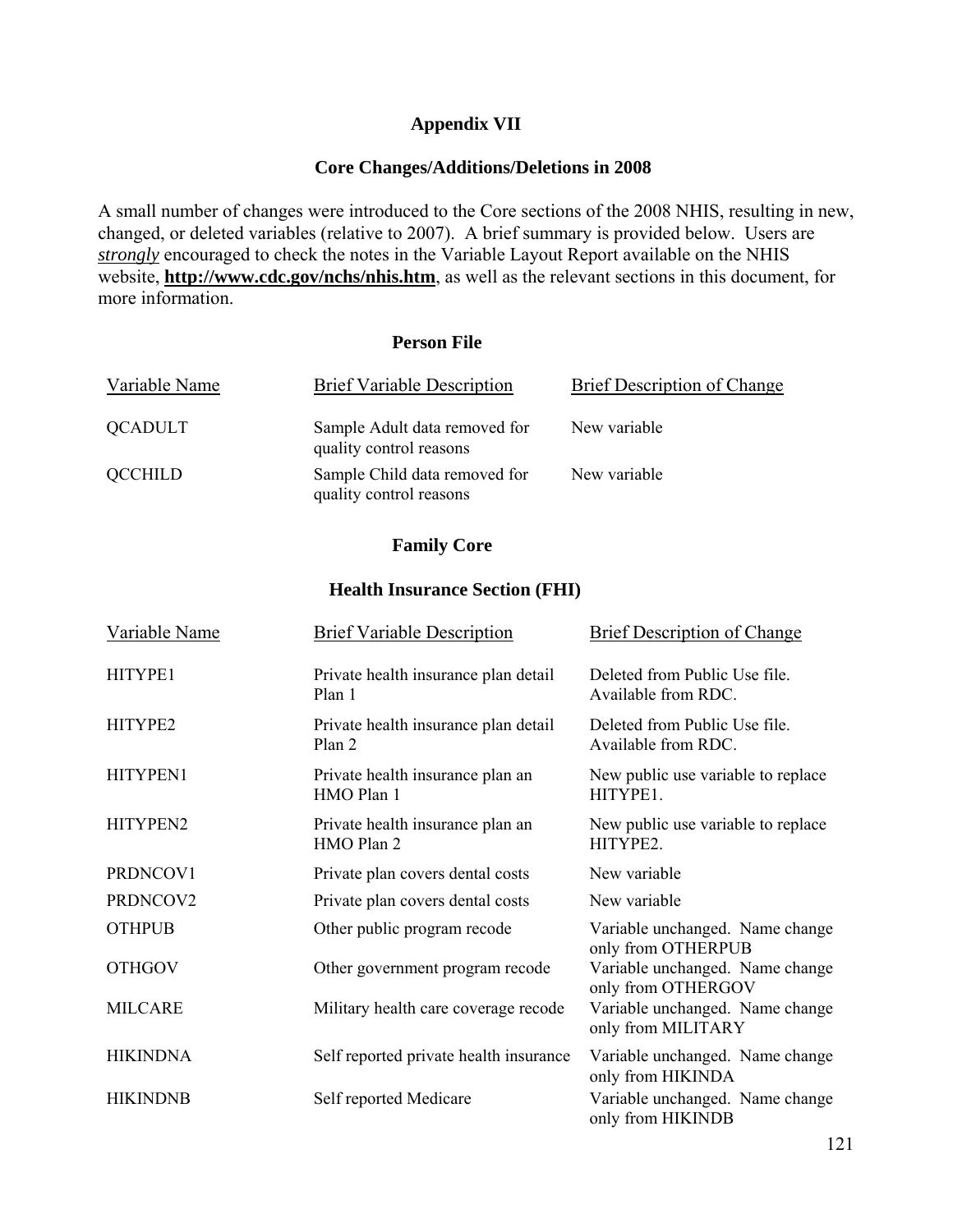# Appendix VII

## Core Changes/Additions/Deletions in 2008

A small number of changes were introduced to the Core sections of the 2008 NHIS, resulting in new, changed, or deleted variables (relative to 2007). A brief summary is provided below. Users are ***strongly*** encouraged to check the notes in the Variable Layout Report available on the NHIS website, **http://www.cdc.gov/nchs/nhis.htm**, as well as the relevant sections in this document, for more information.

### Person File

| Variable Name | Brief Variable Description | Brief Description of Change |
|---|---|---|
| QCADULT | Sample Adult data removed for quality control reasons | New variable |
| QCCHILD | Sample Child data removed for quality control reasons | New variable |

### Family Core

#### Health Insurance Section (FHI)

| Variable Name | Brief Variable Description | Brief Description of Change |
|---|---|---|
| HITYPE1 | Private health insurance plan detail Plan 1 | Deleted from Public Use file. Available from RDC. |
| HITYPE2 | Private health insurance plan detail Plan 2 | Deleted from Public Use file. Available from RDC. |
| HITYPEN1 | Private health insurance plan an HMO Plan 1 | New public use variable to replace HITYPE1. |
| HITYPEN2 | Private health insurance plan an HMO Plan 2 | New public use variable to replace HITYPE2. |
| PRDNCOV1 | Private plan covers dental costs | New variable |
| PRDNCOV2 | Private plan covers dental costs | New variable |
| OTHPUB | Other public program recode | Variable unchanged. Name change only from OTHERPUB |
| OTHGOV | Other government program recode | Variable unchanged. Name change only from OTHERGOV |
| MILCARE | Military health care coverage recode | Variable unchanged. Name change only from MILITARY |
| HIKINDNA | Self reported private health insurance | Variable unchanged. Name change only from HIKINDA |
| HIKINDNB | Self reported Medicare | Variable unchanged. Name change only from HIKINDB |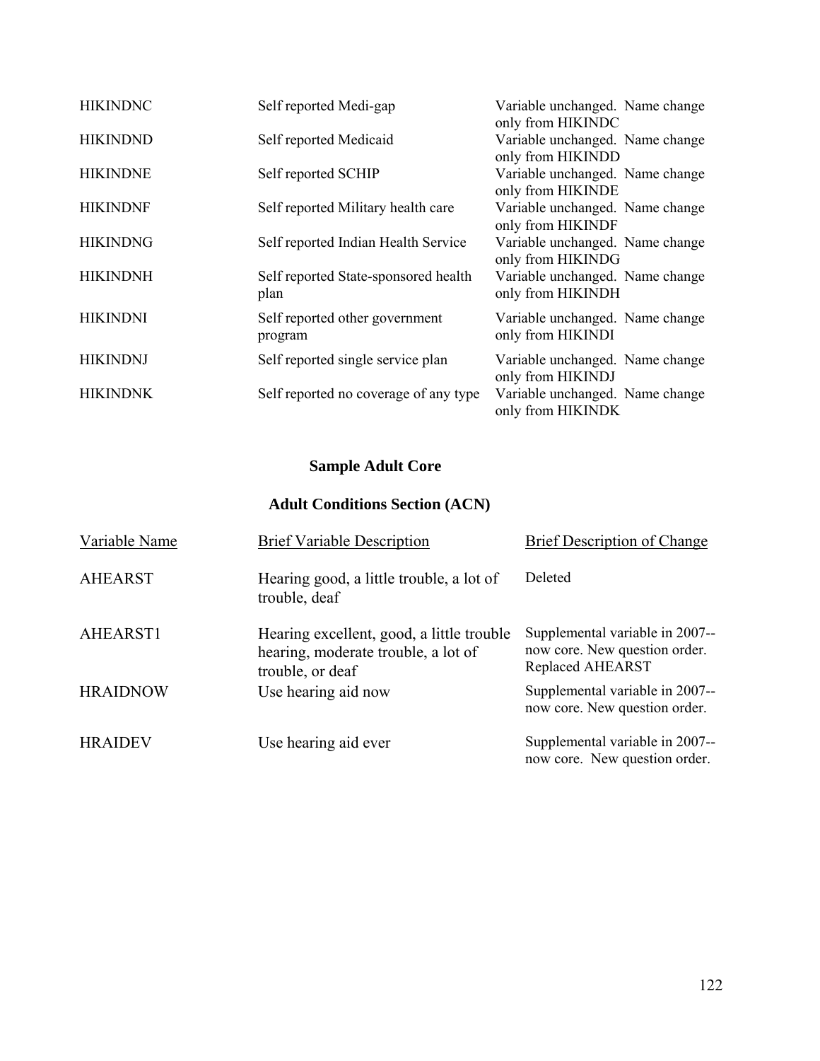| | | |
|---|---|---|
| HIKINDNC | Self reported Medi-gap | Variable unchanged. Name change only from HIKINDC |
| HIKINDND | Self reported Medicaid | Variable unchanged. Name change only from HIKINDD |
| HIKINDNE | Self reported SCHIP | Variable unchanged. Name change only from HIKINDE |
| HIKINDNF | Self reported Military health care | Variable unchanged. Name change only from HIKINDF |
| HIKINDNG | Self reported Indian Health Service | Variable unchanged. Name change only from HIKINDG |
| HIKINDNH | Self reported State-sponsored health plan | Variable unchanged. Name change only from HIKINDH |
| HIKINDNI | Self reported other government program | Variable unchanged. Name change only from HIKINDI |
| HIKINDNJ | Self reported single service plan | Variable unchanged. Name change only from HIKINDJ |
| HIKINDNK | Self reported no coverage of any type | Variable unchanged. Name change only from HIKINDK |

## Sample Adult Core

## Adult Conditions Section (ACN)

| Variable Name | Brief Variable Description | Brief Description of Change |
|---|---|---|
| AHEARST | Hearing good, a little trouble, a lot of trouble, deaf | Deleted |
| AHEARST1 | Hearing excellent, good, a little trouble hearing, moderate trouble, a lot of trouble, or deaf | Supplemental variable in 2007--now core. New question order. Replaced AHEARST |
| HRAIDNOW | Use hearing aid now | Supplemental variable in 2007--now core. New question order. |
| HRAIDEV | Use hearing aid ever | Supplemental variable in 2007--now core. New question order. |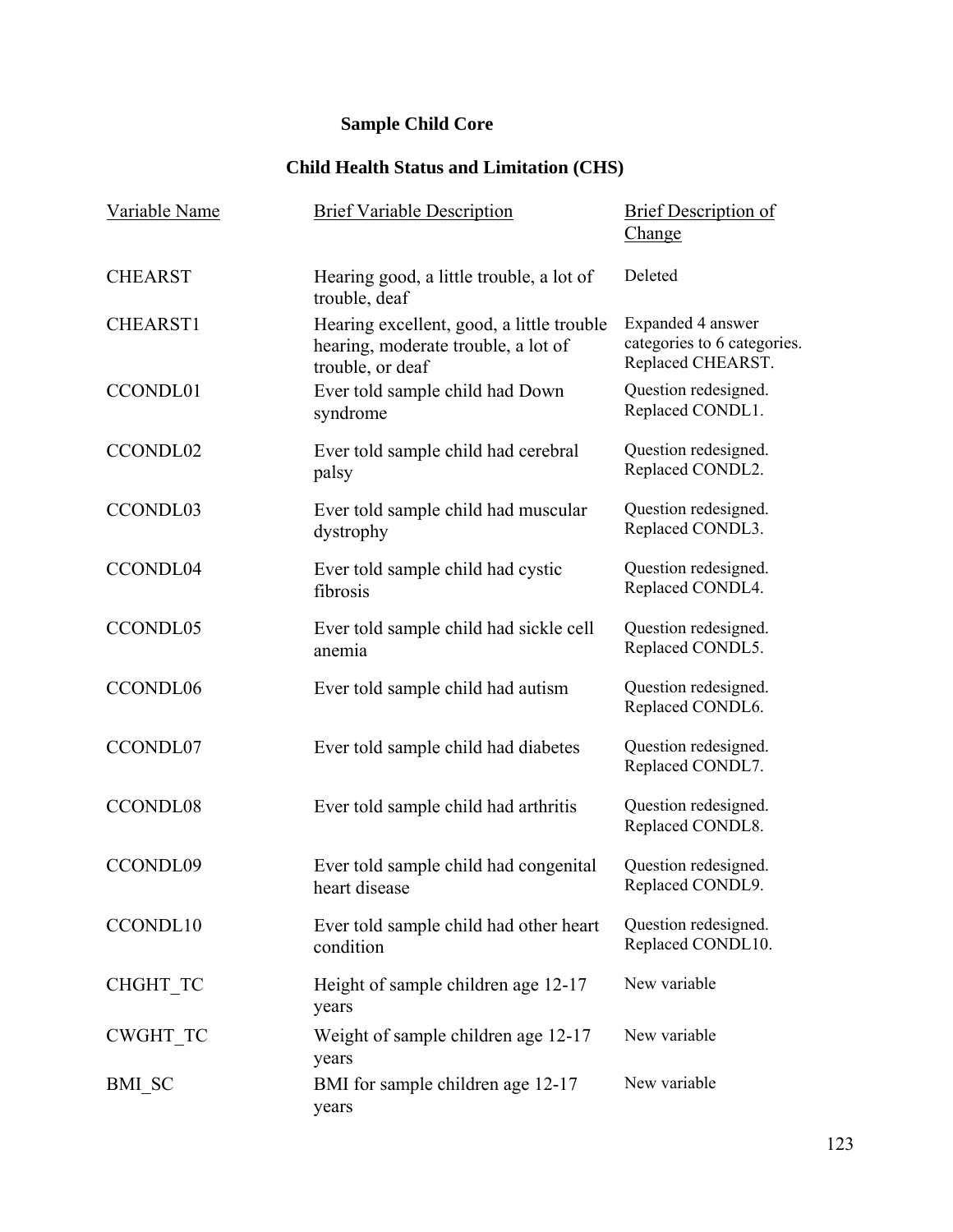## Sample Child Core

### Child Health Status and Limitation (CHS)

| Variable Name | Brief Variable Description | Brief Description of Change |
|---|---|---|
| CHEARST | Hearing good, a little trouble, a lot of trouble, deaf | Deleted |
| CHEARST1 | Hearing excellent, good, a little trouble hearing, moderate trouble, a lot of trouble, or deaf | Expanded 4 answer categories to 6 categories. Replaced CHEARST. |
| CCONDL01 | Ever told sample child had Down syndrome | Question redesigned. Replaced CONDL1. |
| CCONDL02 | Ever told sample child had cerebral palsy | Question redesigned. Replaced CONDL2. |
| CCONDL03 | Ever told sample child had muscular dystrophy | Question redesigned. Replaced CONDL3. |
| CCONDL04 | Ever told sample child had cystic fibrosis | Question redesigned. Replaced CONDL4. |
| CCONDL05 | Ever told sample child had sickle cell anemia | Question redesigned. Replaced CONDL5. |
| CCONDL06 | Ever told sample child had autism | Question redesigned. Replaced CONDL6. |
| CCONDL07 | Ever told sample child had diabetes | Question redesigned. Replaced CONDL7. |
| CCONDL08 | Ever told sample child had arthritis | Question redesigned. Replaced CONDL8. |
| CCONDL09 | Ever told sample child had congenital heart disease | Question redesigned. Replaced CONDL9. |
| CCONDL10 | Ever told sample child had other heart condition | Question redesigned. Replaced CONDL10. |
| CHGHT_TC | Height of sample children age 12-17 years | New variable |
| CWGHT_TC | Weight of sample children age 12-17 years | New variable |
| BMI_SC | BMI for sample children age 12-17 years | New variable |